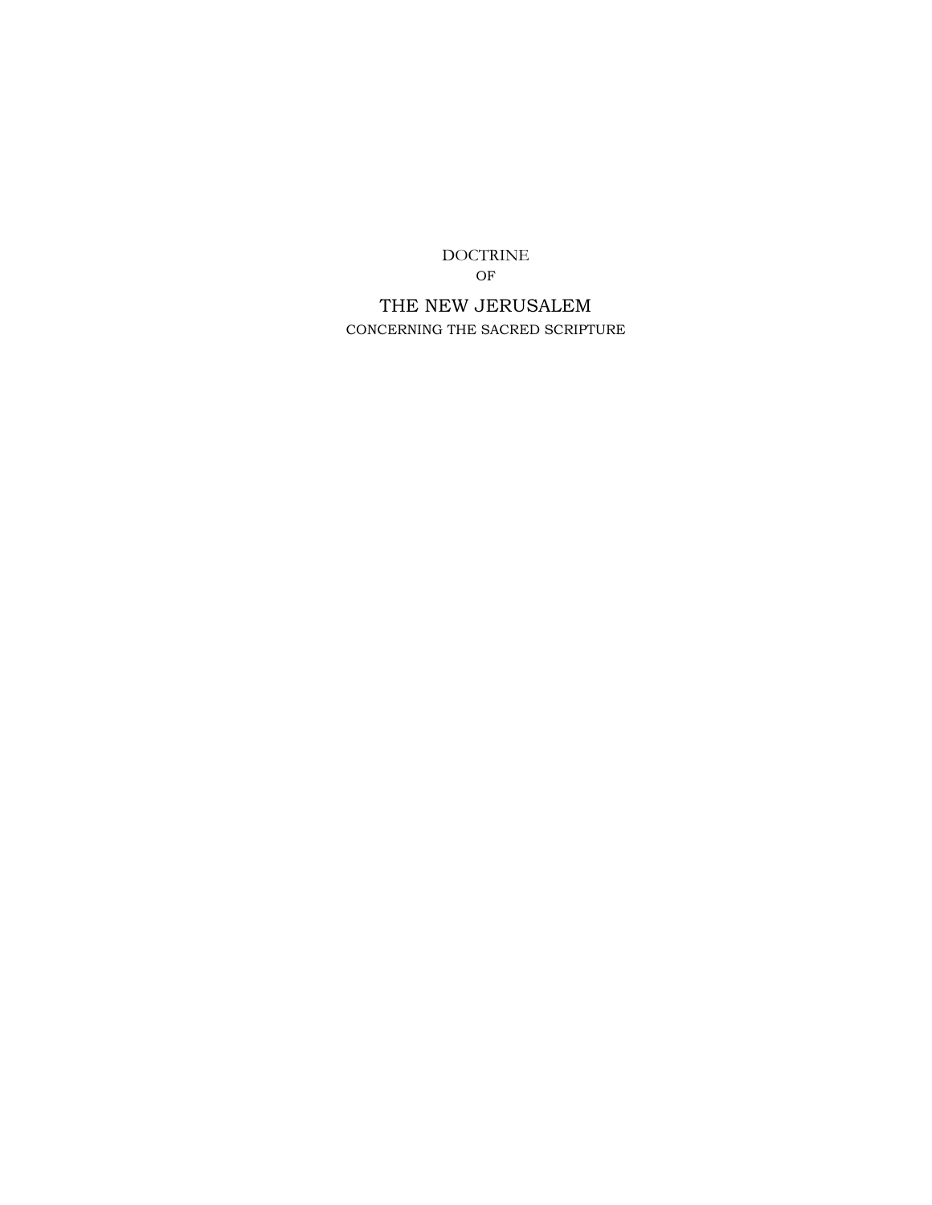DOCTRINE

OF

# THE NEW JERUSALEM

CONCERNING THE SACRED SCRIPTURE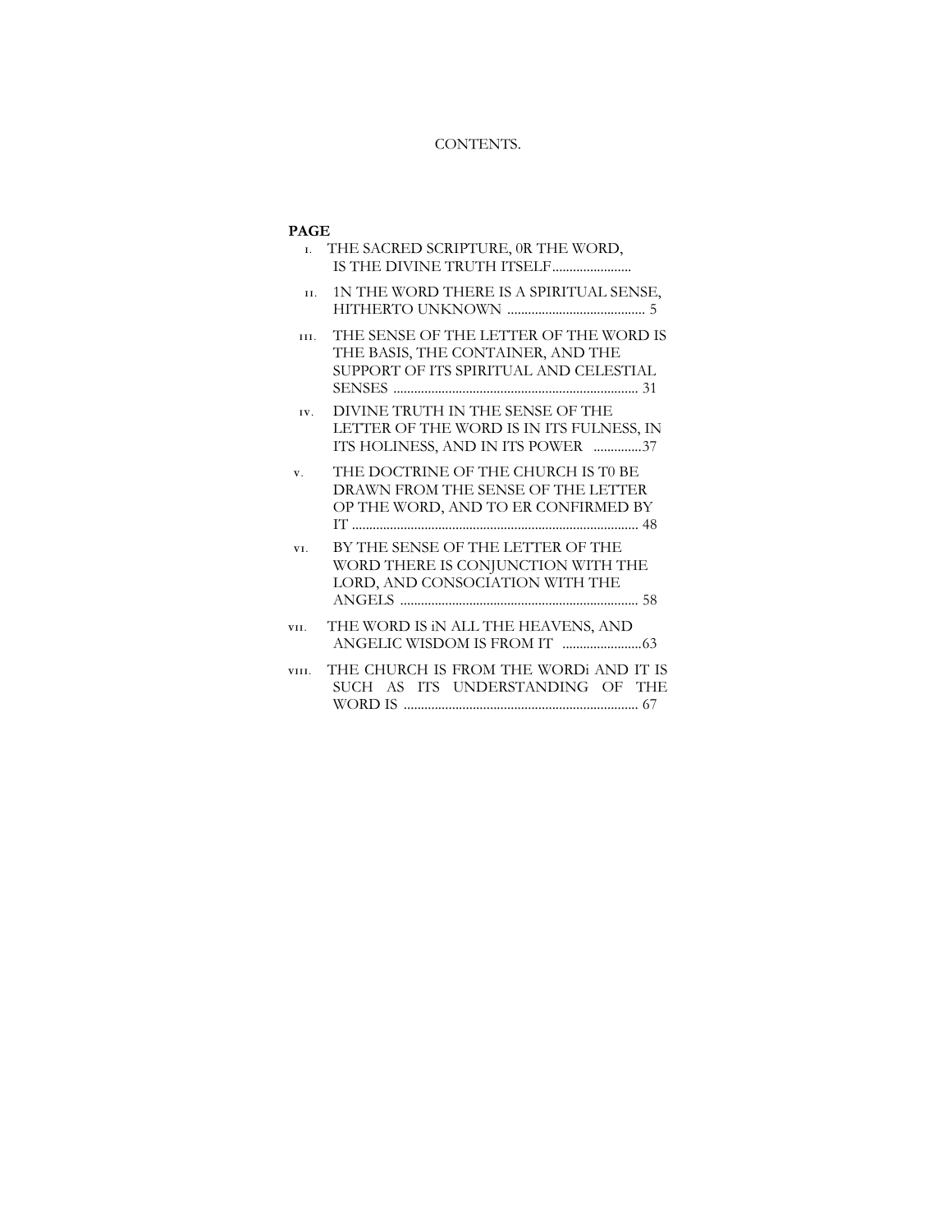# CONTENTS.

**PAGE**

| | | |
|---|---|---|
| I. | THE SACRED SCRIPTURE, 0R THE WORD, IS THE DIVINE TRUTH ITSELF | |
| II. | 1N THE WORD THERE IS A SPIRITUAL SENSE, HITHERTO UNKNOWN | 5 |
| III. | THE SENSE OF THE LETTER OF THE WORD IS THE BASIS, THE CONTAINER, AND THE SUPPORT OF ITS SPIRITUAL AND CELESTIAL SENSES | 31 |
| IV. | DIVINE TRUTH IN THE SENSE OF THE LETTER OF THE WORD IS IN ITS FULNESS, IN ITS HOLINESS, AND IN ITS POWER | 37 |
| V. | THE DOCTRINE OF THE CHURCH IS T0 BE DRAWN FROM THE SENSE OF THE LETTER OP THE WORD, AND TO ER CONFIRMED BY IT | 48 |
| VI. | BY THE SENSE OF THE LETTER OF THE WORD THERE IS CONJUNCTION WITH THE LORD, AND CONSOCIATION WITH THE ANGELS | 58 |
| VII. | THE WORD IS iN ALL THE HEAVENS, AND ANGELIC WISDOM IS FROM IT | 63 |
| VIII. | THE CHURCH IS FROM THE WORDi AND IT IS SUCH AS ITS UNDERSTANDING OF THE WORD IS | 67 |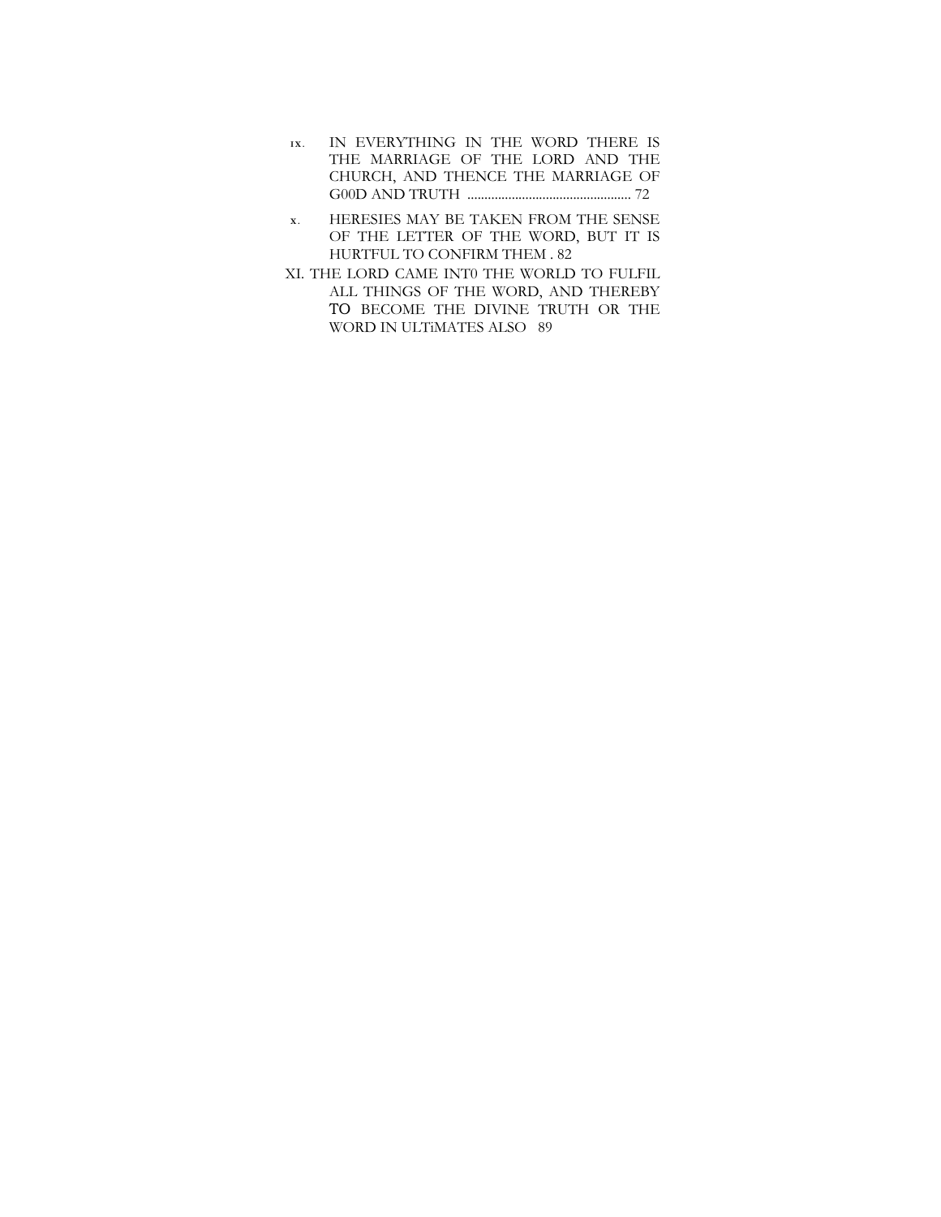IX. IN EVERYTHING IN THE WORD THERE IS THE MARRIAGE OF THE LORD AND THE CHURCH, AND THENCE THE MARRIAGE OF G00D AND TRUTH ................................................ 72

X. HERESIES MAY BE TAKEN FROM THE SENSE OF THE LETTER OF THE WORD, BUT IT IS HURTFUL TO CONFIRM THEM . 82

XI. THE LORD CAME INT0 THE WORLD TO FULFIL ALL THINGS OF THE WORD, AND THEREBY TO BECOME THE DIVINE TRUTH OR THE WORD IN ULTiMATES ALSO 89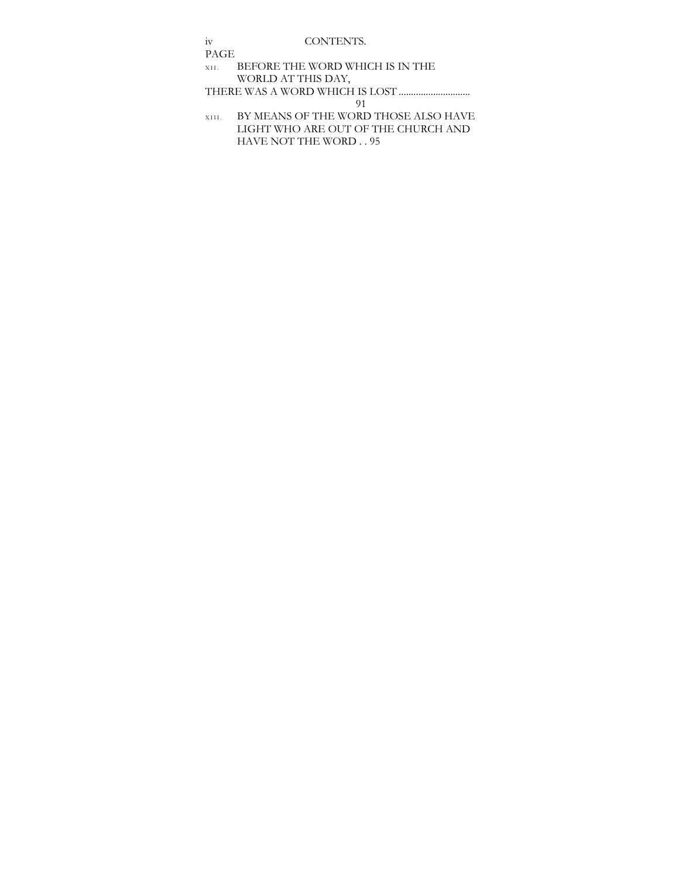# CONTENTS.

PAGE

XII. BEFORE THE WORD WHICH IS IN THE WORLD AT THIS DAY, THERE WAS A WORD WHICH IS LOST .............................. 91

XIII. BY MEANS OF THE WORD THOSE ALSO HAVE LIGHT WHO ARE OUT OF THE CHURCH AND HAVE NOT THE WORD . . 95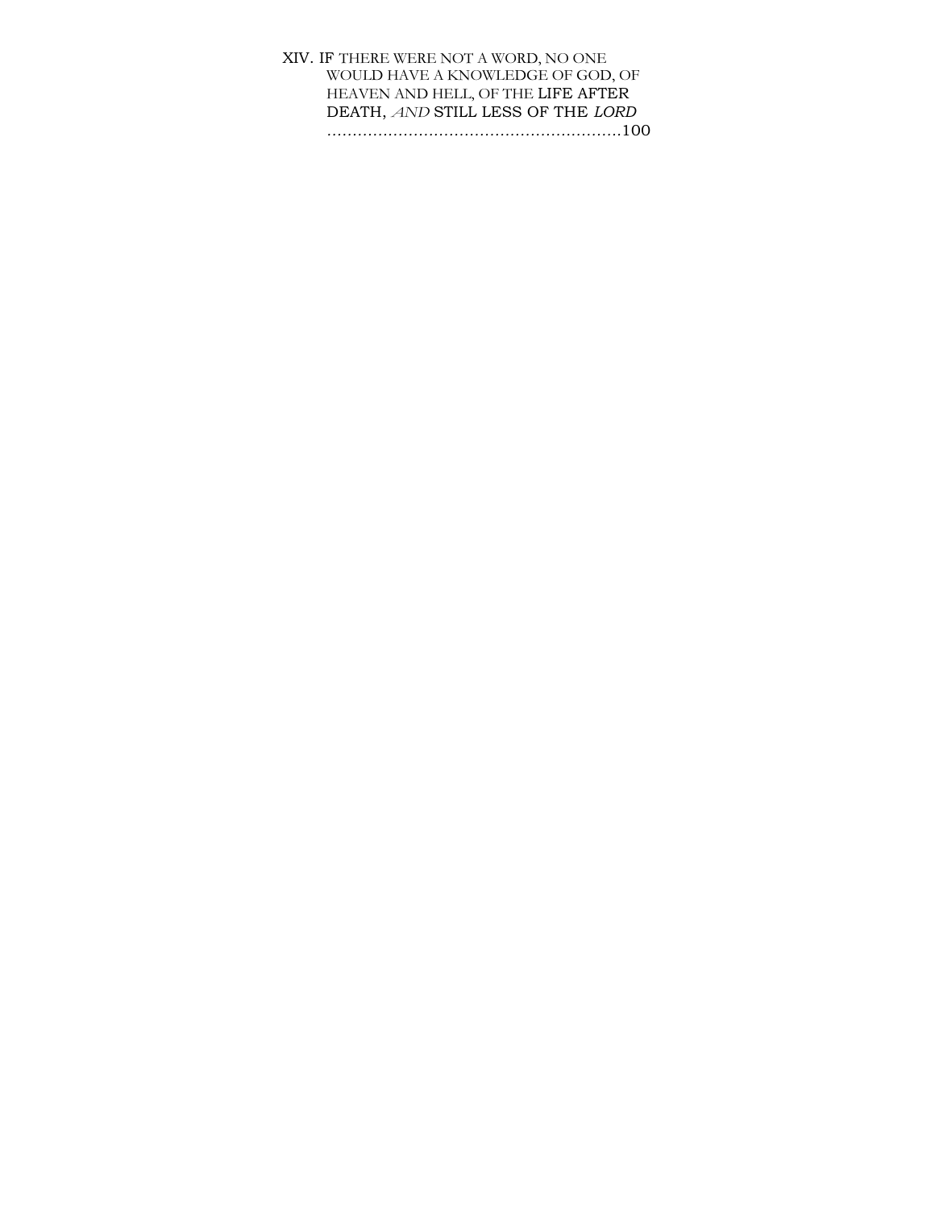XIV. IF THERE WERE NOT A WORD, NO ONE WOULD HAVE A KNOWLEDGE OF GOD, OF HEAVEN AND HELL, OF THE LIFE AFTER DEATH, *AND* STILL LESS OF THE *LORD* ..........................................................100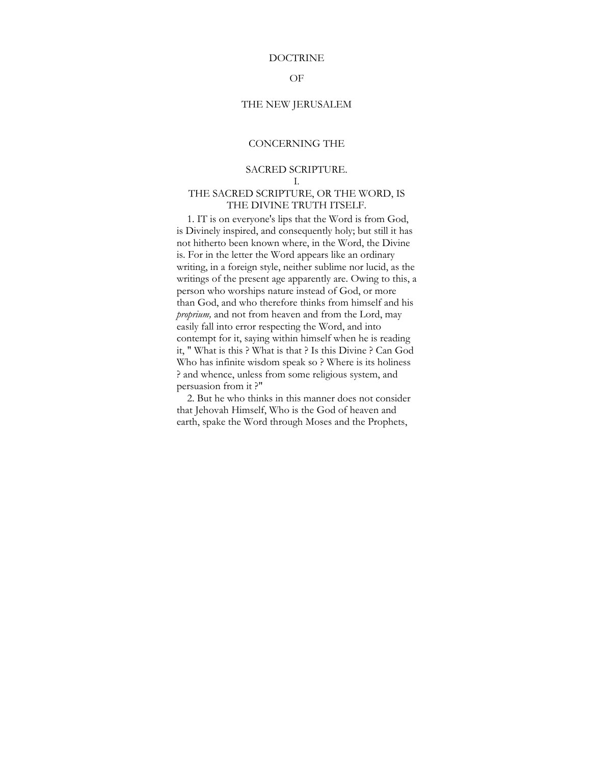# DOCTRINE

# OF

# THE NEW JERUSALEM

## CONCERNING THE

## SACRED SCRIPTURE.

### I.

### THE SACRED SCRIPTURE, OR THE WORD, IS THE DIVINE TRUTH ITSELF.

1. IT is on everyone's lips that the Word is from God, is Divinely inspired, and consequently holy; but still it has not hitherto been known where, in the Word, the Divine is. For in the letter the Word appears like an ordinary writing, in a foreign style, neither sublime nor lucid, as the writings of the present age apparently are. Owing to this, a person who worships nature instead of God, or more than God, and who therefore thinks from himself and his *proprium,* and not from heaven and from the Lord, may easily fall into error respecting the Word, and into contempt for it, saying within himself when he is reading it, " What is this ? What is that ? Is this Divine ? Can God Who has infinite wisdom speak so ? Where is its holiness ? and whence, unless from some religious system, and persuasion from it ?"

2. But he who thinks in this manner does not consider that Jehovah Himself, Who is the God of heaven and earth, spake the Word through Moses and the Prophets,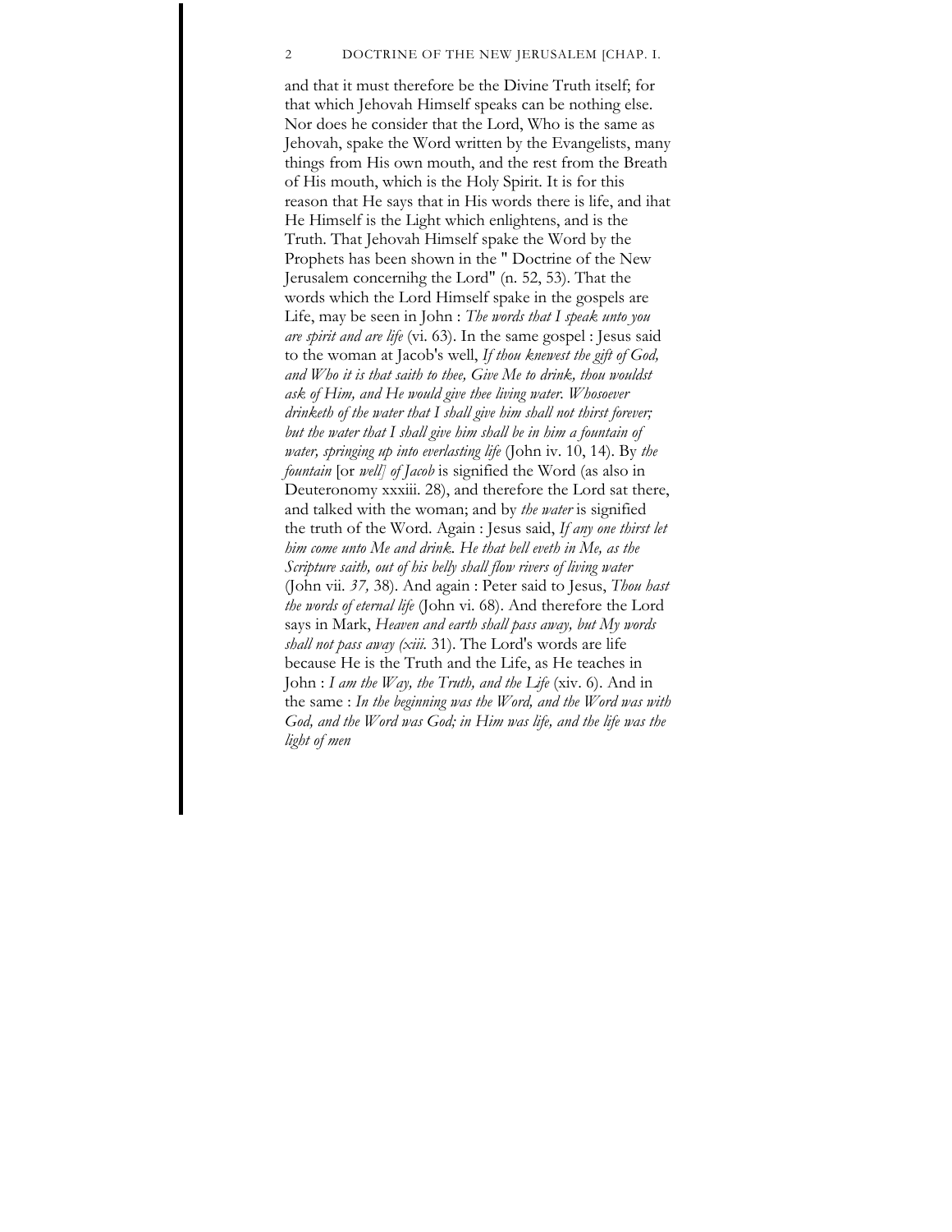and that it must therefore be the Divine Truth itself; for that which Jehovah Himself speaks can be nothing else. Nor does he consider that the Lord, Who is the same as Jehovah, spake the Word written by the Evangelists, many things from His own mouth, and the rest from the Breath of His mouth, which is the Holy Spirit. It is for this reason that He says that in His words there is life, and ihat He Himself is the Light which enlightens, and is the Truth. That Jehovah Himself spake the Word by the Prophets has been shown in the " Doctrine of the New Jerusalem concernihg the Lord" (n. 52, 53). That the words which the Lord Himself spake in the gospels are Life, may be seen in John : *The words that I speak unto you are spirit and are life* (vi. 63). In the same gospel : Jesus said to the woman at Jacob's well, *If thou knewest the gift of God, and Who it is that saith to thee, Give Me to drink, thou wouldst ask of Him, and He would give thee living water. Whosoever drinketh of the water that I shall give him shall not thirst forever; but the water that I shall give him shall be in him a fountain of water, springing up into everlasting life* (John iv. 10, 14). By *the fountain* [or *well] of Jacob* is signified the Word (as also in Deuteronomy xxxiii. 28), and therefore the Lord sat there, and talked with the woman; and by *the water* is signified the truth of the Word. Again : Jesus said, *If any one thirst let him come unto Me and drink. He that bell eveth in Me, as the Scripture saith, out of his belly shall flow rivers of living water* (John vii. *37,* 38). And again : Peter said to Jesus, *Thou hast the words of eternal life* (John vi. 68). And therefore the Lord says in Mark, *Heaven and earth shall pass away, but My words shall not pass away (xiii.* 31). The Lord's words are life because He is the Truth and the Life, as He teaches in John : *I am the Way, the Truth, and the Life* (xiv. 6). And in the same : *In the beginning was the Word, and the Word was with God, and the Word was God; in Him was life, and the life was the light of men*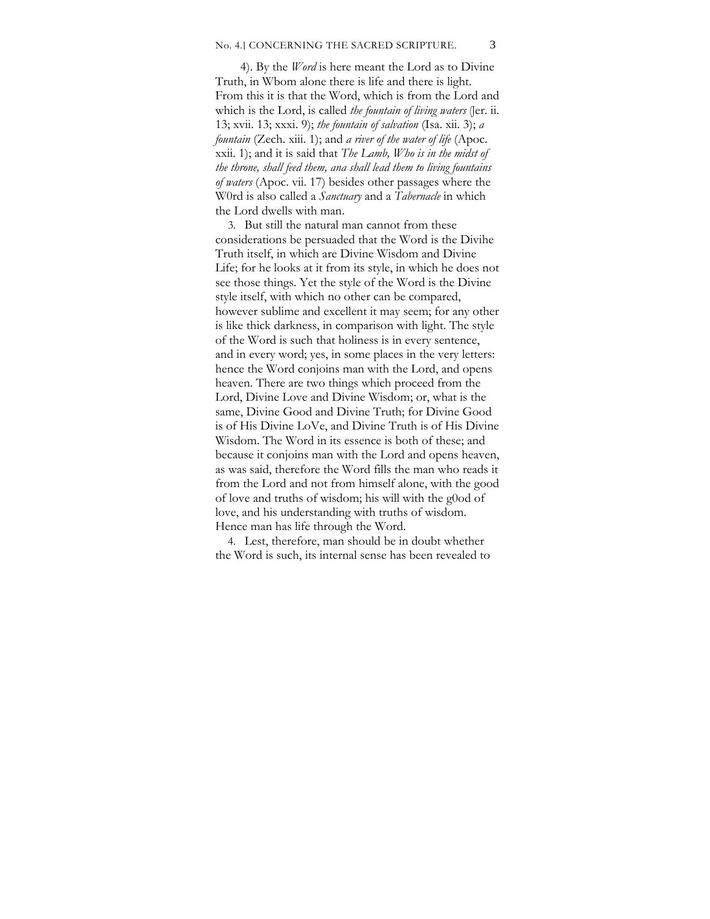4). By the *Word* is here meant the Lord as to Divine Truth, in Wbom alone there is life and there is light. From this it is that the Word, which is from the Lord and which is the Lord, is called *the fountain of living waters* (Jer. ii. 13; xvii. 13; xxxi. 9); *the fountain of salvation* (Isa. xii. 3); *a fountain* (Zech. xiii. 1); and *a river of the water of life* (Apoc. xxii. 1); and it is said that *The Lamb, Who is in the midst of the throne, shall feed them, ana shall lead them to living fountains of waters* (Apoc. vii. 17) besides other passages where the W0rd is also called a *Sanctuary* and a *Tabernacle* in which the Lord dwells with man.

3. But still the natural man cannot from these considerations be persuaded that the Word is the Divihe Truth itself, in which are Divine Wisdom and Divine Life; for he looks at it from its style, in which he does not see those things. Yet the style of the Word is the Divine style itself, with which no other can be compared, however sublime and excellent it may seem; for any other is like thick darkness, in comparison with light. The style of the Word is such that holiness is in every sentence, and in every word; yes, in some places in the very letters: hence the Word conjoins man with the Lord, and opens heaven. There are two things which proceed from the Lord, Divine Love and Divine Wisdom; or, what is the same, Divine Good and Divine Truth; for Divine Good is of His Divine LoVe, and Divine Truth is of His Divine Wisdom. The Word in its essence is both of these; and because it conjoins man with the Lord and opens heaven, as was said, therefore the Word fills the man who reads it from the Lord and not from himself alone, with the good of love and truths of wisdom; his will with the g0od of love, and his understanding with truths of wisdom. Hence man has life through the Word.

4. Lest, therefore, man should be in doubt whether the Word is such, its internal sense has been revealed to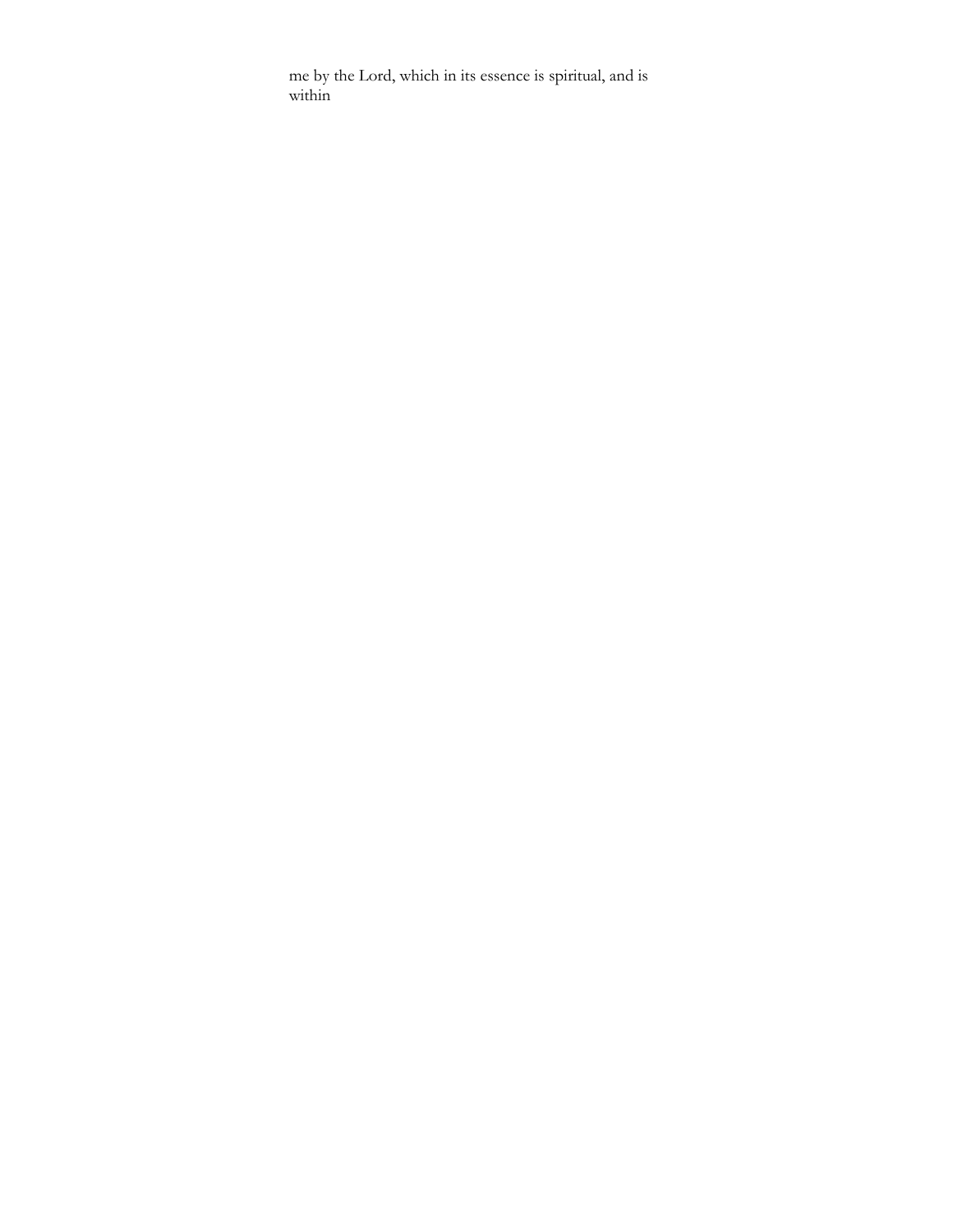me by the Lord, which in its essence is spiritual, and is within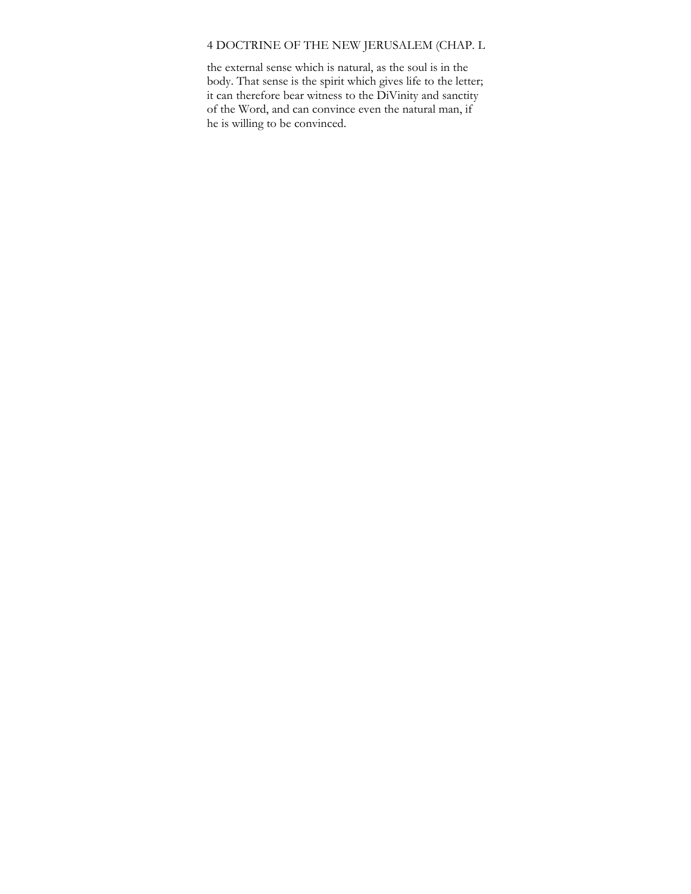the external sense which is natural, as the soul is in the body. That sense is the spirit which gives life to the letter; it can therefore bear witness to the DiVinity and sanctity of the Word, and can convince even the natural man, if he is willing to be convinced.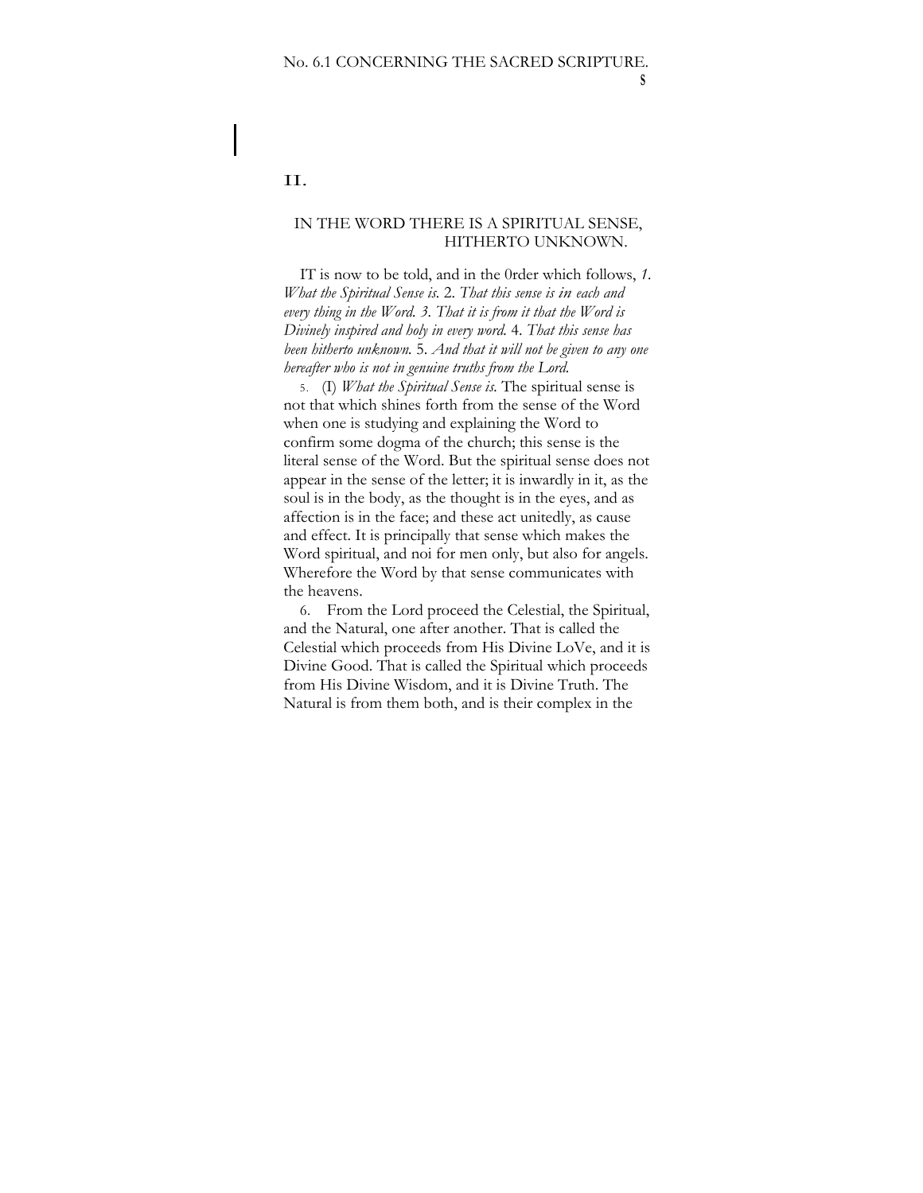## II.

### IN THE WORD THERE IS A SPIRITUAL SENSE, HITHERTO UNKNOWN.

IT is now to be told, and in the 0rder which follows, *1. What the Spiritual Sense is.* 2. *That this sense is in each and every thing in the Word. 3. That it is from it that the Word is Divinely inspired and holy in every word.* 4. *That this sense has been hitherto unknown.* 5. *And that it will not be given to any one hereafter who is not in genuine truths from the Lord.*

5. (I) *What the Spiritual Sense is.* The spiritual sense is not that which shines forth from the sense of the Word when one is studying and explaining the Word to confirm some dogma of the church; this sense is the literal sense of the Word. But the spiritual sense does not appear in the sense of the letter; it is inwardly in it, as the soul is in the body, as the thought is in the eyes, and as affection is in the face; and these act unitedly, as cause and effect. It is principally that sense which makes the Word spiritual, and noi for men only, but also for angels. Wherefore the Word by that sense communicates with the heavens.

6. From the Lord proceed the Celestial, the Spiritual, and the Natural, one after another. That is called the Celestial which proceeds from His Divine LoVe, and it is Divine Good. That is called the Spiritual which proceeds from His Divine Wisdom, and it is Divine Truth. The Natural is from them both, and is their complex in the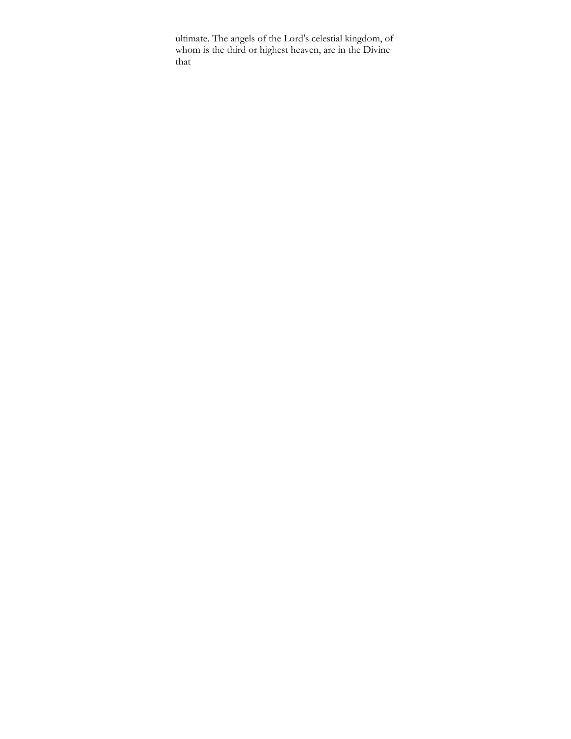ultimate. The angels of the Lord's celestial kingdom, of whom is the third or highest heaven, are in the Divine that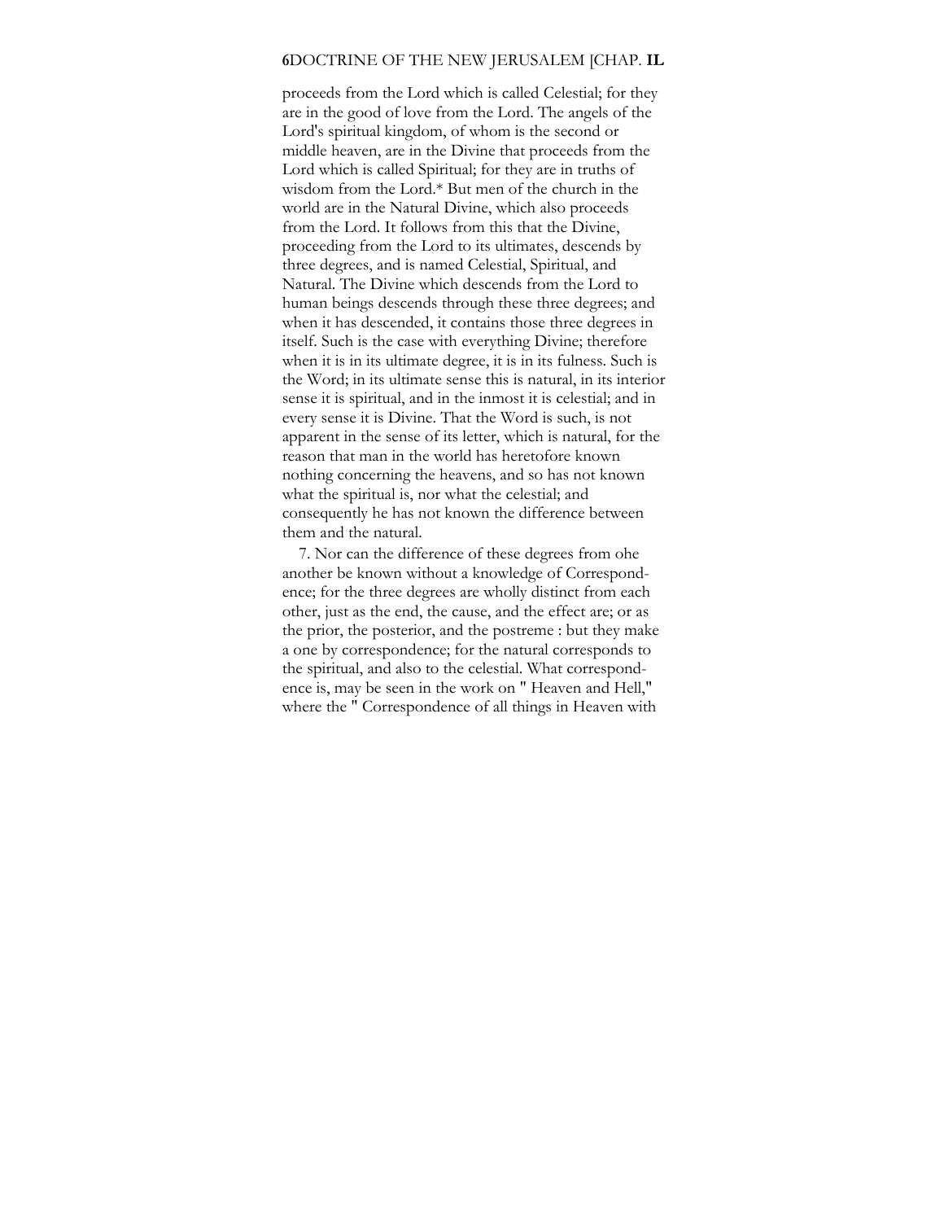proceeds from the Lord which is called Celestial; for they are in the good of love from the Lord. The angels of the Lord's spiritual kingdom, of whom is the second or middle heaven, are in the Divine that proceeds from the Lord which is called Spiritual; for they are in truths of wisdom from the Lord.* But men of the church in the world are in the Natural Divine, which also proceeds from the Lord. It follows from this that the Divine, proceeding from the Lord to its ultimates, descends by three degrees, and is named Celestial, Spiritual, and Natural. The Divine which descends from the Lord to human beings descends through these three degrees; and when it has descended, it contains those three degrees in itself. Such is the case with everything Divine; therefore when it is in its ultimate degree, it is in its fulness. Such is the Word; in its ultimate sense this is natural, in its interior sense it is spiritual, and in the inmost it is celestial; and in every sense it is Divine. That the Word is such, is not apparent in the sense of its letter, which is natural, for the reason that man in the world has heretofore known nothing concerning the heavens, and so has not known what the spiritual is, nor what the celestial; and consequently he has not known the difference between them and the natural.

7. Nor can the difference of these degrees from ohe another be known without a knowledge of Correspondence; for the three degrees are wholly distinct from each other, just as the end, the cause, and the effect are; or as the prior, the posterior, and the postreme : but they make a one by correspondence; for the natural corresponds to the spiritual, and also to the celestial. What correspondence is, may be seen in the work on " Heaven and Hell," where the " Correspondence of all things in Heaven with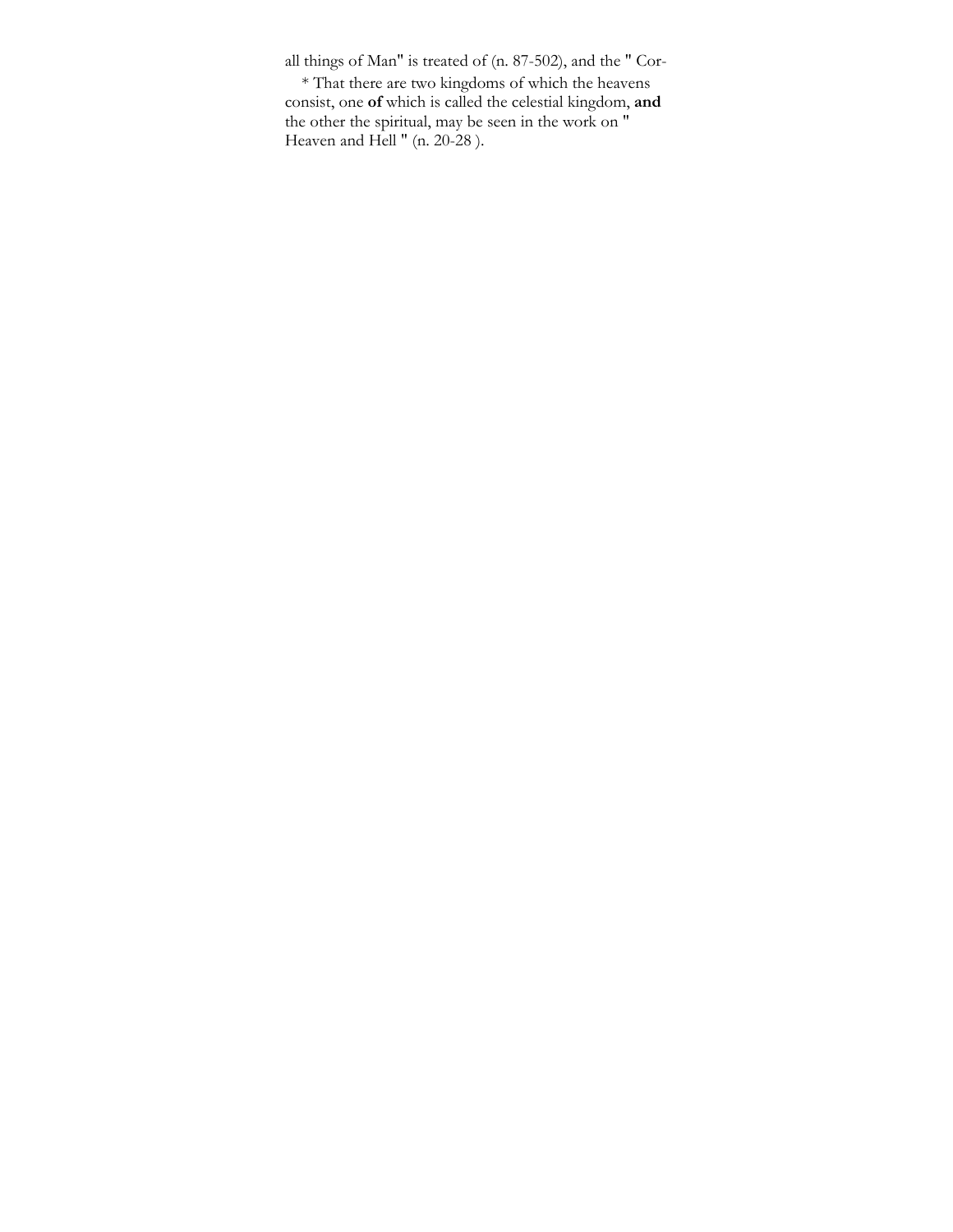all things of Man" is treated of (n. 87-502), and the " Cor-

* That there are two kingdoms of which the heavens consist, one **of** which is called the celestial kingdom, **and** the other the spiritual, may be seen in the work on " Heaven and Hell " (n. 20-28 ).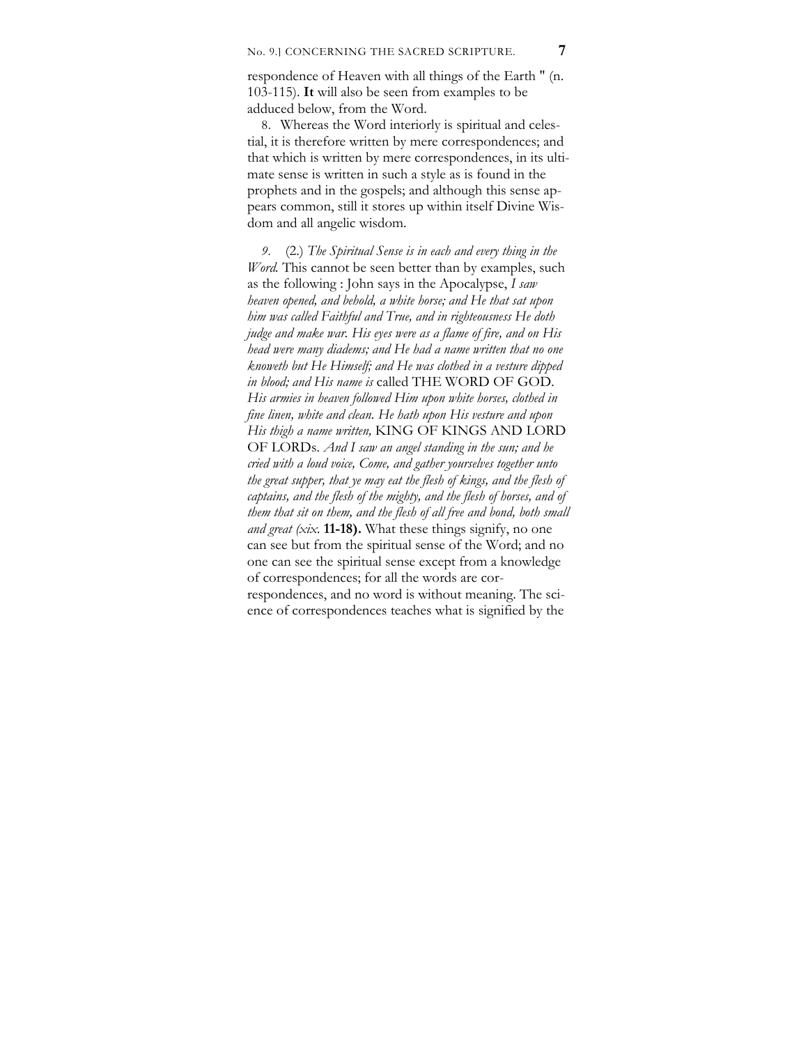respondence of Heaven with all things of the Earth " (n. 103-115). **It** will also be seen from examples to be adduced below, from the Word.

8. Whereas the Word interiorly is spiritual and celestial, it is therefore written by mere correspondences; and that which is written by mere correspondences, in its ultimate sense is written in such a style as is found in the prophets and in the gospels; and although this sense appears common, still it stores up within itself Divine Wisdom and all angelic wisdom.

*9.* (2.) *The Spiritual Sense is in each and every thing in the Word.* This cannot be seen better than by examples, such as the following : John says in the Apocalypse, *I saw heaven opened, and behold, a white horse; and He that sat upon him was called Faithful and True, and in righteousness He doth judge and make war. His eyes were as a flame of fire, and on His head were many diadems; and He had a name written that no one knoweth but He Himself; and He was clothed in a vesture dipped in blood; and His name is* called THE WORD OF GOD. *His armies in heaven followed Him upon white horses, clothed in fine linen, white and clean. He hath upon His vesture and upon His thigh a name written,* KING OF KINGS AND LORD OF LORDs. *And I saw an angel standing in the sun; and he cried with a loud voice, Come, and gather yourselves together unto the great supper, that ye may eat the flesh of kings, and the flesh of captains, and the flesh of the mighty, and the flesh of horses, and of them that sit on them, and the flesh of all free and bond, both small and great (xix.* **11-18).** What these things signify, no one can see but from the spiritual sense of the Word; and no one can see the spiritual sense except from a knowledge of correspondences; for all the words are correspondences, and no word is without meaning. The science of correspondences teaches what is signified by the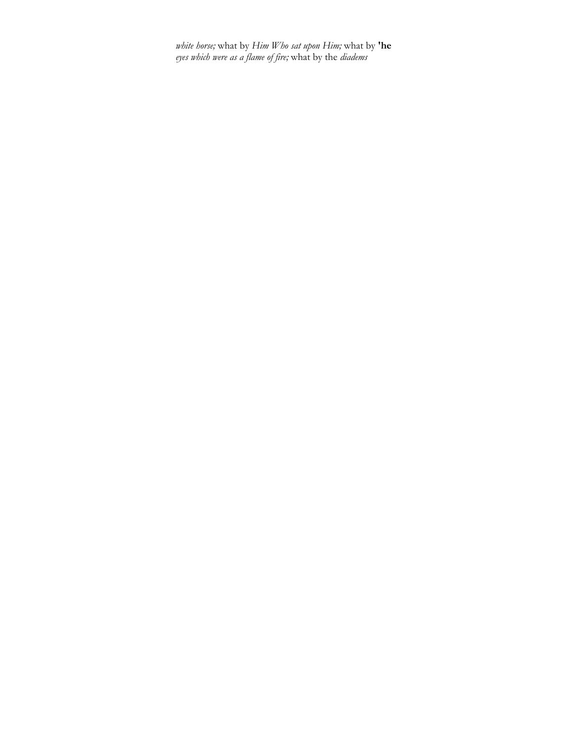*white horse;* what by *Him Who sat upon Him;* what by **'he** *eyes which were as a flame of fire;* what by the *diadems*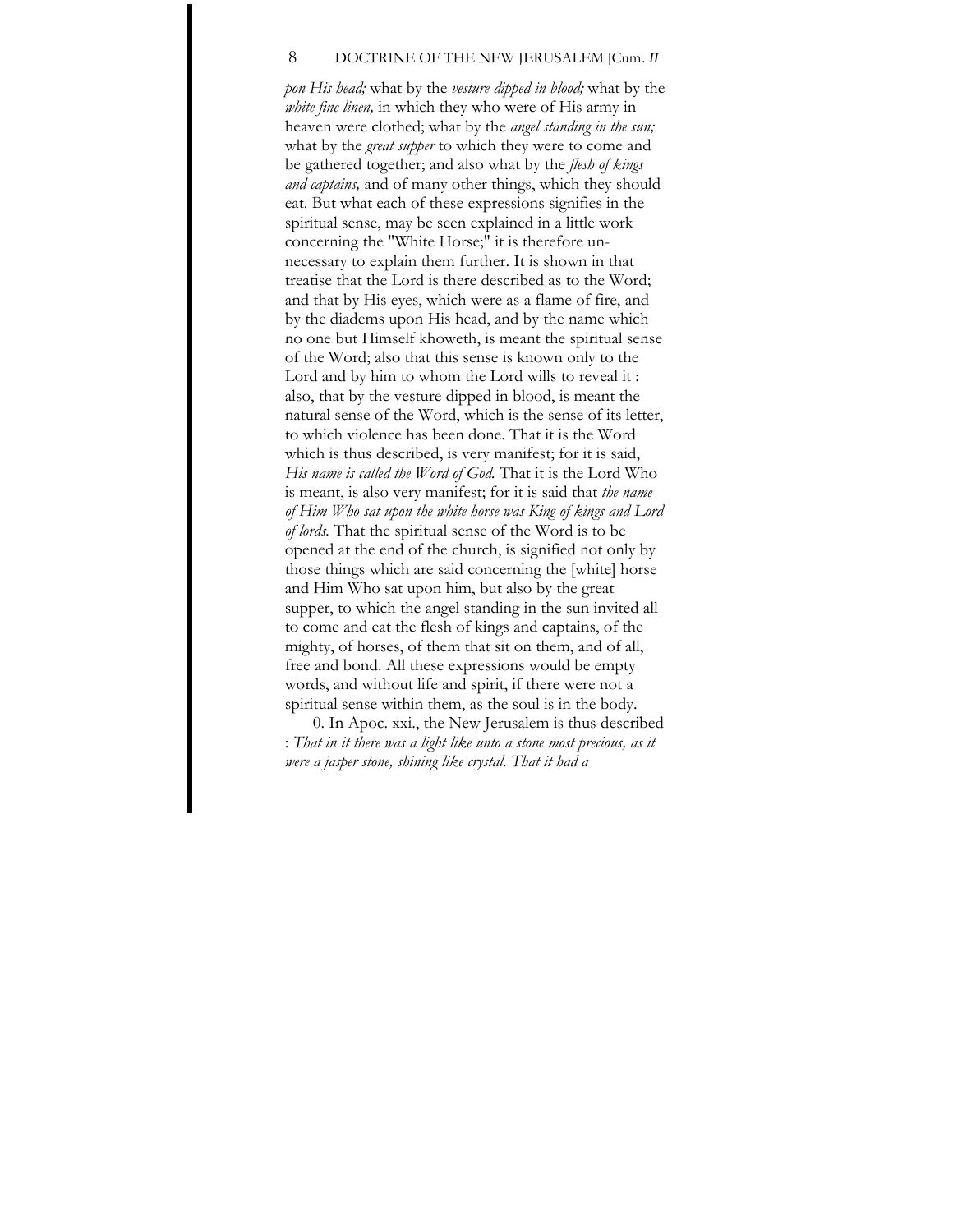*pon His head;* what by the *vesture dipped in blood;* what by the *white fine linen,* in which they who were of His army in heaven were clothed; what by the *angel standing in the sun;* what by the *great supper* to which they were to come and be gathered together; and also what by the *flesh of kings and captains,* and of many other things, which they should eat. But what each of these expressions signifies in the spiritual sense, may be seen explained in a little work concerning the "White Horse;" it is therefore unnecessary to explain them further. It is shown in that treatise that the Lord is there described as to the Word; and that by His eyes, which were as a flame of fire, and by the diadems upon His head, and by the name which no one but Himself khoweth, is meant the spiritual sense of the Word; also that this sense is known only to the Lord and by him to whom the Lord wills to reveal it : also, that by the vesture dipped in blood, is meant the natural sense of the Word, which is the sense of its letter, to which violence has been done. That it is the Word which is thus described, is very manifest; for it is said, *His name is called the Word of God.* That it is the Lord Who is meant, is also very manifest; for it is said that *the name of Him Who sat upon the white horse was King of kings and Lord of lords.* That the spiritual sense of the Word is to be opened at the end of the church, is signified not only by those things which are said concerning the [white] horse and Him Who sat upon him, but also by the great supper, to which the angel standing in the sun invited all to come and eat the flesh of kings and captains, of the mighty, of horses, of them that sit on them, and of all, free and bond. All these expressions would be empty words, and without life and spirit, if there were not a spiritual sense within them, as the soul is in the body.

0. In Apoc. xxi., the New Jerusalem is thus described : *That in it there was a light like unto a stone most precious, as it were a jasper stone, shining like crystal. That it had a*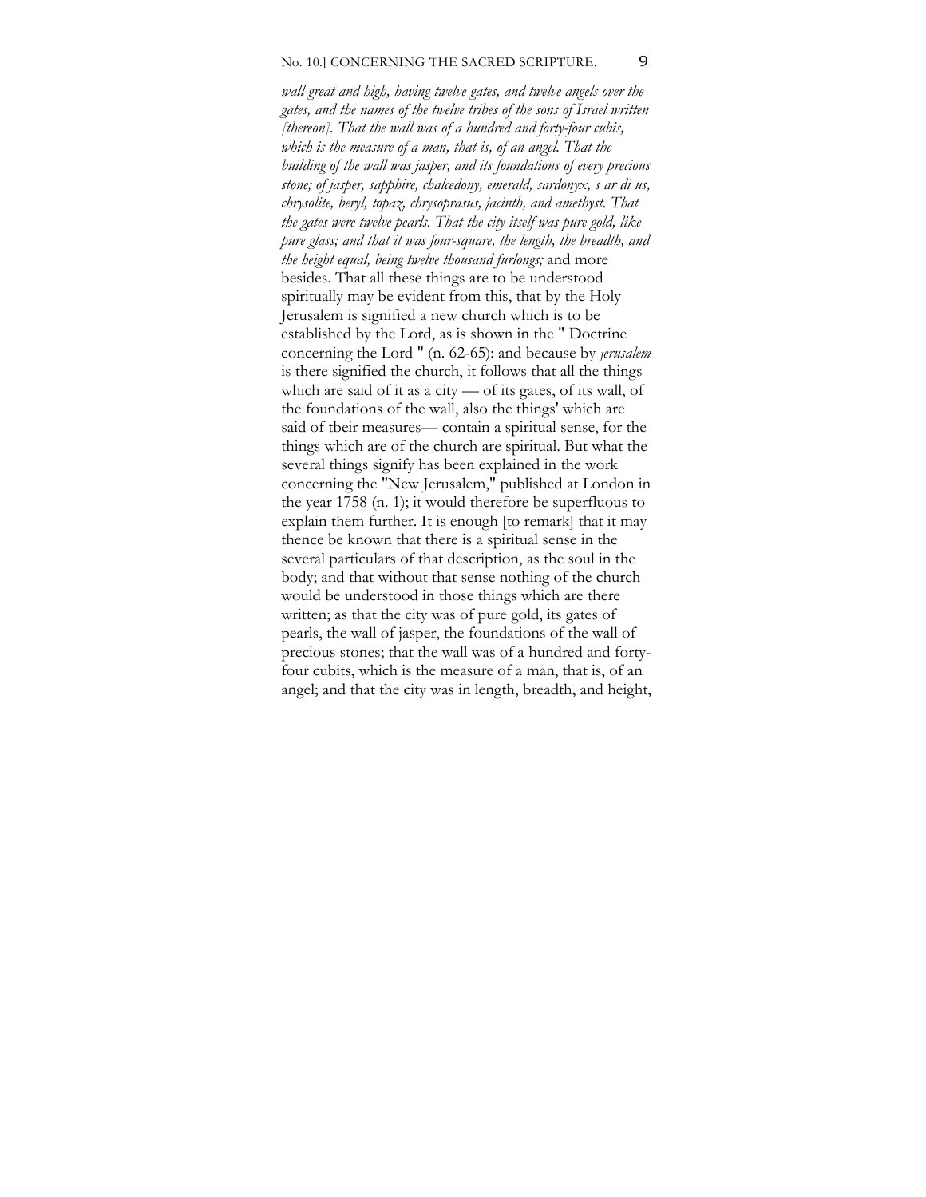*wall great and high, having twelve gates, and twelve angels over the gates, and the names of the twelve tribes of the sons of Israel written [thereon]. That the wall was of a hundred and forty-four cubis, which is the measure of a man, that is, of an angel. That the building of the wall was jasper, and its foundations of every precious stone; of jasper, sapphire, chalcedony, emerald, sardonyx, s ar di us, chrysolite, beryl, topaz, chrysoprasus, jacinth, and amethyst. That the gates were twelve pearls. That the city itself was pure gold, like pure glass; and that it was four-square, the length, the breadth, and the height equal, being twelve thousand furlongs;* and more besides. That all these things are to be understood spiritually may be evident from this, that by the Holy Jerusalem is signified a new church which is to be established by the Lord, as is shown in the " Doctrine concerning the Lord " (n. 62-65): and because by *Jerusalem* is there signified the church, it follows that all the things which are said of it as a city — of its gates, of its wall, of the foundations of the wall, also the things' which are said of tbeir measures— contain a spiritual sense, for the things which are of the church are spiritual. But what the several things signify has been explained in the work concerning the "New Jerusalem," published at London in the year 1758 (n. 1); it would therefore be superfluous to explain them further. It is enough [to remark] that it may thence be known that there is a spiritual sense in the several particulars of that description, as the soul in the body; and that without that sense nothing of the church would be understood in those things which are there written; as that the city was of pure gold, its gates of pearls, the wall of jasper, the foundations of the wall of precious stones; that the wall was of a hundred and forty-four cubits, which is the measure of a man, that is, of an angel; and that the city was in length, breadth, and height,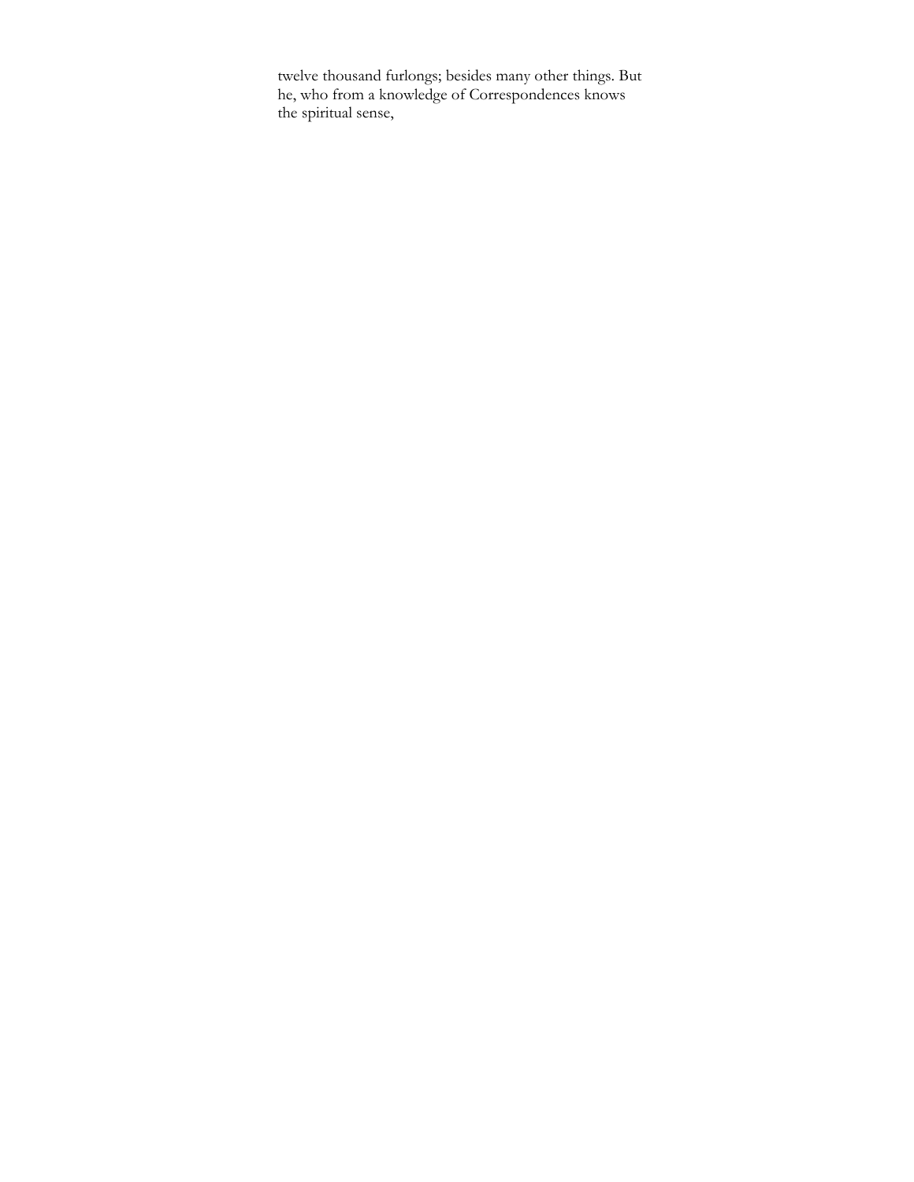twelve thousand furlongs; besides many other things. But he, who from a knowledge of Correspondences knows the spiritual sense,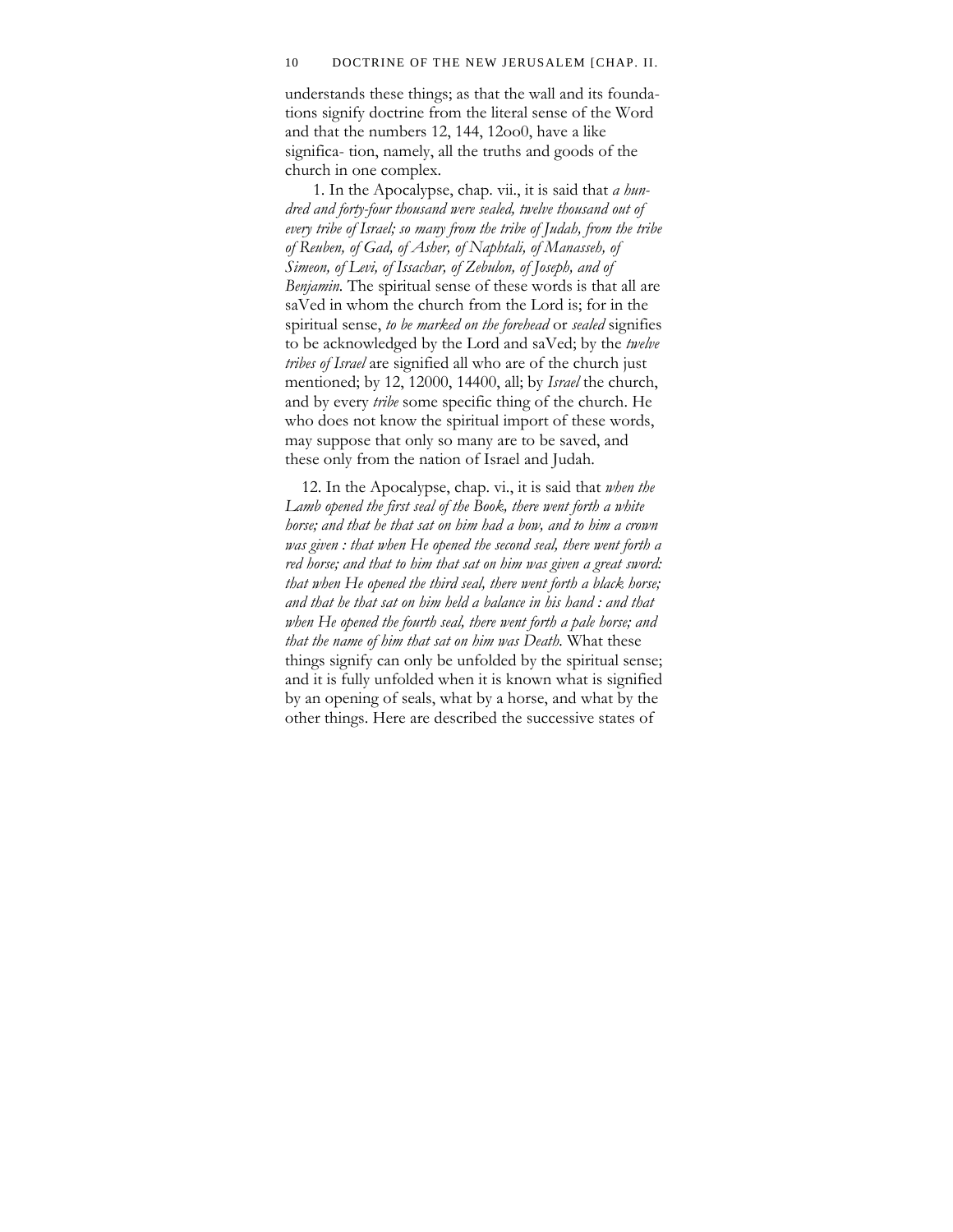understands these things; as that the wall and its foundations signify doctrine from the literal sense of the Word and that the numbers 12, 144, 12oo0, have a like significa- tion, namely, all the truths and goods of the church in one complex.

1. In the Apocalypse, chap. vii., it is said that *a hundred and forty-four thousand were sealed, twelve thousand out of every tribe of Israel; so many from the tribe of Judah, from the tribe of Reuben, of Gad, of Asher, of Naphtali, of Manasseh, of Simeon, of Levi, of Issachar, of Zebulon, of Joseph, and of Benjamin*. The spiritual sense of these words is that all are saVed in whom the church from the Lord is; for in the spiritual sense, *to be marked on the forehead* or *sealed* signifies to be acknowledged by the Lord and saVed; by the *twelve tribes of Israel* are signified all who are of the church just mentioned; by 12, 12000, 14400, all; by *Israel* the church, and by every *tribe* some specific thing of the church. He who does not know the spiritual import of these words, may suppose that only so many are to be saved, and these only from the nation of Israel and Judah.

12. In the Apocalypse, chap. vi., it is said that *when the Lamb opened the first seal of the Book, there went forth a white horse; and that he that sat on him had a bow, and to him a crown was given : that when He opened the second seal, there went forth a red horse; and that to him that sat on him was given a great sword: that when He opened the third seal, there went forth a black horse; and that he that sat on him held a balance in his hand : and that when He opened the fourth seal, there went forth a pale horse; and that the name of him that sat on him was Death*. What these things signify can only be unfolded by the spiritual sense; and it is fully unfolded when it is known what is signified by an opening of seals, what by a horse, and what by the other things. Here are described the successive states of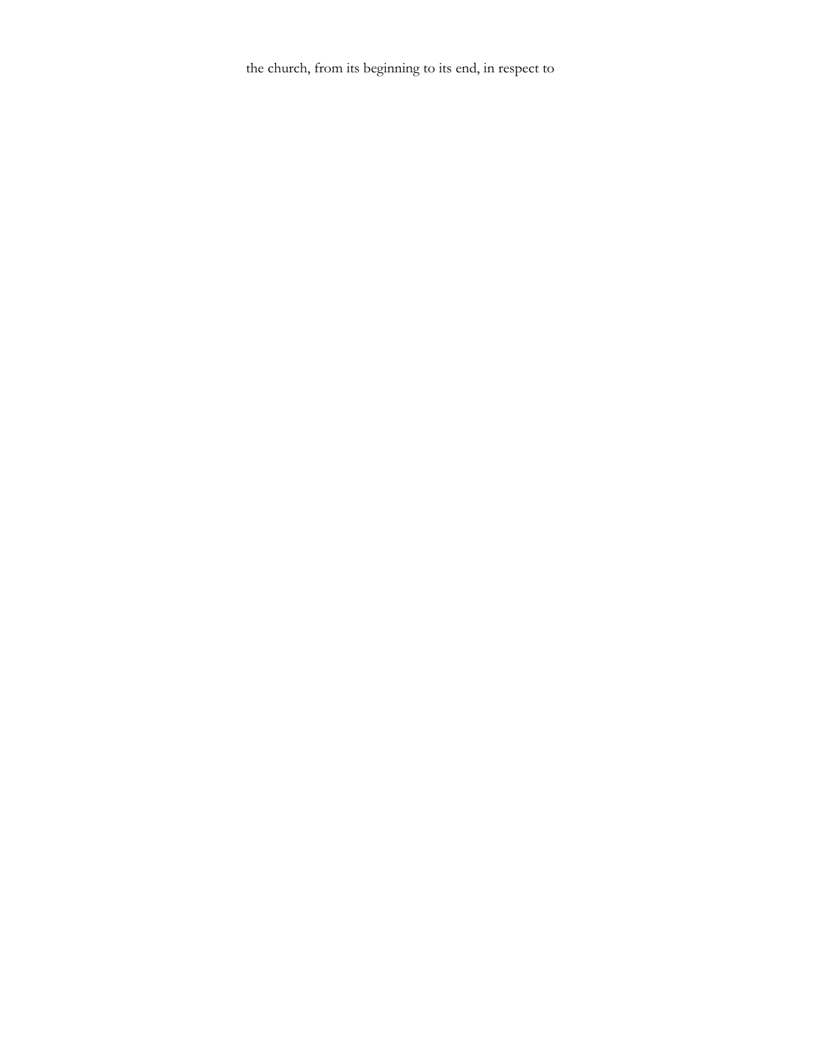the church, from its beginning to its end, in respect to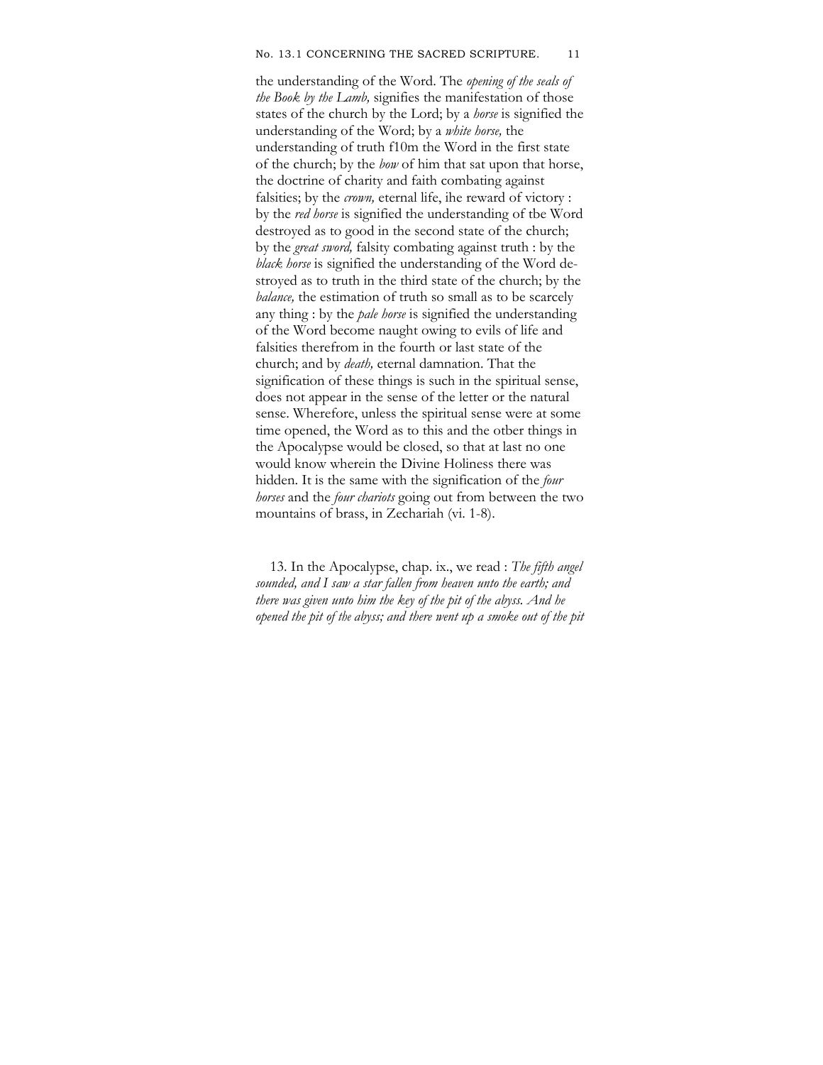the understanding of the Word. The *opening of the seals of the Book by the Lamb,* signifies the manifestation of those states of the church by the Lord; by a *horse* is signified the understanding of the Word; by a *white horse,* the understanding of truth f10m the Word in the first state of the church; by the *bow* of him that sat upon that horse, the doctrine of charity and faith combating against falsities; by the *crown,* eternal life, ihe reward of victory : by the *red horse* is signified the understanding of tbe Word destroyed as to good in the second state of the church; by the *great sword,* falsity combating against truth : by the *black horse* is signified the understanding of the Word destroyed as to truth in the third state of the church; by the *balance,* the estimation of truth so small as to be scarcely any thing : by the *pale horse* is signified the understanding of the Word become naught owing to evils of life and falsities therefrom in the fourth or last state of the church; and by *death,* eternal damnation. That the signification of these things is such in the spiritual sense, does not appear in the sense of the letter or the natural sense. Wherefore, unless the spiritual sense were at some time opened, the Word as to this and the otber things in the Apocalypse would be closed, so that at last no one would know wherein the Divine Holiness there was hidden. It is the same with the signification of the *four horses* and the *four chariots* going out from between the two mountains of brass, in Zechariah (vi. 1-8).

13. In the Apocalypse, chap. ix., we read : *The fifth angel sounded, and I saw a star fallen from heaven unto the earth; and there was given unto him the key of the pit of the abyss. And he opened the pit of the abyss; and there went up a smoke out of the pit*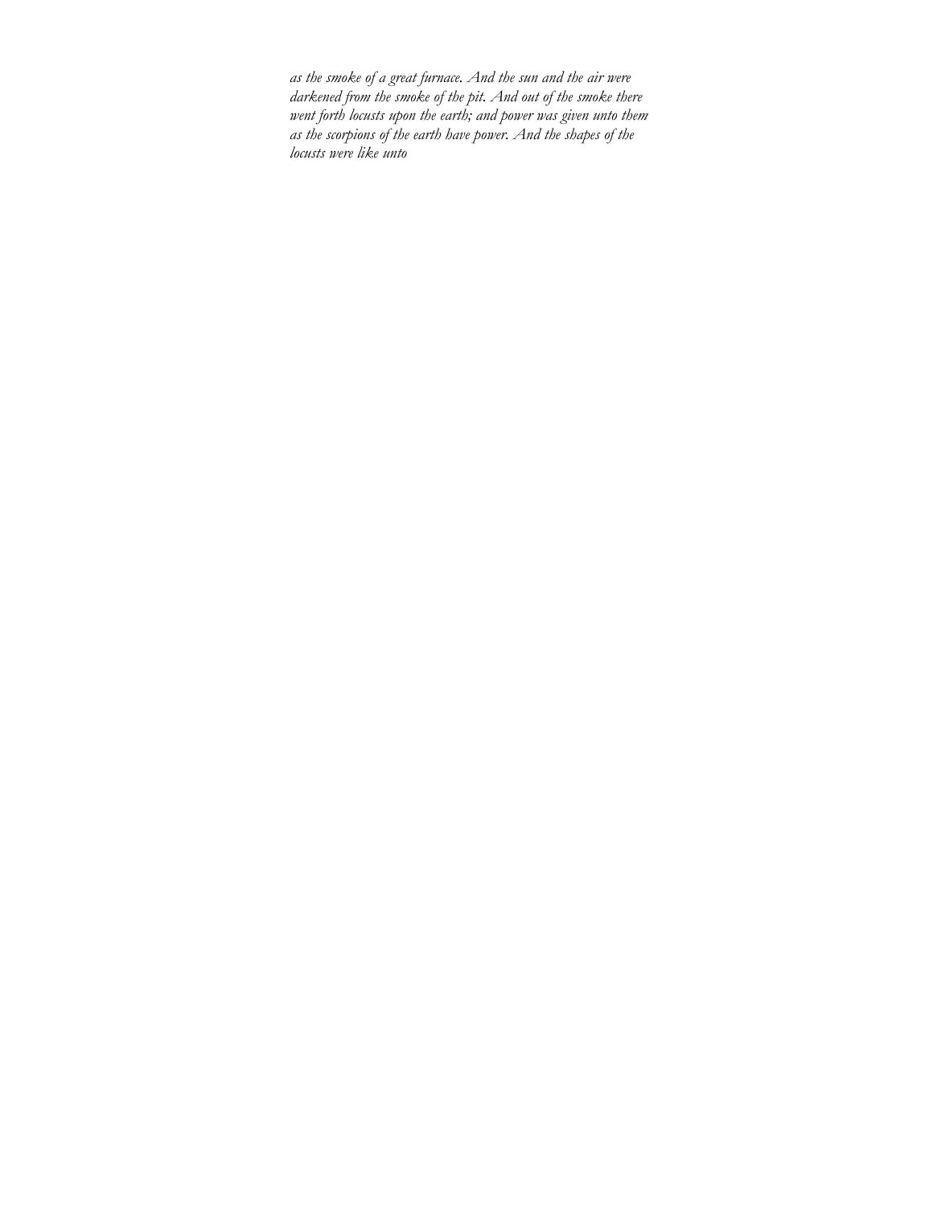*as the smoke of a great furnace. And the sun and the air were darkened from the smoke of the pit. And out of the smoke there went forth locusts upon the earth; and power was given unto them as the scorpions of the earth have power. And the shapes of the locusts were like unto*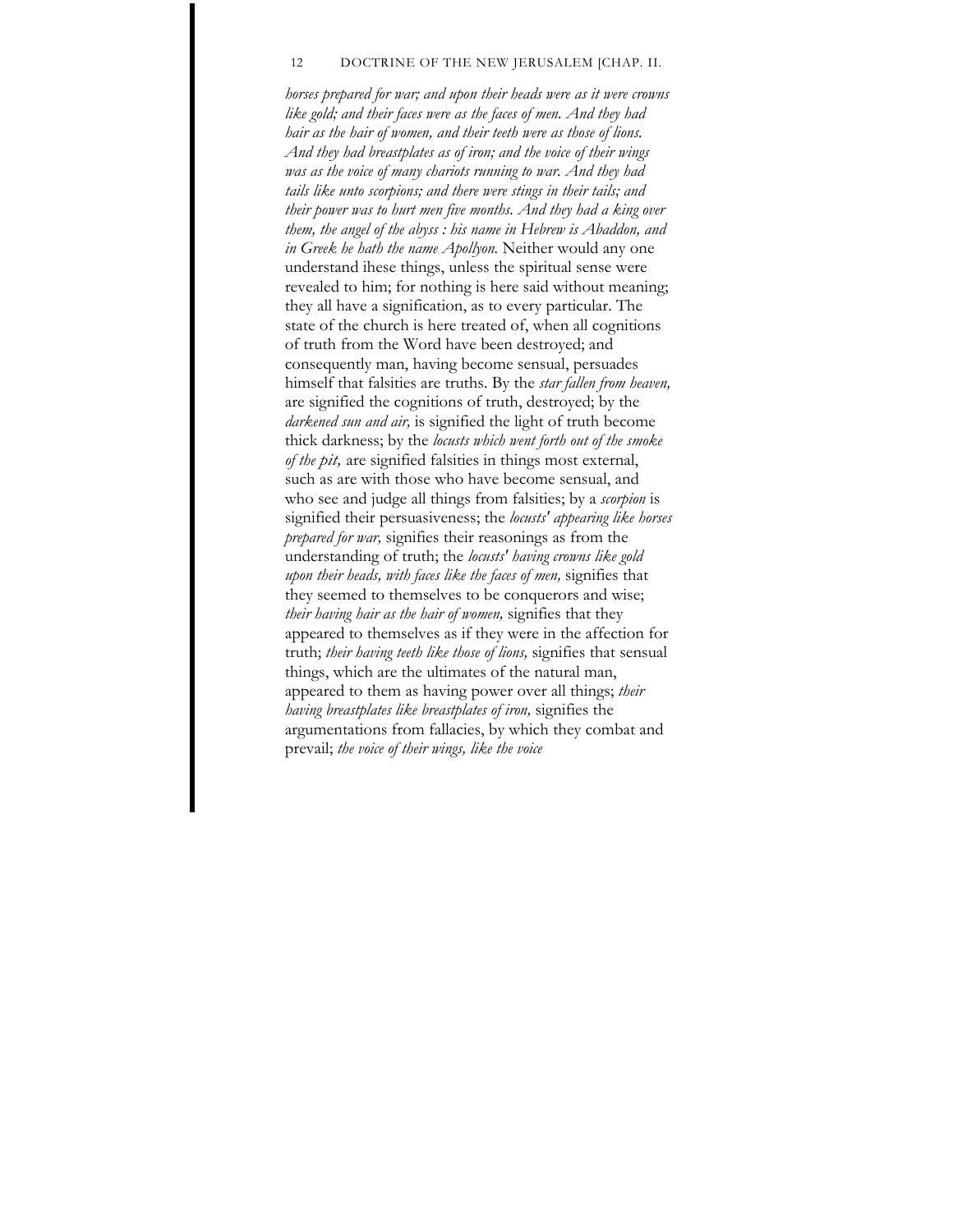*horses prepared for war; and upon their heads were as it were crowns like gold; and their faces were as the faces of men. And they had hair as the hair of women, and their teeth were as those of lions. And they had breastplates as of iron; and the voice of their wings was as the voice of many chariots running to war. And they had tails like unto scorpions; and there were stings in their tails; and their power was to hurt men five months. And they had a king over them, the angel of the abyss : his name in Hebrew is Abaddon, and in Greek he hath the name Apollyon.* Neither would any one understand ihese things, unless the spiritual sense were revealed to him; for nothing is here said without meaning; they all have a signification, as to every particular. The state of the church is here treated of, when all cognitions of truth from the Word have been destroyed; and consequently man, having become sensual, persuades himself that falsities are truths. By the *star fallen from heaven,* are signified the cognitions of truth, destroyed; by the *darkened sun and air,* is signified the light of truth become thick darkness; by the *locusts which went forth out of the smoke of the pit,* are signified falsities in things most external, such as are with those who have become sensual, and who see and judge all things from falsities; by a *scorpion* is signified their persuasiveness; the *locusts' appearing like horses prepared for war,* signifies their reasonings as from the understanding of truth; the *locusts' having crowns like gold upon their heads, with faces like the faces of men,* signifies that they seemed to themselves to be conquerors and wise; *their having hair as the hair of women,* signifies that they appeared to themselves as if they were in the affection for truth; *their having teeth like those of lions,* signifies that sensual things, which are the ultimates of the natural man, appeared to them as having power over all things; *their having breastplates like breastplates of iron,* signifies the argumentations from fallacies, by which they combat and prevail; *the voice of their wings, like the voice*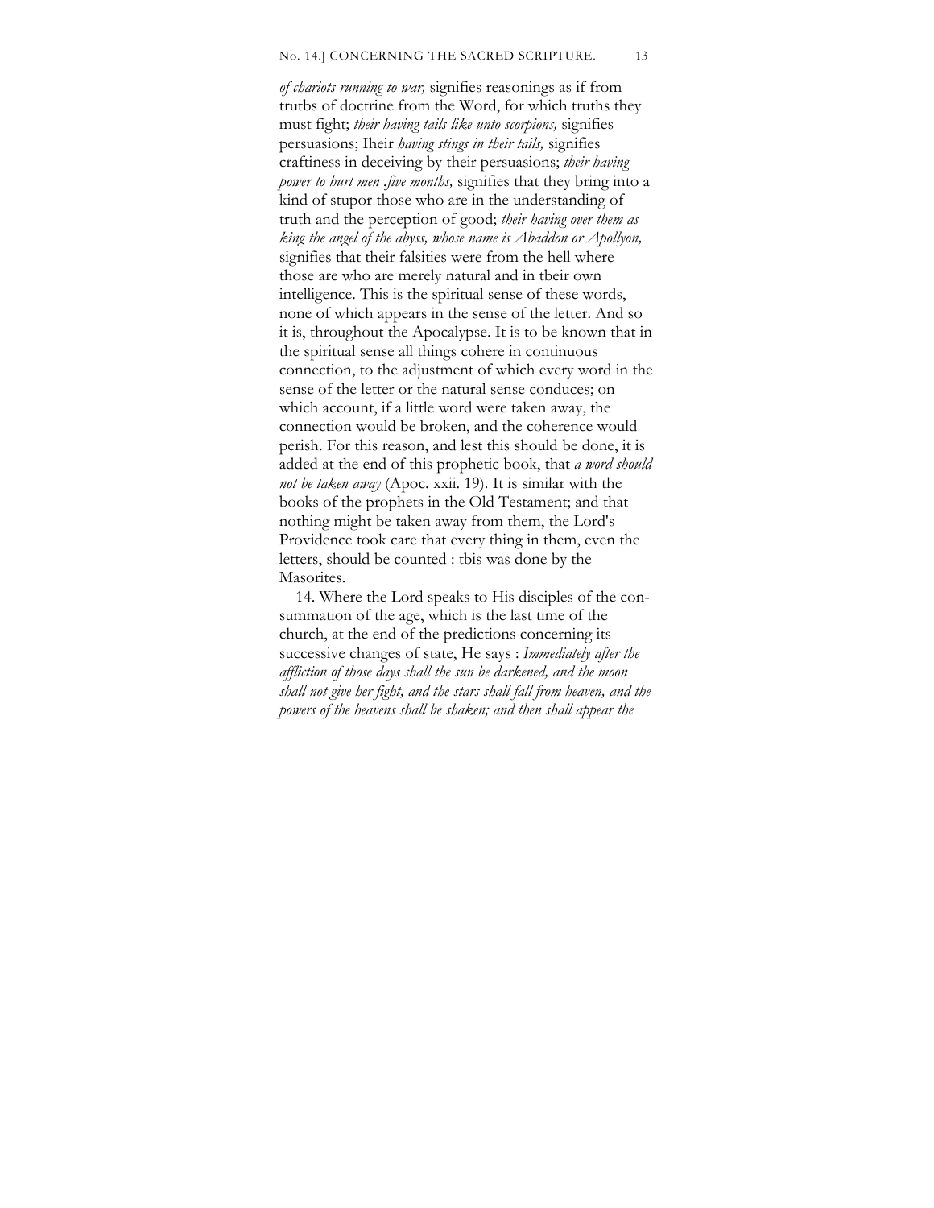*of chariots running to war,* signifies reasonings as if from trutbs of doctrine from the Word, for which truths they must fight; *their having tails like unto scorpions,* signifies persuasions; Iheir *having stings in their tails,* signifies craftiness in deceiving by their persuasions; *their having power to hurt men .five months,* signifies that they bring into a kind of stupor those who are in the understanding of truth and the perception of good; *their having over them as king the angel of the abyss, whose name is Abaddon or Apollyon,* signifies that their falsities were from the hell where those are who are merely natural and in tbeir own intelligence. This is the spiritual sense of these words, none of which appears in the sense of the letter. And so it is, throughout the Apocalypse. It is to be known that in the spiritual sense all things cohere in continuous connection, to the adjustment of which every word in the sense of the letter or the natural sense conduces; on which account, if a little word were taken away, the connection would be broken, and the coherence would perish. For this reason, and lest this should be done, it is added at the end of this prophetic book, that *a word should not be taken away* (Apoc. xxii. 19). It is similar with the books of the prophets in the Old Testament; and that nothing might be taken away from them, the Lord's Providence took care that every thing in them, even the letters, should be counted : tbis was done by the Masorites.

14. Where the Lord speaks to His disciples of the consummation of the age, which is the last time of the church, at the end of the predictions concerning its successive changes of state, He says : *Immediately after the affliction of those days shall the sun be darkened, and the moon shall not give her fight, and the stars shall fall from heaven, and the powers of the heavens shall be shaken; and then shall appear the*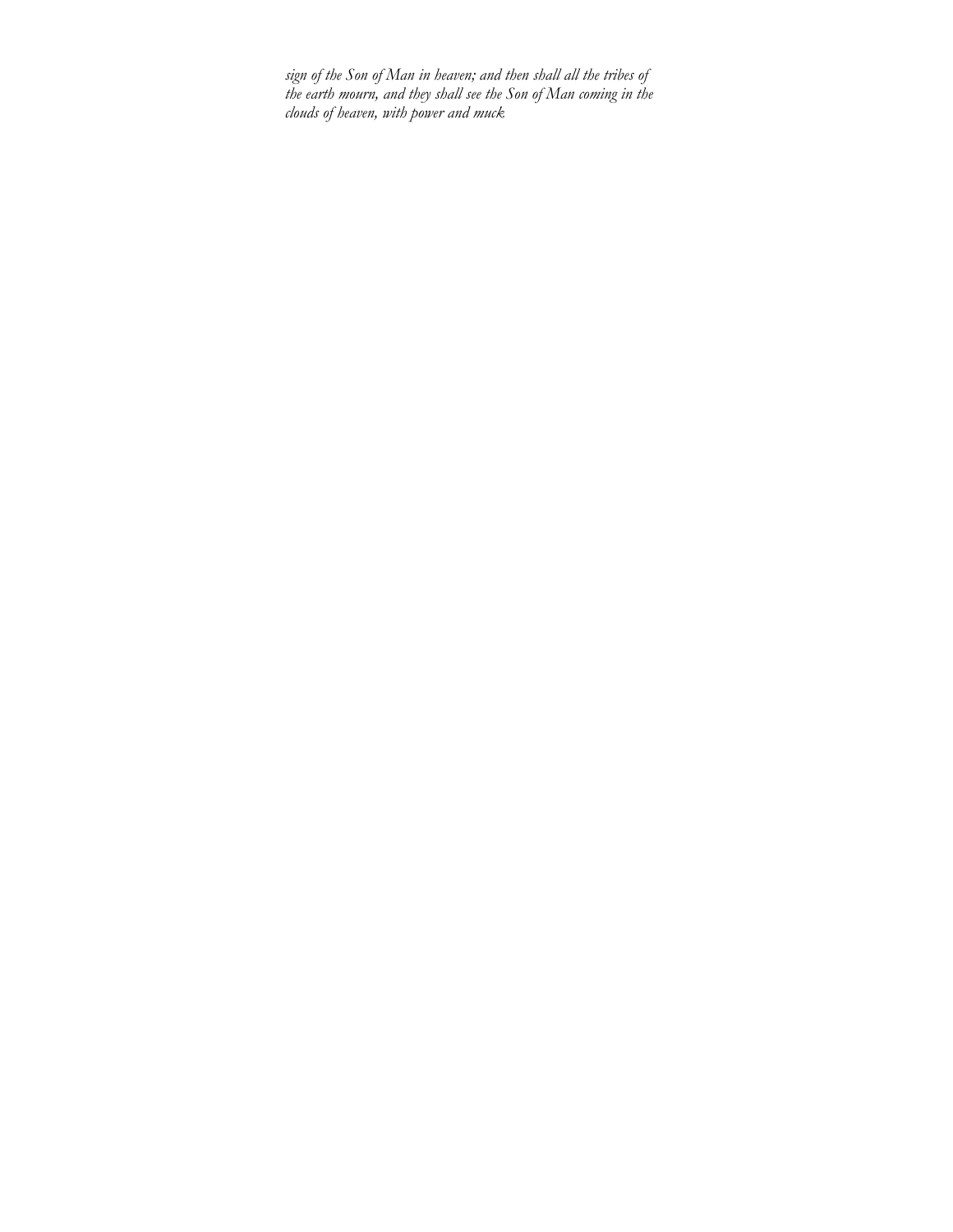*sign of the Son of Man in heaven; and then shall all the tribes of the earth mourn, and they shall see the Son of Man coming in the clouds of heaven, with power and muck*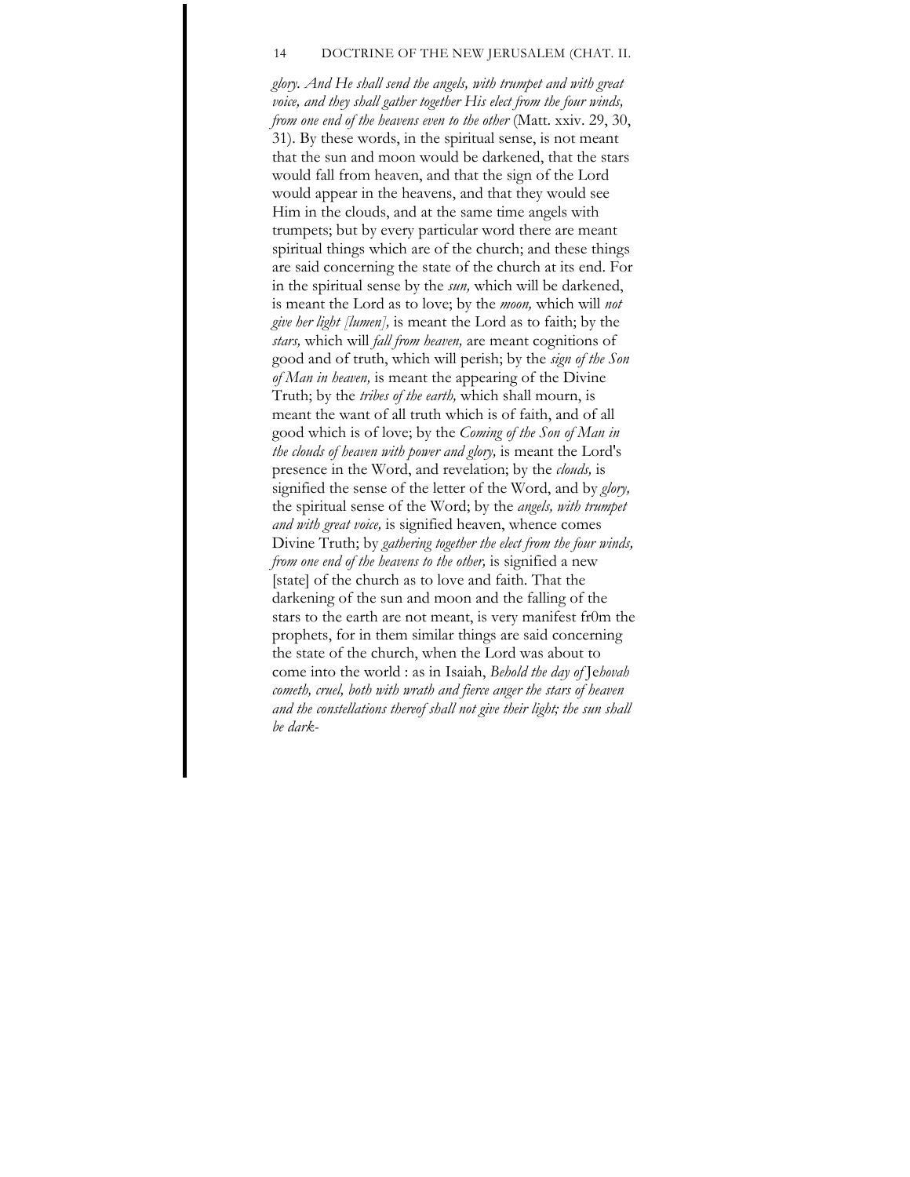*glory. And He shall send the angels, with trumpet and with great voice, and they shall gather together His elect from the four winds, from one end of the heavens even to the other* (Matt. xxiv. 29, 30, 31). By these words, in the spiritual sense, is not meant that the sun and moon would be darkened, that the stars would fall from heaven, and that the sign of the Lord would appear in the heavens, and that they would see Him in the clouds, and at the same time angels with trumpets; but by every particular word there are meant spiritual things which are of the church; and these things are said concerning the state of the church at its end. For in the spiritual sense by the *sun,* which will be darkened, is meant the Lord as to love; by the *moon,* which will *not give her light [lumen],* is meant the Lord as to faith; by the *stars,* which will *fall from heaven,* are meant cognitions of good and of truth, which will perish; by the *sign of the Son of Man in heaven,* is meant the appearing of the Divine Truth; by the *tribes of the earth,* which shall mourn, is meant the want of all truth which is of faith, and of all good which is of love; by the *Coming of the Son of Man in the clouds of heaven with power and glory,* is meant the Lord's presence in the Word, and revelation; by the *clouds,* is signified the sense of the letter of the Word, and by *glory,* the spiritual sense of the Word; by the *angels, with trumpet and with great voice,* is signified heaven, whence comes Divine Truth; by *gathering together the elect from the four winds, from one end of the heavens to the other,* is signified a new [state] of the church as to love and faith. That the darkening of the sun and moon and the falling of the stars to the earth are not meant, is very manifest fr0m the prophets, for in them similar things are said concerning the state of the church, when the Lord was about to come into the world : as in Isaiah, *Behold the day of* Je*hovah cometh, cruel, both with wrath and fierce anger the stars of heaven and the constellations thereof shall not give their light; the sun shall be dark-*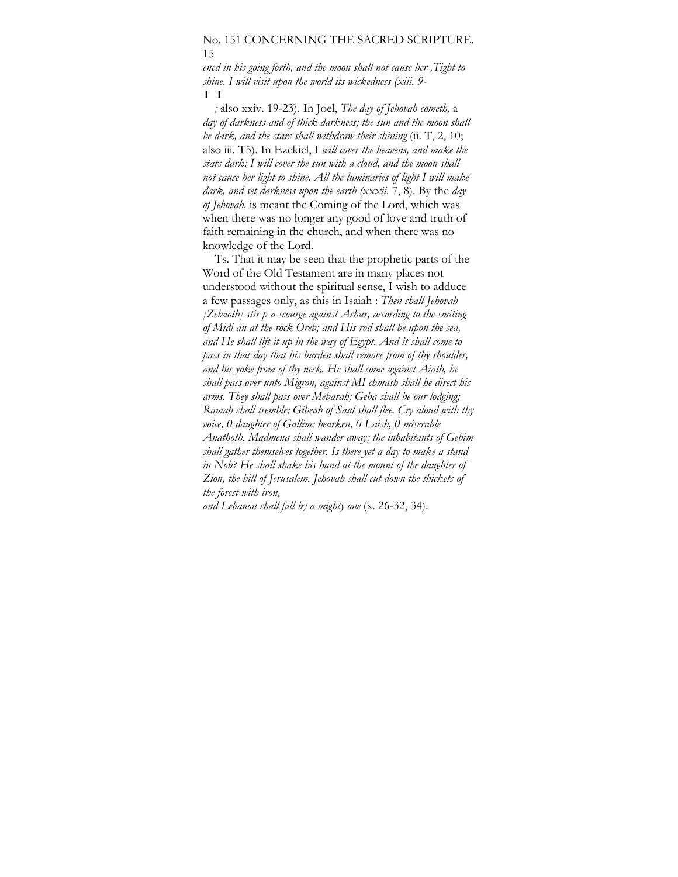*ened in his going forth, and the moon shall not cause her ,Tight to shine. I will visit upon the world its wickedness (xiii. 9-*
**I I**
*;* also xxiv. 19-23). In Joel, *The day of Jehovah cometh,* a *day of darkness and of thick darkness; the sun and the moon shall be dark, and the stars shall withdraw their shining* (ii. T, 2, 10; also iii. T5). In Ezekiel, I *will cover the heavens, and make the stars dark; I will cover the sun with a cloud, and the moon shall not cause her light to shine. All the luminaries of light I will make dark, and set darkness upon the earth (xxxii.* 7, 8). By the *day of Jehovah,* is meant the Coming of the Lord, which was when there was no longer any good of love and truth of faith remaining in the church, and when there was no knowledge of the Lord.

Ts. That it may be seen that the prophetic parts of the Word of the Old Testament are in many places not understood without the spiritual sense, I wish to adduce a few passages only, as this in Isaiah : *Then shall Jehovah [Zebaoth] stir p a scourge against Ashur, according to the smiting of Midi an at the rock Oreb; and His rod shall be upon the sea, and He shall lift it up in the way of Egypt. And it shall come to pass in that day that his burden shall remove from of thy shoulder, and his yoke from of thy neck. He shall come against Aiath, he shall pass over unto Migron, against MI chmash shall he direct his arms. They shall pass over Mebarah; Geba shall be our lodging; Ramah shall tremble; Gibeah of Saul shall flee. Cry aloud with thy voice, 0 daughter of Gallim; hearken, 0 Laish, 0 miserable Anathoth. Madmena shall wander away; the inhabitants of Gebim shall gather themselves together. Is there yet a day to make a stand in Nob? He shall shake his hand at the mount of the daughter of Zion, the hill of Jerusalem. Jehovah shall cut down the thickets of the forest with iron,*
*and Lebanon shall fall by a mighty one* (x. 26-32, 34).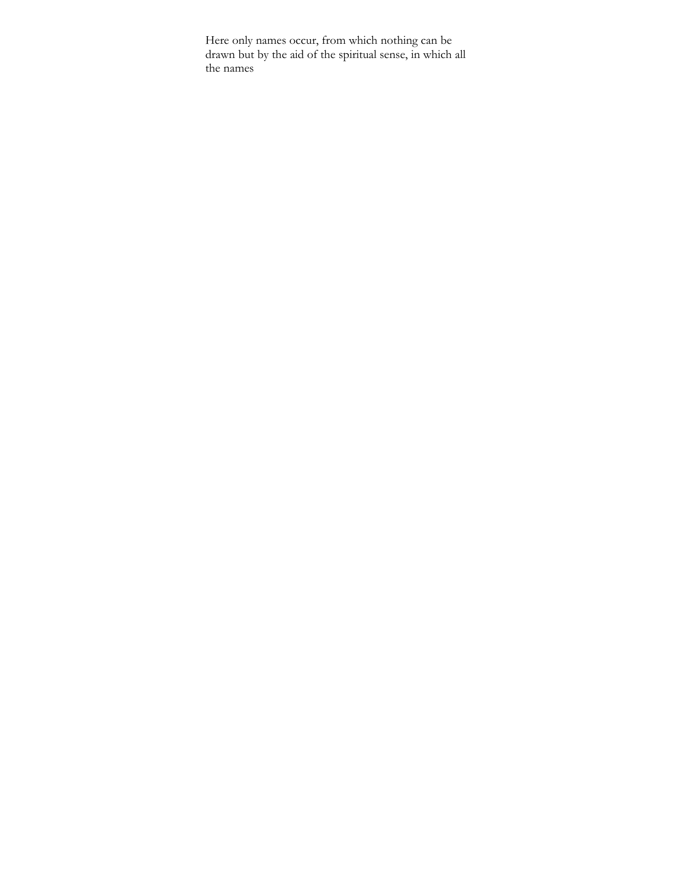Here only names occur, from which nothing can be drawn but by the aid of the spiritual sense, in which all the names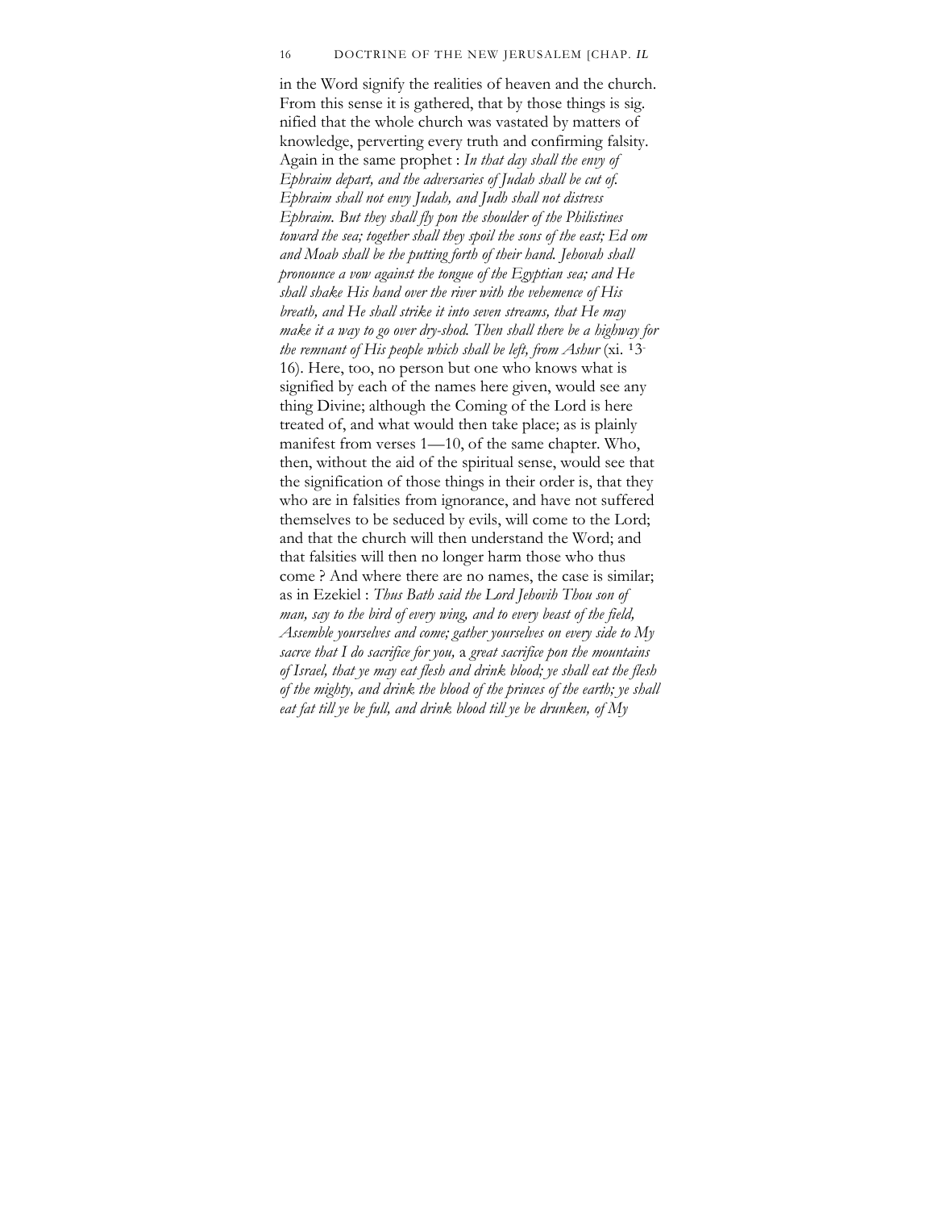in the Word signify the realities of heaven and the church. From this sense it is gathered, that by those things is sig. nified that the whole church was vastated by matters of knowledge, perverting every truth and confirming falsity. Again in the same prophet : *In that day shall the envy of Ephraim depart, and the adversaries of Judah shall be cut of. Ephraim shall not envy Judah, and Judh shall not distress Ephraim. But they shall fly pon the shoulder of the Philistines toward the sea; together shall they spoil the sons of the east; Ed om and Moab shall be the putting forth of their hand. Jehovah shall pronounce a vow against the tongue of the Egyptian sea; and He shall shake His hand over the river with the vehemence of His breath, and He shall strike it into seven streams, that He may make it a way to go over dry-shod. Then shall there be a highway for the remnant of His people which shall be left, from Ashur* (xi. 13-16). Here, too, no person but one who knows what is signified by each of the names here given, would see any thing Divine; although the Coming of the Lord is here treated of, and what would then take place; as is plainly manifest from verses 1—10, of the same chapter. Who, then, without the aid of the spiritual sense, would see that the signification of those things in their order is, that they who are in falsities from ignorance, and have not suffered themselves to be seduced by evils, will come to the Lord; and that the church will then understand the Word; and that falsities will then no longer harm those who thus come ? And where there are no names, the case is similar; as in Ezekiel : *Thus Bath said the Lord Jehovih Thou son of man, say to the bird of every wing, and to every beast of the field, Assemble yourselves and come; gather yourselves on every side to My sacrce that I do sacrifice for you,* a *great sacrifice pon the mountains of Israel, that ye may eat flesh and drink blood; ye shall eat the flesh of the mighty, and drink the blood of the princes of the earth; ye shall eat fat till ye be full, and drink blood till ye be drunken, of My*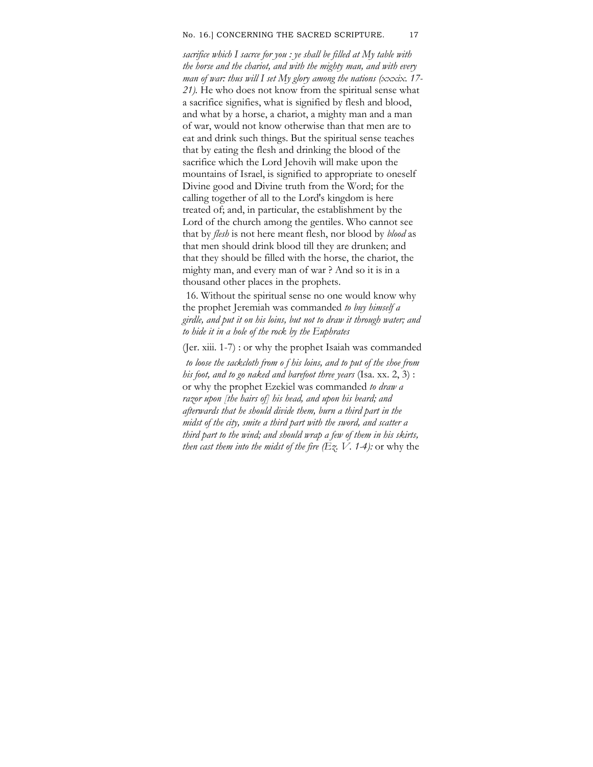*sacrifice which I sacrce for you : ye shall be filled at My table with the horse and the chariot, and with the mighty man, and with every man of war: thus will I set My glory among the nations (xxxix. 17-21).* He who does not know from the spiritual sense what a sacrifice signifies, what is signified by flesh and blood, and what by a horse, a chariot, a mighty man and a man of war, would not know otherwise than that men are to eat and drink such things. But the spiritual sense teaches that by eating the flesh and drinking the blood of the sacrifice which the Lord Jehovih will make upon the mountains of Israel, is signified to appropriate to oneself Divine good and Divine truth from the Word; for the calling together of all to the Lord's kingdom is here treated of; and, in particular, the establishment by the Lord of the church among the gentiles. Who cannot see that by *flesh* is not here meant flesh, nor blood by *blood* as that men should drink blood till they are drunken; and that they should be filled with the horse, the chariot, the mighty man, and every man of war ? And so it is in a thousand other places in the prophets.

16. Without the spiritual sense no one would know why the prophet Jeremiah was commanded *to buy himself a girdle, and put it on his loins, but not to draw it through water; and to hide it in a hole of the rock by the Euphrates* (Jer. xiii. 1-7) : or why the prophet Isaiah was commanded *to loose the sackcloth from o f his loins, and to put of the shoe from his foot, and to go naked and barefoot three years* (Isa. xx. 2, 3) : or why the prophet Ezekiel was commanded *to draw a razor upon [the hairs of] his head, and upon his beard; and afterwards that he should divide them, burn a third part in the midst of the city, smite a third part with the sword, and scatter a third part to the wind; and should wrap a few of them in his skirts, then cast them into the midst of the fire (Ez. V. 1-4):* or why the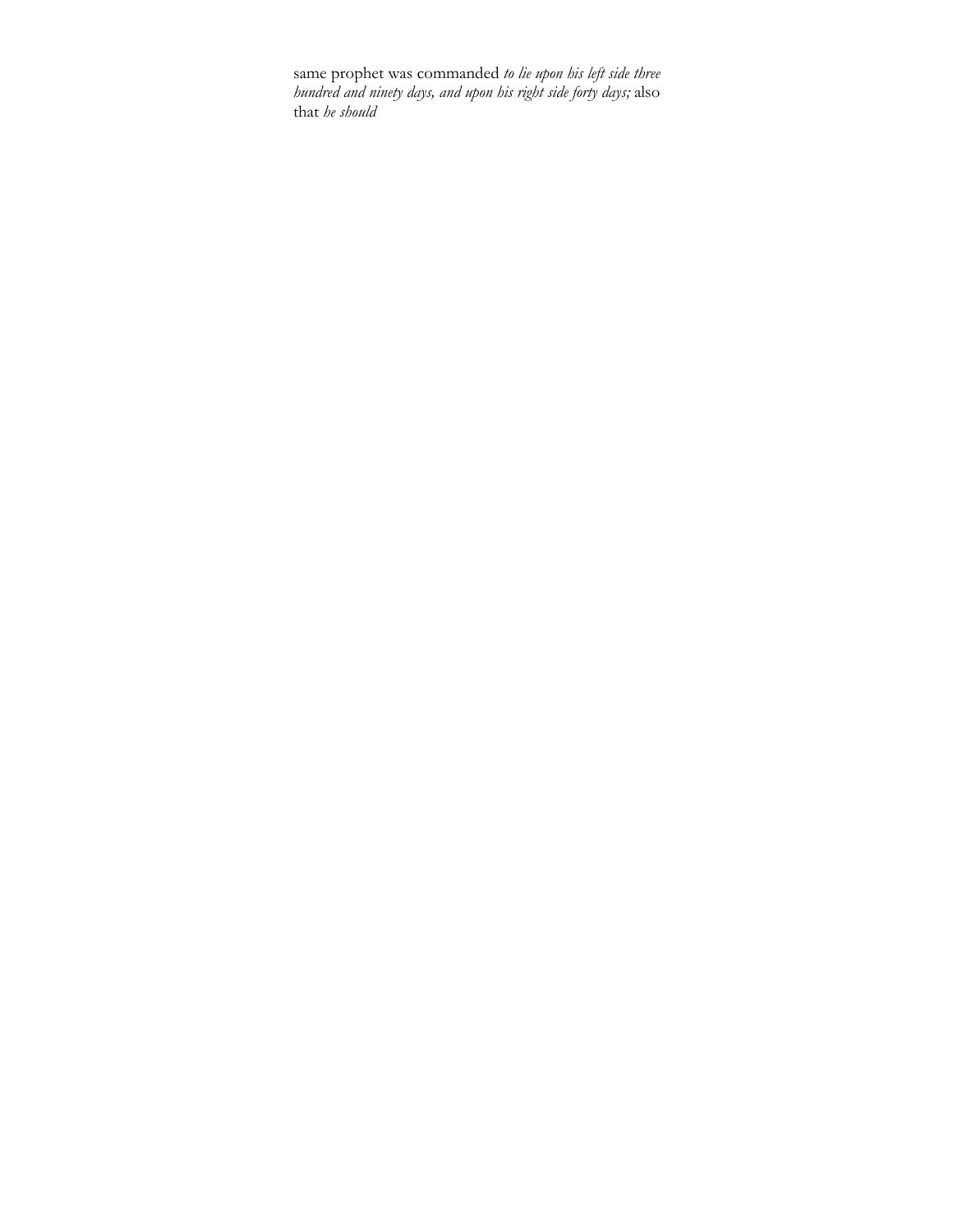same prophet was commanded *to lie upon his left side three hundred and ninety days, and upon his right side forty days;* also that *he should*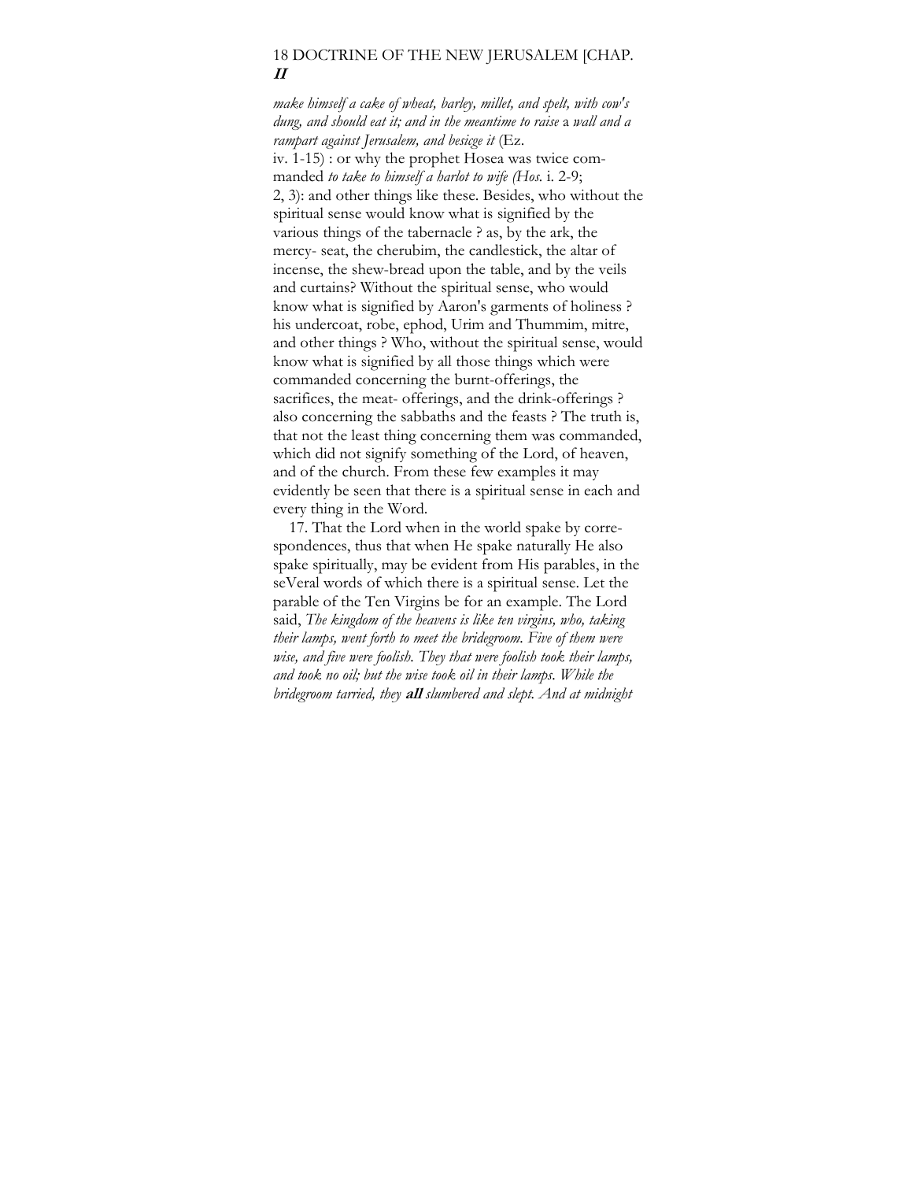*make himself a cake of wheat, barley, millet, and spelt, with cow's dung, and should eat it; and in the meantime to raise* a *wall and a rampart against Jerusalem, and besiege it* (Ez. iv. 1-15) : or why the prophet Hosea was twice commanded *to take to himself a harlot to wife (Hos.* i. 2-9; 2, 3): and other things like these. Besides, who without the spiritual sense would know what is signified by the various things of the tabernacle ? as, by the ark, the mercy- seat, the cherubim, the candlestick, the altar of incense, the shew-bread upon the table, and by the veils and curtains? Without the spiritual sense, who would know what is signified by Aaron's garments of holiness ? his undercoat, robe, ephod, Urim and Thummim, mitre, and other things ? Who, without the spiritual sense, would know what is signified by all those things which were commanded concerning the burnt-offerings, the sacrifices, the meat- offerings, and the drink-offerings ? also concerning the sabbaths and the feasts ? The truth is, that not the least thing concerning them was commanded, which did not signify something of the Lord, of heaven, and of the church. From these few examples it may evidently be seen that there is a spiritual sense in each and every thing in the Word.

17. That the Lord when in the world spake by correspondences, thus that when He spake naturally He also spake spiritually, may be evident from His parables, in the seVeral words of which there is a spiritual sense. Let the parable of the Ten Virgins be for an example. The Lord said, *The kingdom of the heavens is like ten virgins, who, taking their lamps, went forth to meet the bridegroom. Five of them were wise, and five were foolish. They that were foolish took their lamps, and took no oil; but the wise took oil in their lamps. While the bridegroom tarried, they* ***all*** *slumbered and slept. And at midnight*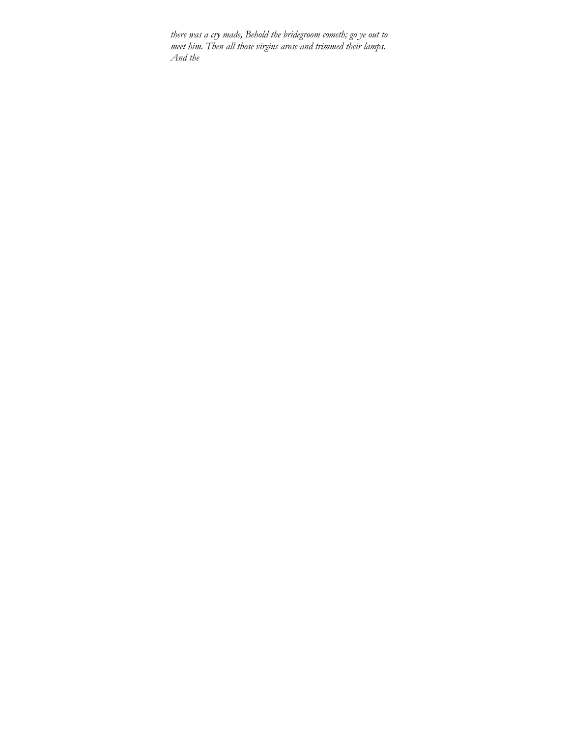*there was a cry made, Behold the bridegroom cometh; go ye out to meet him. Then all those virgins arose and trimmed their lamps. And the*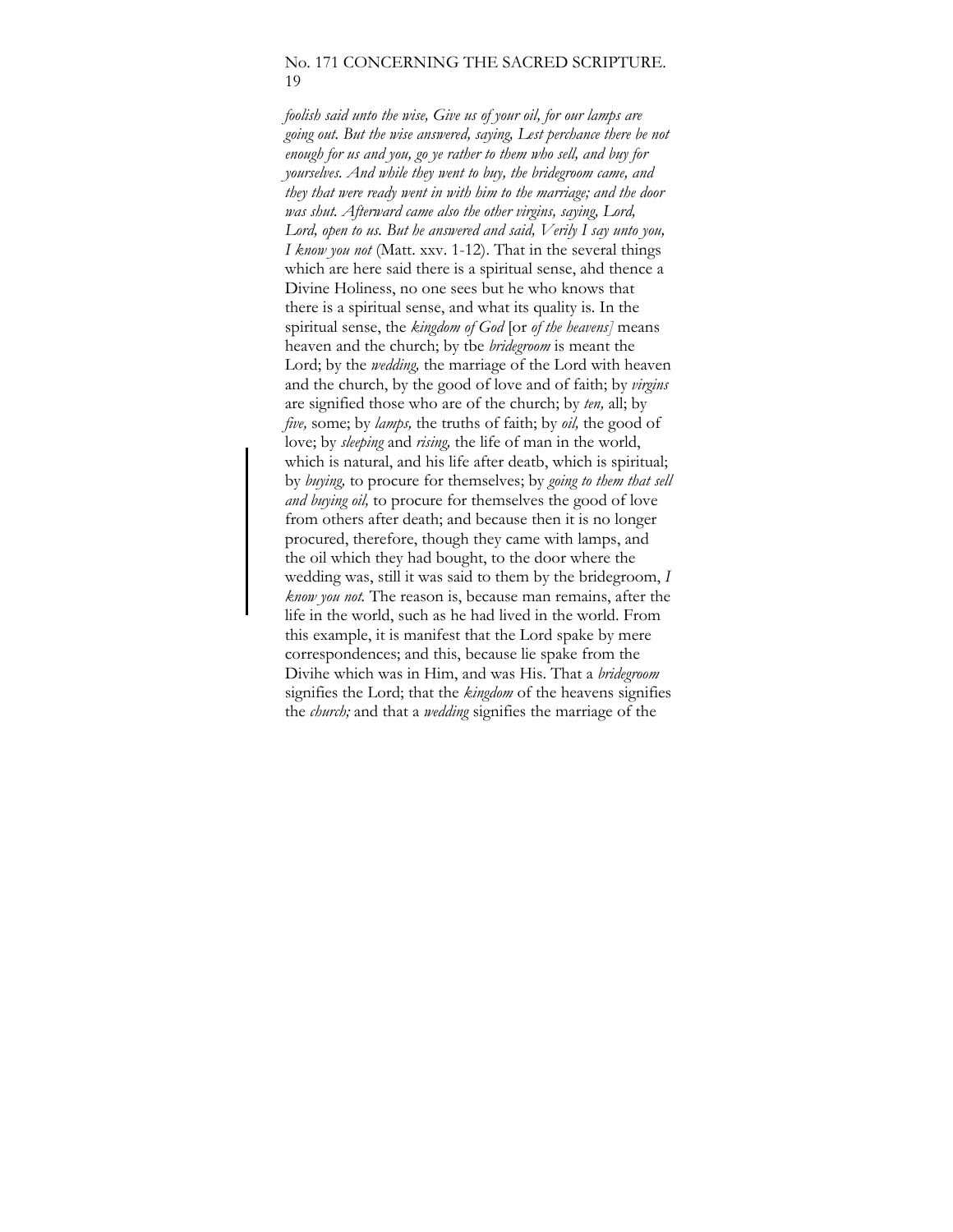*foolish said unto the wise, Give us of your oil, for our lamps are going out. But the wise answered, saying, Lest perchance there be not enough for us and you, go ye rather to them who sell, and buy for yourselves. And while they went to buy, the bridegroom came, and they that were ready went in with him to the marriage; and the door was shut. Afterward came also the other virgins, saying, Lord, Lord, open to us. But he answered and said, Verily I say unto you, I know you not* (Matt. xxv. 1-12). That in the several things which are here said there is a spiritual sense, ahd thence a Divine Holiness, no one sees but he who knows that there is a spiritual sense, and what its quality is. In the spiritual sense, the *kingdom of God* [or *of the heavens]* means heaven and the church; by tbe *bridegroom* is meant the Lord; by the *wedding,* the marriage of the Lord with heaven and the church, by the good of love and of faith; by *virgins* are signified those who are of the church; by *ten,* all; by *five,* some; by *lamps,* the truths of faith; by *oil,* the good of love; by *sleeping* and *rising,* the life of man in the world, which is natural, and his life after deatb, which is spiritual; by *buying,* to procure for themselves; by *going to them that sell and buying oil,* to procure for themselves the good of love from others after death; and because then it is no longer procured, therefore, though they came with lamps, and the oil which they had bought, to the door where the wedding was, still it was said to them by the bridegroom, *I know you not.* The reason is, because man remains, after the life in the world, such as he had lived in the world. From this example, it is manifest that the Lord spake by mere correspondences; and this, because lie spake from the Divihe which was in Him, and was His. That a *bridegroom* signifies the Lord; that the *kingdom* of the heavens signifies the *church;* and that a *wedding* signifies the marriage of the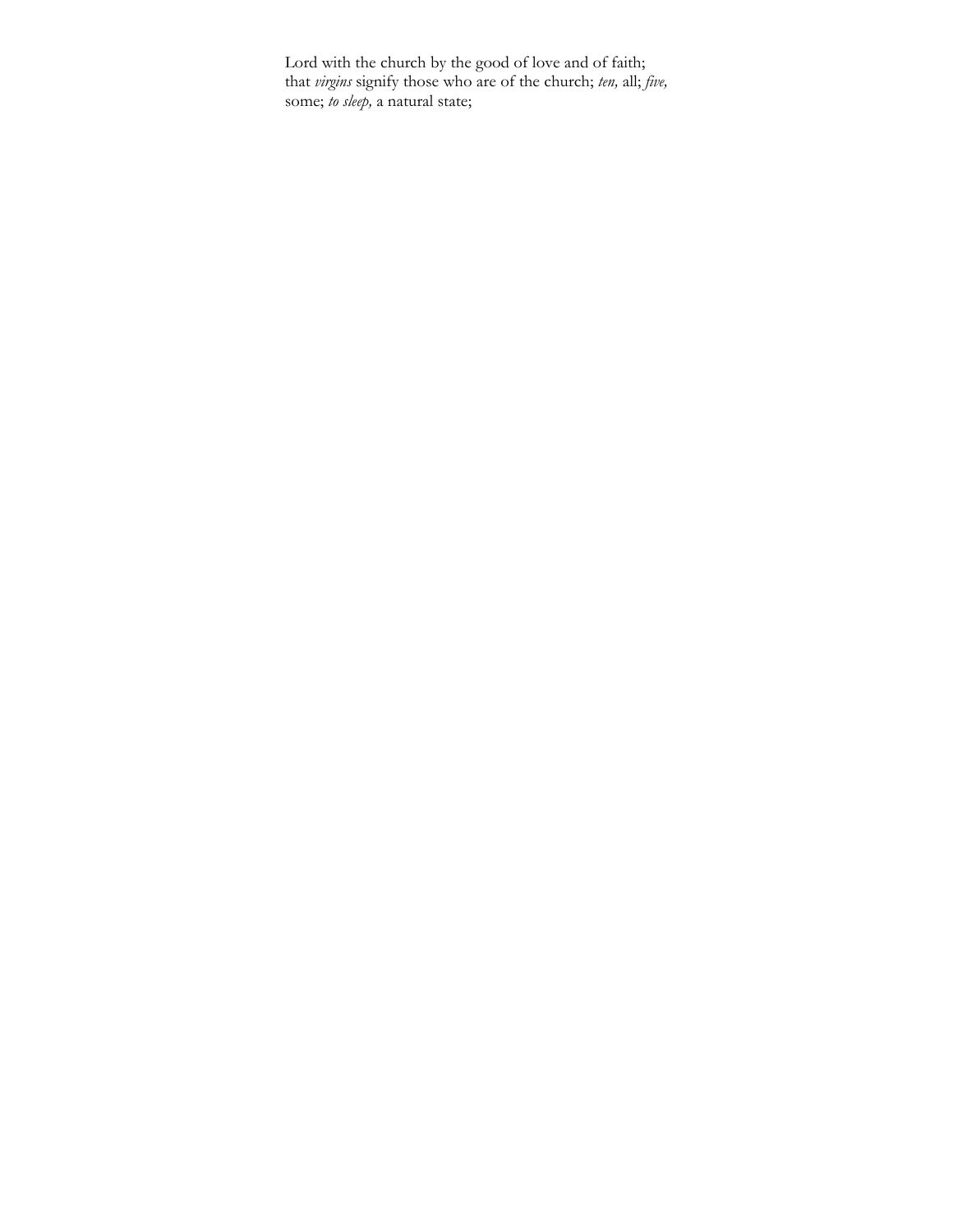Lord with the church by the good of love and of faith; that *virgins* signify those who are of the church; *ten,* all; *five,* some; *to sleep,* a natural state;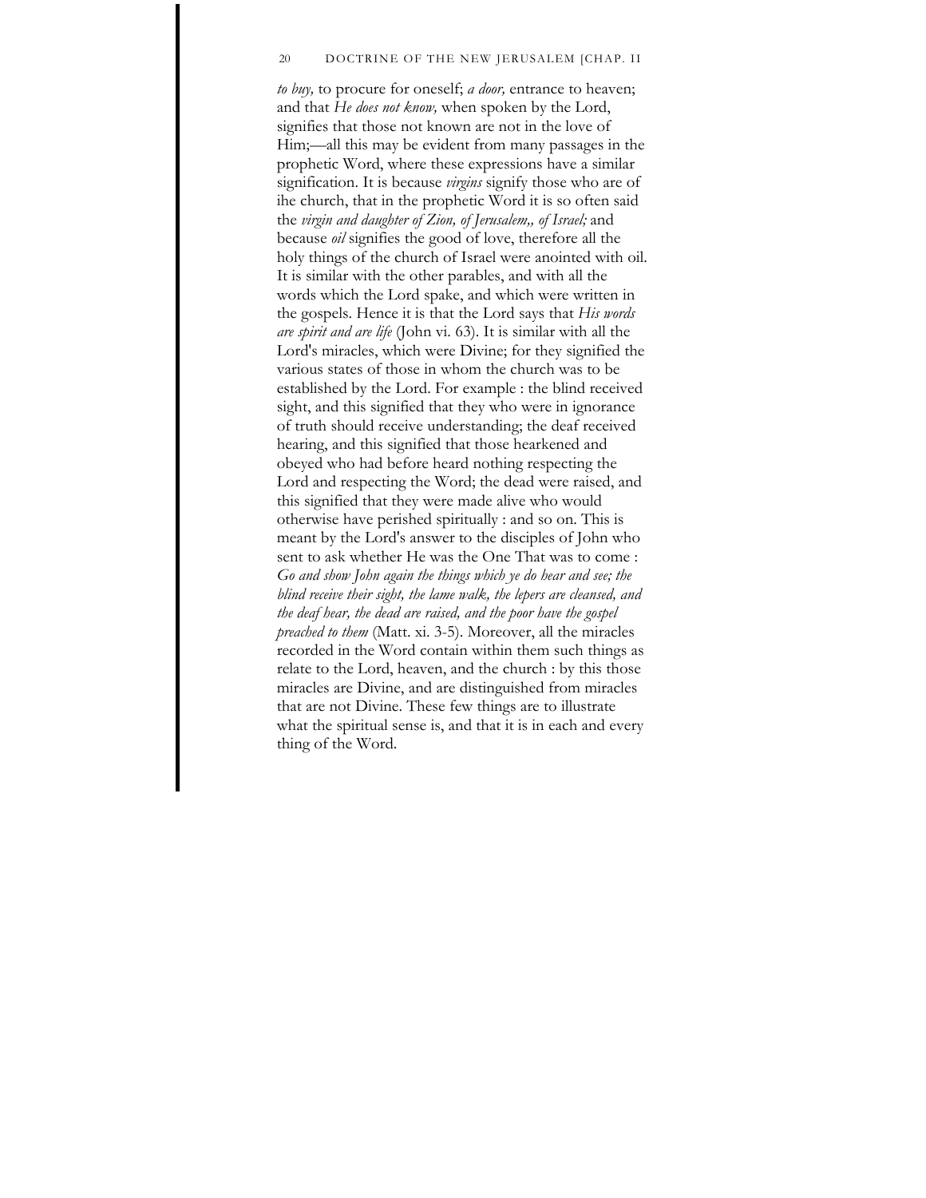*to buy,* to procure for oneself; *a door,* entrance to heaven; and that *He does not know,* when spoken by the Lord, signifies that those not known are not in the love of Him;—all this may be evident from many passages in the prophetic Word, where these expressions have a similar signification. It is because *virgins* signify those who are of ihe church, that in the prophetic Word it is so often said the *virgin and daughter of Zion, of Jerusalem,, of Israel;* and because *oil* signifies the good of love, therefore all the holy things of the church of Israel were anointed with oil. It is similar with the other parables, and with all the words which the Lord spake, and which were written in the gospels. Hence it is that the Lord says that *His words are spirit and are life* (John vi. 63). It is similar with all the Lord's miracles, which were Divine; for they signified the various states of those in whom the church was to be established by the Lord. For example : the blind received sight, and this signified that they who were in ignorance of truth should receive understanding; the deaf received hearing, and this signified that those hearkened and obeyed who had before heard nothing respecting the Lord and respecting the Word; the dead were raised, and this signified that they were made alive who would otherwise have perished spiritually : and so on. This is meant by the Lord's answer to the disciples of John who sent to ask whether He was the One That was to come : *Go and show John again the things which ye do hear and see; the blind receive their sight, the lame walk, the lepers are cleansed, and the deaf hear, the dead are raised, and the poor have the gospel preached to them* (Matt. xi. 3-5). Moreover, all the miracles recorded in the Word contain within them such things as relate to the Lord, heaven, and the church : by this those miracles are Divine, and are distinguished from miracles that are not Divine. These few things are to illustrate what the spiritual sense is, and that it is in each and every thing of the Word.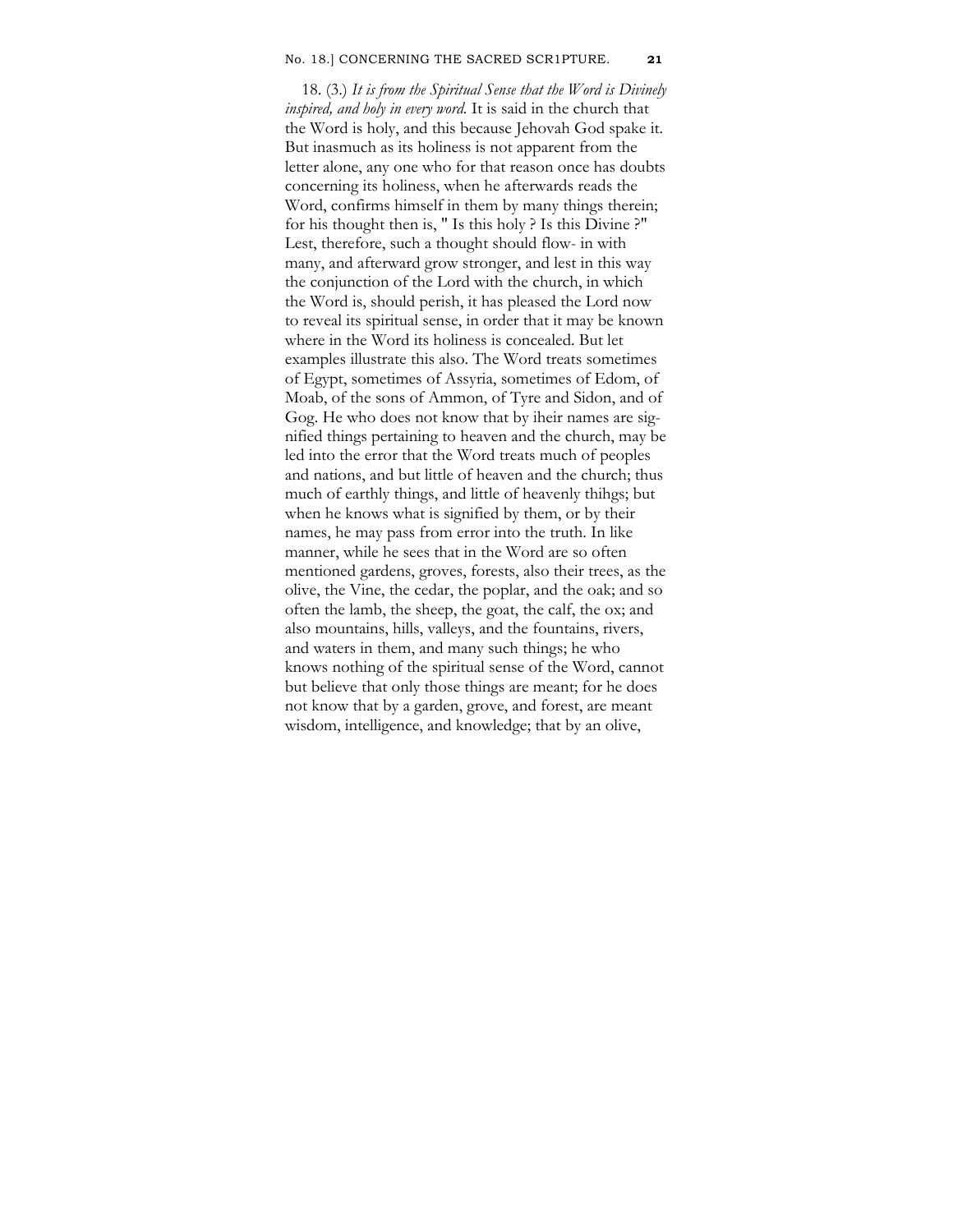18. (3.) *It is from the Spiritual Sense that the Word is Divinely inspired, and holy in every word.* It is said in the church that the Word is holy, and this because Jehovah God spake it. But inasmuch as its holiness is not apparent from the letter alone, any one who for that reason once has doubts concerning its holiness, when he afterwards reads the Word, confirms himself in them by many things therein; for his thought then is, " Is this holy ? Is this Divine ?" Lest, therefore, such a thought should flow- in with many, and afterward grow stronger, and lest in this way the conjunction of the Lord with the church, in which the Word is, should perish, it has pleased the Lord now to reveal its spiritual sense, in order that it may be known where in the Word its holiness is concealed. But let examples illustrate this also. The Word treats sometimes of Egypt, sometimes of Assyria, sometimes of Edom, of Moab, of the sons of Ammon, of Tyre and Sidon, and of Gog. He who does not know that by iheir names are signified things pertaining to heaven and the church, may be led into the error that the Word treats much of peoples and nations, and but little of heaven and the church; thus much of earthly things, and little of heavenly thihgs; but when he knows what is signified by them, or by their names, he may pass from error into the truth. In like manner, while he sees that in the Word are so often mentioned gardens, groves, forests, also their trees, as the olive, the Vine, the cedar, the poplar, and the oak; and so often the lamb, the sheep, the goat, the calf, the ox; and also mountains, hills, valleys, and the fountains, rivers, and waters in them, and many such things; he who knows nothing of the spiritual sense of the Word, cannot but believe that only those things are meant; for he does not know that by a garden, grove, and forest, are meant wisdom, intelligence, and knowledge; that by an olive,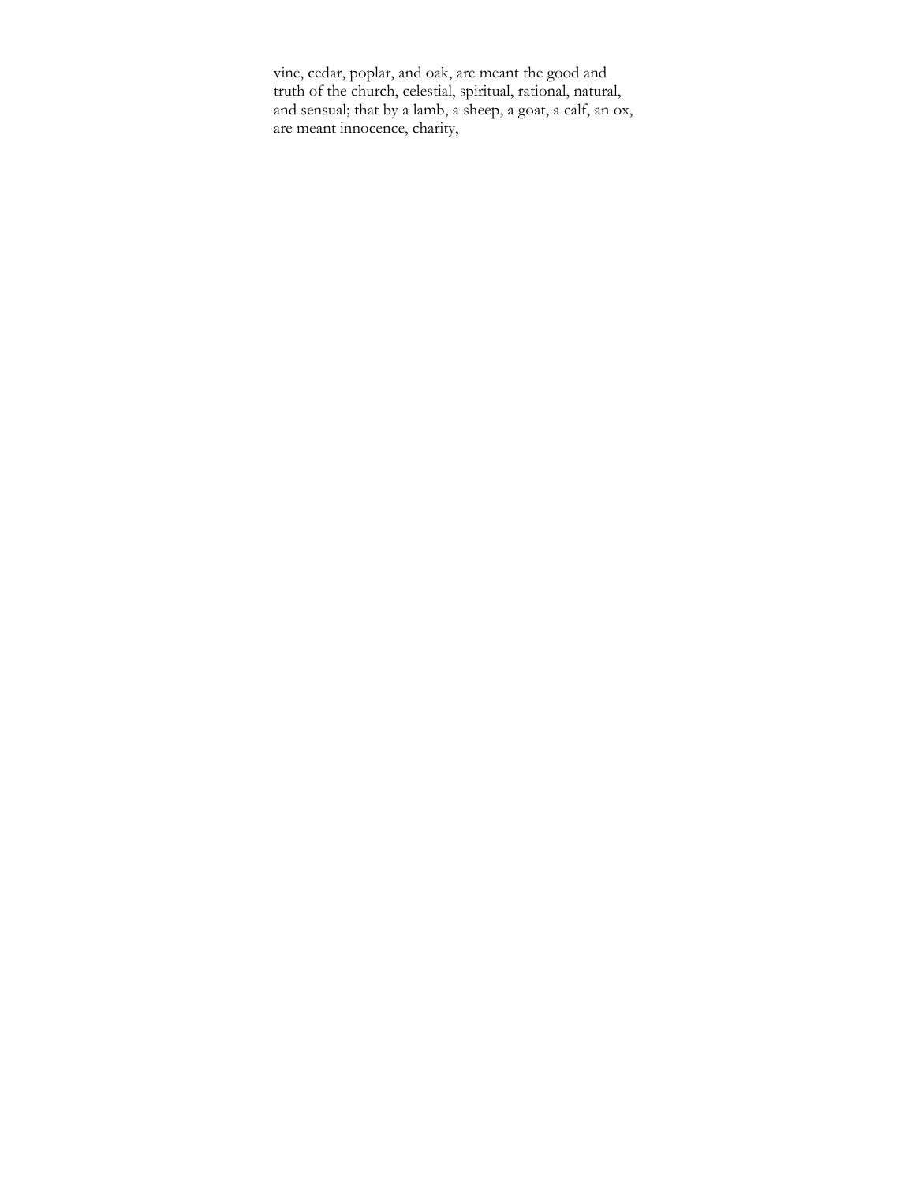vine, cedar, poplar, and oak, are meant the good and truth of the church, celestial, spiritual, rational, natural, and sensual; that by a lamb, a sheep, a goat, a calf, an ox, are meant innocence, charity,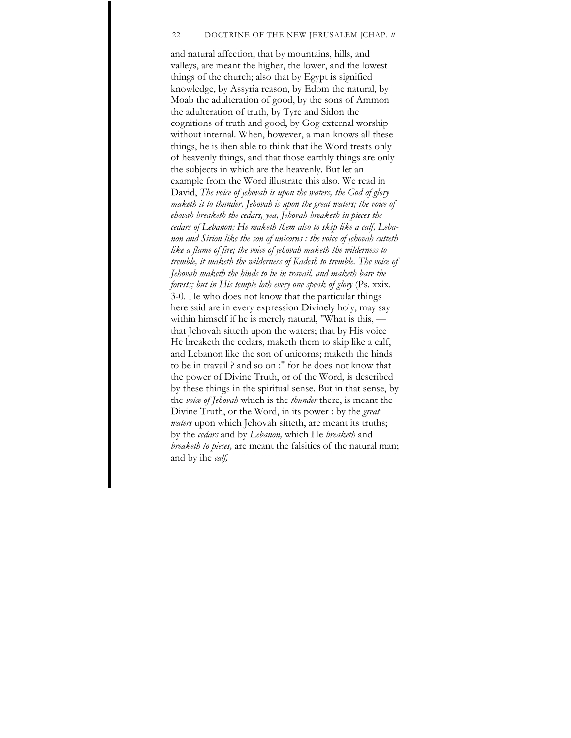and natural affection; that by mountains, hills, and valleys, are meant the higher, the lower, and the lowest things of the church; also that by Egypt is signified knowledge, by Assyria reason, by Edom the natural, by Moab the adulteration of good, by the sons of Ammon the adulteration of truth, by Tyre and Sidon the cognitions of truth and good, by Gog external worship without internal. When, however, a man knows all these things, he is ihen able to think that ihe Word treats only of heavenly things, and that those earthly things are only the subjects in which are the heavenly. But let an example from the Word illustrate this also. We read in David, *The voice of jehovah is upon the waters, the God of glory maketh it to thunder, Jehovah is upon the great waters; the voice of ehovah breaketh the cedars, yea, Jehovah breaketh in pieces the cedars of Lebanon; He maketh them also to skip like a calf, Lebanon and Sirion like the son of unicorns : the voice of jehovah cutteth like a flame of fire; the voice of jehovah maketh the wilderness to tremble, it maketh the wilderness of Kadesh to tremble. The voice of Jehovah maketh the hinds to be in travail, and maketh bare the forests; but in His temple loth every one speak of glory* (Ps. xxix. 3-0. He who does not know that the particular things here said are in every expression Divinely holy, may say within himself if he is merely natural, "What is this, — that Jehovah sitteth upon the waters; that by His voice He breaketh the cedars, maketh them to skip like a calf, and Lebanon like the son of unicorns; maketh the hinds to be in travail ? and so on :" for he does not know that the power of Divine Truth, or of the Word, is described by these things in the spiritual sense. But in that sense, by the *voice of Jehovah* which is the *thunder* there, is meant the Divine Truth, or the Word, in its power : by the *great waters* upon which Jehovah sitteth, are meant its truths; by the *cedars* and by *Lebanon,* which He *breaketh* and *breaketh to pieces,* are meant the falsities of the natural man; and by ihe *calf,*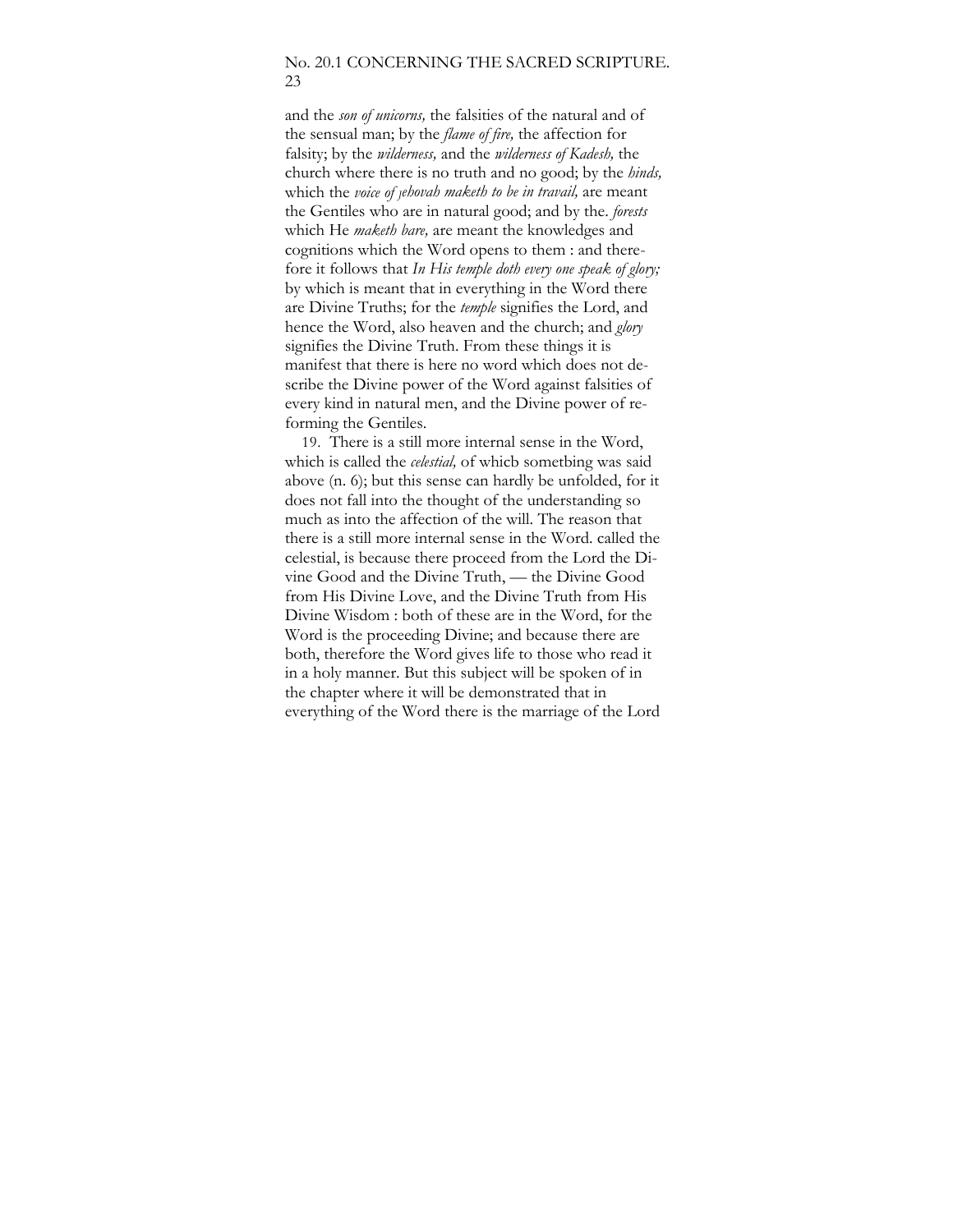and the *son of unicorns,* the falsities of the natural and of the sensual man; by the *flame of fire,* the affection for falsity; by the *wilderness,* and the *wilderness of Kadesh,* the church where there is no truth and no good; by the *hinds,* which the *voice of Jehovah maketh to be in travail,* are meant the Gentiles who are in natural good; and by the. *forests* which He *maketh bare,* are meant the knowledges and cognitions which the Word opens to them : and therefore it follows that *In His temple doth every one speak of glory;* by which is meant that in everything in the Word there are Divine Truths; for the *temple* signifies the Lord, and hence the Word, also heaven and the church; and *glory* signifies the Divine Truth. From these things it is manifest that there is here no word which does not describe the Divine power of the Word against falsities of every kind in natural men, and the Divine power of reforming the Gentiles.

19. There is a still more internal sense in the Word, which is called the *celestial,* of whicb sometbing was said above (n. 6); but this sense can hardly be unfolded, for it does not fall into the thought of the understanding so much as into the affection of the will. The reason that there is a still more internal sense in the Word. called the celestial, is because there proceed from the Lord the Divine Good and the Divine Truth, — the Divine Good from His Divine Love, and the Divine Truth from His Divine Wisdom : both of these are in the Word, for the Word is the proceeding Divine; and because there are both, therefore the Word gives life to those who read it in a holy manner. But this subject will be spoken of in the chapter where it will be demonstrated that in everything of the Word there is the marriage of the Lord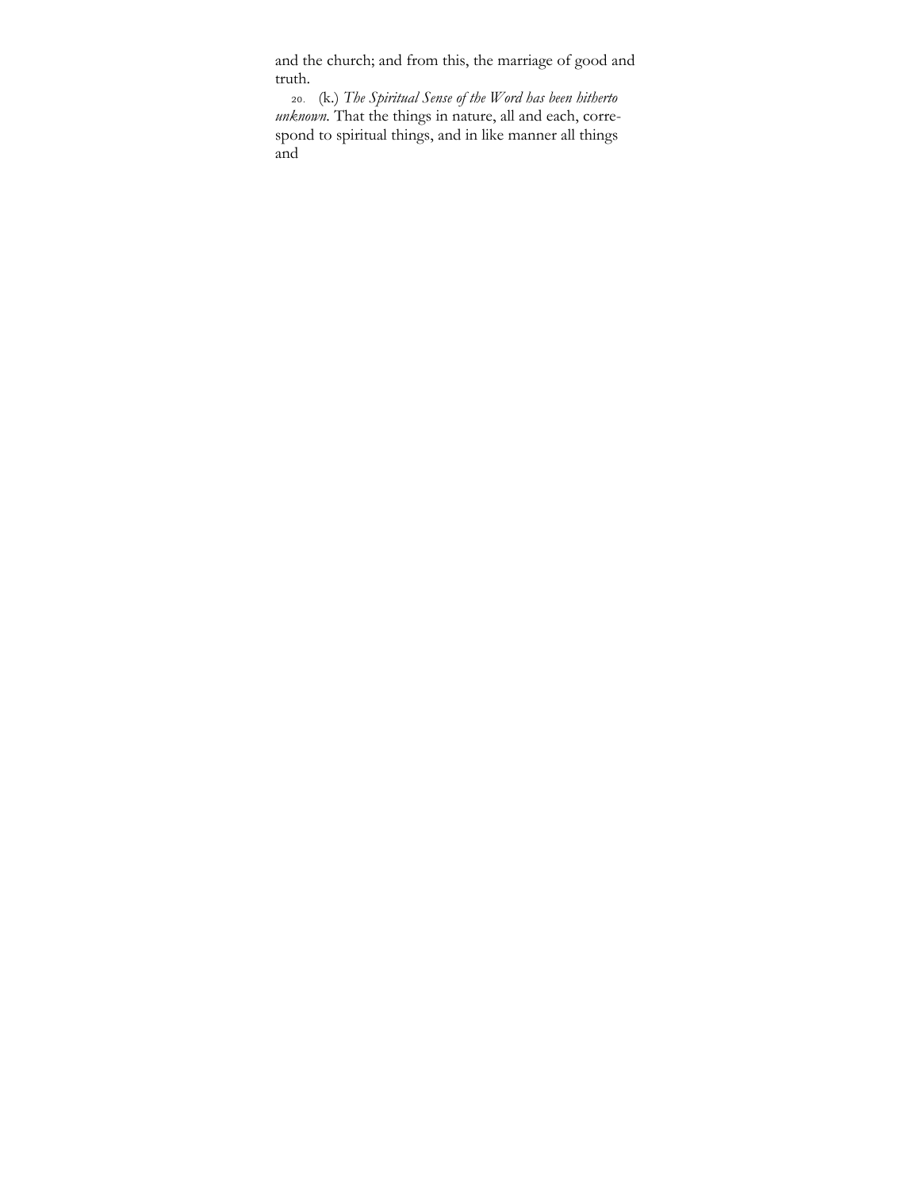and the church; and from this, the marriage of good and truth.

20. (k.) *The Spiritual Sense of the Word has been hitherto unknown.* That the things in nature, all and each, correspond to spiritual things, and in like manner all things and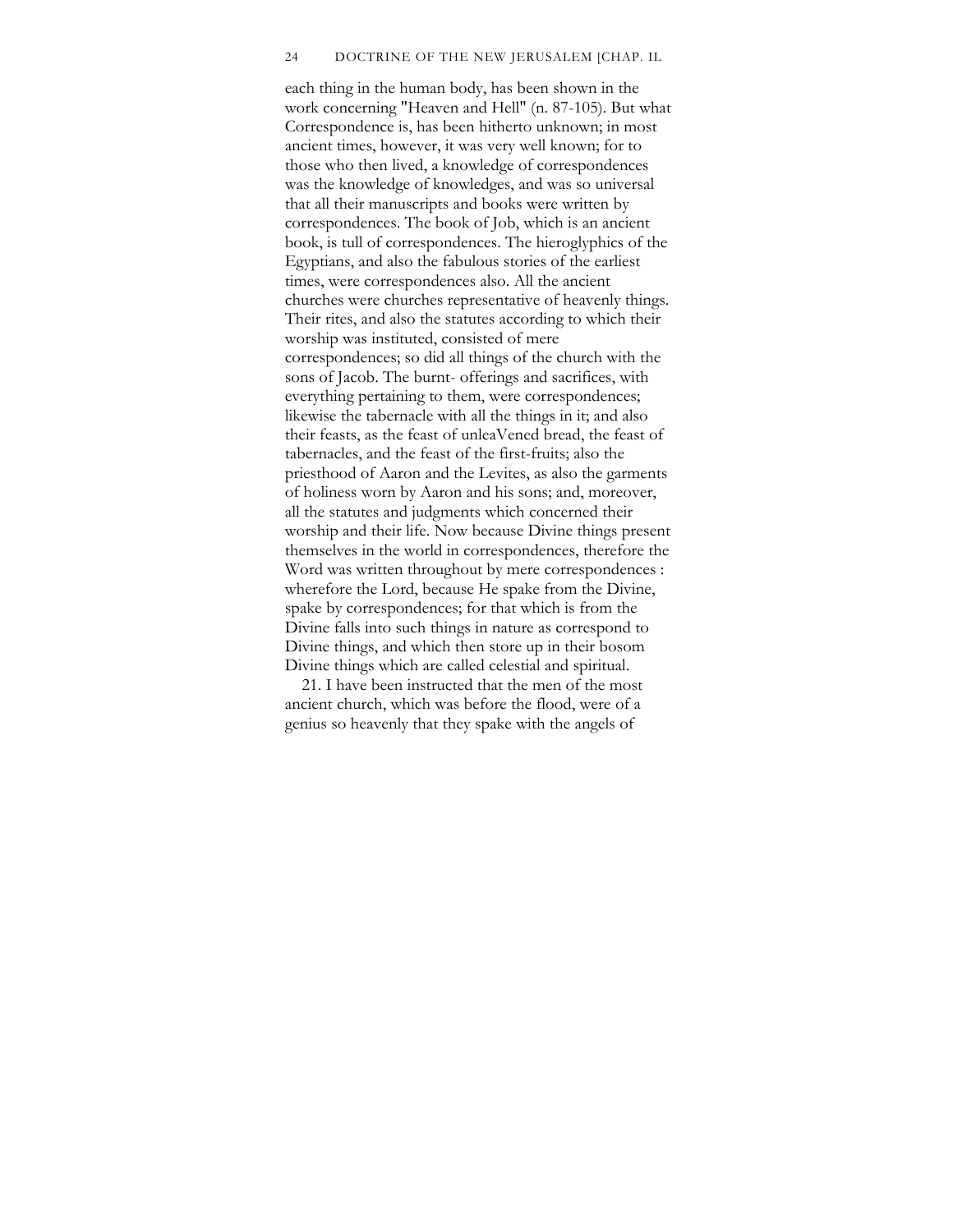each thing in the human body, has been shown in the work concerning "Heaven and Hell" (n. 87-105). But what Correspondence is, has been hitherto unknown; in most ancient times, however, it was very well known; for to those who then lived, a knowledge of correspondences was the knowledge of knowledges, and was so universal that all their manuscripts and books were written by correspondences. The book of Job, which is an ancient book, is tull of correspondences. The hieroglyphics of the Egyptians, and also the fabulous stories of the earliest times, were correspondences also. All the ancient churches were churches representative of heavenly things. Their rites, and also the statutes according to which their worship was instituted, consisted of mere correspondences; so did all things of the church with the sons of Jacob. The burnt- offerings and sacrifices, with everything pertaining to them, were correspondences; likewise the tabernacle with all the things in it; and also their feasts, as the feast of unleaVened bread, the feast of tabernacles, and the feast of the first-fruits; also the priesthood of Aaron and the Levites, as also the garments of holiness worn by Aaron and his sons; and, moreover, all the statutes and judgments which concerned their worship and their life. Now because Divine things present themselves in the world in correspondences, therefore the Word was written throughout by mere correspondences : wherefore the Lord, because He spake from the Divine, spake by correspondences; for that which is from the Divine falls into such things in nature as correspond to Divine things, and which then store up in their bosom Divine things which are called celestial and spiritual.

21. I have been instructed that the men of the most ancient church, which was before the flood, were of a genius so heavenly that they spake with the angels of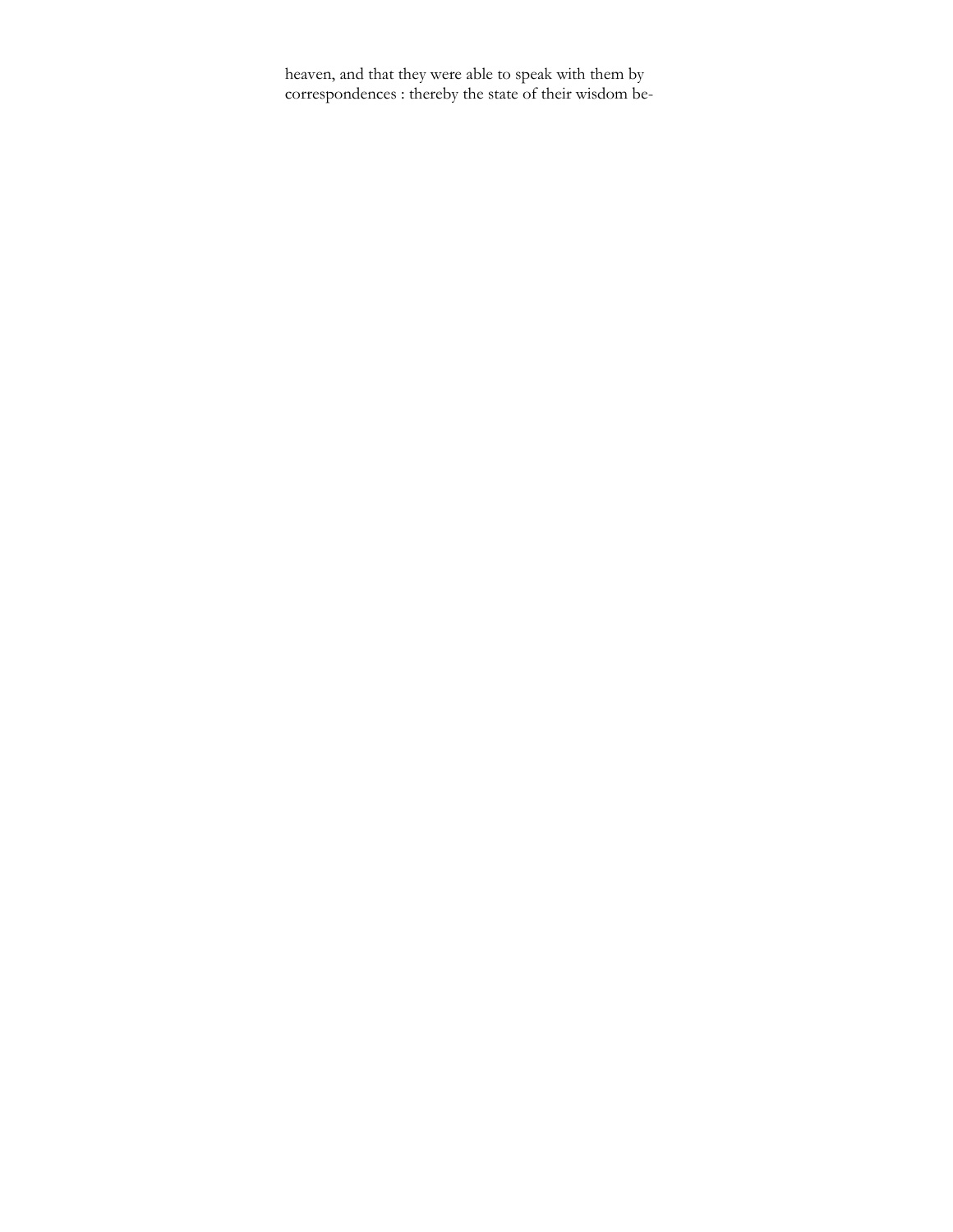heaven, and that they were able to speak with them by correspondences : thereby the state of their wisdom be-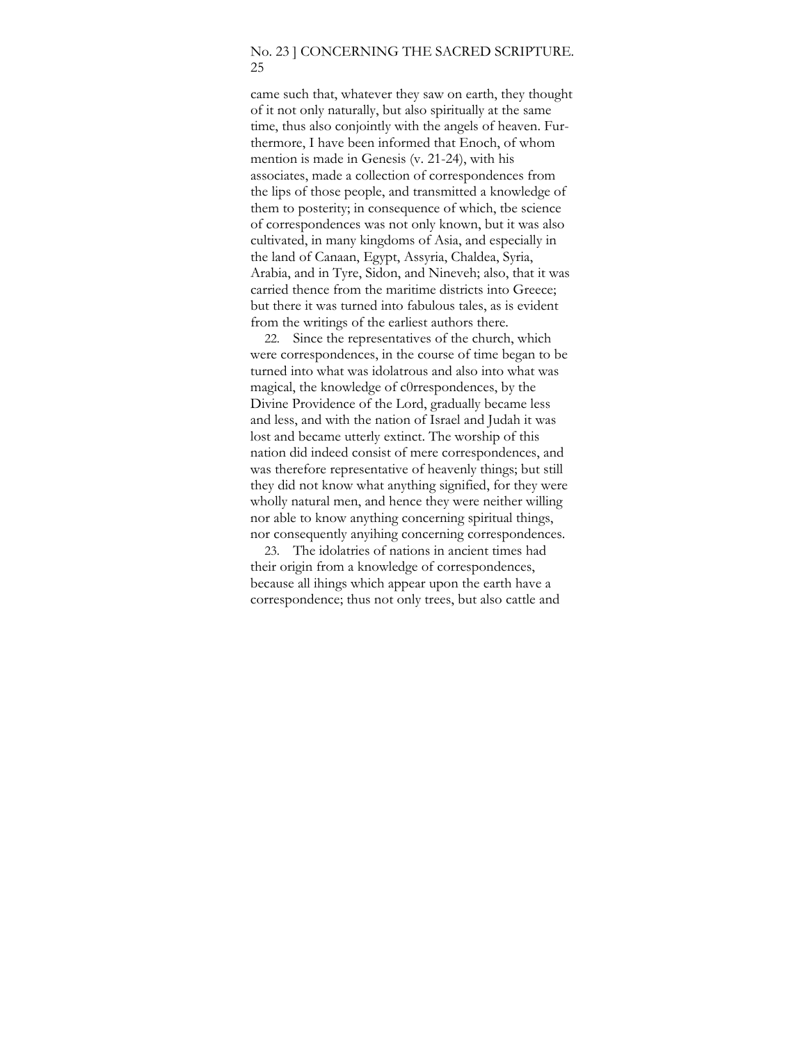came such that, whatever they saw on earth, they thought of it not only naturally, but also spiritually at the same time, thus also conjointly with the angels of heaven. Furthermore, I have been informed that Enoch, of whom mention is made in Genesis (v. 21-24), with his associates, made a collection of correspondences from the lips of those people, and transmitted a knowledge of them to posterity; in consequence of which, tbe science of correspondences was not only known, but it was also cultivated, in many kingdoms of Asia, and especially in the land of Canaan, Egypt, Assyria, Chaldea, Syria, Arabia, and in Tyre, Sidon, and Nineveh; also, that it was carried thence from the maritime districts into Greece; but there it was turned into fabulous tales, as is evident from the writings of the earliest authors there.

22. Since the representatives of the church, which were correspondences, in the course of time began to be turned into what was idolatrous and also into what was magical, the knowledge of c0rrespondences, by the Divine Providence of the Lord, gradually became less and less, and with the nation of Israel and Judah it was lost and became utterly extinct. The worship of this nation did indeed consist of mere correspondences, and was therefore representative of heavenly things; but still they did not know what anything signified, for they were wholly natural men, and hence they were neither willing nor able to know anything concerning spiritual things, nor consequently anyihing concerning correspondences.

23. The idolatries of nations in ancient times had their origin from a knowledge of correspondences, because all ihings which appear upon the earth have a correspondence; thus not only trees, but also cattle and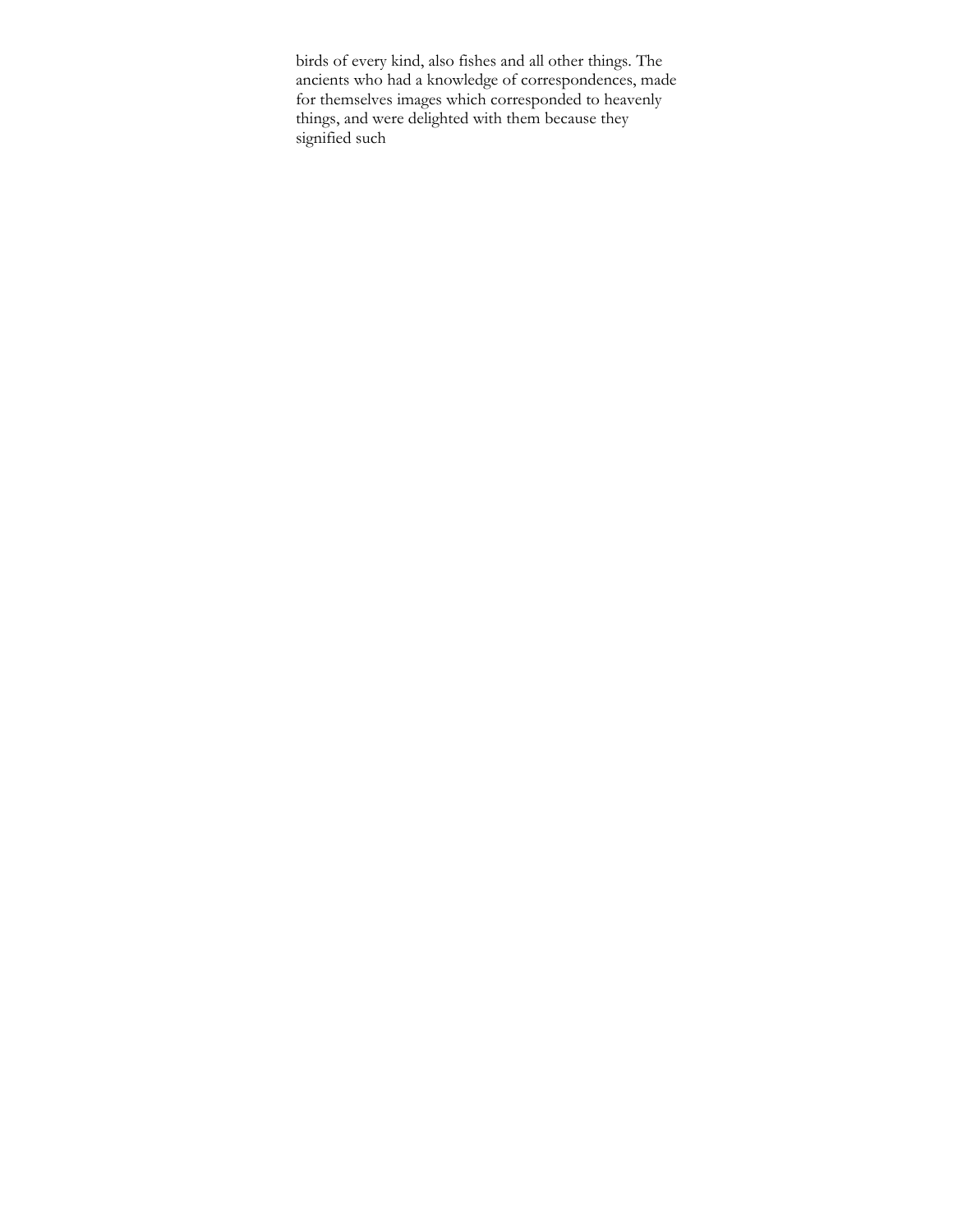birds of every kind, also fishes and all other things. The ancients who had a knowledge of correspondences, made for themselves images which corresponded to heavenly things, and were delighted with them because they signified such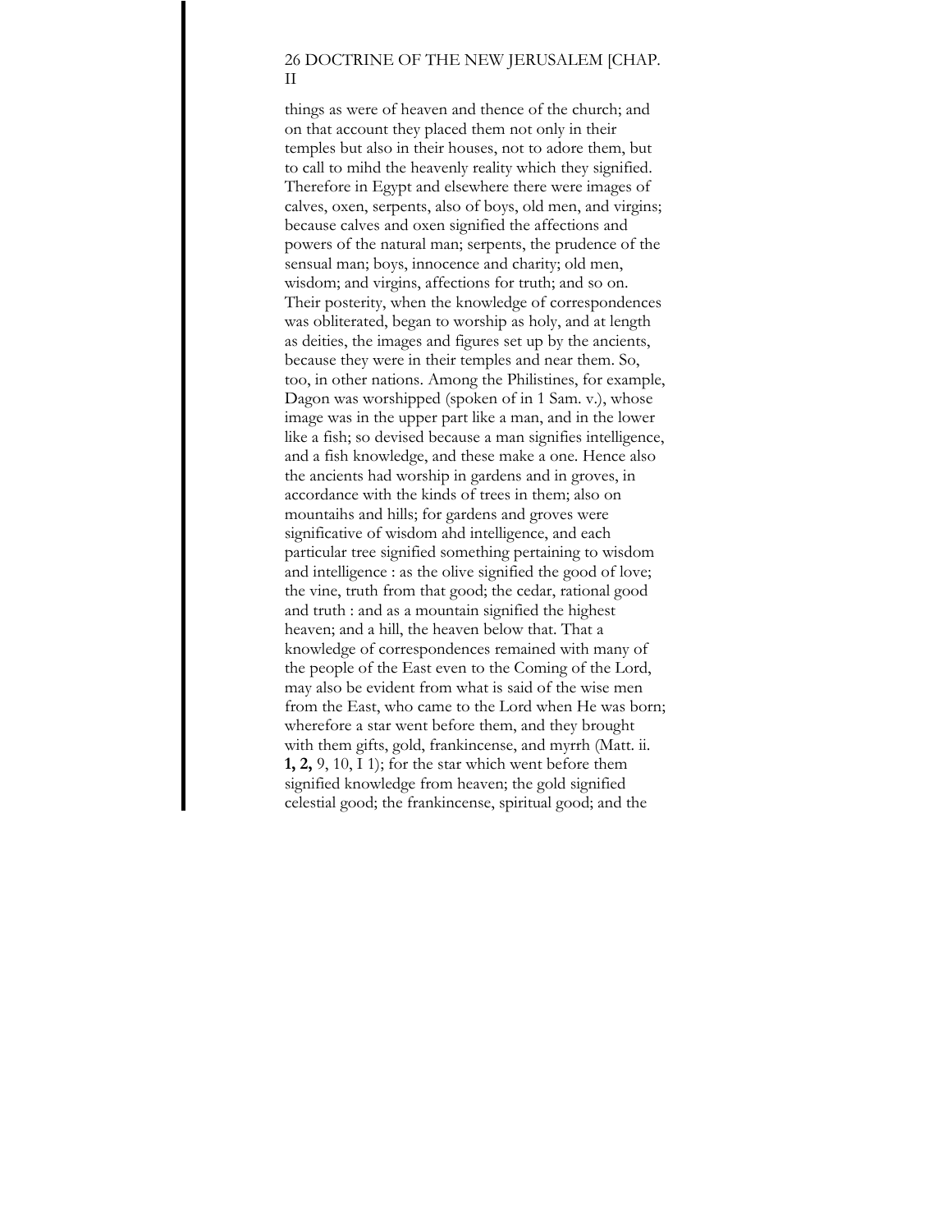things as were of heaven and thence of the church; and on that account they placed them not only in their temples but also in their houses, not to adore them, but to call to mihd the heavenly reality which they signified. Therefore in Egypt and elsewhere there were images of calves, oxen, serpents, also of boys, old men, and virgins; because calves and oxen signified the affections and powers of the natural man; serpents, the prudence of the sensual man; boys, innocence and charity; old men, wisdom; and virgins, affections for truth; and so on. Their posterity, when the knowledge of correspondences was obliterated, began to worship as holy, and at length as deities, the images and figures set up by the ancients, because they were in their temples and near them. So, too, in other nations. Among the Philistines, for example, Dagon was worshipped (spoken of in 1 Sam. v.), whose image was in the upper part like a man, and in the lower like a fish; so devised because a man signifies intelligence, and a fish knowledge, and these make a one. Hence also the ancients had worship in gardens and in groves, in accordance with the kinds of trees in them; also on mountaihs and hills; for gardens and groves were significative of wisdom ahd intelligence, and each particular tree signified something pertaining to wisdom and intelligence : as the olive signified the good of love; the vine, truth from that good; the cedar, rational good and truth : and as a mountain signified the highest heaven; and a hill, the heaven below that. That a knowledge of correspondences remained with many of the people of the East even to the Coming of the Lord, may also be evident from what is said of the wise men from the East, who came to the Lord when He was born; wherefore a star went before them, and they brought with them gifts, gold, frankincense, and myrrh (Matt. ii. **1, 2,** 9, 10, I 1); for the star which went before them signified knowledge from heaven; the gold signified celestial good; the frankincense, spiritual good; and the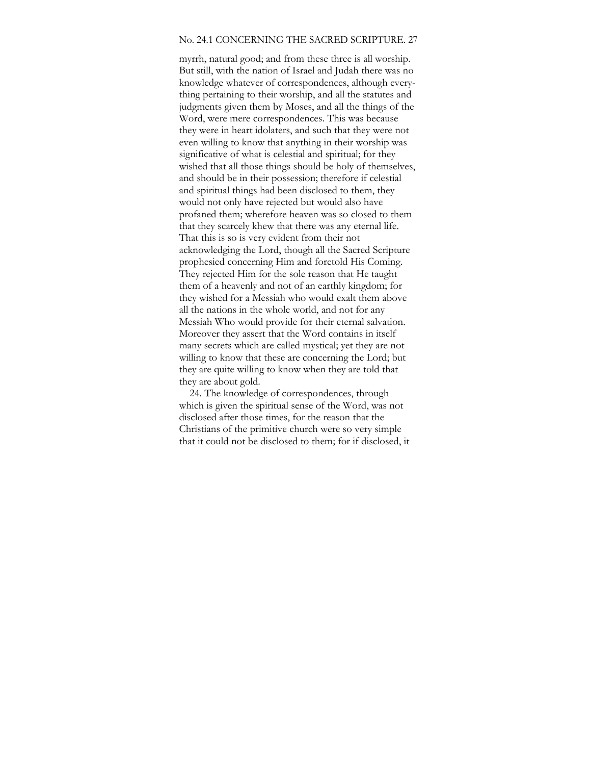myrrh, natural good; and from these three is all worship. But still, with the nation of Israel and Judah there was no knowledge whatever of correspondences, although everything pertaining to their worship, and all the statutes and judgments given them by Moses, and all the things of the Word, were mere correspondences. This was because they were in heart idolaters, and such that they were not even willing to know that anything in their worship was significative of what is celestial and spiritual; for they wished that all those things should be holy of themselves, and should be in their possession; therefore if celestial and spiritual things had been disclosed to them, they would not only have rejected but would also have profaned them; wherefore heaven was so closed to them that they scarcely khew that there was any eternal life. That this is so is very evident from their not acknowledging the Lord, though all the Sacred Scripture prophesied concerning Him and foretold His Coming. They rejected Him for the sole reason that He taught them of a heavenly and not of an earthly kingdom; for they wished for a Messiah who would exalt them above all the nations in the whole world, and not for any Messiah Who would provide for their eternal salvation. Moreover they assert that the Word contains in itself many secrets which are called mystical; yet they are not willing to know that these are concerning the Lord; but they are quite willing to know when they are told that they are about gold.

24. The knowledge of correspondences, through which is given the spiritual sense of the Word, was not disclosed after those times, for the reason that the Christians of the primitive church were so very simple that it could not be disclosed to them; for if disclosed, it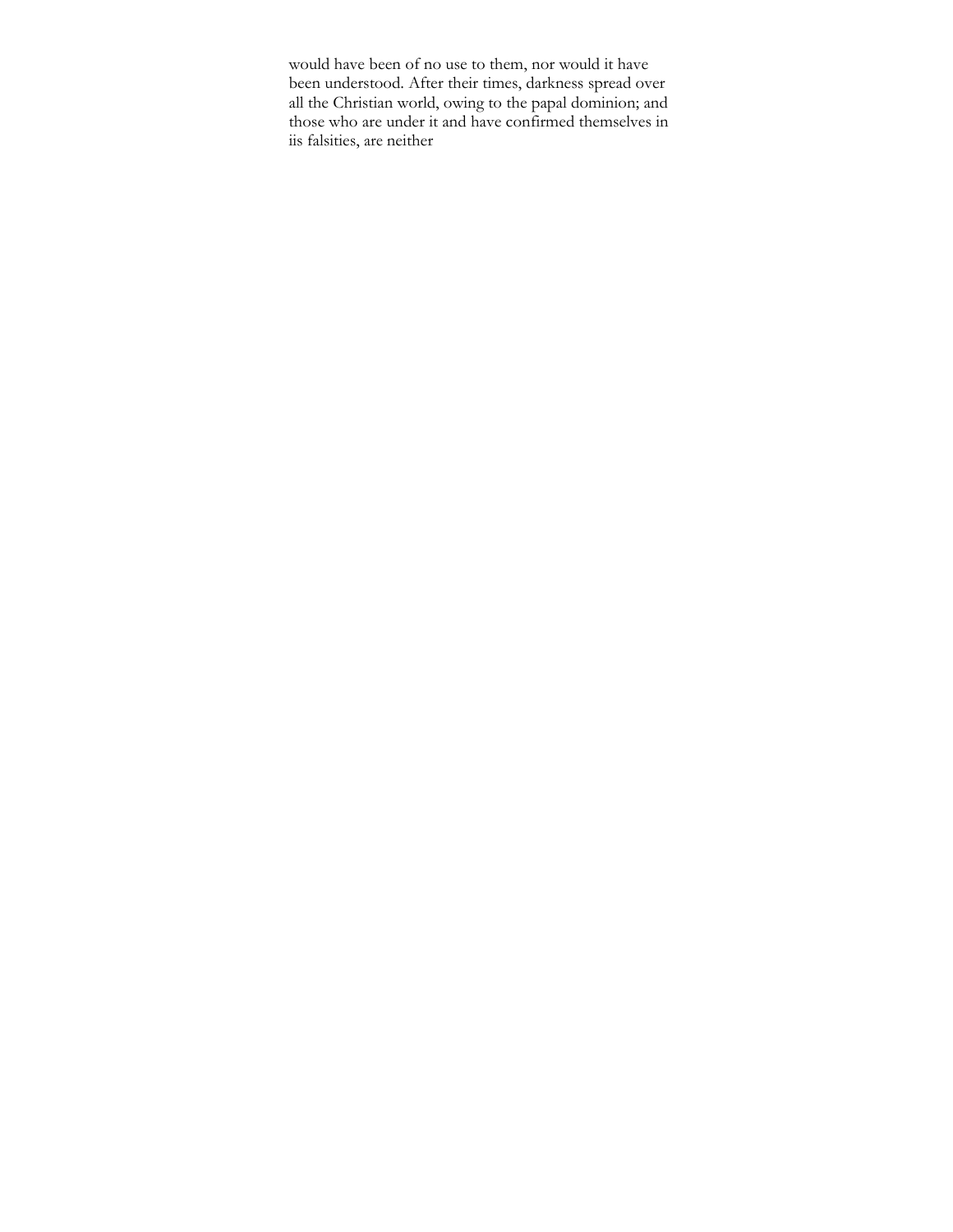would have been of no use to them, nor would it have been understood. After their times, darkness spread over all the Christian world, owing to the papal dominion; and those who are under it and have confirmed themselves in iis falsities, are neither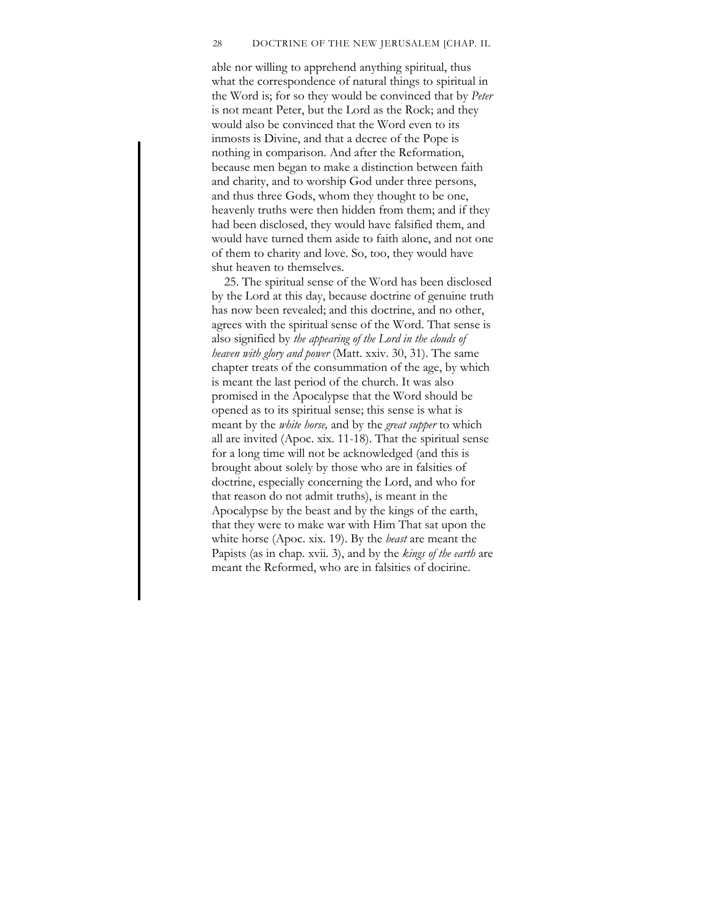able nor willing to apprehend anything spiritual, thus what the correspondence of natural things to spiritual in the Word is; for so they would be convinced that by *Peter* is not meant Peter, but the Lord as the Rock; and they would also be convinced that the Word even to its inmosts is Divine, and that a decree of the Pope is nothing in comparison. And after the Reformation, because men began to make a distinction between faith and charity, and to worship God under three persons, and thus three Gods, whom they thought to be one, heavenly truths were then hidden from them; and if they had been disclosed, they would have falsified them, and would have turned them aside to faith alone, and not one of them to charity and love. So, too, they would have shut heaven to themselves.

25. The spiritual sense of the Word has been disclosed by the Lord at this day, because doctrine of genuine truth has now been revealed; and this doctrine, and no other, agrees with the spiritual sense of the Word. That sense is also signified by *the appearing of the Lord in the clouds of heaven with glory and power* (Matt. xxiv. 30, 31). The same chapter treats of the consummation of the age, by which is meant the last period of the church. It was also promised in the Apocalypse that the Word should be opened as to its spiritual sense; this sense is what is meant by the *white horse,* and by the *great supper* to which all are invited (Apoc. xix. 11-18). That the spiritual sense for a long time will not be acknowledged (and this is brought about solely by those who are in falsities of doctrine, especially concerning the Lord, and who for that reason do not admit truths), is meant in the Apocalypse by the beast and by the kings of the earth, that they were to make war with Him That sat upon the white horse (Apoc. xix. 19). By the *beast* are meant the Papists (as in chap. xvii. 3), and by the *kings of the earth* are meant the Reformed, who are in falsities of docirine.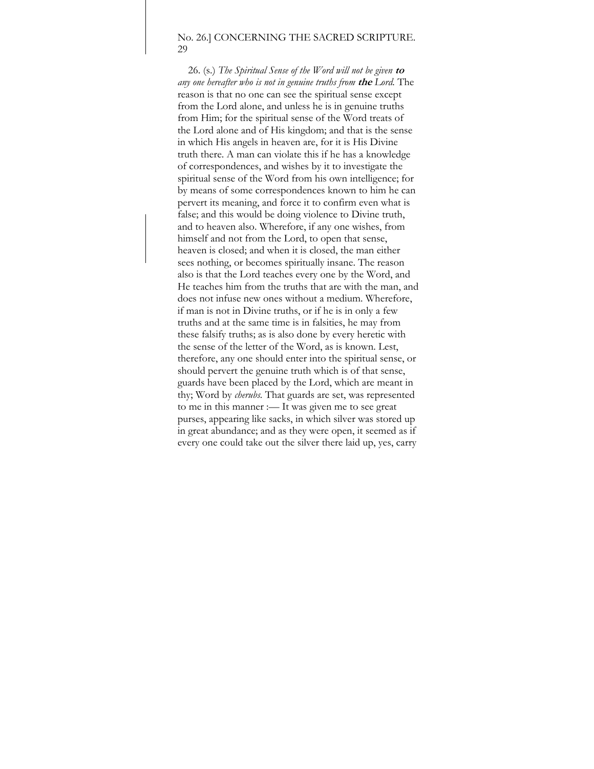26. (s.) *The Spiritual Sense of the Word will not be given* **to** *any one hereafter who is not in genuine truths from* **the** *Lord.* The reason is that no one can see the spiritual sense except from the Lord alone, and unless he is in genuine truths from Him; for the spiritual sense of the Word treats of the Lord alone and of His kingdom; and that is the sense in which His angels in heaven are, for it is His Divine truth there. A man can violate this if he has a knowledge of correspondences, and wishes by it to investigate the spiritual sense of the Word from his own intelligence; for by means of some correspondences known to him he can pervert its meaning, and force it to confirm even what is false; and this would be doing violence to Divine truth, and to heaven also. Wherefore, if any one wishes, from himself and not from the Lord, to open that sense, heaven is closed; and when it is closed, the man either sees nothing, or becomes spiritually insane. The reason also is that the Lord teaches every one by the Word, and He teaches him from the truths that are with the man, and does not infuse new ones without a medium. Wherefore, if man is not in Divine truths, or if he is in only a few truths and at the same time is in falsities, he may from these falsify truths; as is also done by every heretic with the sense of the letter of the Word, as is known. Lest, therefore, any one should enter into the spiritual sense, or should pervert the genuine truth which is of that sense, guards have been placed by the Lord, which are meant in thy; Word by *cherubs.* That guards are set, was represented to me in this manner :— It was given me to see great purses, appearing like sacks, in which silver was stored up in great abundance; and as they were open, it seemed as if every one could take out the silver there laid up, yes, carry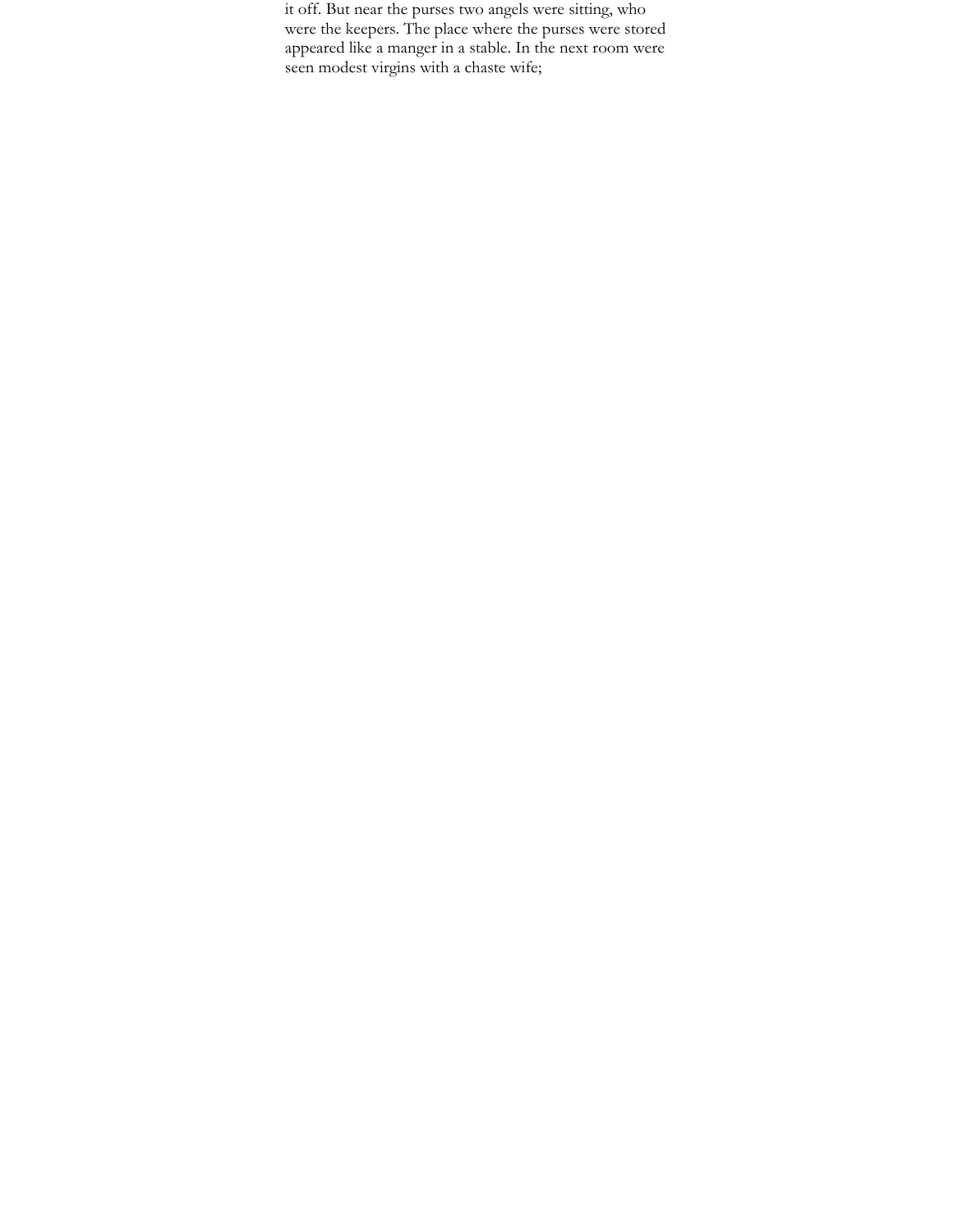it off. But near the purses two angels were sitting, who were the keepers. The place where the purses were stored appeared like a manger in a stable. In the next room were seen modest virgins with a chaste wife;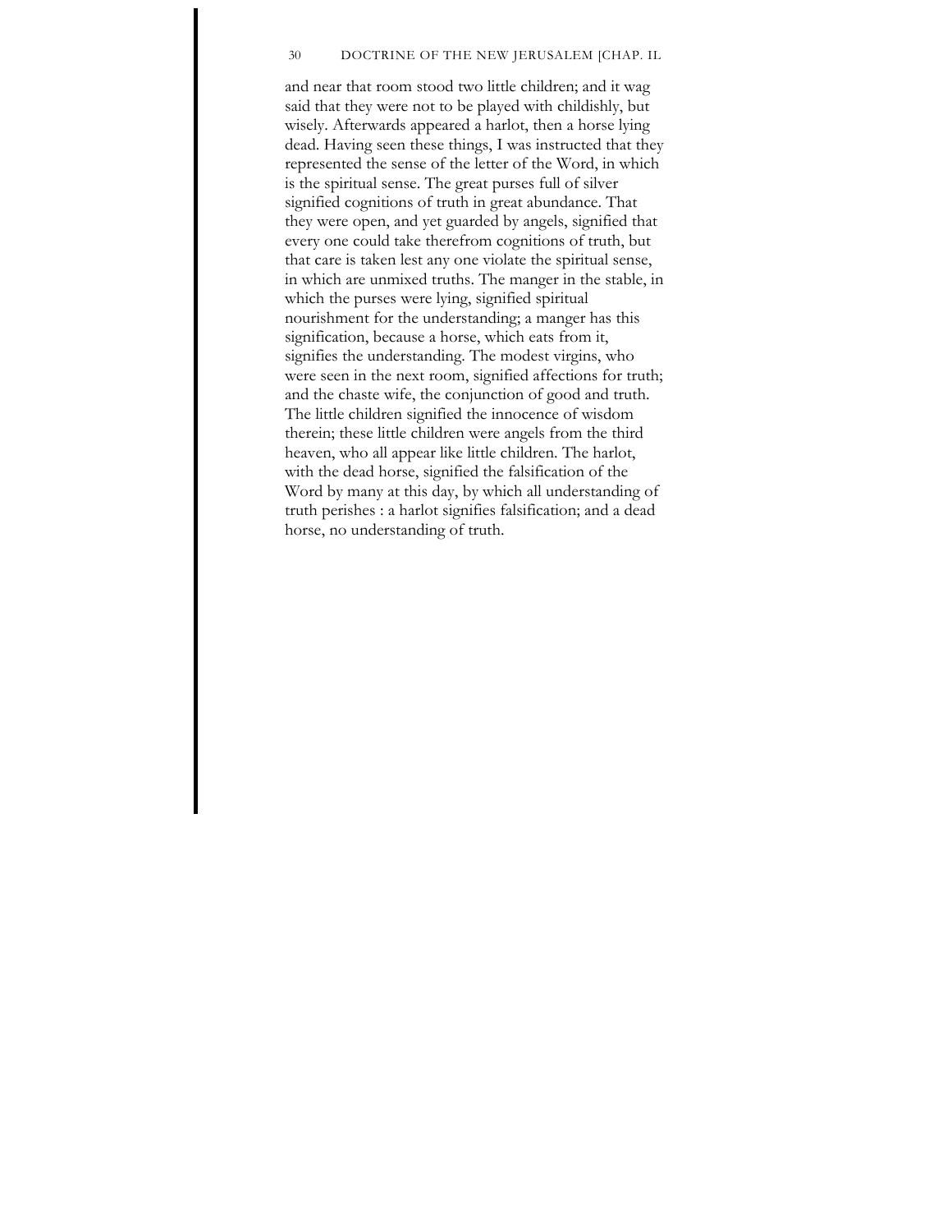and near that room stood two little children; and it wag said that they were not to be played with childishly, but wisely. Afterwards appeared a harlot, then a horse lying dead. Having seen these things, I was instructed that they represented the sense of the letter of the Word, in which is the spiritual sense. The great purses full of silver signified cognitions of truth in great abundance. That they were open, and yet guarded by angels, signified that every one could take therefrom cognitions of truth, but that care is taken lest any one violate the spiritual sense, in which are unmixed truths. The manger in the stable, in which the purses were lying, signified spiritual nourishment for the understanding; a manger has this signification, because a horse, which eats from it, signifies the understanding. The modest virgins, who were seen in the next room, signified affections for truth; and the chaste wife, the conjunction of good and truth. The little children signified the innocence of wisdom therein; these little children were angels from the third heaven, who all appear like little children. The harlot, with the dead horse, signified the falsification of the Word by many at this day, by which all understanding of truth perishes : a harlot signifies falsification; and a dead horse, no understanding of truth.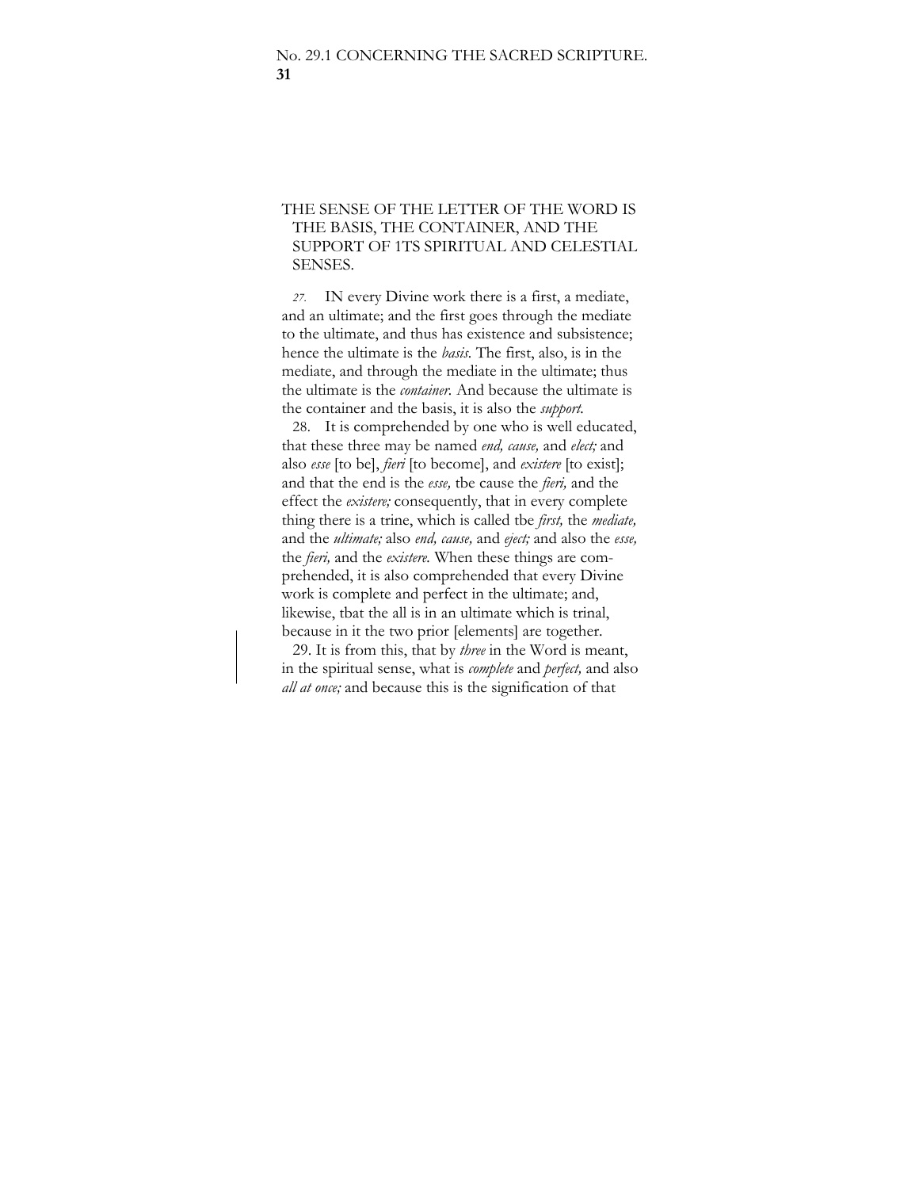## THE SENSE OF THE LETTER OF THE WORD IS THE BASIS, THE CONTAINER, AND THE SUPPORT OF 1TS SPIRITUAL AND CELESTIAL SENSES.

*27.* IN every Divine work there is a first, a mediate, and an ultimate; and the first goes through the mediate to the ultimate, and thus has existence and subsistence; hence the ultimate is the *basis*. The first, also, is in the mediate, and through the mediate in the ultimate; thus the ultimate is the *container*. And because the ultimate is the container and the basis, it is also the *support*.

28. It is comprehended by one who is well educated, that these three may be named *end, cause,* and *elect;* and also *esse* [to be], *fieri* [to become], and *existere* [to exist]; and that the end is the *esse,* tbe cause the *fieri,* and the effect the *existere;* consequently, that in every complete thing there is a trine, which is called tbe *first,* the *mediate,* and the *ultimate;* also *end, cause,* and *eject;* and also the *esse,* the *fieri,* and the *existere*. When these things are comprehended, it is also comprehended that every Divine work is complete and perfect in the ultimate; and, likewise, tbat the all is in an ultimate which is trinal, because in it the two prior [elements] are together.

29. It is from this, that by *three* in the Word is meant, in the spiritual sense, what is *complete* and *perfect,* and also *all at once;* and because this is the signification of that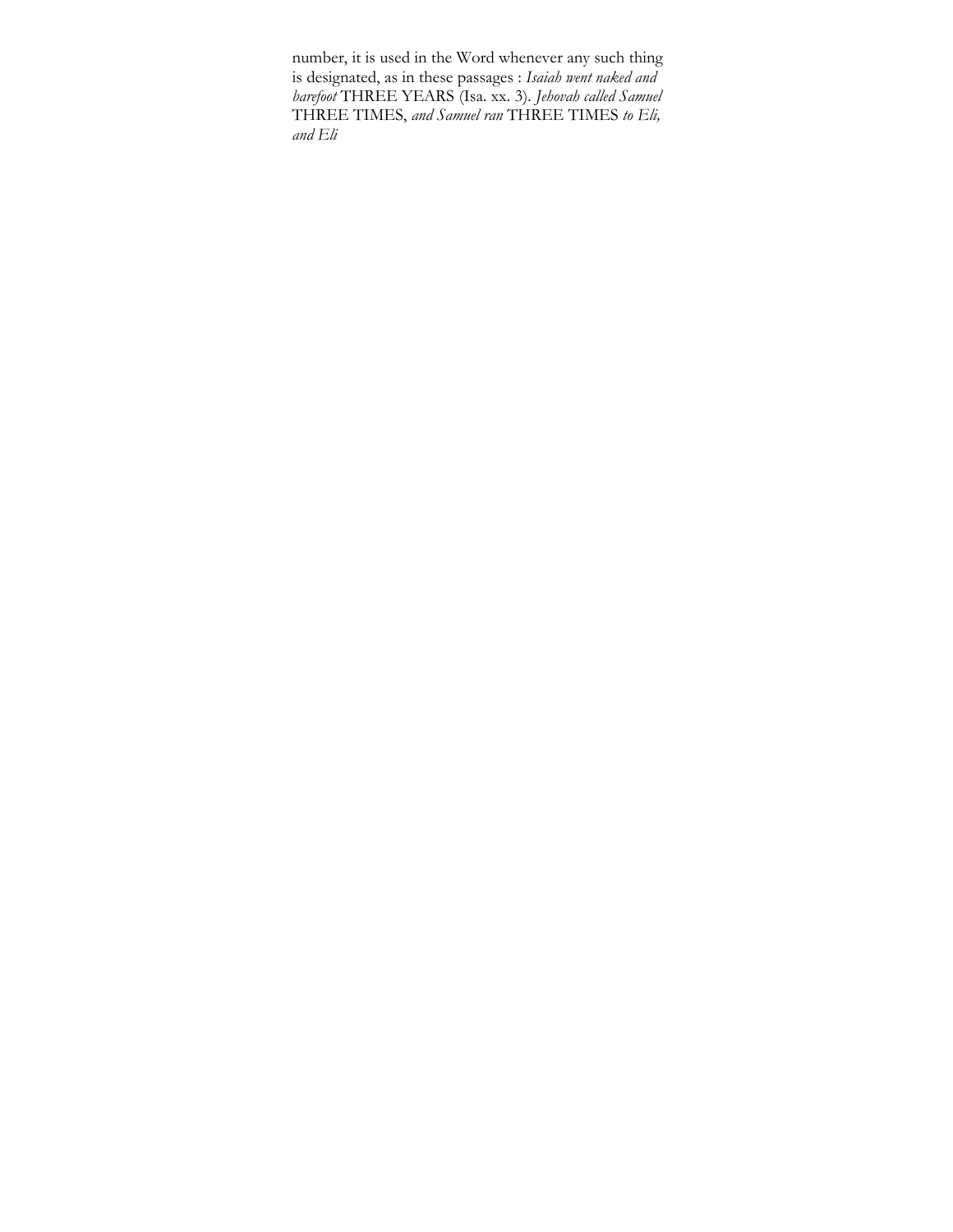number, it is used in the Word whenever any such thing is designated, as in these passages : *Isaiah went naked and barefoot* THREE YEARS (Isa. xx. 3). *Jehovah called Samuel* THREE TIMES, *and Samuel ran* THREE TIMES *to Eli, and Eli*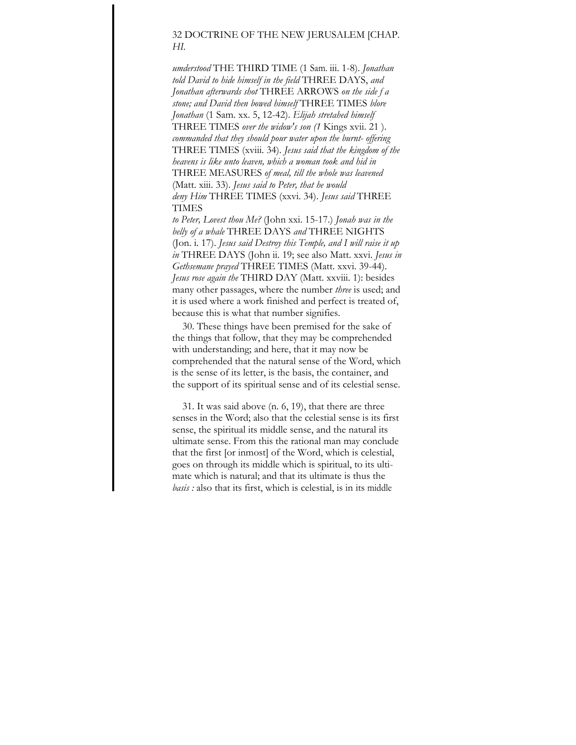*umderstood* THE THIRD TIME (1 Sam. iii. 1-8). *Jonathan told David to hide himself in the field* THREE DAYS, *and Jonathan afterwards shot* THREE ARROWS *on the side f a stone; and David then bowed himself* THREE TIMES *blore Jonathan* (1 Sam. xx. 5, 12-42). *Elijah stretahed himself* THREE TIMES *over the widow's son (1* Kings xvii. 21 ). *commanded that they should pour water upon the burnt- offering* THREE TIMES (xviii. 34). *Jesus said that the kingdom of the heavens is like unto leaven, which a woman took and hid in* THREE MEASURES *of meal, till the whole was leavened* (Matt. xiii. 33). *Jesus said to Peter, that he would deny Him* THREE TIMES (xxvi. 34). *Jesus said* THREE TIMES *to Peter, Lovest thou Me?* (John xxi. 15-17.) *Jonah was in the belly of a whale* THREE DAYS *and* THREE NIGHTS (Jon. i. 17). *Jesus said Destroy this Temple, and I will raise it up in* THREE DAYS (John ii. 19; see also Matt. xxvi. *Jesus in Gethsemane prayed* THREE TIMES (Matt. xxvi. 39-44). *Jesus rose again the* THIRD DAY (Matt. xxviii. 1): besides many other passages, where the number *three* is used; and it is used where a work finished and perfect is treated of, because this is what that number signifies.

30. These things have been premised for the sake of the things that follow, that they may be comprehended with understanding; and here, that it may now be comprehended that the natural sense of the Word, which is the sense of its letter, is the basis, the container, and the support of its spiritual sense and of its celestial sense.

31. It was said above (n. 6, 19), that there are three senses in the Word; also that the celestial sense is its first sense, the spiritual its middle sense, and the natural its ultimate sense. From this the rational man may conclude that the first [or inmost] of the Word, which is celestial, goes on through its middle which is spiritual, to its ultimate which is natural; and that its ultimate is thus the *basis :* also that its first, which is celestial, is in its middle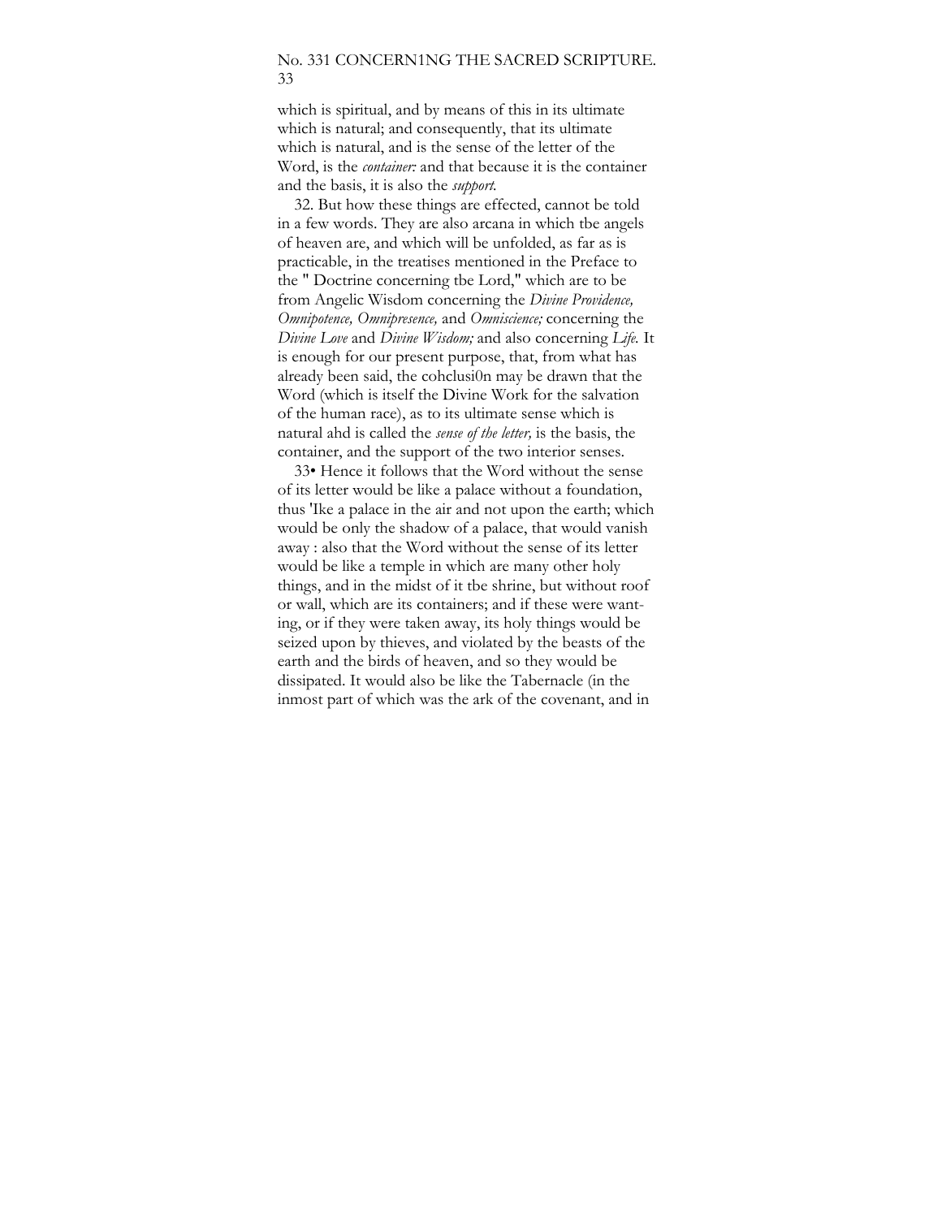which is spiritual, and by means of this in its ultimate which is natural; and consequently, that its ultimate which is natural, and is the sense of the letter of the Word, is the *container:* and that because it is the container and the basis, it is also the *support.*

32. But how these things are effected, cannot be told in a few words. They are also arcana in which tbe angels of heaven are, and which will be unfolded, as far as is practicable, in the treatises mentioned in the Preface to the " Doctrine concerning tbe Lord," which are to be from Angelic Wisdom concerning the *Divine Providence, Omnipotence, Omnipresence,* and *Omniscience;* concerning the *Divine Love* and *Divine Wisdom;* and also concerning *Life.* It is enough for our present purpose, that, from what has already been said, the cohclusi0n may be drawn that the Word (which is itself the Divine Work for the salvation of the human race), as to its ultimate sense which is natural ahd is called the *sense of the letter,* is the basis, the container, and the support of the two interior senses.

33• Hence it follows that the Word without the sense of its letter would be like a palace without a foundation, thus 'Ike a palace in the air and not upon the earth; which would be only the shadow of a palace, that would vanish away : also that the Word without the sense of its letter would be like a temple in which are many other holy things, and in the midst of it tbe shrine, but without roof or wall, which are its containers; and if these were wanting, or if they were taken away, its holy things would be seized upon by thieves, and violated by the beasts of the earth and the birds of heaven, and so they would be dissipated. It would also be like the Tabernacle (in the inmost part of which was the ark of the covenant, and in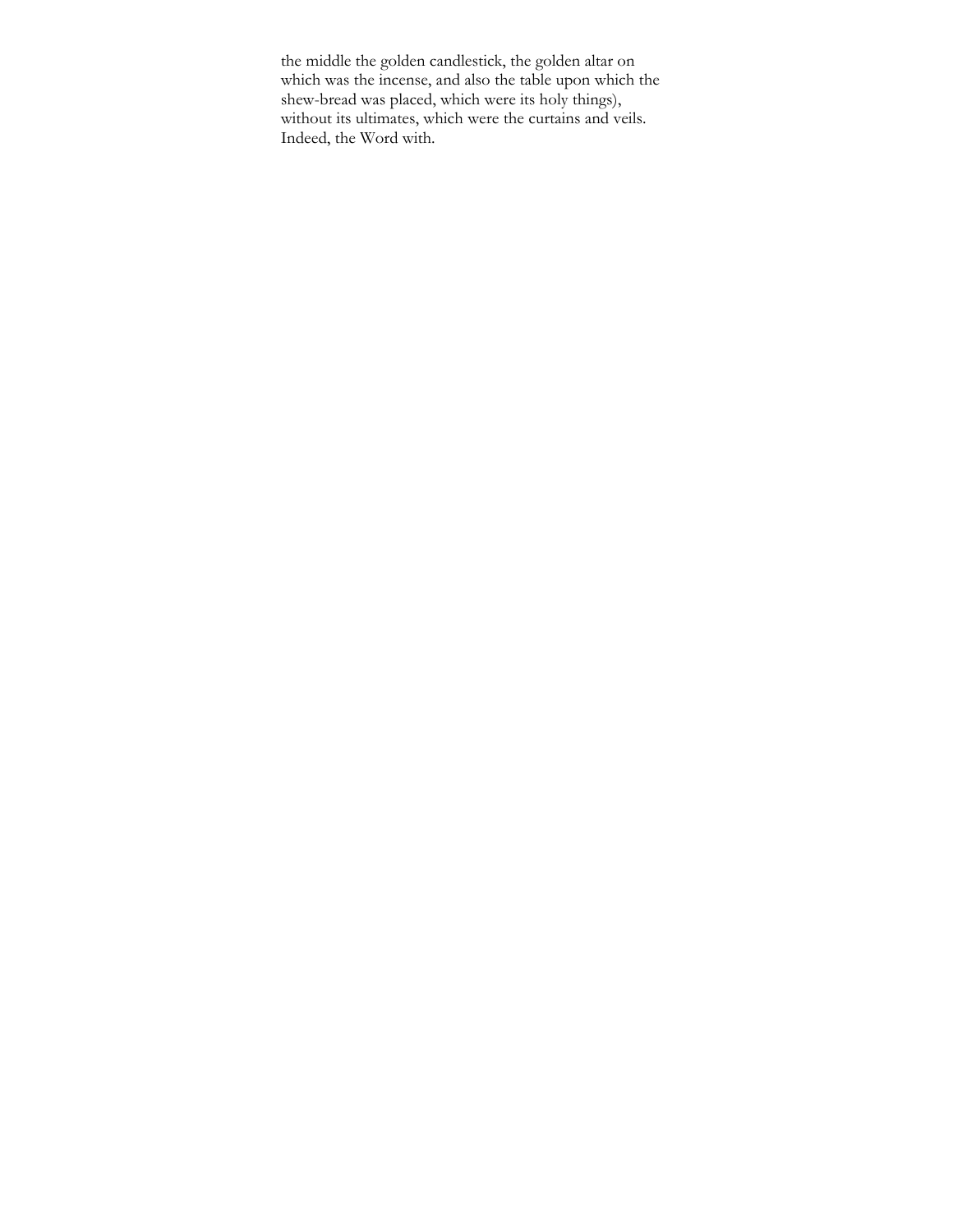the middle the golden candlestick, the golden altar on which was the incense, and also the table upon which the shew-bread was placed, which were its holy things), without its ultimates, which were the curtains and veils. Indeed, the Word with.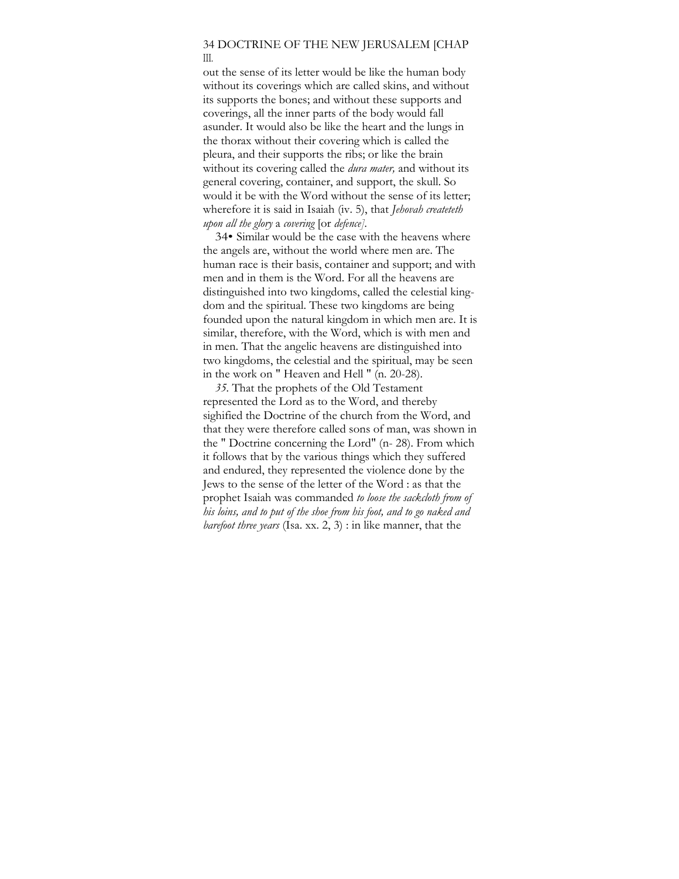out the sense of its letter would be like the human body without its coverings which are called skins, and without its supports the bones; and without these supports and coverings, all the inner parts of the body would fall asunder. It would also be like the heart and the lungs in the thorax without their covering which is called the pleura, and their supports the ribs; or like the brain without its covering called the *dura mater,* and without its general covering, container, and support, the skull. So would it be with the Word without the sense of its letter; wherefore it is said in Isaiah (iv. 5), that *Jehovah createteth upon all the glory* a *covering* [or *defence]*.

34• Similar would be the case with the heavens where the angels are, without the world where men are. The human race is their basis, container and support; and with men and in them is the Word. For all the heavens are distinguished into two kingdoms, called the celestial kingdom and the spiritual. These two kingdoms are being founded upon the natural kingdom in which men are. It is similar, therefore, with the Word, which is with men and in men. That the angelic heavens are distinguished into two kingdoms, the celestial and the spiritual, may be seen in the work on " Heaven and Hell " (n. 20-28).

*35.* That the prophets of the Old Testament represented the Lord as to the Word, and thereby sighified the Doctrine of the church from the Word, and that they were therefore called sons of man, was shown in the " Doctrine concerning the Lord" (n- 28). From which it follows that by the various things which they suffered and endured, they represented the violence done by the Jews to the sense of the letter of the Word : as that the prophet Isaiah was commanded *to loose the sackcloth from of his loins, and to put of the shoe from his foot, and to go naked and barefoot three years* (Isa. xx. 2, 3) : in like manner, that the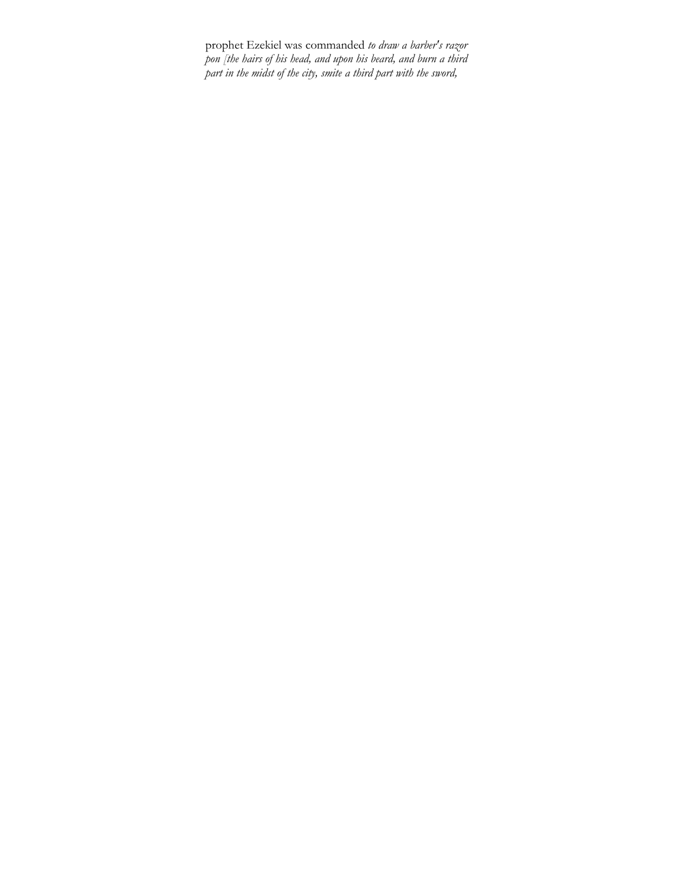prophet Ezekiel was commanded *to draw a barber's razor pon [the hairs of his head, and upon his beard, and burn a third part in the midst of the city, smite a third part with the sword,*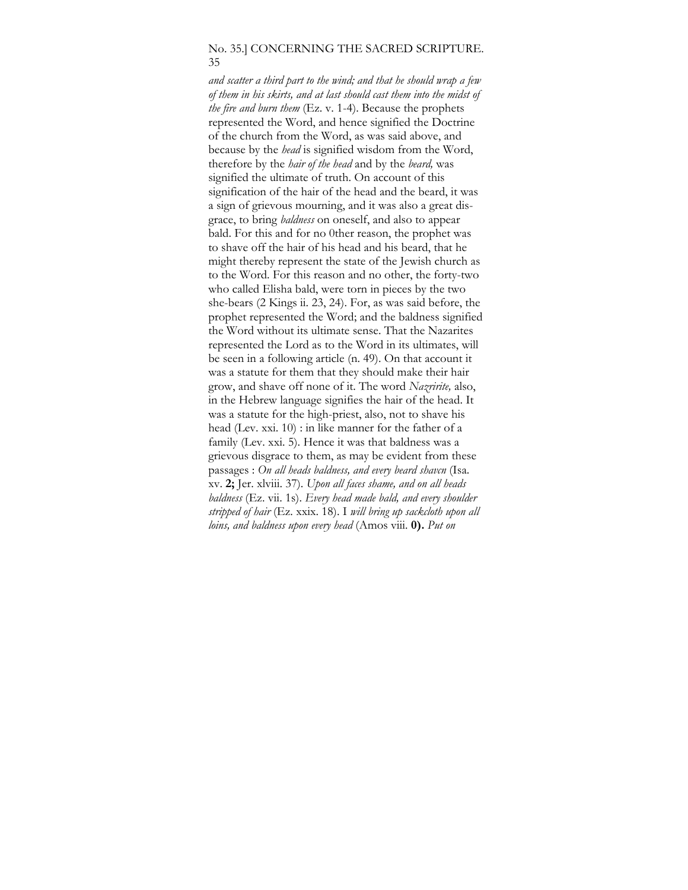*and scatter a third part to the wind; and that he should wrap a few of them in his skirts, and at last should cast them into the midst of the fire and burn them* (Ez. v. 1-4). Because the prophets represented the Word, and hence signified the Doctrine of the church from the Word, as was said above, and because by the *head* is signified wisdom from the Word, therefore by the *hair of the head* and by the *beard,* was signified the ultimate of truth. On account of this signification of the hair of the head and the beard, it was a sign of grievous mourning, and it was also a great disgrace, to bring *baldness* on oneself, and also to appear bald. For this and for no 0ther reason, the prophet was to shave off the hair of his head and his beard, that he might thereby represent the state of the Jewish church as to the Word. For this reason and no other, the forty-two who called Elisha bald, were torn in pieces by the two she-bears (2 Kings ii. 23, 24). For, as was said before, the prophet represented the Word; and the baldness signified the Word without its ultimate sense. That the Nazarites represented the Lord as to the Word in its ultimates, will be seen in a following article (n. 49). On that account it was a statute for them that they should make their hair grow, and shave off none of it. The word *Nazririte,* also, in the Hebrew language signifies the hair of the head. It was a statute for the high-priest, also, not to shave his head (Lev. xxi. 10) : in like manner for the father of a family (Lev. xxi. 5). Hence it was that baldness was a grievous disgrace to them, as may be evident from these passages : *On all heads baldness, and every beard shavcn* (Isa. xv. **2;** Jer. xlviii. 37). *Upon all faces shame, and on all heads baldness* (Ez. vii. 1s). *Every head made bald, and every shoulder stripped of hair* (Ez. xxix. 18). I *will bring up sackcloth upon all loins, and baldness upon every head* (Amos viii. **0).** *Put on*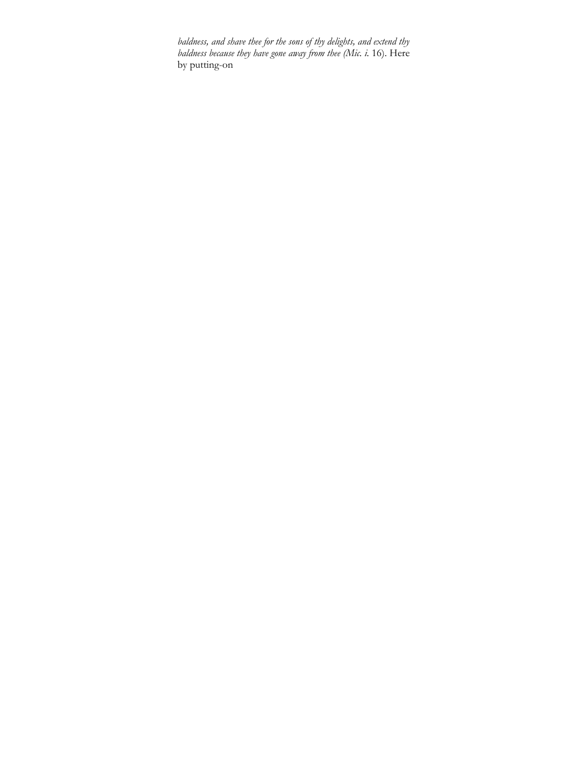*baldness, and shave thee for the sons of thy delights, and extend thy baldness because they have gone away from thee (Mic. i.* 16). Here by putting-on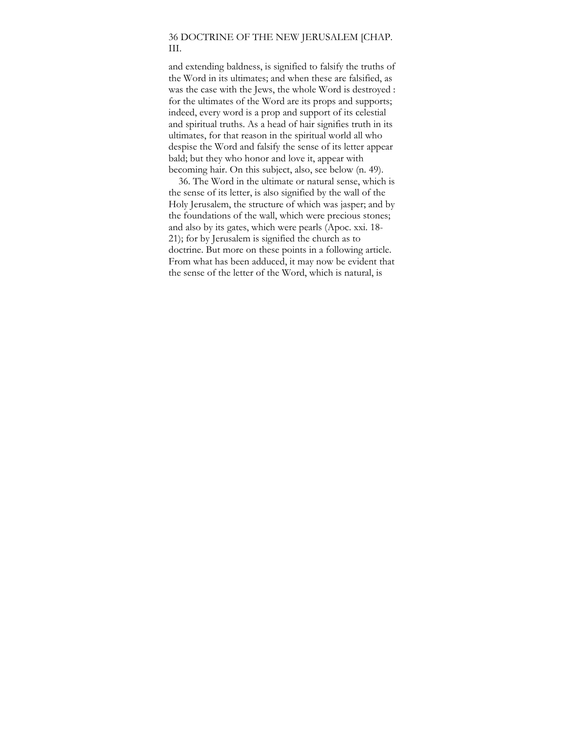and extending baldness, is signified to falsify the truths of the Word in its ultimates; and when these are falsified, as was the case with the Jews, the whole Word is destroyed : for the ultimates of the Word are its props and supports; indeed, every word is a prop and support of its celestial and spiritual truths. As a head of hair signifies truth in its ultimates, for that reason in the spiritual world all who despise the Word and falsify the sense of its letter appear bald; but they who honor and love it, appear with becoming hair. On this subject, also, see below (n. 49).

36. The Word in the ultimate or natural sense, which is the sense of its letter, is also signified by the wall of the Holy Jerusalem, the structure of which was jasper; and by the foundations of the wall, which were precious stones; and also by its gates, which were pearls (Apoc. xxi. 18-21); for by Jerusalem is signified the church as to doctrine. But more on these points in a following article. From what has been adduced, it may now be evident that the sense of the letter of the Word, which is natural, is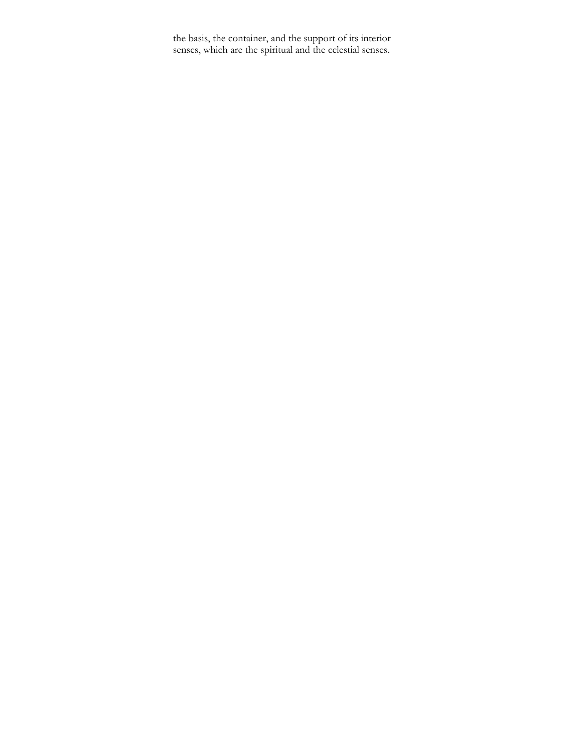the basis, the container, and the support of its interior senses, which are the spiritual and the celestial senses.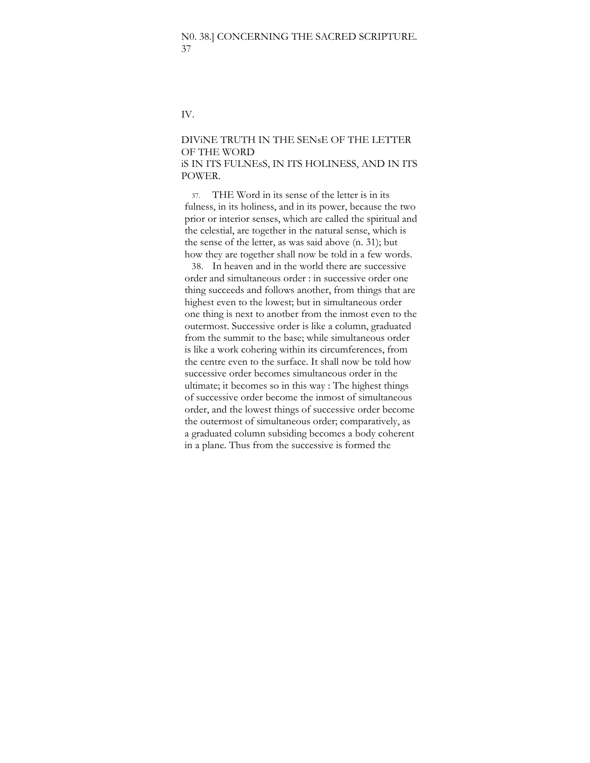## IV.

## DIVINE TRUTH IN THE SENSE OF THE LETTER OF THE WORD IS IN ITS FULNESS, IN ITS HOLINESS, AND IN ITS POWER.

37. THE Word in its sense of the letter is in its fulness, in its holiness, and in its power, because the two prior or interior senses, which are called the spiritual and the celestial, are together in the natural sense, which is the sense of the letter, as was said above (n. 31); but how they are together shall now be told in a few words.

38. In heaven and in the world there are successive order and simultaneous order : in successive order one thing succeeds and follows another, from things that are highest even to the lowest; but in simultaneous order one thing is next to anotber from the inmost even to the outermost. Successive order is like a column, graduated from the summit to the base; while simultaneous order is like a work cohering within its circumferences, from the centre even to the surface. It shall now be told how successive order becomes simultaneous order in the ultimate; it becomes so in this way : The highest things of successive order become the inmost of simultaneous order, and the lowest things of successive order become the outermost of simultaneous order; comparatively, as a graduated column subsiding becomes a body coherent in a plane. Thus from the successive is formed the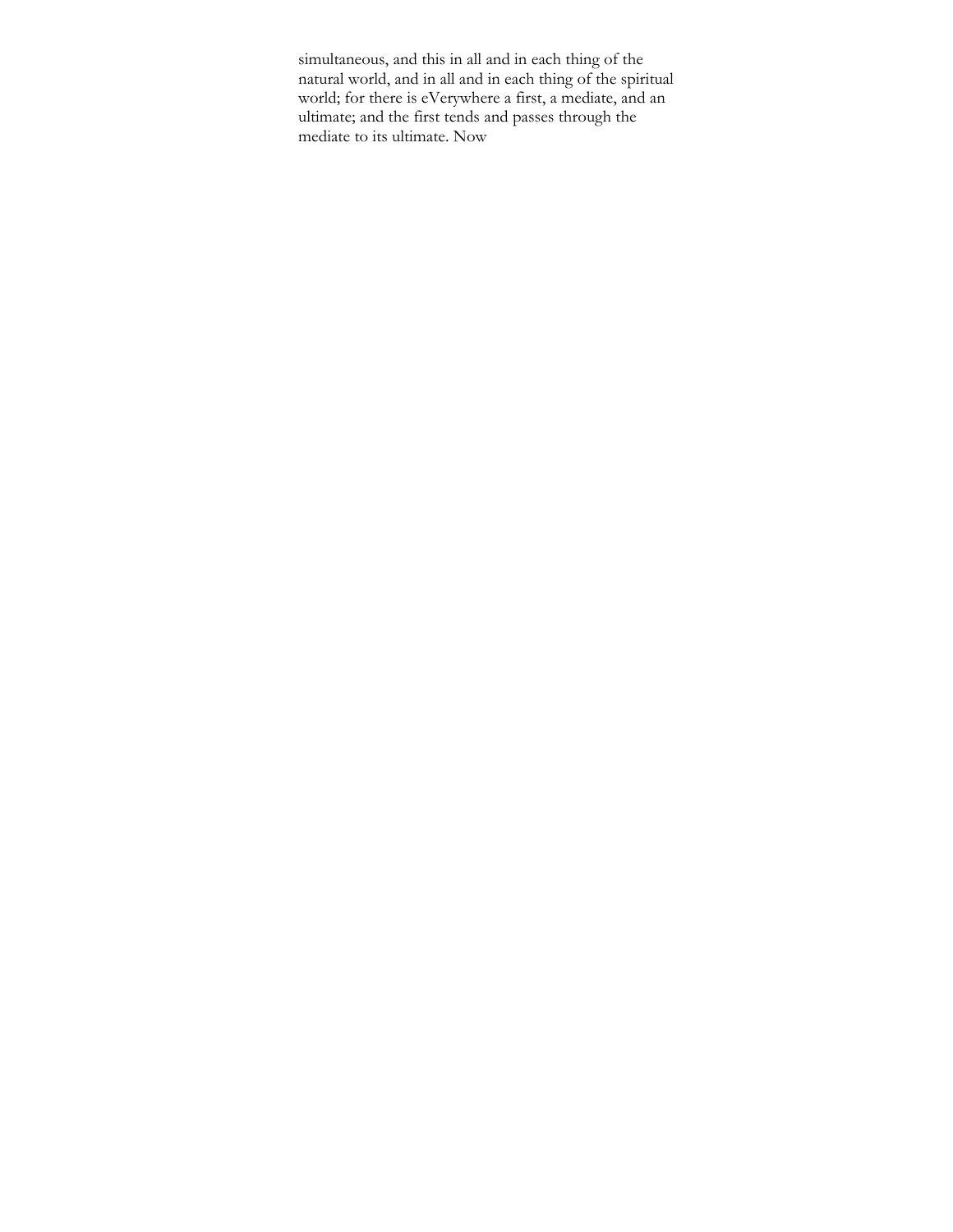simultaneous, and this in all and in each thing of the natural world, and in all and in each thing of the spiritual world; for there is eVerywhere a first, a mediate, and an ultimate; and the first tends and passes through the mediate to its ultimate. Now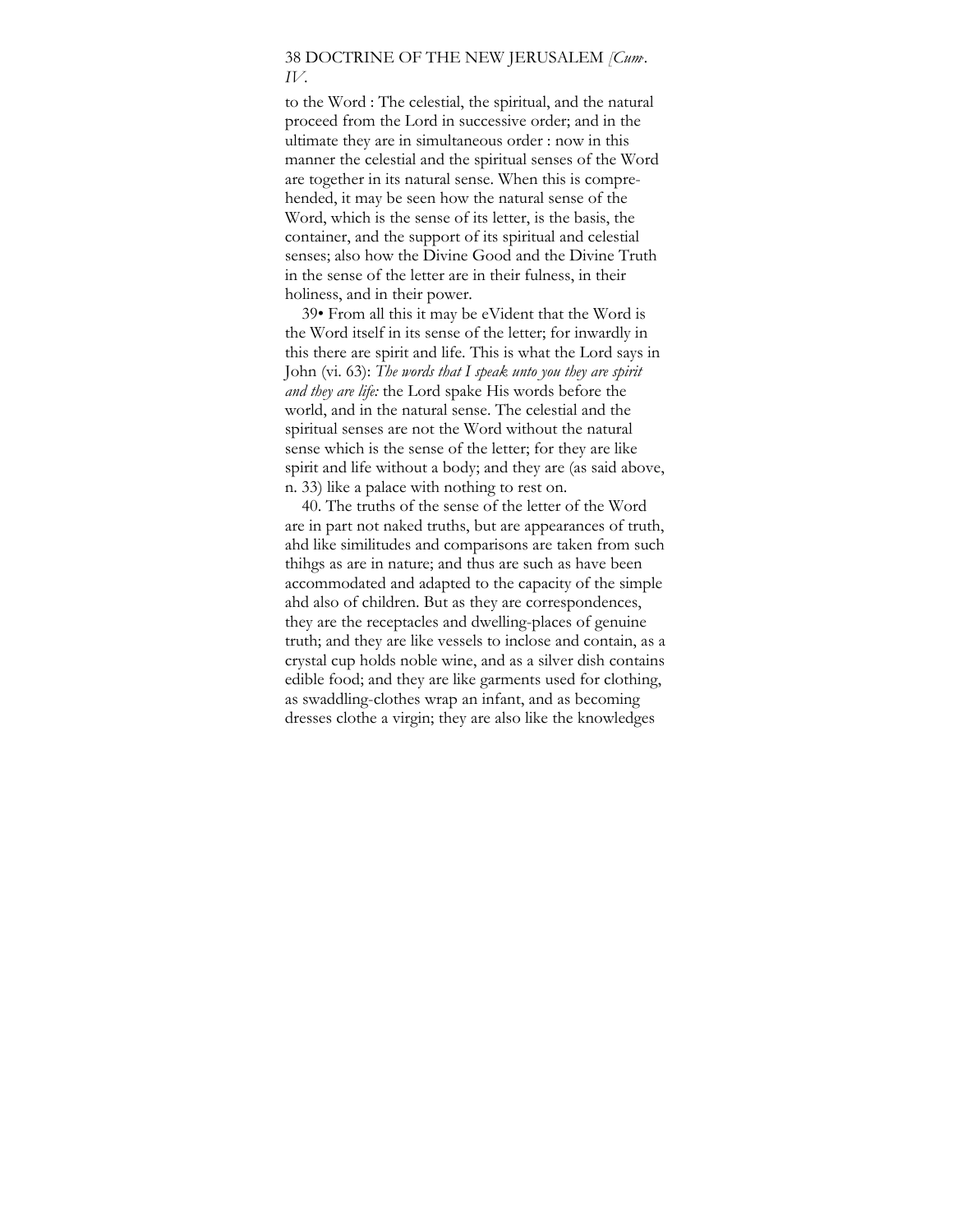to the Word : The celestial, the spiritual, and the natural proceed from the Lord in successive order; and in the ultimate they are in simultaneous order : now in this manner the celestial and the spiritual senses of the Word are together in its natural sense. When this is comprehended, it may be seen how the natural sense of the Word, which is the sense of its letter, is the basis, the container, and the support of its spiritual and celestial senses; also how the Divine Good and the Divine Truth in the sense of the letter are in their fulness, in their holiness, and in their power.

39• From all this it may be eVident that the Word is the Word itself in its sense of the letter; for inwardly in this there are spirit and life. This is what the Lord says in John (vi. 63): *The words that I speak unto you they are spirit and they are life:* the Lord spake His words before the world, and in the natural sense. The celestial and the spiritual senses are not the Word without the natural sense which is the sense of the letter; for they are like spirit and life without a body; and they are (as said above, n. 33) like a palace with nothing to rest on.

40. The truths of the sense of the letter of the Word are in part not naked truths, but are appearances of truth, ahd like similitudes and comparisons are taken from such thihgs as are in nature; and thus are such as have been accommodated and adapted to the capacity of the simple ahd also of children. But as they are correspondences, they are the receptacles and dwelling-places of genuine truth; and they are like vessels to inclose and contain, as a crystal cup holds noble wine, and as a silver dish contains edible food; and they are like garments used for clothing, as swaddling-clothes wrap an infant, and as becoming dresses clothe a virgin; they are also like the knowledges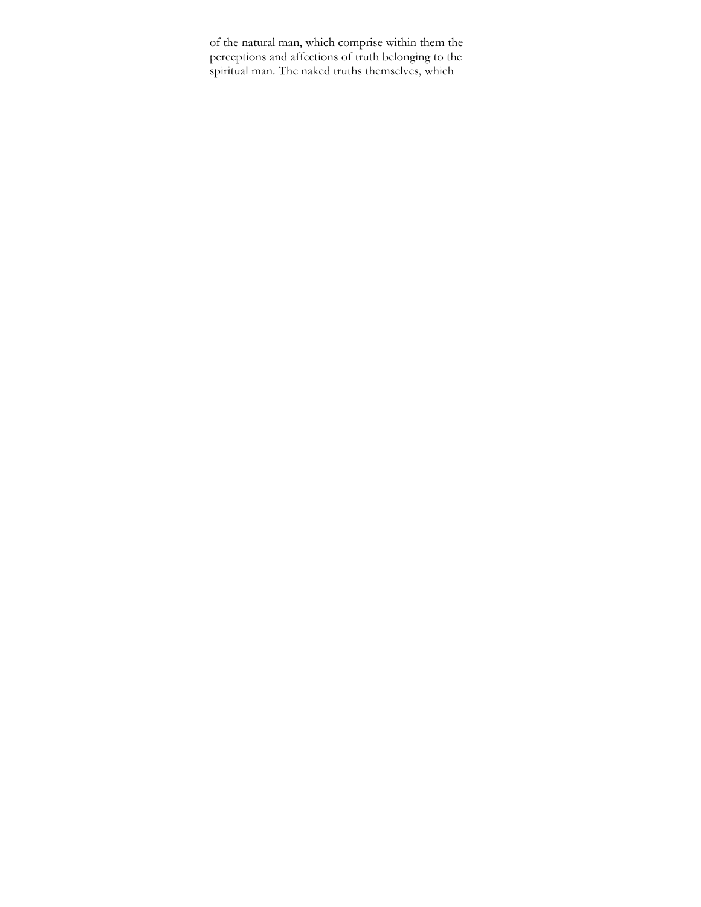of the natural man, which comprise within them the perceptions and affections of truth belonging to the spiritual man. The naked truths themselves, which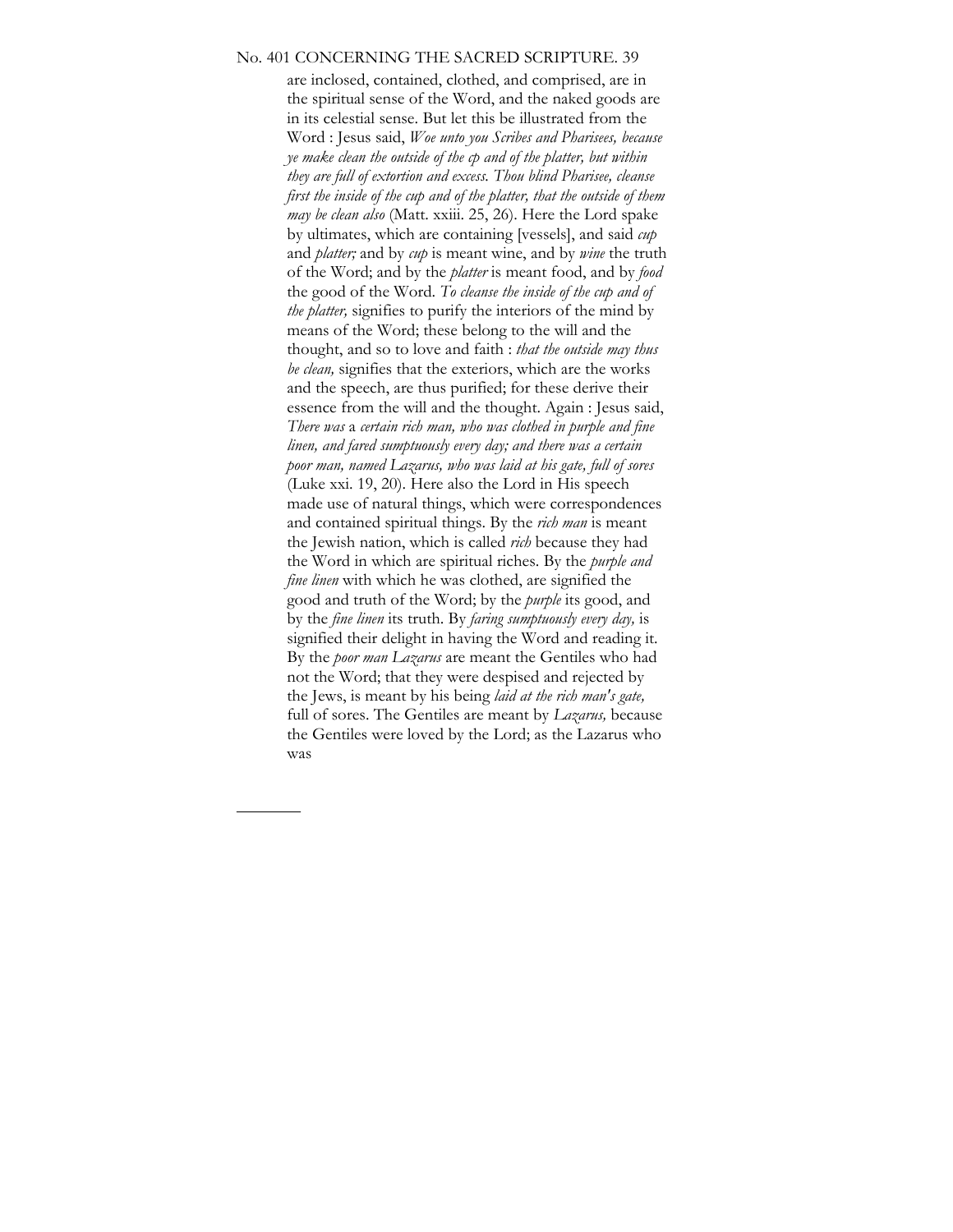are inclosed, contained, clothed, and comprised, are in the spiritual sense of the Word, and the naked goods are in its celestial sense. But let this be illustrated from the Word : Jesus said, *Woe unto you Scribes and Pharisees, because ye make clean the outside of the cp and of the platter, but within they are full of extortion and excess. Thou blind Pharisee, cleanse first the inside of the cup and of the platter, that the outside of them may be clean also* (Matt. xxiii. 25, 26). Here the Lord spake by ultimates, which are containing [vessels], and said *cup* and *platter;* and by *cup* is meant wine, and by *wine* the truth of the Word; and by the *platter* is meant food, and by *food* the good of the Word. *To cleanse the inside of the cup and of the platter,* signifies to purify the interiors of the mind by means of the Word; these belong to the will and the thought, and so to love and faith : *that the outside may thus be clean,* signifies that the exteriors, which are the works and the speech, are thus purified; for these derive their essence from the will and the thought. Again : Jesus said, *There was* a *certain rich man, who was clothed in purple and fine linen, and fared sumptuously every day; and there was a certain poor man, named Lazarus, who was laid at his gate, full of sores* (Luke xxi. 19, 20). Here also the Lord in His speech made use of natural things, which were correspondences and contained spiritual things. By the *rich man* is meant the Jewish nation, which is called *rich* because they had the Word in which are spiritual riches. By the *purple and fine linen* with which he was clothed, are signified the good and truth of the Word; by the *purple* its good, and by the *fine linen* its truth. By *faring sumptuously every day,* is signified their delight in having the Word and reading it. By the *poor man Lazarus* are meant the Gentiles who had not the Word; that they were despised and rejected by the Jews, is meant by his being *laid at the rich man's gate,* full of sores. The Gentiles are meant by *Lazarus,* because the Gentiles were loved by the Lord; as the Lazarus who was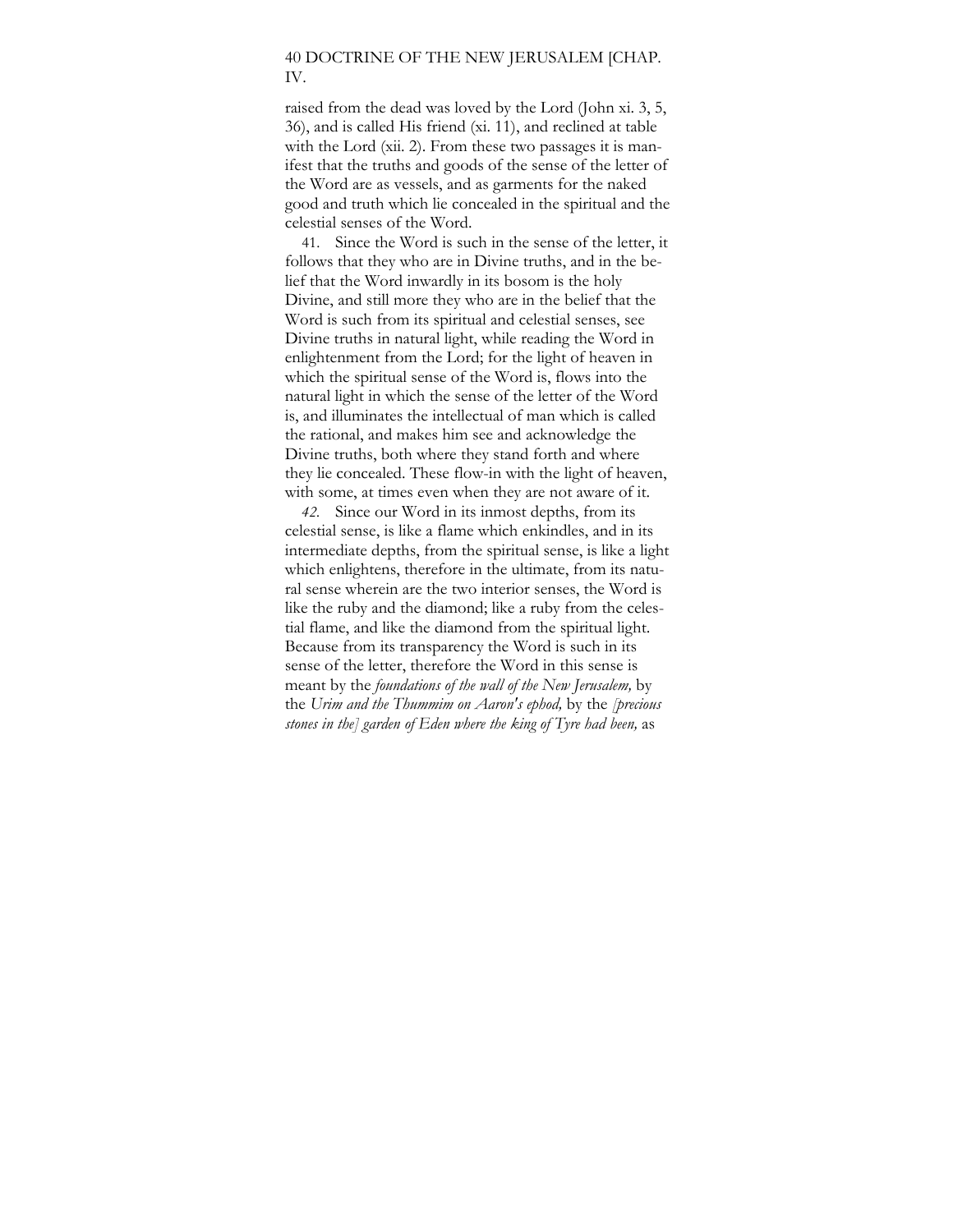raised from the dead was loved by the Lord (John xi. 3, 5, 36), and is called His friend (xi. 11), and reclined at table with the Lord (xii. 2). From these two passages it is manifest that the truths and goods of the sense of the letter of the Word are as vessels, and as garments for the naked good and truth which lie concealed in the spiritual and the celestial senses of the Word.

41. Since the Word is such in the sense of the letter, it follows that they who are in Divine truths, and in the belief that the Word inwardly in its bosom is the holy Divine, and still more they who are in the belief that the Word is such from its spiritual and celestial senses, see Divine truths in natural light, while reading the Word in enlightenment from the Lord; for the light of heaven in which the spiritual sense of the Word is, flows into the natural light in which the sense of the letter of the Word is, and illuminates the intellectual of man which is called the rational, and makes him see and acknowledge the Divine truths, both where they stand forth and where they lie concealed. These flow-in with the light of heaven, with some, at times even when they are not aware of it.

*42.* Since our Word in its inmost depths, from its celestial sense, is like a flame which enkindles, and in its intermediate depths, from the spiritual sense, is like a light which enlightens, therefore in the ultimate, from its natural sense wherein are the two interior senses, the Word is like the ruby and the diamond; like a ruby from the celestial flame, and like the diamond from the spiritual light. Because from its transparency the Word is such in its sense of the letter, therefore the Word in this sense is meant by the *foundations of the wall of the New Jerusalem,* by the *Urim and the Thummim on Aaron's ephod,* by the *[precious stones in the] garden of Eden where the king of Tyre had been,* as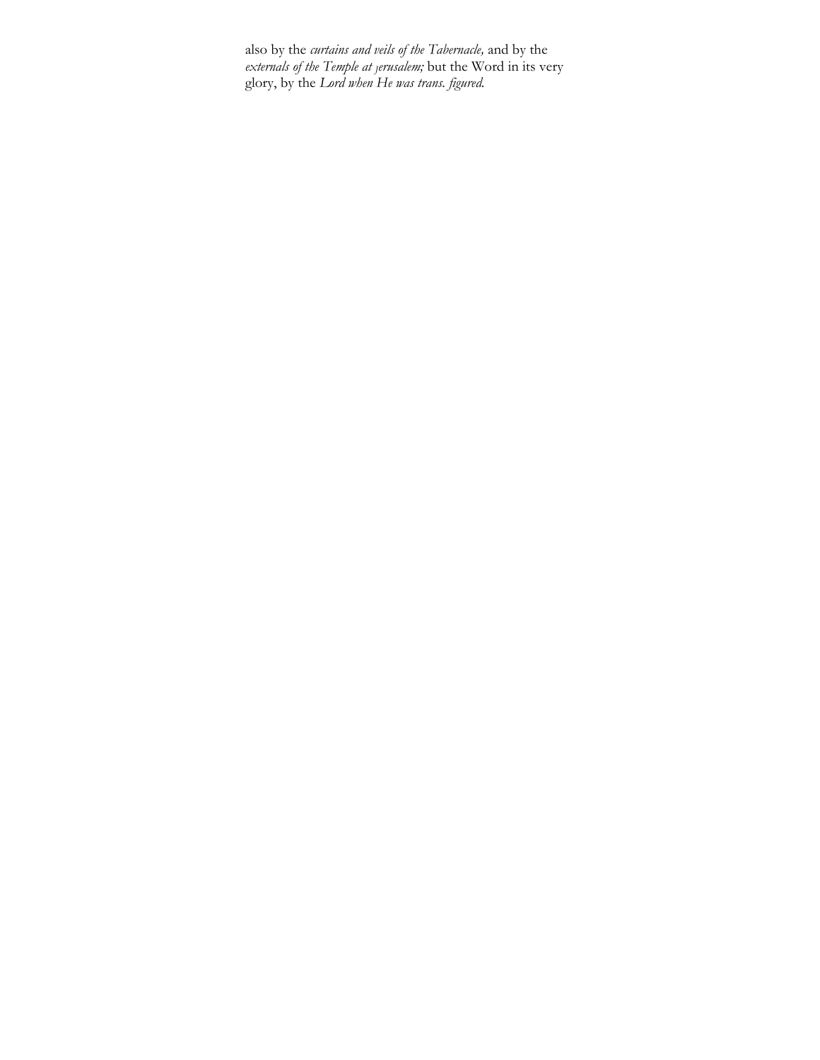also by the *curtains and veils of the Tabernacle,* and by the *externals of the Temple at Jerusalem;* but the Word in its very glory, by the *Lord when He was trans. figured.*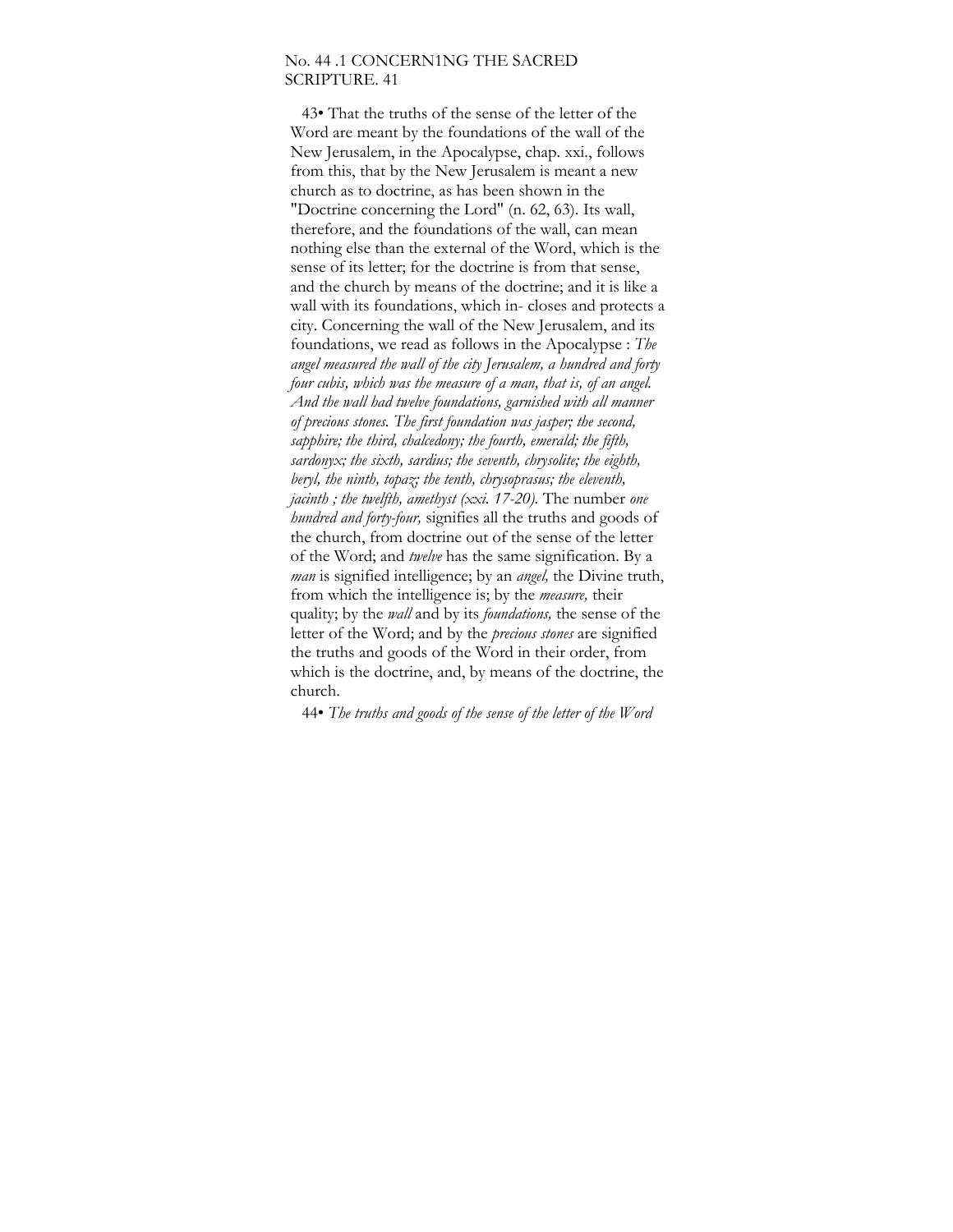43• That the truths of the sense of the letter of the Word are meant by the foundations of the wall of the New Jerusalem, in the Apocalypse, chap. xxi., follows from this, that by the New Jerusalem is meant a new church as to doctrine, as has been shown in the "Doctrine concerning the Lord" (n. 62, 63). Its wall, therefore, and the foundations of the wall, can mean nothing else than the external of the Word, which is the sense of its letter; for the doctrine is from that sense, and the church by means of the doctrine; and it is like a wall with its foundations, which in- closes and protects a city. Concerning the wall of the New Jerusalem, and its foundations, we read as follows in the Apocalypse : *The angel measured the wall of the city Jerusalem, a hundred and forty four cubis, which was the measure of a man, that is, of an angel. And the wall had twelve foundations, garnished with all manner of precious stones. The first foundation was jasper; the second, sapphire; the third, chalcedony; the fourth, emerald; the fifth, sardonyx; the sixth, sardius; the seventh, chrysolite; the eighth, beryl, the ninth, topaz; the tenth, chrysoprasus; the eleventh, jacinth ; the twelfth, amethyst (xxi. 17-20).* The number *one hundred and forty-four,* signifies all the truths and goods of the church, from doctrine out of the sense of the letter of the Word; and *twelve* has the same signification. By a *man* is signified intelligence; by an *angel,* the Divine truth, from which the intelligence is; by the *measure,* their quality; by the *wall* and by its *foundations,* the sense of the letter of the Word; and by the *precious stones* are signified the truths and goods of the Word in their order, from which is the doctrine, and, by means of the doctrine, the church.

44• *The truths and goods of the sense of the letter of the Word*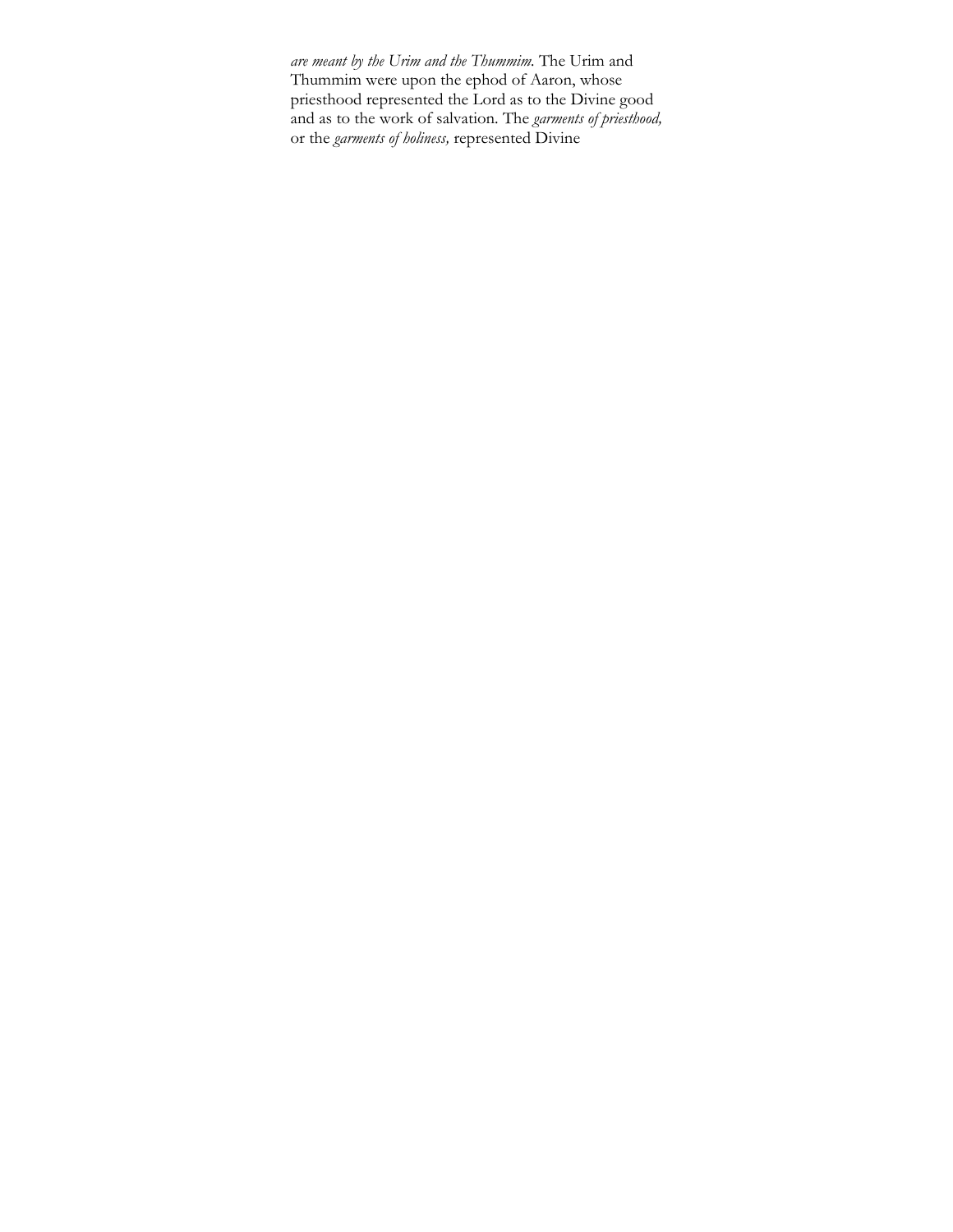*are meant by the Urim and the Thummim.* The Urim and Thummim were upon the ephod of Aaron, whose priesthood represented the Lord as to the Divine good and as to the work of salvation. The *garments of priesthood,* or the *garments of holiness,* represented Divine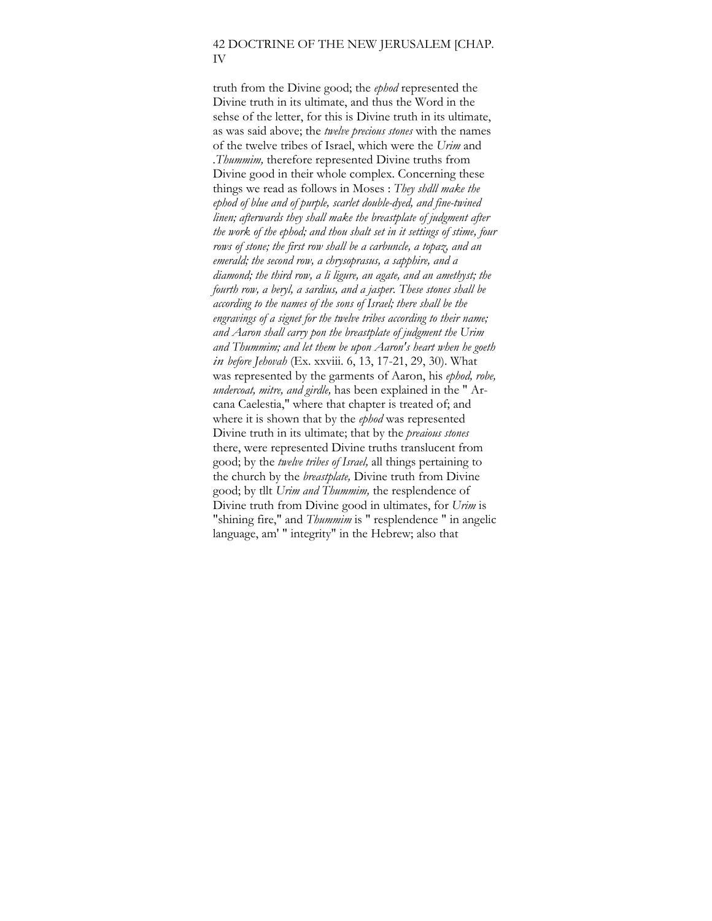truth from the Divine good; the *ephod* represented the Divine truth in its ultimate, and thus the Word in the sehse of the letter, for this is Divine truth in its ultimate, as was said above; the *twelve precious stones* with the names of the twelve tribes of Israel, which were the *Urim* and .*Thummim,* therefore represented Divine truths from Divine good in their whole complex. Concerning these things we read as follows in Moses : *They shdll make the ephod of blue and of purple, scarlet double-dyed, and fine-twined linen; afterwards they shall make the breastplate of judgment after the work of the ephod; and thou shalt set in it settings of stime, four rows of stone; the first row shall be a carbuncle, a topaz, and an emerald; the second row, a chrysoprasus, a sapphire, and a diamond; the third row, a li ligure, an agate, and an amethyst; the fourth row, a beryl, a sardius, and a jasper. These stones shall be according to the names of the sons of Israel; there shall be the engravings of a signet for the twelve tribes according to their name; and Aaron shall carry pon the breastplate of judgment the Urim and Thummim; and let them be upon Aaron's heart when he goeth in before Jehovah* (Ex. xxviii. 6, 13, 17-21, 29, 30). What was represented by the garments of Aaron, his *ephod, robe, undercoat, mitre, and girdle,* has been explained in the " Arcana Caelestia," where that chapter is treated of; and where it is shown that by the *ephod* was represented Divine truth in its ultimate; that by the *preaious stones* there, were represented Divine truths translucent from good; by the *twelve tribes of Israel,* all things pertaining to the church by the *breastplate,* Divine truth from Divine good; by tllt *Urim and Thummim,* the resplendence of Divine truth from Divine good in ultimates, for *Urim* is "shining fire," and *Thummim* is " resplendence " in angelic language, am' " integrity" in the Hebrew; also that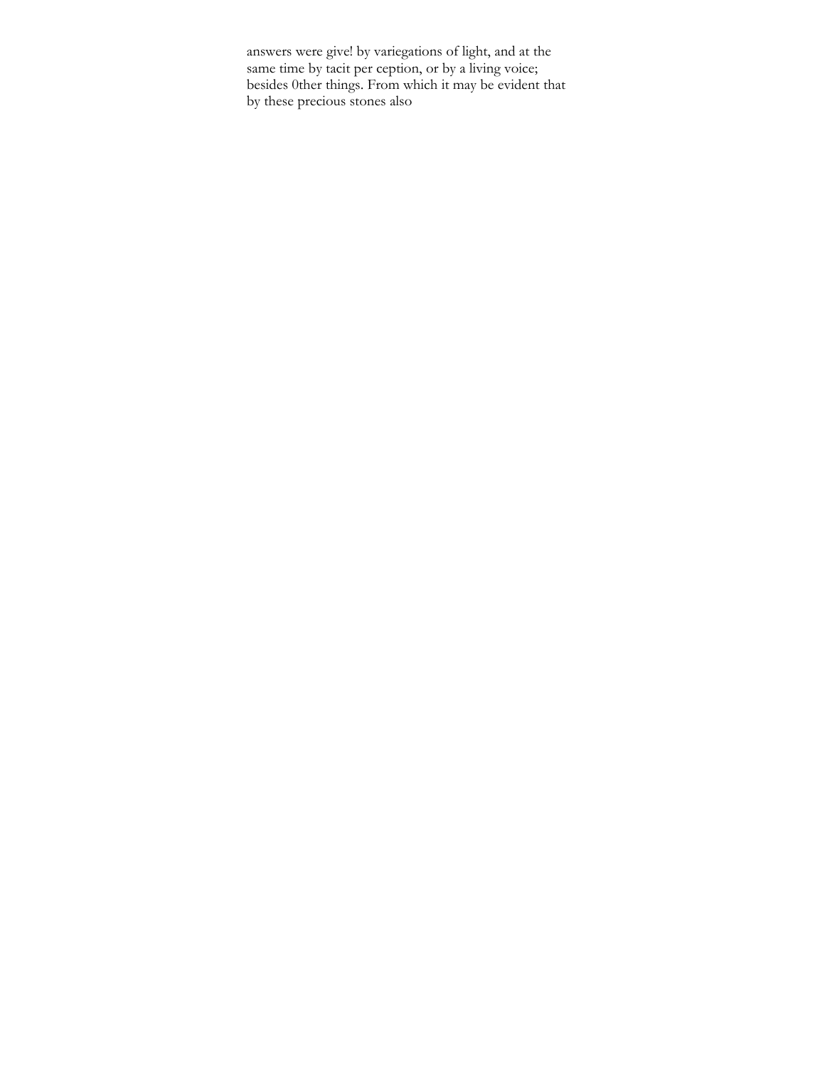answers were give! by variegations of light, and at the same time by tacit per ception, or by a living voice; besides 0ther things. From which it may be evident that by these precious stones also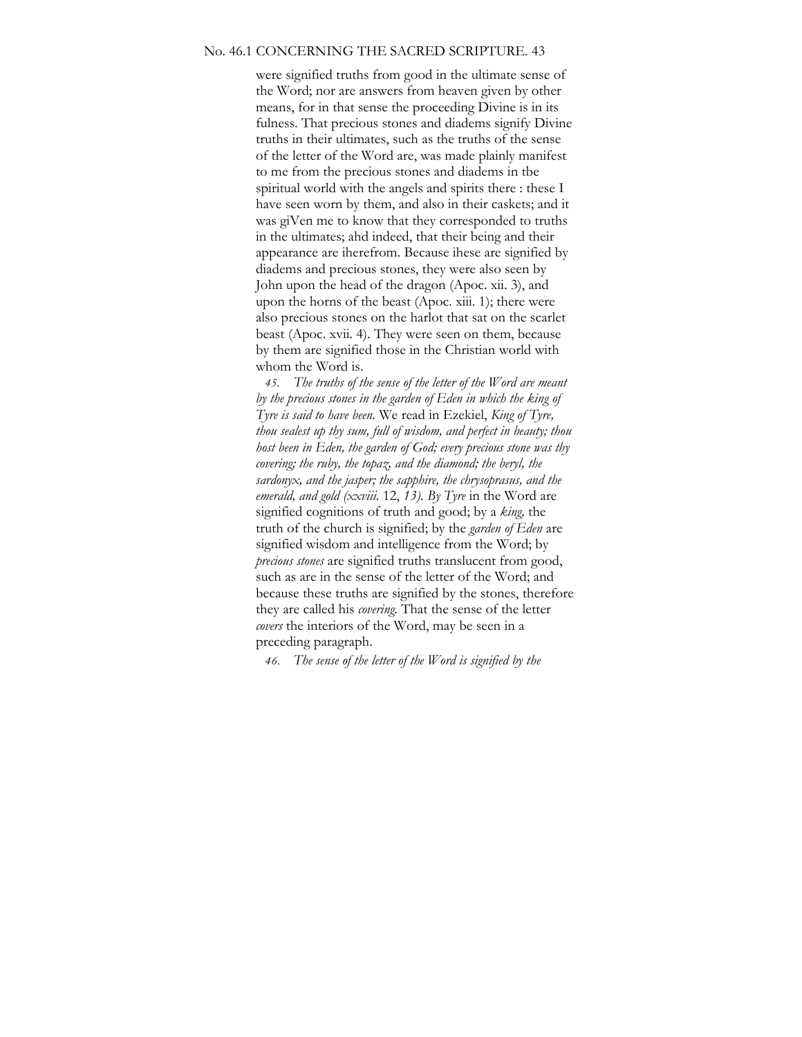were signified truths from good in the ultimate sense of the Word; nor are answers from heaven given by other means, for in that sense the proceeding Divine is in its fulness. That precious stones and diadems signify Divine truths in their ultimates, such as the truths of the sense of the letter of the Word are, was made plainly manifest to me from the precious stones and diadems in tbe spiritual world with the angels and spirits there : these I have seen worn by them, and also in their caskets; and it was giVen me to know that they corresponded to truths in the ultimates; ahd indeed, that their being and their appearance are iherefrom. Because ihese are signified by diadems and precious stones, they were also seen by John upon the head of the dragon (Apoc. xii. 3), and upon the horns of the beast (Apoc. xiii. 1); there were also precious stones on the harlot that sat on the scarlet beast (Apoc. xvii. 4). They were seen on them, because by them are signified those in the Christian world with whom the Word is.

*45. The truths of the sense of the letter of the Word are meant by the precious stones in the garden of Eden in which the king of Tyre is said to have been.* We read in Ezekiel, *King of Tyre, thou sealest up thy sum, full of wisdom, and perfect in beauty; thou host been in Eden, the garden of God; every precious stone was thy covering; the ruby, the topaz, and the diamond; the beryl, the sardonyx, and the jasper; the sapphire, the chrysoprasus, and the emerald, and gold (xxviii.* 12, *13). By Tyre* in the Word are signified cognitions of truth and good; by a *king,* the truth of the church is signified; by the *garden of Eden* are signified wisdom and intelligence from the Word; by *precious stones* are signified truths translucent from good, such as are in the sense of the letter of the Word; and because these truths are signified by the stones, therefore they are called his *covering.* That the sense of the letter *covers* the interiors of the Word, may be seen in a preceding paragraph.

*46. The sense of the letter of the Word is signified by the*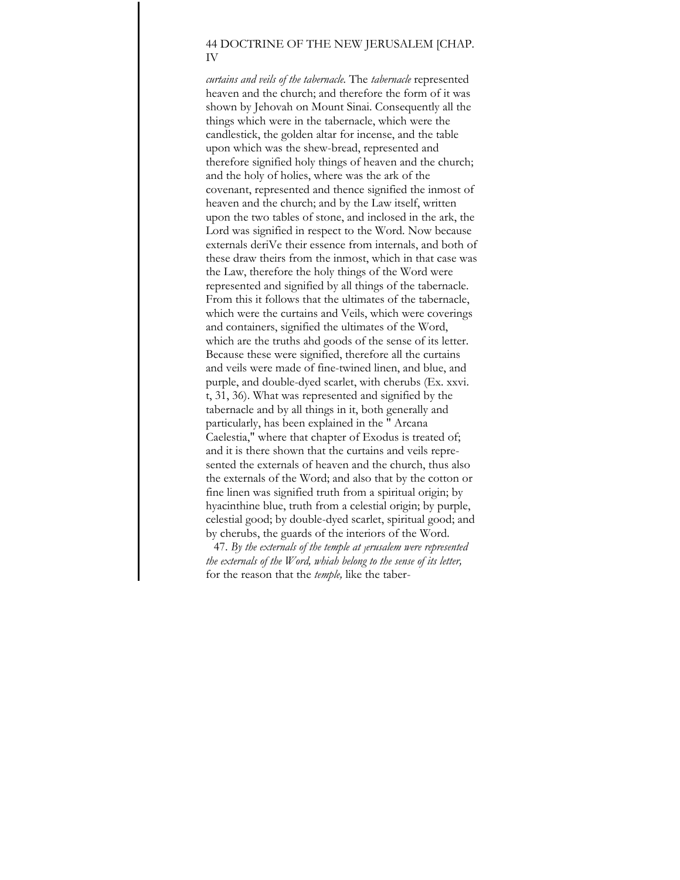*curtains and veils of the tabernacle.* The *tabernacle* represented heaven and the church; and therefore the form of it was shown by Jehovah on Mount Sinai. Consequently all the things which were in the tabernacle, which were the candlestick, the golden altar for incense, and the table upon which was the shew-bread, represented and therefore signified holy things of heaven and the church; and the holy of holies, where was the ark of the covenant, represented and thence signified the inmost of heaven and the church; and by the Law itself, written upon the two tables of stone, and inclosed in the ark, the Lord was signified in respect to the Word. Now because externals deriVe their essence from internals, and both of these draw theirs from the inmost, which in that case was the Law, therefore the holy things of the Word were represented and signified by all things of the tabernacle. From this it follows that the ultimates of the tabernacle, which were the curtains and Veils, which were coverings and containers, signified the ultimates of the Word, which are the truths ahd goods of the sense of its letter. Because these were signified, therefore all the curtains and veils were made of fine-twined linen, and blue, and purple, and double-dyed scarlet, with cherubs (Ex. xxvi. t, 31, 36). What was represented and signified by the tabernacle and by all things in it, both generally and particularly, has been explained in the " Arcana Caelestia," where that chapter of Exodus is treated of; and it is there shown that the curtains and veils represented the externals of heaven and the church, thus also the externals of the Word; and also that by the cotton or fine linen was signified truth from a spiritual origin; by hyacinthine blue, truth from a celestial origin; by purple, celestial good; by double-dyed scarlet, spiritual good; and by cherubs, the guards of the interiors of the Word.

47. *By the externals of the temple at Jerusalem were represented the externals of the Word, whiah belong to the sense of its letter,* for the reason that the *temple,* like the taber-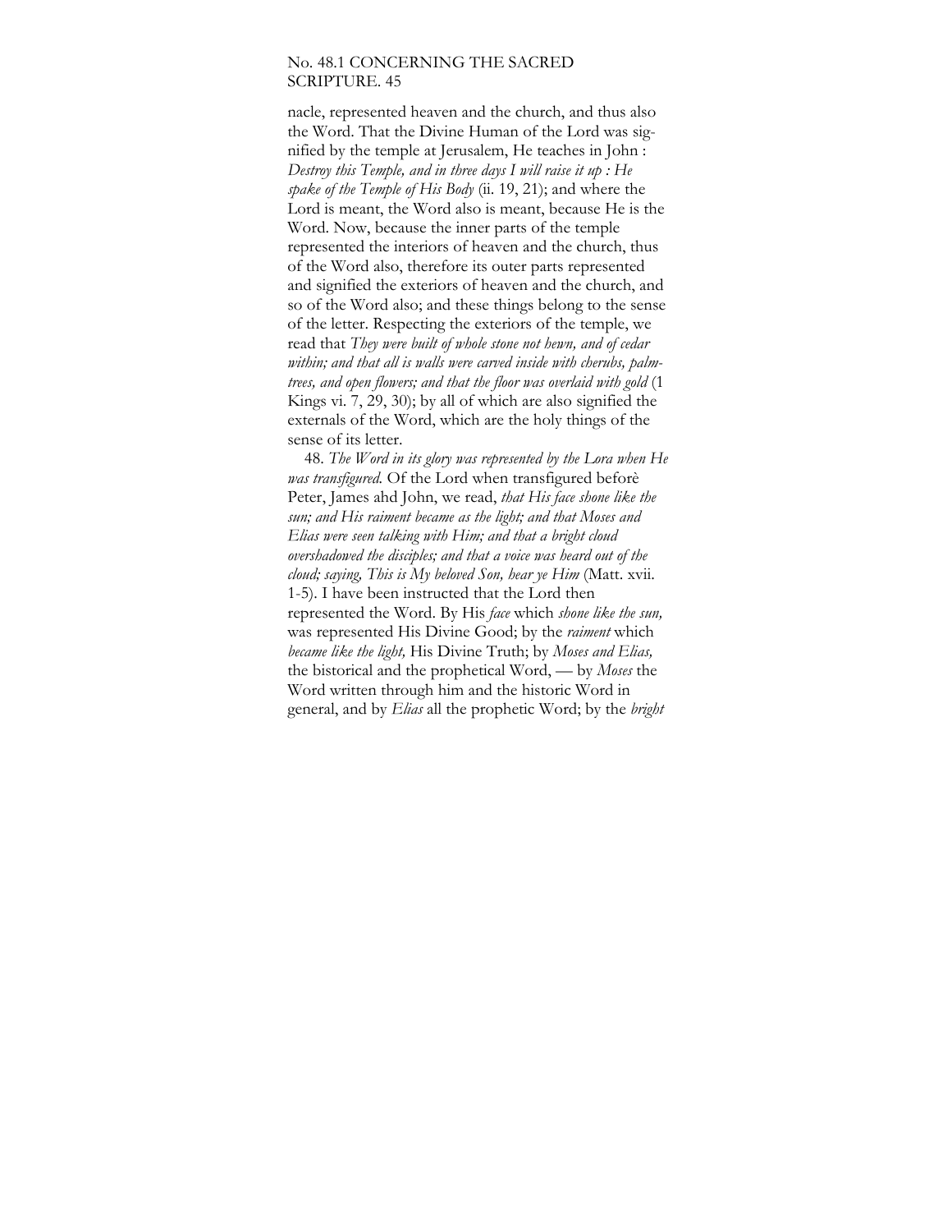nacle, represented heaven and the church, and thus also the Word. That the Divine Human of the Lord was signified by the temple at Jerusalem, He teaches in John : *Destroy this Temple, and in three days I will raise it up : He spake of the Temple of His Body* (ii. 19, 21); and where the Lord is meant, the Word also is meant, because He is the Word. Now, because the inner parts of the temple represented the interiors of heaven and the church, thus of the Word also, therefore its outer parts represented and signified the exteriors of heaven and the church, and so of the Word also; and these things belong to the sense of the letter. Respecting the exteriors of the temple, we read that *They were built of whole stone not hewn, and of cedar within; and that all is walls were carved inside with cherubs, palm-trees, and open flowers; and that the floor was overlaid with gold* (1 Kings vi. 7, 29, 30); by all of which are also signified the externals of the Word, which are the holy things of the sense of its letter.

48. *The Word in its glory was represented by the Lora when He was transfigured.* Of the Lord when transfigured beforè Peter, James ahd John, we read, *that His face shone like the sun; and His raiment became as the light; and that Moses and Elias were seen talking with Him; and that a bright cloud overshadowed the disciples; and that a voice was heard out of the cloud; saying, This is My beloved Son, hear ye Him* (Matt. xvii. 1-5). I have been instructed that the Lord then represented the Word. By His *face* which *shone like the sun,* was represented His Divine Good; by the *raiment* which *became like the light,* His Divine Truth; by *Moses and Elias,* the bistorical and the prophetical Word, — by *Moses* the Word written through him and the historic Word in general, and by *Elias* all the prophetic Word; by the *bright*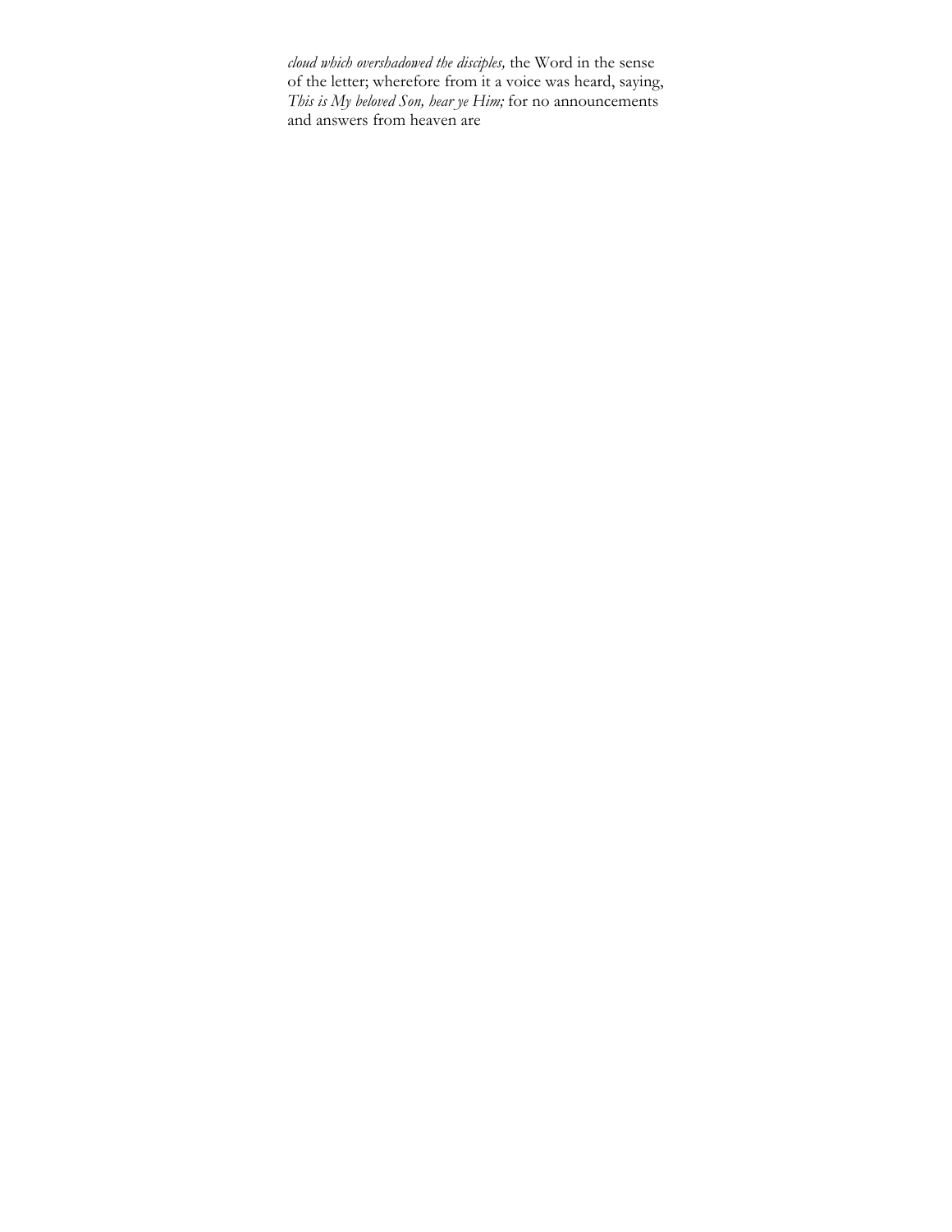*cloud which overshadowed the disciples,* the Word in the sense of the letter; wherefore from it a voice was heard, saying, *This is My beloved Son, hear ye Him;* for no announcements and answers from heaven are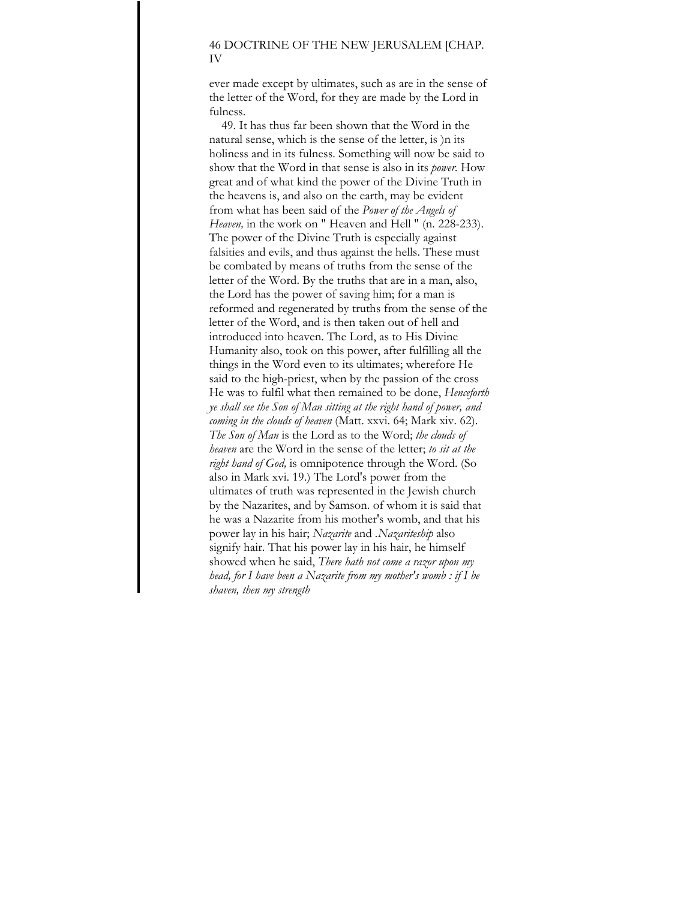ever made except by ultimates, such as are in the sense of the letter of the Word, for they are made by the Lord in fulness.

49. It has thus far been shown that the Word in the natural sense, which is the sense of the letter, is )n its holiness and in its fulness. Something will now be said to show that the Word in that sense is also in its *power.* How great and of what kind the power of the Divine Truth in the heavens is, and also on the earth, may be evident from what has been said of the *Power of the Angels of Heaven,* in the work on " Heaven and Hell " (n. 228-233). The power of the Divine Truth is especially against falsities and evils, and thus against the hells. These must be combated by means of truths from the sense of the letter of the Word. By the truths that are in a man, also, the Lord has the power of saving him; for a man is reformed and regenerated by truths from the sense of the letter of the Word, and is then taken out of hell and introduced into heaven. The Lord, as to His Divine Humanity also, took on this power, after fulfilling all the things in the Word even to its ultimates; wherefore He said to the high-priest, when by the passion of the cross He was to fulfil what then remained to be done, *Henceforth ye shall see the Son of Man sitting at the right hand of power, and coming in the clouds of heaven* (Matt. xxvi. 64; Mark xiv. 62). *The Son of Man* is the Lord as to the Word; *the clouds of heaven* are the Word in the sense of the letter; *to sit at the right hand of God,* is omnipotence through the Word. (So also in Mark xvi. 19.) The Lord's power from the ultimates of truth was represented in the Jewish church by the Nazarites, and by Samson. of whom it is said that he was a Nazarite from his mother's womb, and that his power lay in his hair; *Nazarite* and .*Nazariteship* also signify hair. That his power lay in his hair, he himself showed when he said, *There hath not come a razor upon my head, for I have been a Nazarite from my mother's womb : if I be shaven, then my strength*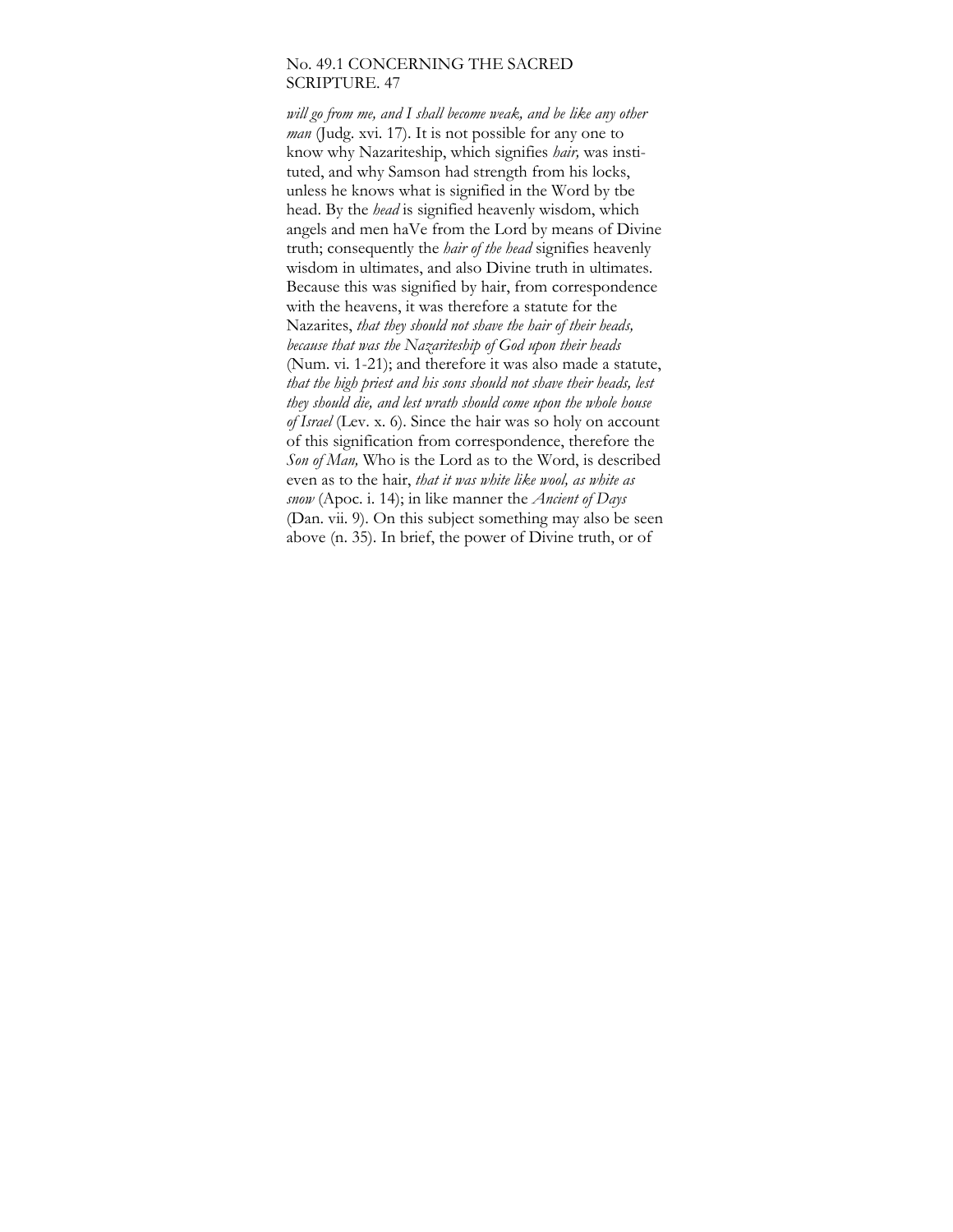*will go from me, and I shall become weak, and be like any other man* (Judg. xvi. 17). It is not possible for any one to know why Nazariteship, which signifies *hair,* was instituted, and why Samson had strength from his locks, unless he knows what is signified in the Word by tbe head. By the *head* is signified heavenly wisdom, which angels and men haVe from the Lord by means of Divine truth; consequently the *hair of the head* signifies heavenly wisdom in ultimates, and also Divine truth in ultimates. Because this was signified by hair, from correspondence with the heavens, it was therefore a statute for the Nazarites, *that they should not shave the hair of their heads, because that was the Nazariteship of God upon their heads* (Num. vi. 1-21); and therefore it was also made a statute, *that the high priest and his sons should not shave their heads, lest they should die, and lest wrath should come upon the whole house of Israel* (Lev. x. 6). Since the hair was so holy on account of this signification from correspondence, therefore the *Son of Man,* Who is the Lord as to the Word, is described even as to the hair, *that it was white like wool, as white as snow* (Apoc. i. 14); in like manner the *Ancient of Days* (Dan. vii. 9). On this subject something may also be seen above (n. 35). In brief, the power of Divine truth, or of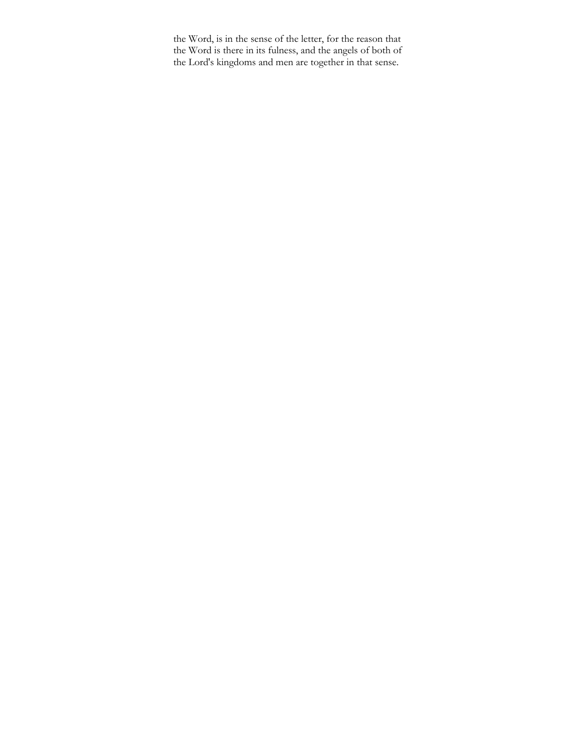the Word, is in the sense of the letter, for the reason that the Word is there in its fulness, and the angels of both of the Lord's kingdoms and men are together in that sense.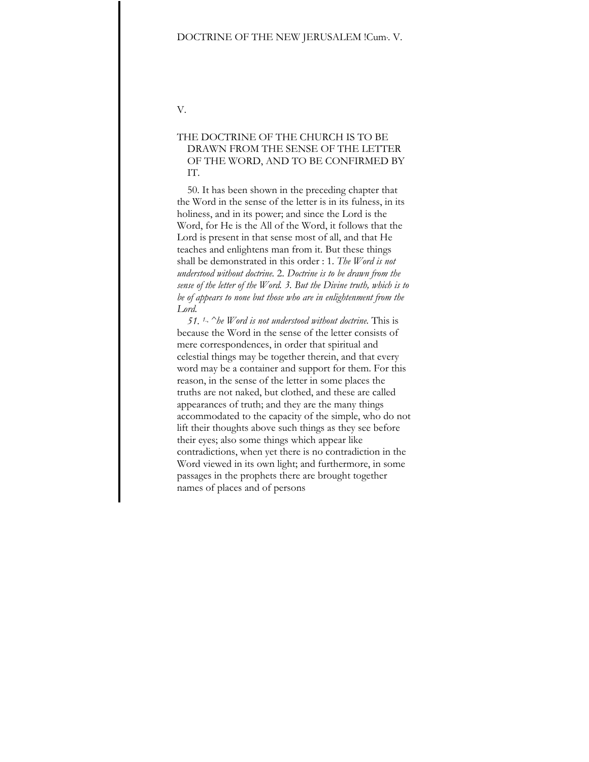V.

## THE DOCTRINE OF THE CHURCH IS TO BE DRAWN FROM THE SENSE OF THE LETTER OF THE WORD, AND TO BE CONFIRMED BY IT.

50. It has been shown in the preceding chapter that the Word in the sense of the letter is in its fulness, in its holiness, and in its power; and since the Lord is the Word, for He is the All of the Word, it follows that the Lord is present in that sense most of all, and that He teaches and enlightens man from it. But these things shall be demonstrated in this order : 1. *The Word is not understood without doctrine.* 2. *Doctrine is to be drawn from the sense of the letter of the Word. 3. But the Divine truth, which is to be of appears to none but those who are in enlightenment from the Lord.*

*51. 1., ^he Word is not understood without doctrine.* This is because the Word in the sense of the letter consists of mere correspondences, in order that spiritual and celestial things may be together therein, and that every word may be a container and support for them. For this reason, in the sense of the letter in some places the truths are not naked, but clothed, and these are called appearances of truth; and they are the many things accommodated to the capacity of the simple, who do not lift their thoughts above such things as they see before their eyes; also some things which appear like contradictions, when yet there is no contradiction in the Word viewed in its own light; and furthermore, in some passages in the prophets there are brought together names of places and of persons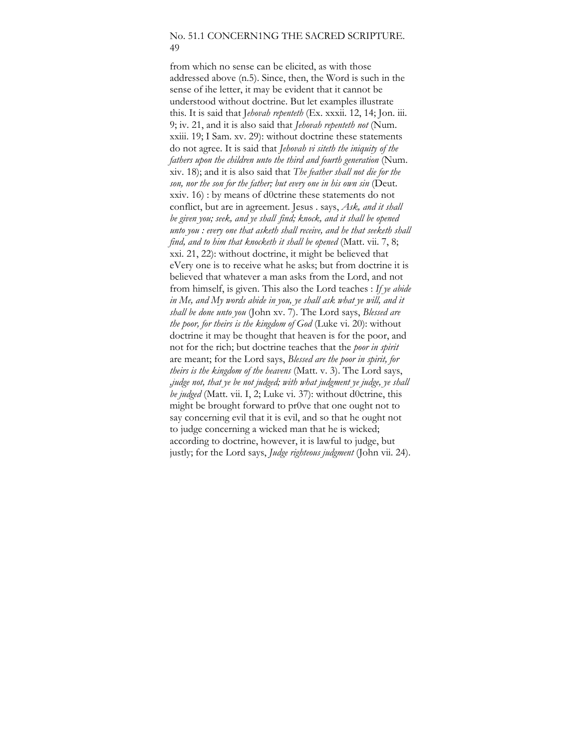from which no sense can be elicited, as with those addressed above (n.5). Since, then, the Word is such in the sense of ihe letter, it may be evident that it cannot be understood without doctrine. But let examples illustrate this. It is said that J*ehovah repenteth* (Ex. xxxii. 12, 14; Jon. iii. 9; iv. 21, and it is also said that *Jehovah repenteth not* (Num. xxiii. 19; I Sam. xv. 29): without doctrine these statements do not agree. It is said that *Jehovah vi siteth the iniquity of the fathers upon the children unto the third and fourth generation* (Num. xiv. 18); and it is also said that *The feather shall not die for the son, nor the son for the father; but every one in his own sin* (Deut. xxiv. 16) : by means of d0ctrine these statements do not conflict, but are in agreement. Jesus . says, *Ask, and it shall be given you; seek, and ye shall find; knock, and it shall be opened unto you : every one that asketh shall receive, and he that seeketh shall find, and to him that knocketh it shall be opened* (Matt. vii. 7, 8; xxi. 21, 22): without doctrine, it might be believed that eVery one is to receive what he asks; but from doctrine it is believed that whatever a man asks from the Lord, and not from himself, is given. This also the Lord teaches : *If ye abide in Me, and My words abide in you, ye shall ask what ye will, and it shall be done unto you* (John xv. 7). The Lord says, *Blessed are the poor, for theirs is the kingdom of God* (Luke vi. 20): without doctrine it may be thought that heaven is for the poor, and not for the rich; but doctrine teaches that the *poor in spirit* are meant; for the Lord says, *Blessed are the poor in spirit, for theirs is the kingdom of the heavens* (Matt. v. 3). The Lord says, *,judge not, that ye be not judged; with what judgment ye judge, ye shall be judged* (Matt. vii. I, 2; Luke vi. 37): without d0ctrine, this might be brought forward to pr0ve that one ought not to say concerning evil that it is evil, and so that he ought not to judge concerning a wicked man that he is wicked; according to doctrine, however, it is lawful to judge, but justly; for the Lord says, *Judge righteous judgment* (John vii. 24).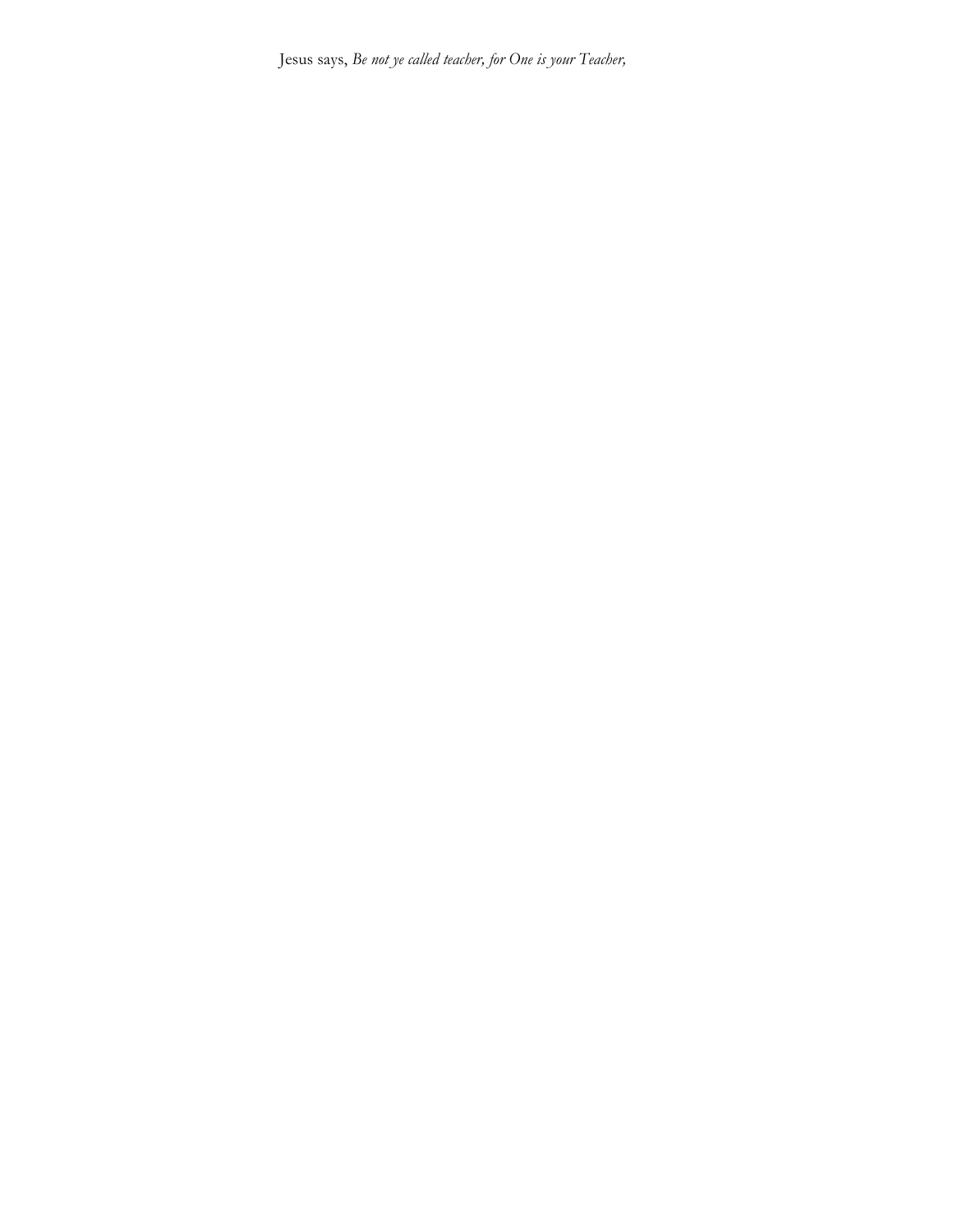Jesus says, *Be not ye called teacher, for One is your Teacher,*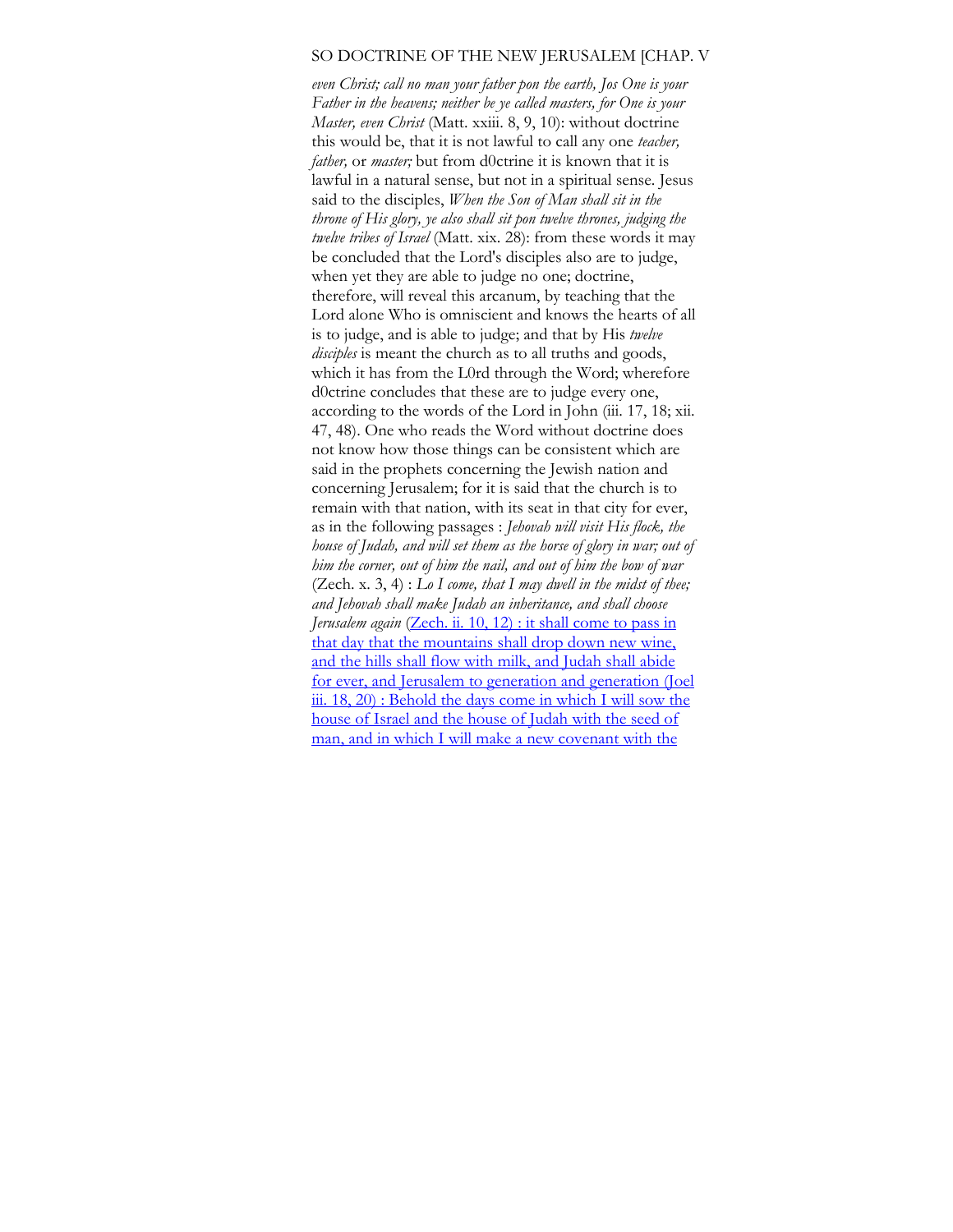*even Christ; call no man your father pon the earth, Jos One is your Father in the heavens; neither be ye called masters, for One is your Master, even Christ* (Matt. xxiii. 8, 9, 10): without doctrine this would be, that it is not lawful to call any one *teacher, father,* or *master;* but from d0ctrine it is known that it is lawful in a natural sense, but not in a spiritual sense. Jesus said to the disciples, *When the Son of Man shall sit in the throne of His glory, ye also shall sit pon twelve thrones, judging the twelve tribes of Israel* (Matt. xix. 28): from these words it may be concluded that the Lord's disciples also are to judge, when yet they are able to judge no one; doctrine, therefore, will reveal this arcanum, by teaching that the Lord alone Who is omniscient and knows the hearts of all is to judge, and is able to judge; and that by His *twelve disciples* is meant the church as to all truths and goods, which it has from the L0rd through the Word; wherefore d0ctrine concludes that these are to judge every one, according to the words of the Lord in John (iii. 17, 18; xii. 47, 48). One who reads the Word without doctrine does not know how those things can be consistent which are said in the prophets concerning the Jewish nation and concerning Jerusalem; for it is said that the church is to remain with that nation, with its seat in that city for ever, as in the following passages : *Jehovah will visit His flock, the house of Judah, and will set them as the horse of glory in war; out of him the corner, out of him the nail, and out of him the bow of war* (Zech. x. 3, 4) : *Lo I come, that I may dwell in the midst of thee; and Jehovah shall make Judah an inheritance, and shall choose Jerusalem again* (Zech. ii. 10, 12) : it shall come to pass in that day that the mountains shall drop down new wine, and the hills shall flow with milk, and Judah shall abide for ever, and Jerusalem to generation and generation (Joel iii. 18, 20) : Behold the days come in which I will sow the house of Israel and the house of Judah with the seed of man, and in which I will make a new covenant with the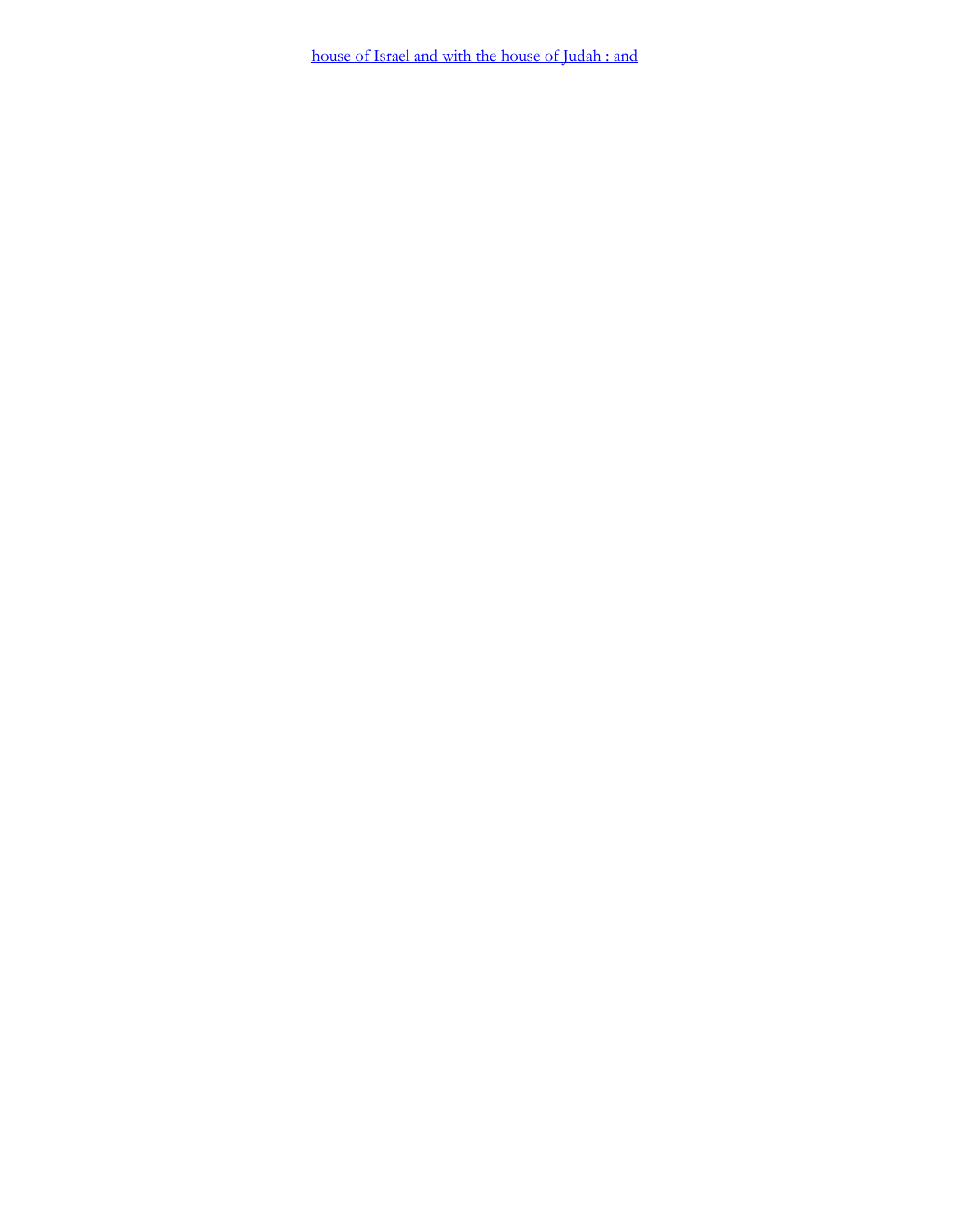[house of Israel and with the house of Judah : and]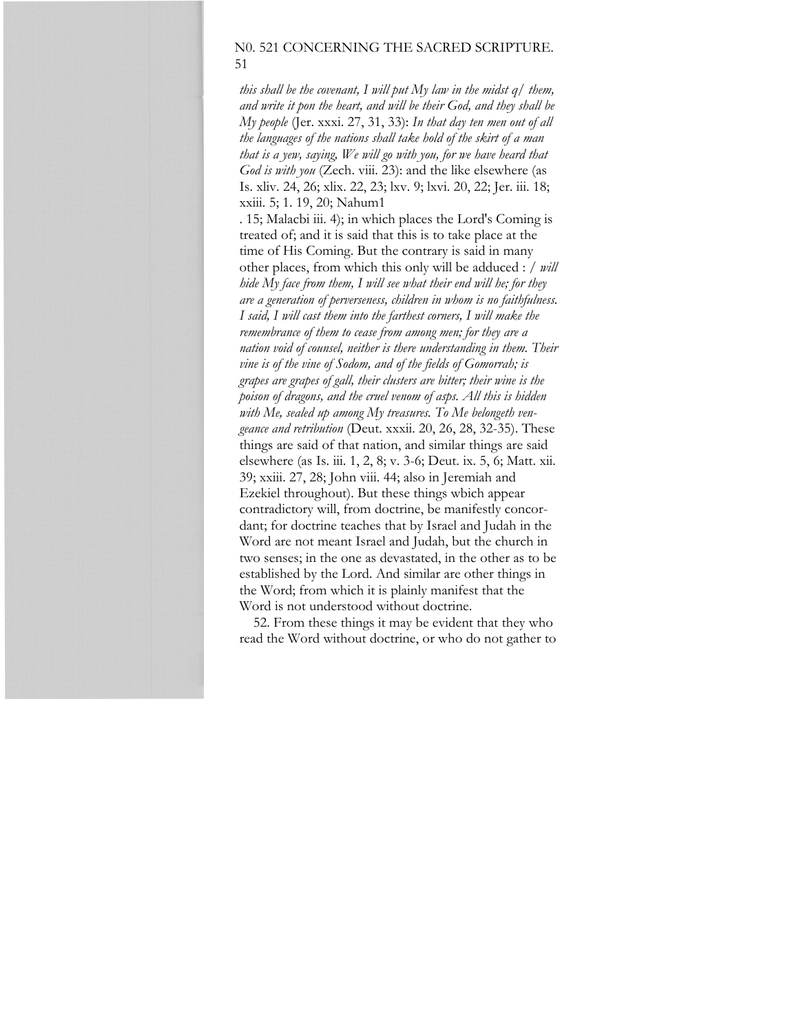*this shall be the covenant, I will put My law in the midst q/ them, and write it pon the heart, and will be their God, and they shall be My people* (Jer. xxxi. 27, 31, 33): *In that day ten men out of all the languages of the nations shall take hold of the skirt of a man that is a yew, saying, We will go with you, for we have heard that God is with you* (Zech. viii. 23): and the like elsewhere (as Is. xliv. 24, 26; xlix. 22, 23; lxv. 9; lxvi. 20, 22; Jer. iii. 18; xxiii. 5; 1. 19, 20; Nahum1 . 15; Malacbi iii. 4); in which places the Lord's Coming is treated of; and it is said that this is to take place at the time of His Coming. But the contrary is said in many other places, from which this only will be adduced : / *will hide My face from them, I will see what their end will he; for they are a generation of perverseness, children in whom is no faithfulness. I said, I will cast them into the farthest corners, I will make the remembrance of them to cease from among men; for they are a nation void of counsel, neither is there understanding in them. Their vine is of the vine of Sodom, and of the fields of Gomorrah; is grapes are grapes of gall, their clusters are bitter; their wine is the poison of dragons, and the cruel venom of asps. All this is hidden with Me, sealed up among My treasures. To Me belongeth vengeance and retribution* (Deut. xxxii. 20, 26, 28, 32-35). These things are said of that nation, and similar things are said elsewhere (as Is. iii. 1, 2, 8; v. 3-6; Deut. ix. 5, 6; Matt. xii. 39; xxiii. 27, 28; John viii. 44; also in Jeremiah and Ezekiel throughout). But these things wbich appear contradictory will, from doctrine, be manifestly concordant; for doctrine teaches that by Israel and Judah in the Word are not meant Israel and Judah, but the church in two senses; in the one as devastated, in the other as to be established by the Lord. And similar are other things in the Word; from which it is plainly manifest that the Word is not understood without doctrine.

52. From these things it may be evident that they who read the Word without doctrine, or who do not gather to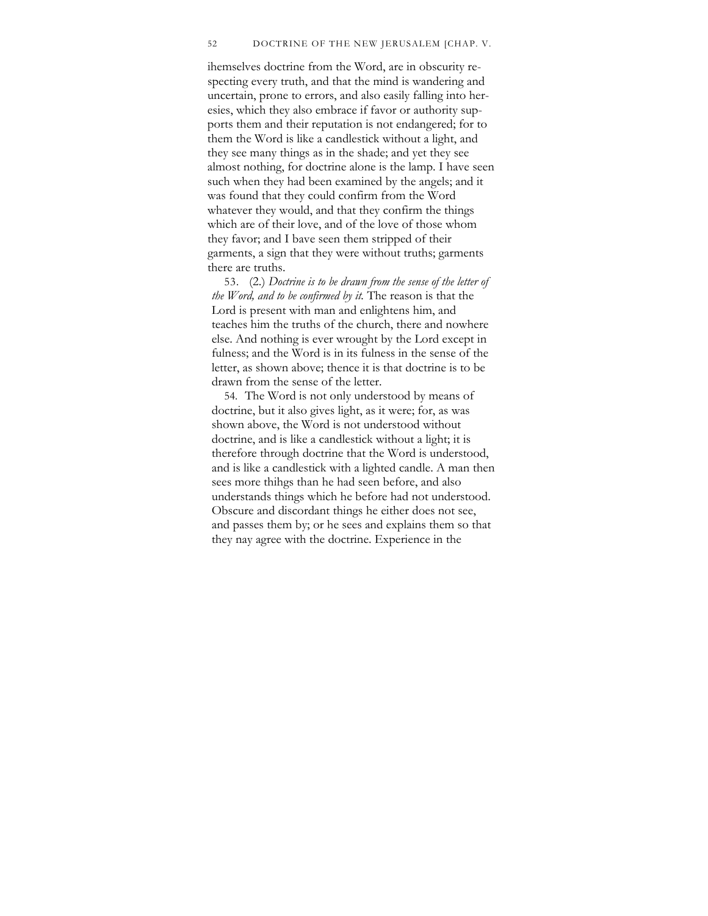ihemselves doctrine from the Word, are in obscurity respecting every truth, and that the mind is wandering and uncertain, prone to errors, and also easily falling into heresies, which they also embrace if favor or authority supports them and their reputation is not endangered; for to them the Word is like a candlestick without a light, and they see many things as in the shade; and yet they see almost nothing, for doctrine alone is the lamp. I have seen such when they had been examined by the angels; and it was found that they could confirm from the Word whatever they would, and that they confirm the things which are of their love, and of the love of those whom they favor; and I bave seen them stripped of their garments, a sign that they were without truths; garments there are truths.

53. (2.) *Doctrine is to be drawn from the sense of the letter of the Word, and to be confirmed by it.* The reason is that the Lord is present with man and enlightens him, and teaches him the truths of the church, there and nowhere else. And nothing is ever wrought by the Lord except in fulness; and the Word is in its fulness in the sense of the letter, as shown above; thence it is that doctrine is to be drawn from the sense of the letter.

54. The Word is not only understood by means of doctrine, but it also gives light, as it were; for, as was shown above, the Word is not understood without doctrine, and is like a candlestick without a light; it is therefore through doctrine that the Word is understood, and is like a candlestick with a lighted candle. A man then sees more thihgs than he had seen before, and also understands things which he before had not understood. Obscure and discordant things he either does not see, and passes them by; or he sees and explains them so that they nay agree with the doctrine. Experience in the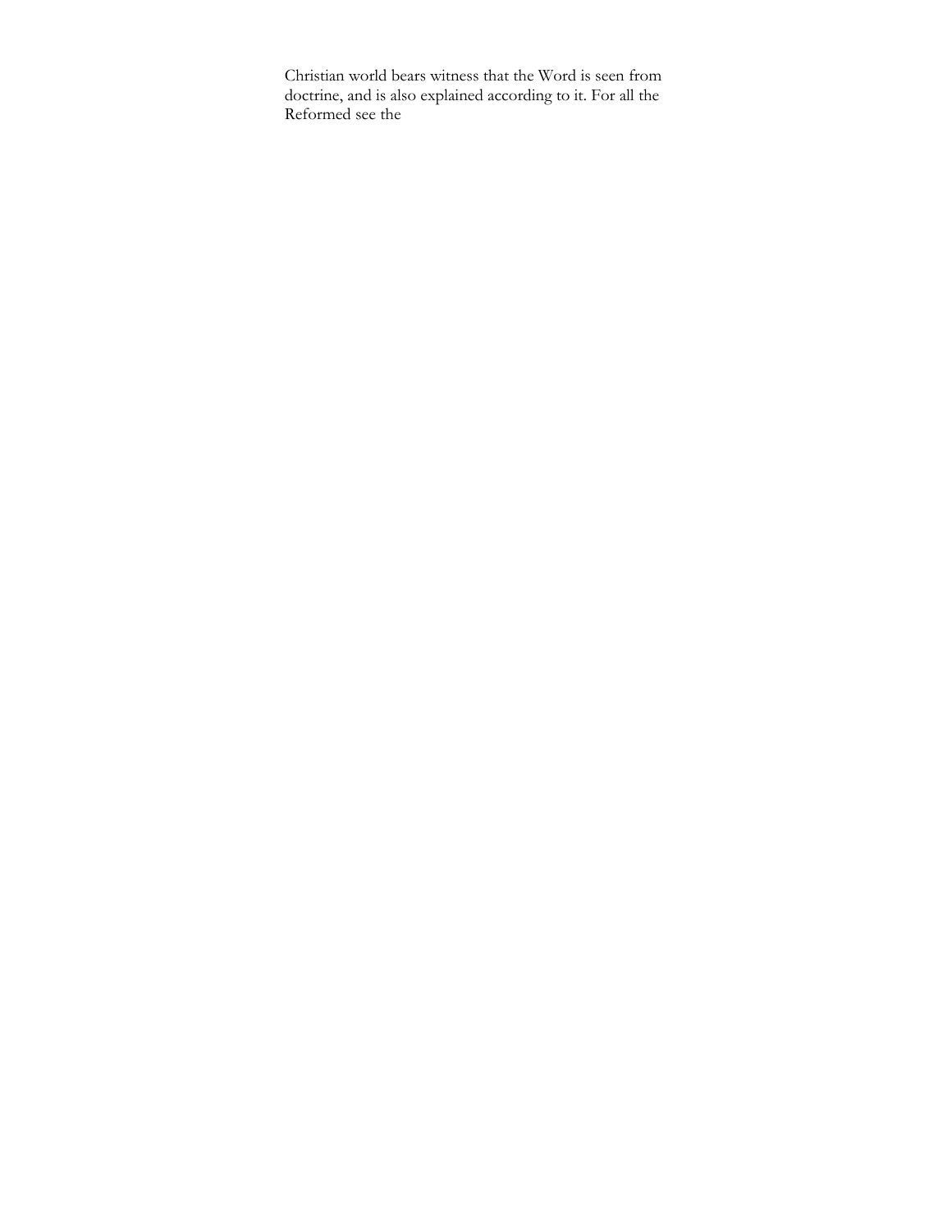Christian world bears witness that the Word is seen from doctrine, and is also explained according to it. For all the Reformed see the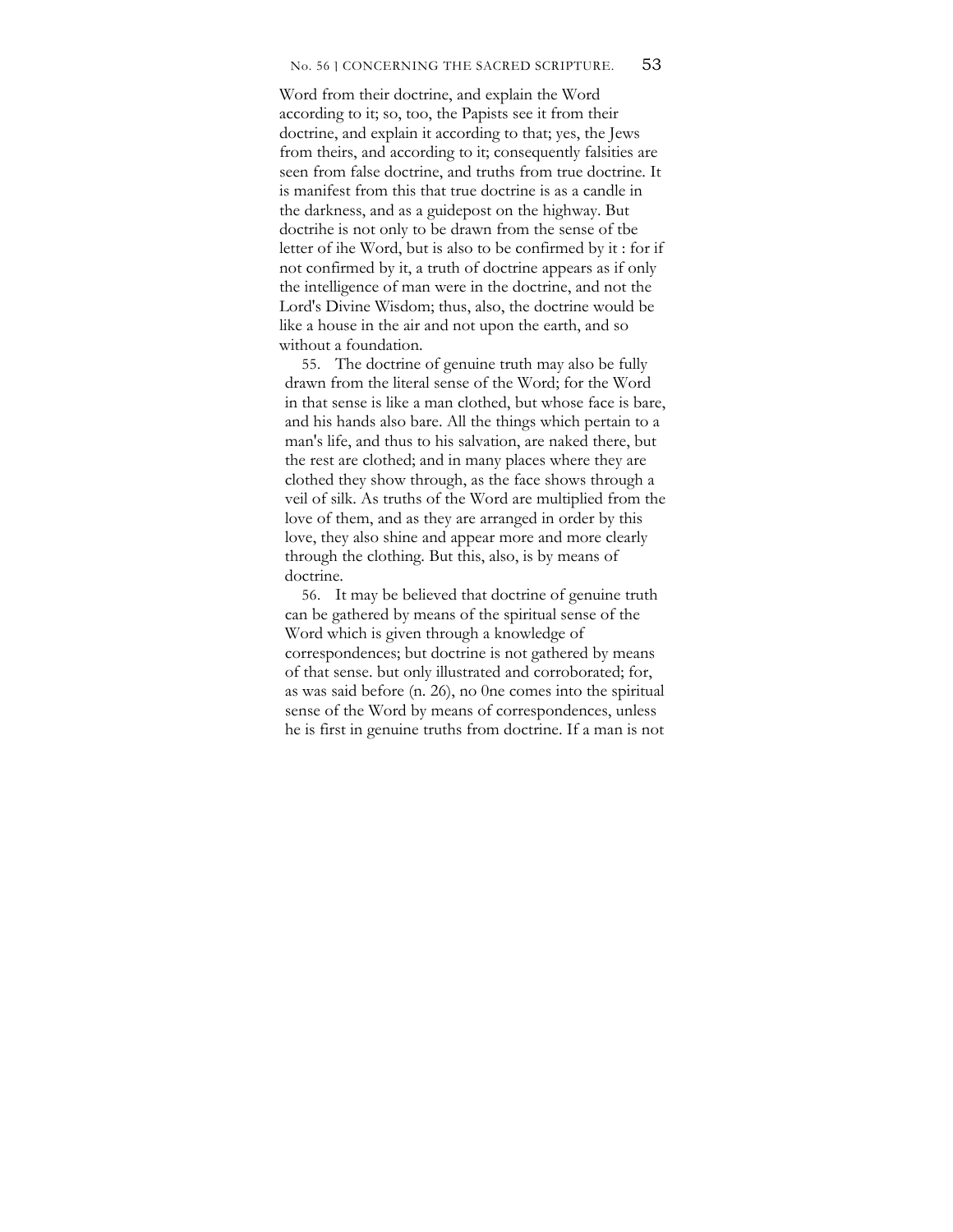Word from their doctrine, and explain the Word according to it; so, too, the Papists see it from their doctrine, and explain it according to that; yes, the Jews from theirs, and according to it; consequently falsities are seen from false doctrine, and truths from true doctrine. It is manifest from this that true doctrine is as a candle in the darkness, and as a guidepost on the highway. But doctrihe is not only to be drawn from the sense of tbe letter of ihe Word, but is also to be confirmed by it : for if not confirmed by it, a truth of doctrine appears as if only the intelligence of man were in the doctrine, and not the Lord's Divine Wisdom; thus, also, the doctrine would be like a house in the air and not upon the earth, and so without a foundation.

55. The doctrine of genuine truth may also be fully drawn from the literal sense of the Word; for the Word in that sense is like a man clothed, but whose face is bare, and his hands also bare. All the things which pertain to a man's life, and thus to his salvation, are naked there, but the rest are clothed; and in many places where they are clothed they show through, as the face shows through a veil of silk. As truths of the Word are multiplied from the love of them, and as they are arranged in order by this love, they also shine and appear more and more clearly through the clothing. But this, also, is by means of doctrine.

56. It may be believed that doctrine of genuine truth can be gathered by means of the spiritual sense of the Word which is given through a knowledge of correspondences; but doctrine is not gathered by means of that sense. but only illustrated and corroborated; for, as was said before (n. 26), no 0ne comes into the spiritual sense of the Word by means of correspondences, unless he is first in genuine truths from doctrine. If a man is not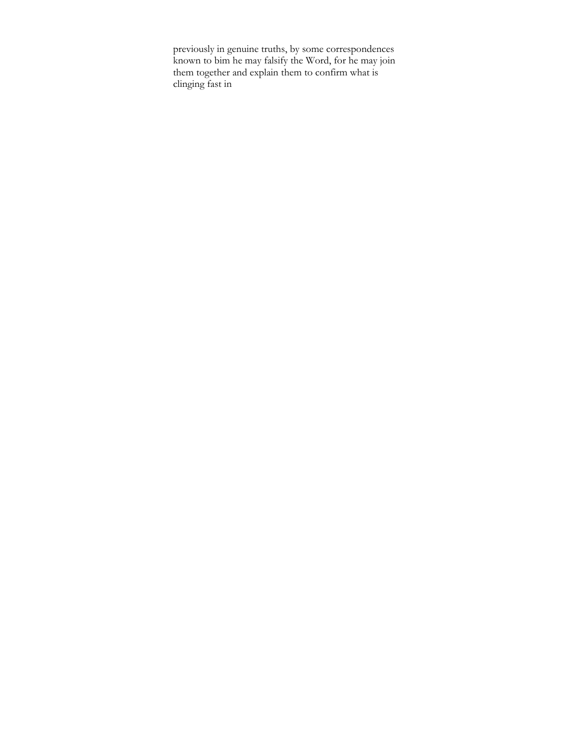previously in genuine truths, by some correspondences known to bim he may falsify the Word, for he may join them together and explain them to confirm what is clinging fast in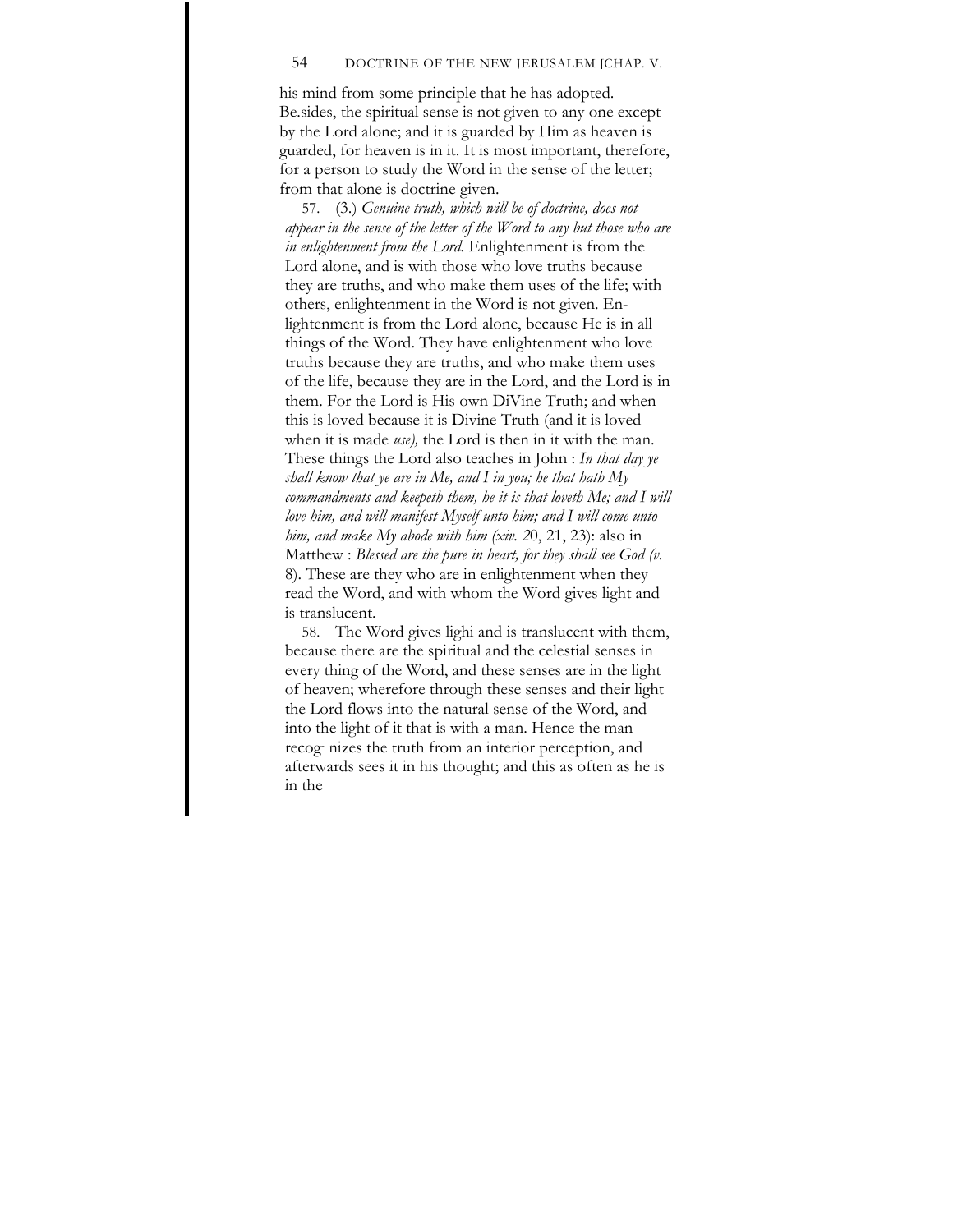his mind from some principle that he has adopted. Be.sides, the spiritual sense is not given to any one except by the Lord alone; and it is guarded by Him as heaven is guarded, for heaven is in it. It is most important, therefore, for a person to study the Word in the sense of the letter; from that alone is doctrine given.

57. (3.) *Genuine truth, which will be of doctrine, does not appear in the sense of the letter of the Word to any but those who are in enlightenment from the Lord.* Enlightenment is from the Lord alone, and is with those who love truths because they are truths, and who make them uses of the life; with others, enlightenment in the Word is not given. Enlightenment is from the Lord alone, because He is in all things of the Word. They have enlightenment who love truths because they are truths, and who make them uses of the life, because they are in the Lord, and the Lord is in them. For the Lord is His own DiVine Truth; and when this is loved because it is Divine Truth (and it is loved when it is made *use),* the Lord is then in it with the man. These things the Lord also teaches in John : *In that day ye shall know that ye are in Me, and I in you; he that hath My commandments and keepeth them, he it is that loveth Me; and I will love him, and will manifest Myself unto him; and I will come unto him, and make My abode with him (xiv. 2*0, 21, 23): also in Matthew : *Blessed are the pure in heart, for they shall see God (v.* 8). These are they who are in enlightenment when they read the Word, and with whom the Word gives light and is translucent.

58. The Word gives lighi and is translucent with them, because there are the spiritual and the celestial senses in every thing of the Word, and these senses are in the light of heaven; wherefore through these senses and their light the Lord flows into the natural sense of the Word, and into the light of it that is with a man. Hence the man recog- nizes the truth from an interior perception, and afterwards sees it in his thought; and this as often as he is in the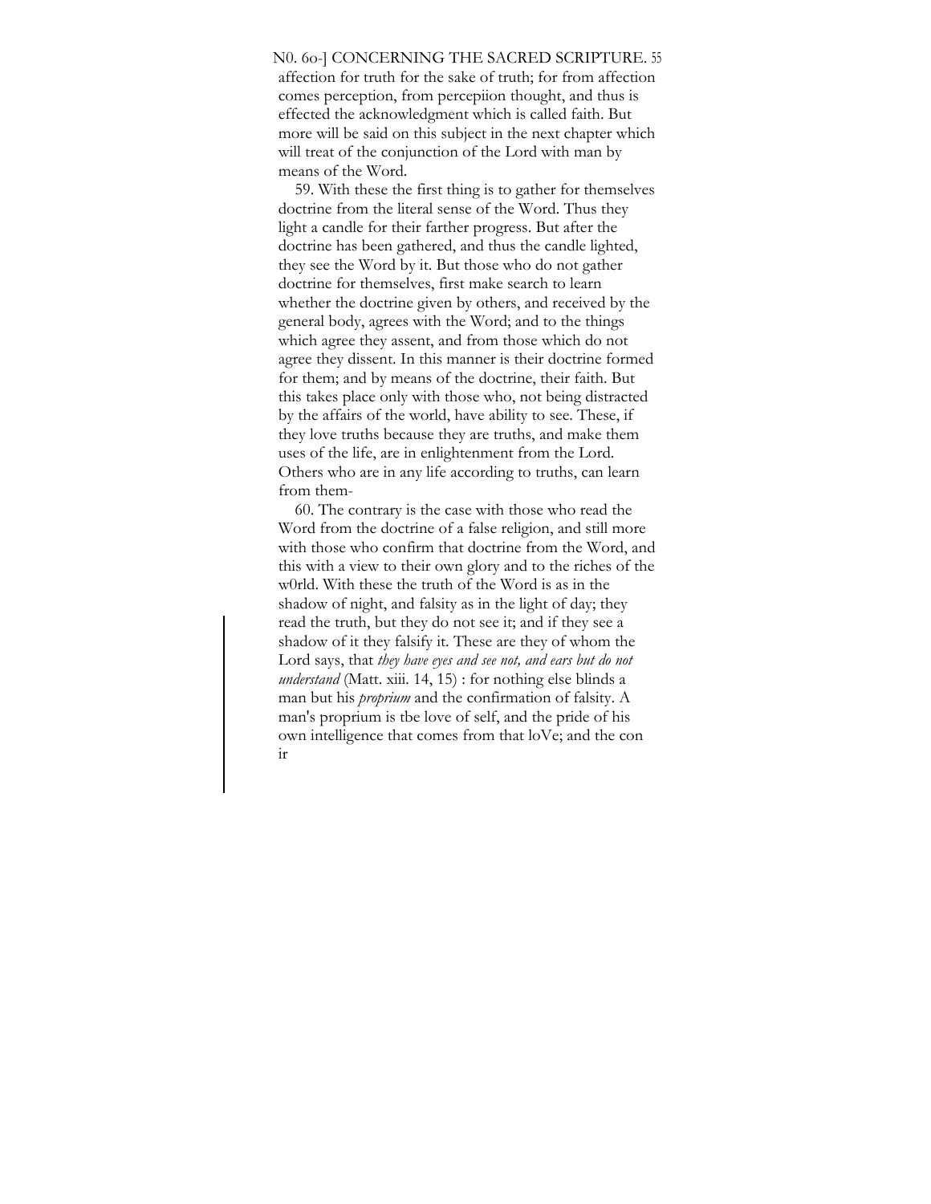affection for truth for the sake of truth; for from affection comes perception, from percepiion thought, and thus is effected the acknowledgment which is called faith. But more will be said on this subject in the next chapter which will treat of the conjunction of the Lord with man by means of the Word.

59. With these the first thing is to gather for themselves doctrine from the literal sense of the Word. Thus they light a candle for their farther progress. But after the doctrine has been gathered, and thus the candle lighted, they see the Word by it. But those who do not gather doctrine for themselves, first make search to learn whether the doctrine given by others, and received by the general body, agrees with the Word; and to the things which agree they assent, and from those which do not agree they dissent. In this manner is their doctrine formed for them; and by means of the doctrine, their faith. But this takes place only with those who, not being distracted by the affairs of the world, have ability to see. These, if they love truths because they are truths, and make them uses of the life, are in enlightenment from the Lord. Others who are in any life according to truths, can learn from them-

60. The contrary is the case with those who read the Word from the doctrine of a false religion, and still more with those who confirm that doctrine from the Word, and this with a view to their own glory and to the riches of the w0rld. With these the truth of the Word is as in the shadow of night, and falsity as in the light of day; they read the truth, but they do not see it; and if they see a shadow of it they falsify it. These are they of whom the Lord says, that *they have eyes and see not, and ears but do not understand* (Matt. xiii. 14, 15) : for nothing else blinds a man but his *proprium* and the confirmation of falsity. A man's proprium is tbe love of self, and the pride of his own intelligence that comes from that loVe; and the con ir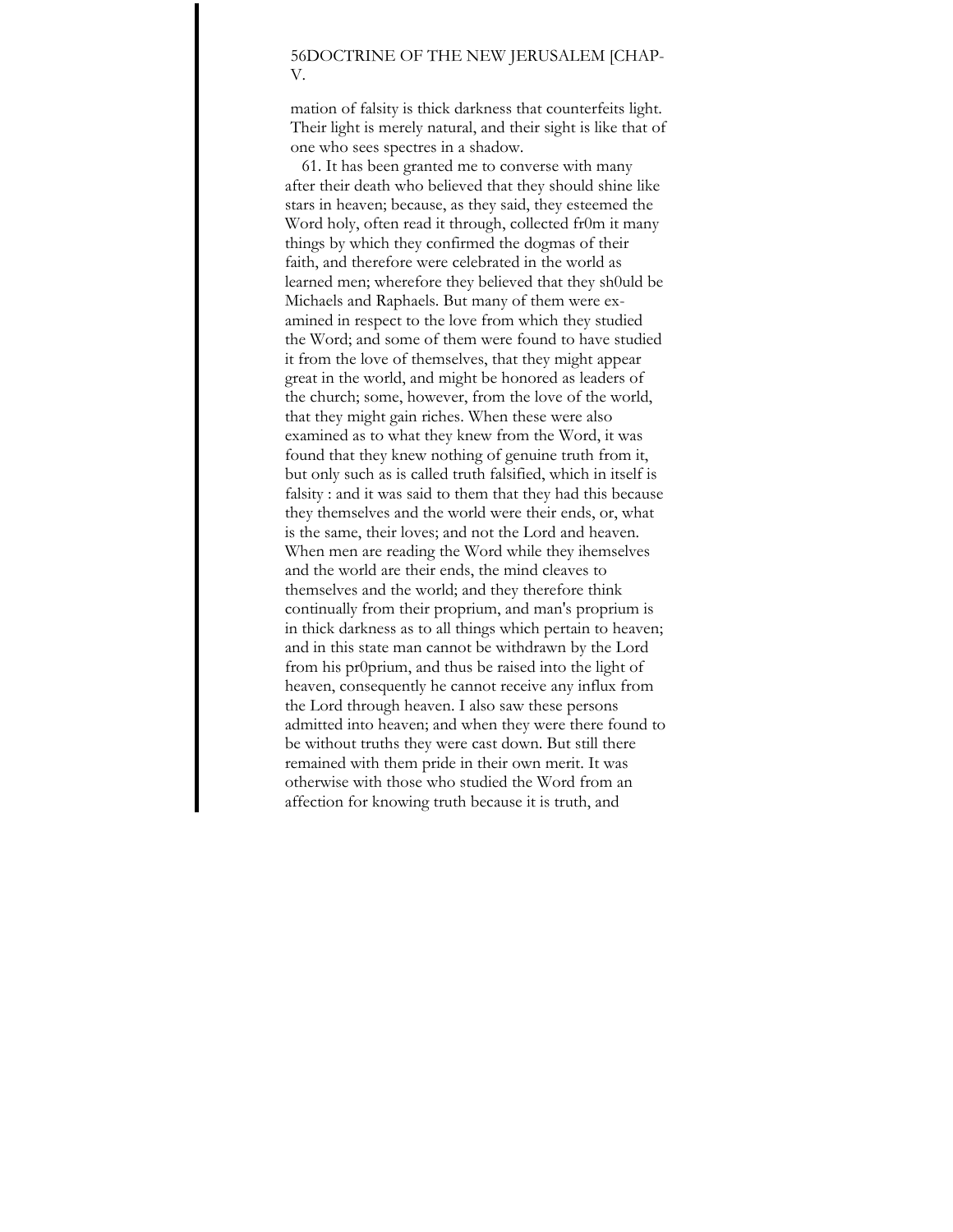mation of falsity is thick darkness that counterfeits light. Their light is merely natural, and their sight is like that of one who sees spectres in a shadow.

61. It has been granted me to converse with many after their death who believed that they should shine like stars in heaven; because, as they said, they esteemed the Word holy, often read it through, collected fr0m it many things by which they confirmed the dogmas of their faith, and therefore were celebrated in the world as learned men; wherefore they believed that they sh0uld be Michaels and Raphaels. But many of them were examined in respect to the love from which they studied the Word; and some of them were found to have studied it from the love of themselves, that they might appear great in the world, and might be honored as leaders of the church; some, however, from the love of the world, that they might gain riches. When these were also examined as to what they knew from the Word, it was found that they knew nothing of genuine truth from it, but only such as is called truth falsified, which in itself is falsity : and it was said to them that they had this because they themselves and the world were their ends, or, what is the same, their loves; and not the Lord and heaven. When men are reading the Word while they ihemselves and the world are their ends, the mind cleaves to themselves and the world; and they therefore think continually from their proprium, and man's proprium is in thick darkness as to all things which pertain to heaven; and in this state man cannot be withdrawn by the Lord from his pr0prium, and thus be raised into the light of heaven, consequently he cannot receive any influx from the Lord through heaven. I also saw these persons admitted into heaven; and when they were there found to be without truths they were cast down. But still there remained with them pride in their own merit. It was otherwise with those who studied the Word from an affection for knowing truth because it is truth, and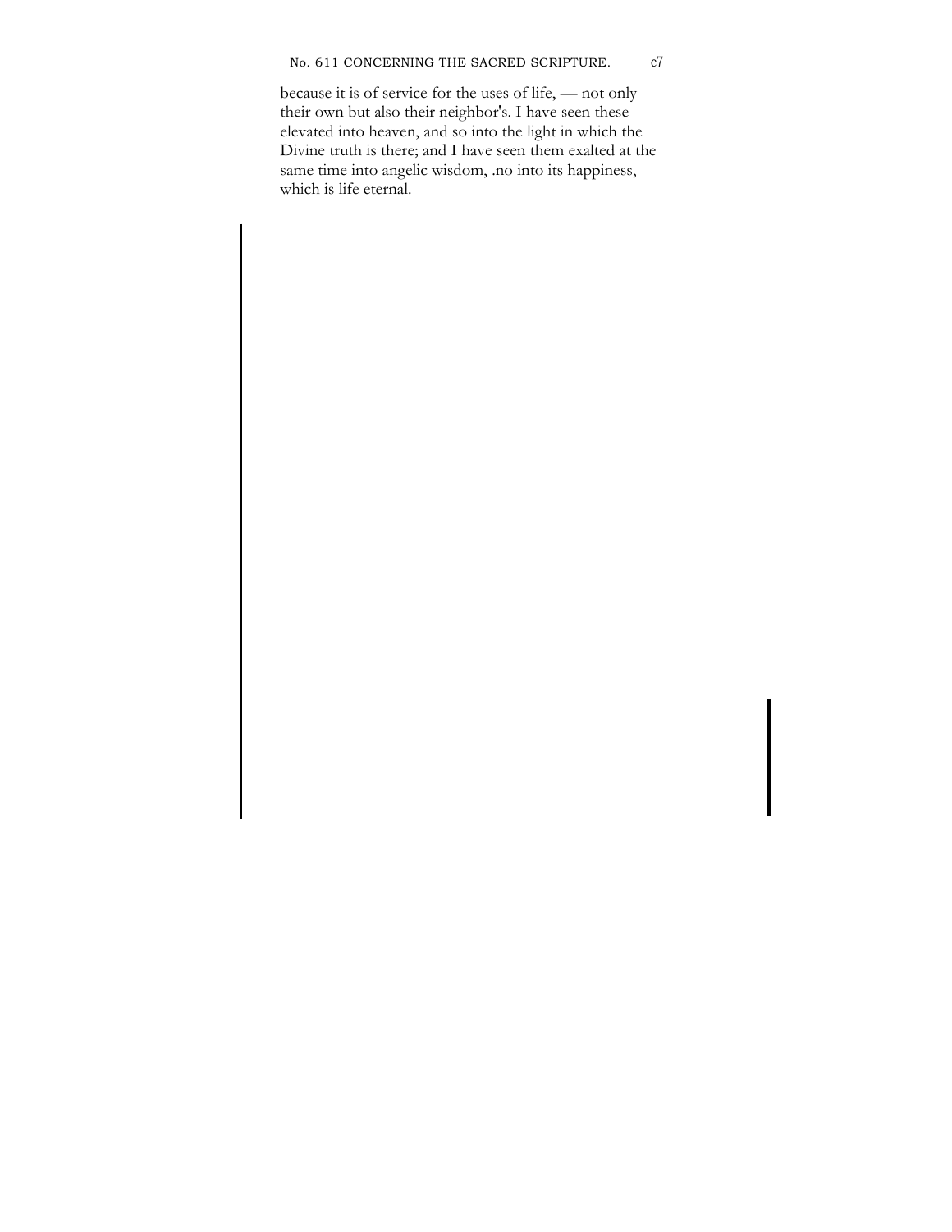because it is of service for the uses of life, — not only their own but also their neighbor's. I have seen these elevated into heaven, and so into the light in which the Divine truth is there; and I have seen them exalted at the same time into angelic wisdom, .no into its happiness, which is life eternal.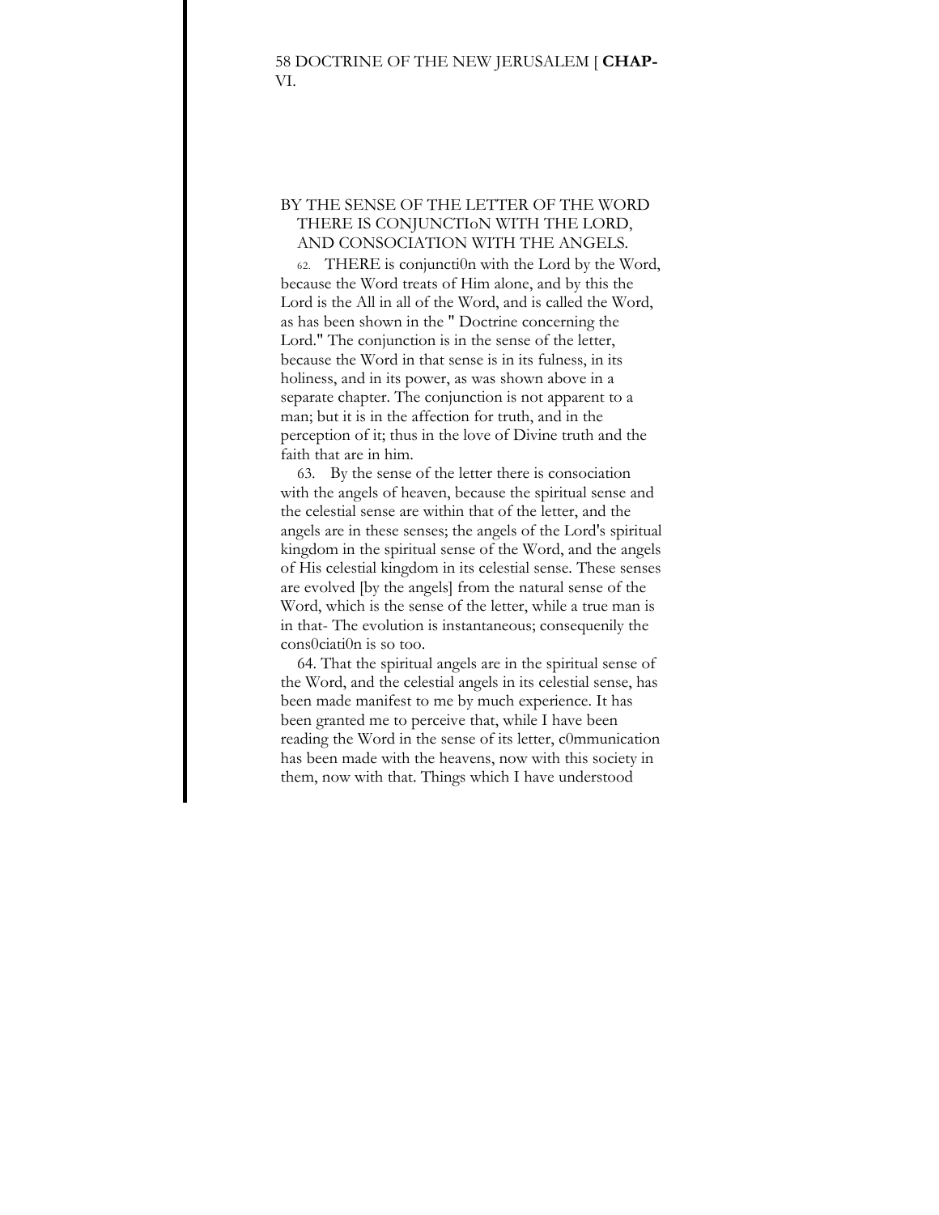## BY THE SENSE OF THE LETTER OF THE WORD THERE IS CONJUNCTIoN WITH THE LORD, AND CONSOCIATION WITH THE ANGELS.

62. THERE is conjuncti0n with the Lord by the Word, because the Word treats of Him alone, and by this the Lord is the All in all of the Word, and is called the Word, as has been shown in the " Doctrine concerning the Lord." The conjunction is in the sense of the letter, because the Word in that sense is in its fulness, in its holiness, and in its power, as was shown above in a separate chapter. The conjunction is not apparent to a man; but it is in the affection for truth, and in the perception of it; thus in the love of Divine truth and the faith that are in him.

63. By the sense of the letter there is consociation with the angels of heaven, because the spiritual sense and the celestial sense are within that of the letter, and the angels are in these senses; the angels of the Lord's spiritual kingdom in the spiritual sense of the Word, and the angels of His celestial kingdom in its celestial sense. These senses are evolved [by the angels] from the natural sense of the Word, which is the sense of the letter, while a true man is in that- The evolution is instantaneous; consequenily the cons0ciati0n is so too.

64. That the spiritual angels are in the spiritual sense of the Word, and the celestial angels in its celestial sense, has been made manifest to me by much experience. It has been granted me to perceive that, while I have been reading the Word in the sense of its letter, c0mmunication has been made with the heavens, now with this society in them, now with that. Things which I have understood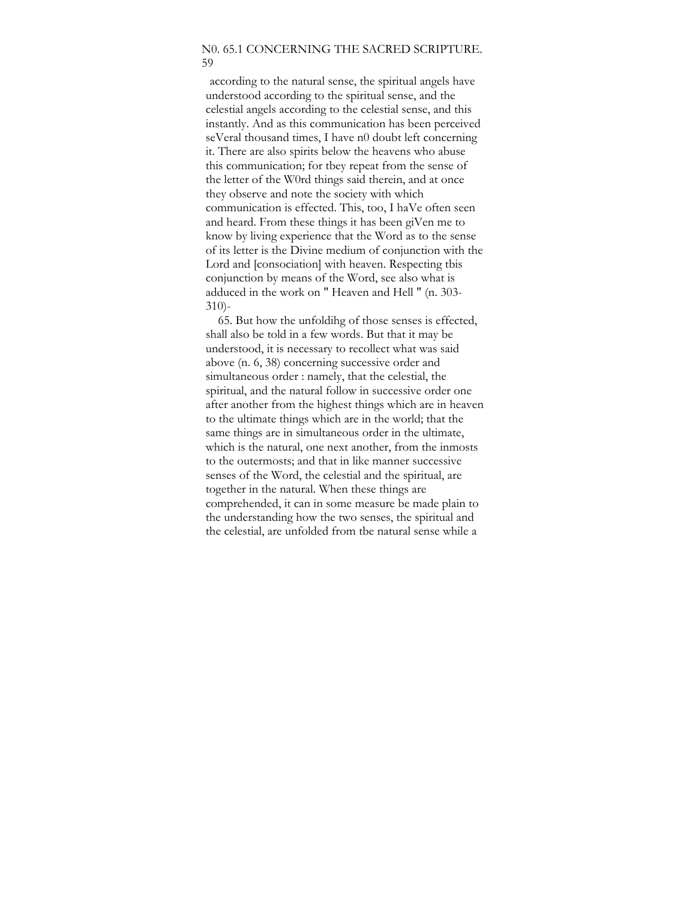according to the natural sense, the spiritual angels have understood according to the spiritual sense, and the celestial angels according to the celestial sense, and this instantly. And as this communication has been perceived seVeral thousand times, I have n0 doubt left concerning it. There are also spirits below the heavens who abuse this communication; for tbey repeat from the sense of the letter of the W0rd things said therein, and at once they observe and note the society with which communication is effected. This, too, I haVe often seen and heard. From these things it has been giVen me to know by living experience that the Word as to the sense of its letter is the Divine medium of conjunction with the Lord and [consociation] with heaven. Respecting tbis conjunction by means of the Word, see also what is adduced in the work on " Heaven and Hell " (n. 303-310)-

65. But how the unfoldihg of those senses is effected, shall also be told in a few words. But that it may be understood, it is necessary to recollect what was said above (n. 6, 38) concerning successive order and simultaneous order : namely, that the celestial, the spiritual, and the natural follow in successive order one after another from the highest things which are in heaven to the ultimate things which are in the world; that the same things are in simultaneous order in the ultimate, which is the natural, one next another, from the inmosts to the outermosts; and that in like manner successive senses of the Word, the celestial and the spiritual, are together in the natural. When these things are comprehended, it can in some measure be made plain to the understanding how the two senses, the spiritual and the celestial, are unfolded from tbe natural sense while a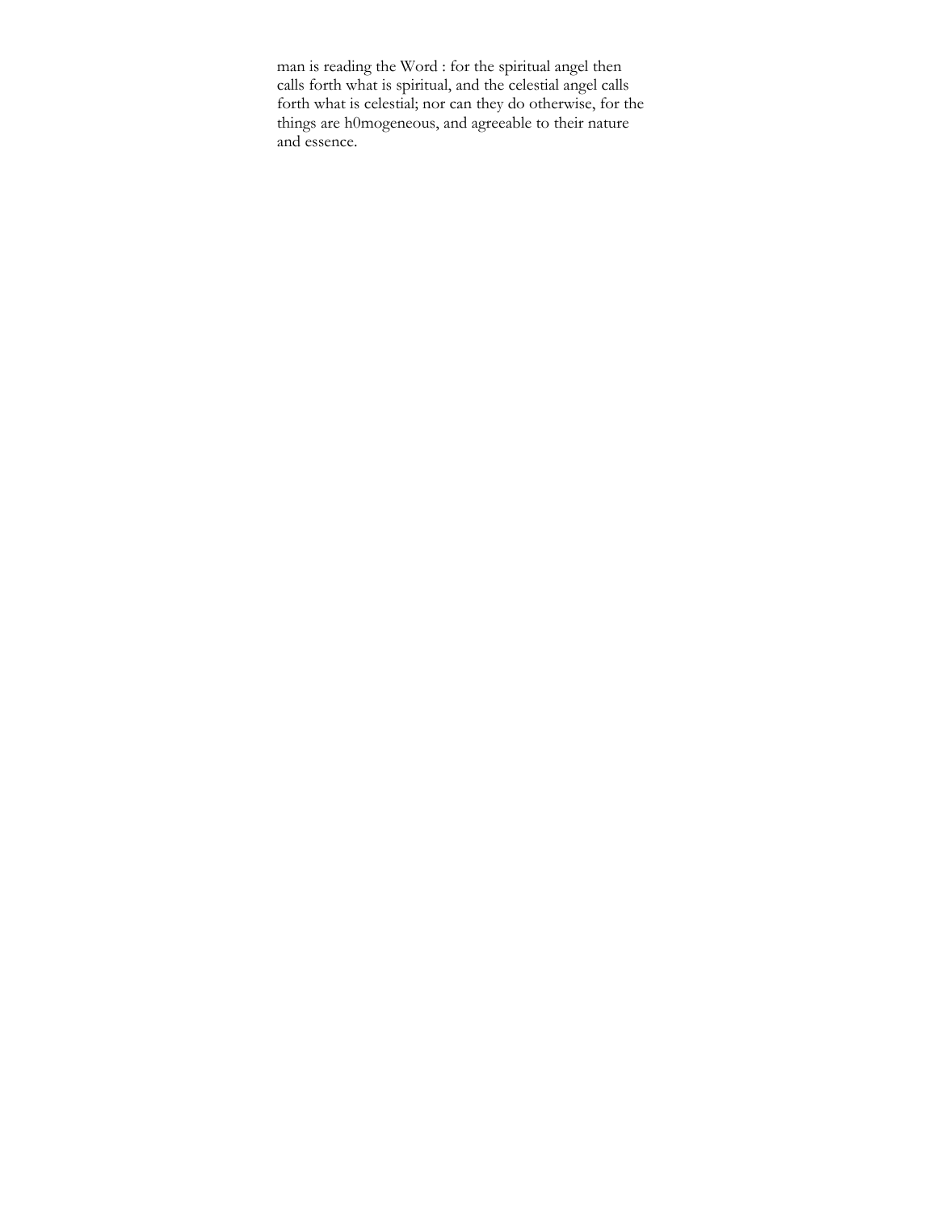man is reading the Word : for the spiritual angel then calls forth what is spiritual, and the celestial angel calls forth what is celestial; nor can they do otherwise, for the things are h0mogeneous, and agreeable to their nature and essence.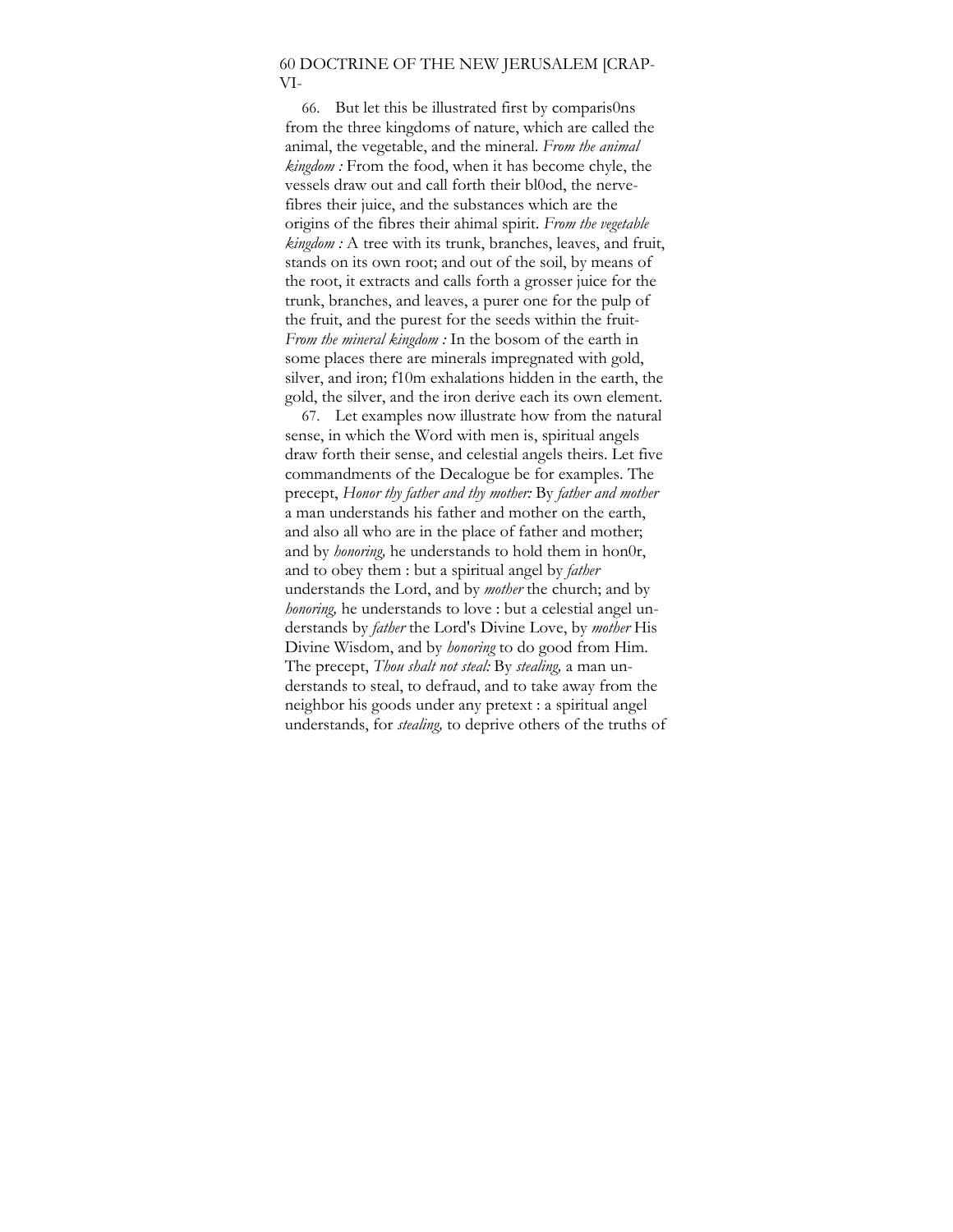66. But let this be illustrated first by comparis0ns from the three kingdoms of nature, which are called the animal, the vegetable, and the mineral. *From the animal kingdom :* From the food, when it has become chyle, the vessels draw out and call forth their bl0od, the nerve-fibres their juice, and the substances which are the origins of the fibres their ahimal spirit. *From the vegetable kingdom :* A tree with its trunk, branches, leaves, and fruit, stands on its own root; and out of the soil, by means of the root, it extracts and calls forth a grosser juice for the trunk, branches, and leaves, a purer one for the pulp of the fruit, and the purest for the seeds within the fruit- *From the mineral kingdom :* In the bosom of the earth in some places there are minerals impregnated with gold, silver, and iron; f10m exhalations hidden in the earth, the gold, the silver, and the iron derive each its own element.

67. Let examples now illustrate how from the natural sense, in which the Word with men is, spiritual angels draw forth their sense, and celestial angels theirs. Let five commandments of the Decalogue be for examples. The precept, *Honor thy father and thy mother:* By *father and mother* a man understands his father and mother on the earth, and also all who are in the place of father and mother; and by *honoring,* he understands to hold them in hon0r, and to obey them : but a spiritual angel by *father* understands the Lord, and by *mother* the church; and by *honoring,* he understands to love : but a celestial angel understands by *father* the Lord's Divine Love, by *mother* His Divine Wisdom, and by *honoring* to do good from Him. The precept, *Thou shalt not steal:* By *stealing,* a man understands to steal, to defraud, and to take away from the neighbor his goods under any pretext : a spiritual angel understands, for *stealing,* to deprive others of the truths of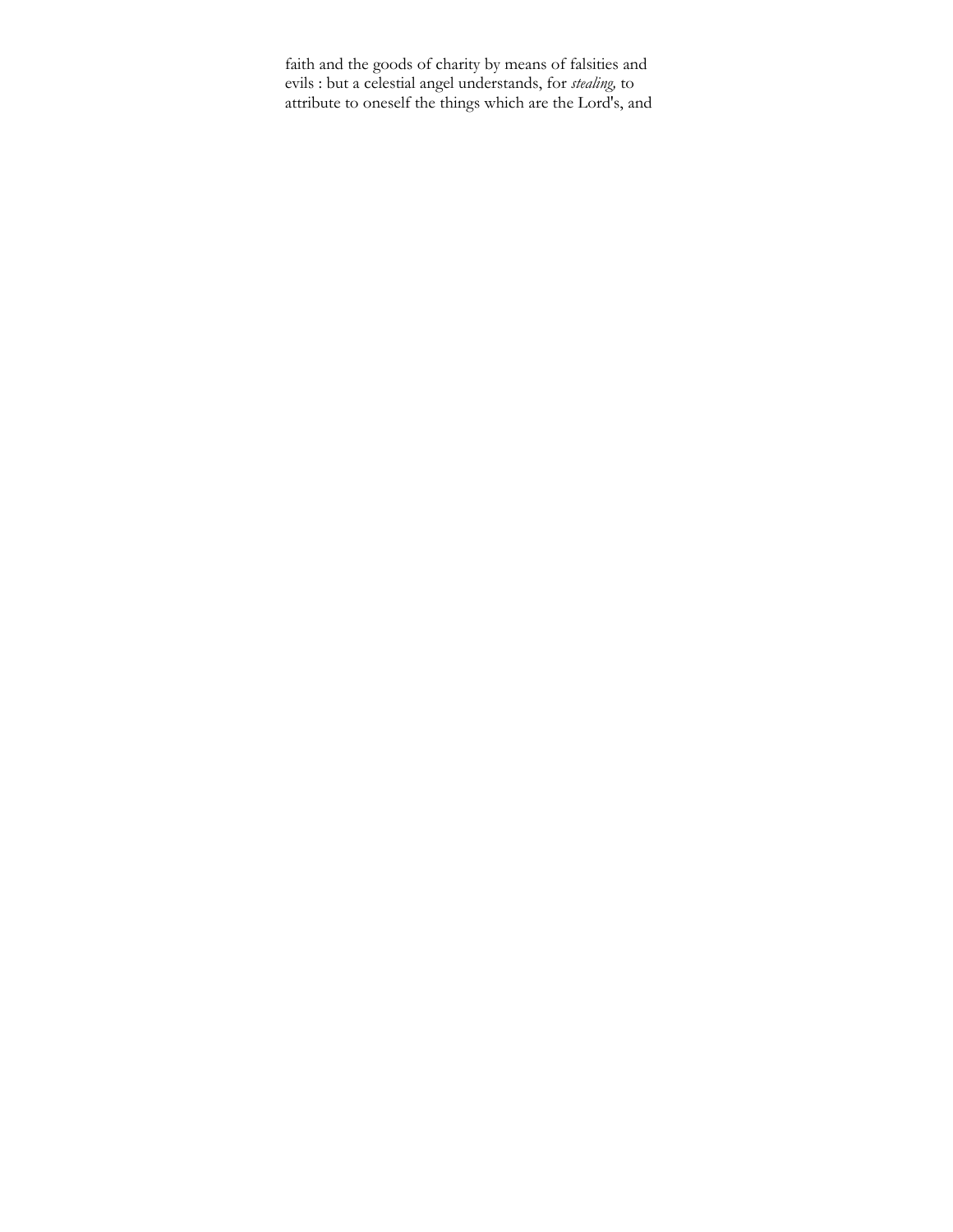faith and the goods of charity by means of falsities and evils : but a celestial angel understands, for *stealing,* to attribute to oneself the things which are the Lord's, and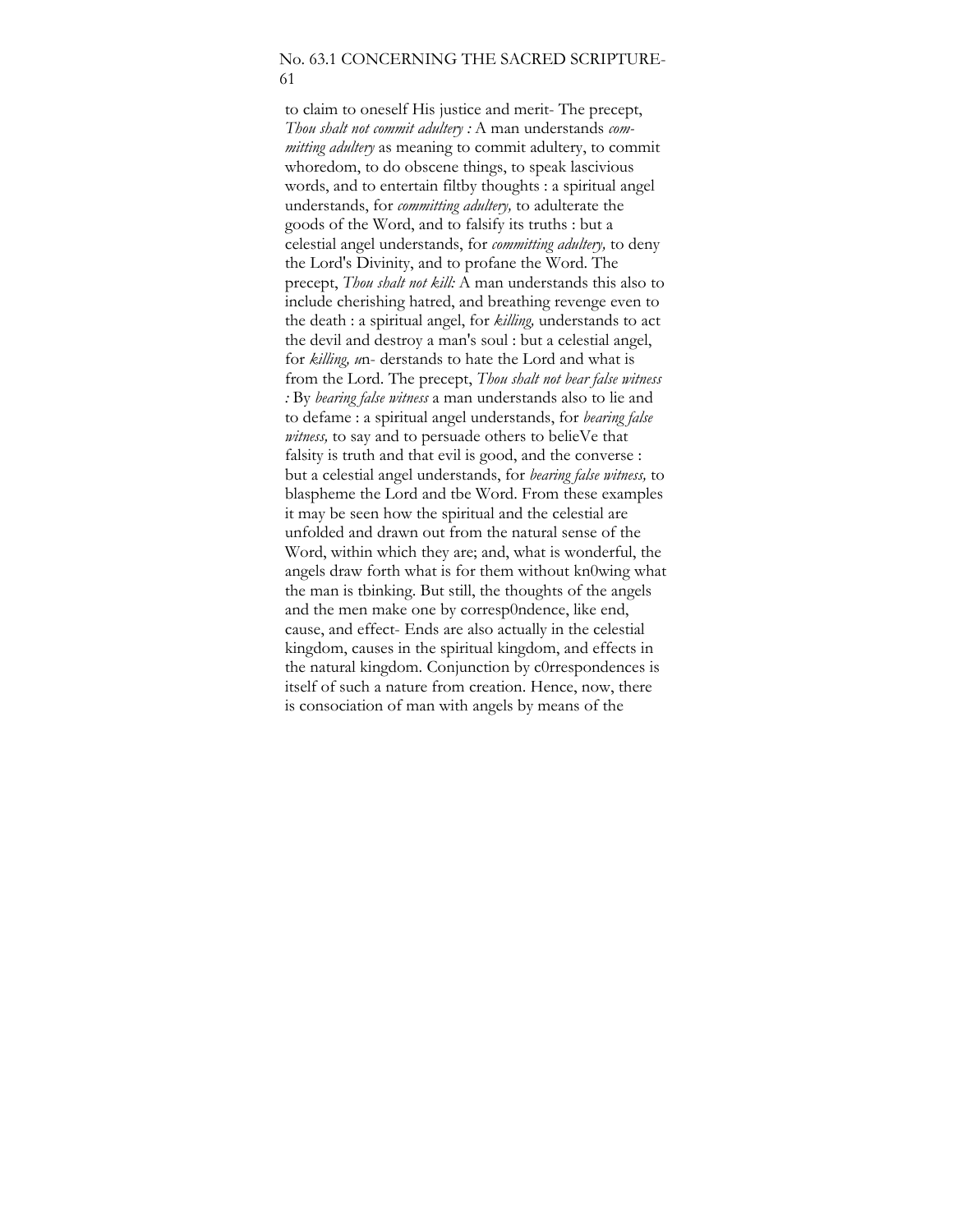to claim to oneself His justice and merit- The precept, *Thou shalt not commit adultery :* A man understands *committing adultery* as meaning to commit adultery, to commit whoredom, to do obscene things, to speak lascivious words, and to entertain filtby thoughts : a spiritual angel understands, for *committing adultery,* to adulterate the goods of the Word, and to falsify its truths : but a celestial angel understands, for *committing adultery,* to deny the Lord's Divinity, and to profane the Word. The precept, *Thou shalt not kill:* A man understands this also to include cherishing hatred, and breathing revenge even to the death : a spiritual angel, for *killing,* understands to act the devil and destroy a man's soul : but a celestial angel, for *killing, u*n- derstands to hate the Lord and what is from the Lord. The precept, *Thou shalt not bear false witness :* By *bearing false witness* a man understands also to lie and to defame : a spiritual angel understands, for *bearing false witness,* to say and to persuade others to belieVe that falsity is truth and that evil is good, and the converse : but a celestial angel understands, for *bearing false witness,* to blaspheme the Lord and tbe Word. From these examples it may be seen how the spiritual and the celestial are unfolded and drawn out from the natural sense of the Word, within which they are; and, what is wonderful, the angels draw forth what is for them without kn0wing what the man is tbinking. But still, the thoughts of the angels and the men make one by corresp0ndence, like end, cause, and effect- Ends are also actually in the celestial kingdom, causes in the spiritual kingdom, and effects in the natural kingdom. Conjunction by c0rrespondences is itself of such a nature from creation. Hence, now, there is consociation of man with angels by means of the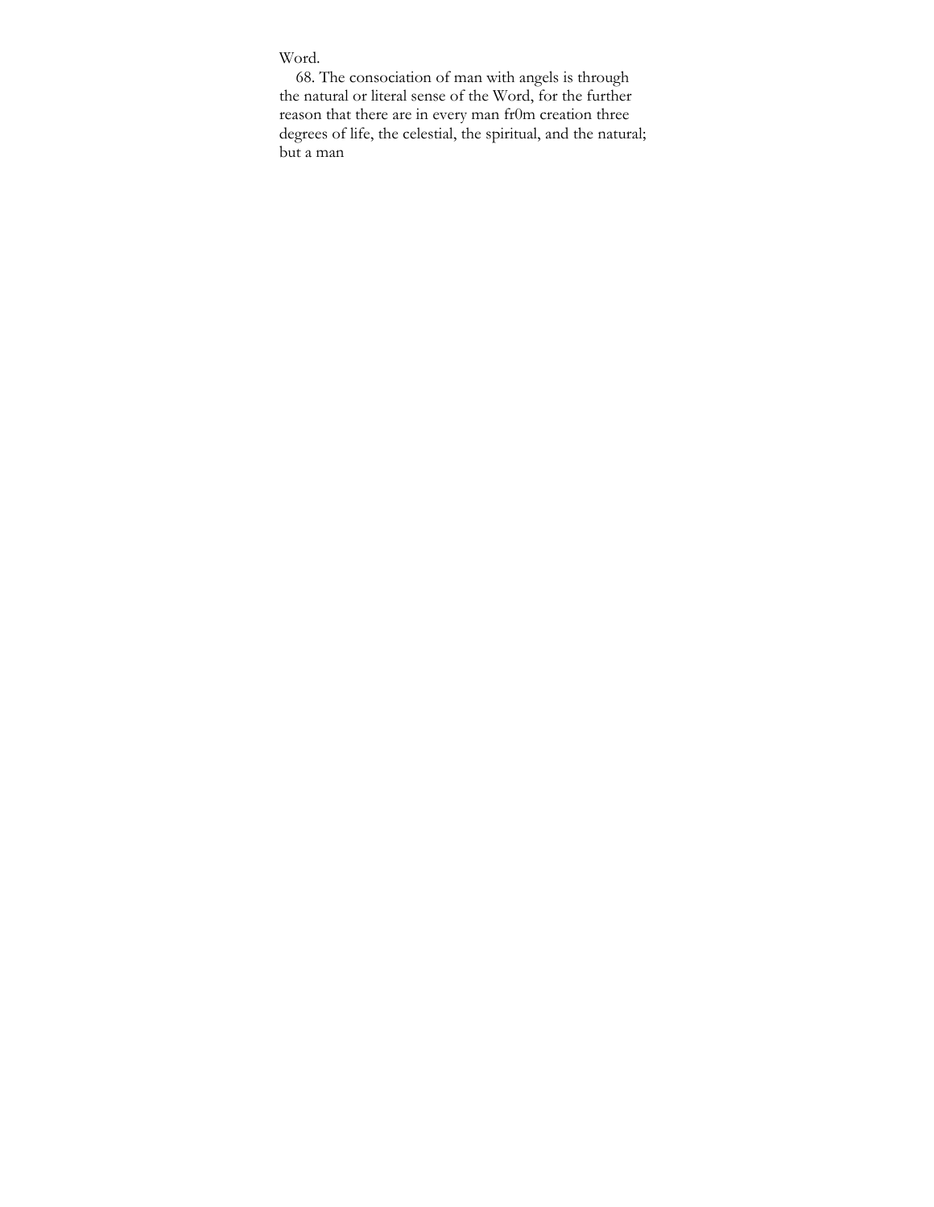Word.

68. The consociation of man with angels is through the natural or literal sense of the Word, for the further reason that there are in every man fr0m creation three degrees of life, the celestial, the spiritual, and the natural; but a man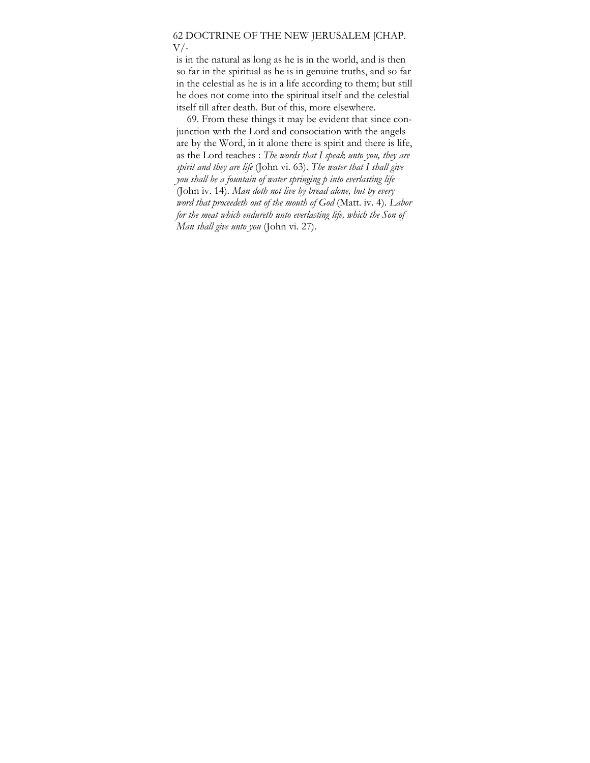is in the natural as long as he is in the world, and is then so far in the spiritual as he is in genuine truths, and so far in the celestial as he is in a life according to them; but still he does not come into the spiritual itself and the celestial itself till after death. But of this, more elsewhere.

69. From these things it may be evident that since conjunction with the Lord and consociation with the angels are by the Word, in it alone there is spirit and there is life, as the Lord teaches : *The words that I speak unto you, they are spirit and they are life* (John vi. 63). *The water that I shall give you shall be a fountain of water springing p into everlasting life* (John iv. 14). *Man doth not live by bread alone, but by every word that proceedeth out of the mouth of God* (Matt. iv. 4). *Labor for the meat which endureth unto everlasting life, which the Son of Man shall give unto you* (John vi. 27).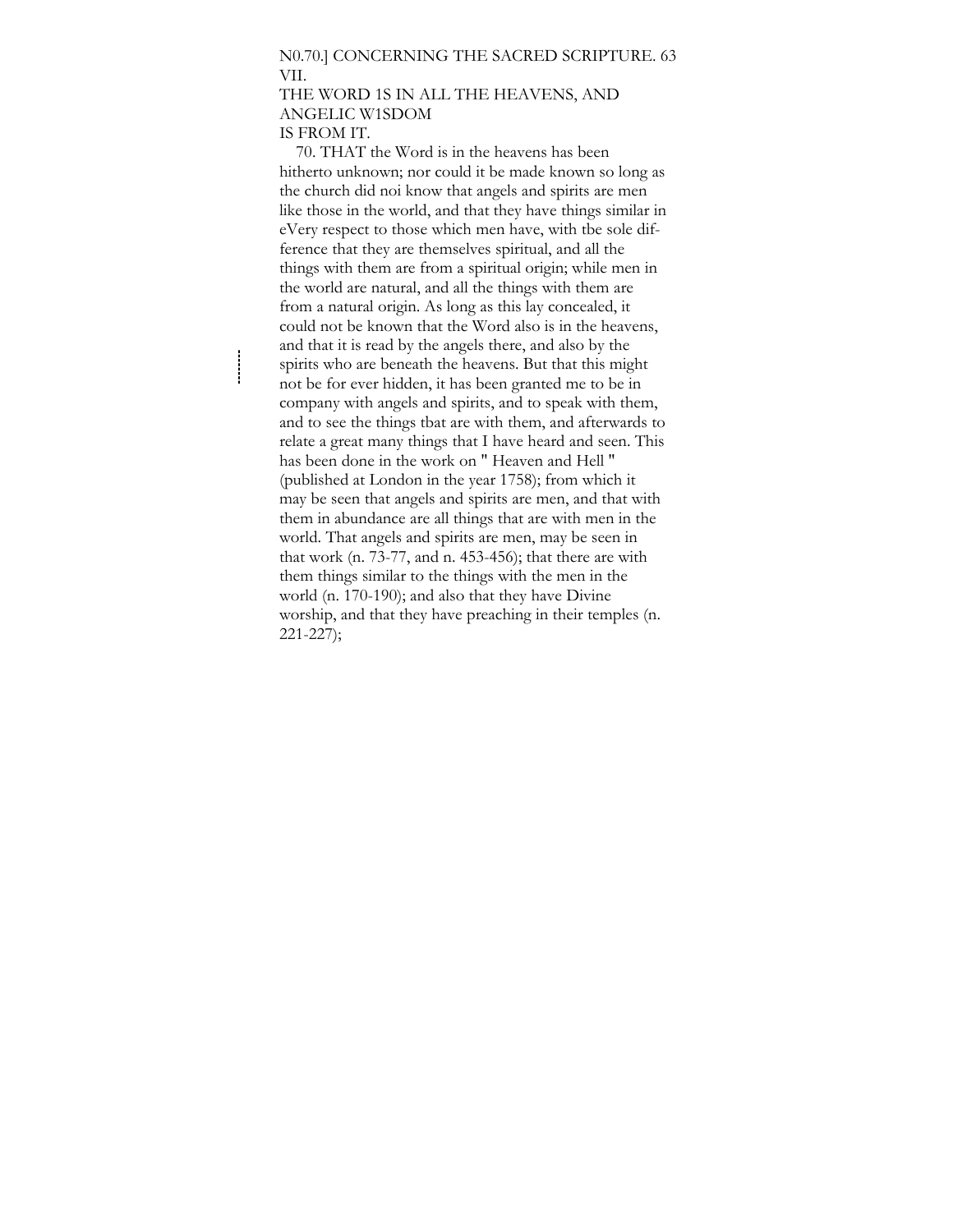## VII.

## THE WORD 1S IN ALL THE HEAVENS, AND ANGELIC W1SDOM IS FROM IT.

70. THAT the Word is in the heavens has been hitherto unknown; nor could it be made known so long as the church did noi know that angels and spirits are men like those in the world, and that they have things similar in eVery respect to those which men have, with tbe sole difference that they are themselves spiritual, and all the things with them are from a spiritual origin; while men in the world are natural, and all the things with them are from a natural origin. As long as this lay concealed, it could not be known that the Word also is in the heavens, and that it is read by the angels there, and also by the spirits who are beneath the heavens. But that this might not be for ever hidden, it has been granted me to be in company with angels and spirits, and to speak with them, and to see the things tbat are with them, and afterwards to relate a great many things that I have heard and seen. This has been done in the work on " Heaven and Hell " (published at London in the year 1758); from which it may be seen that angels and spirits are men, and that with them in abundance are all things that are with men in the world. That angels and spirits are men, may be seen in that work (n. 73-77, and n. 453-456); that there are with them things similar to the things with the men in the world (n. 170-190); and also that they have Divine worship, and that they have preaching in their temples (n. 221-227);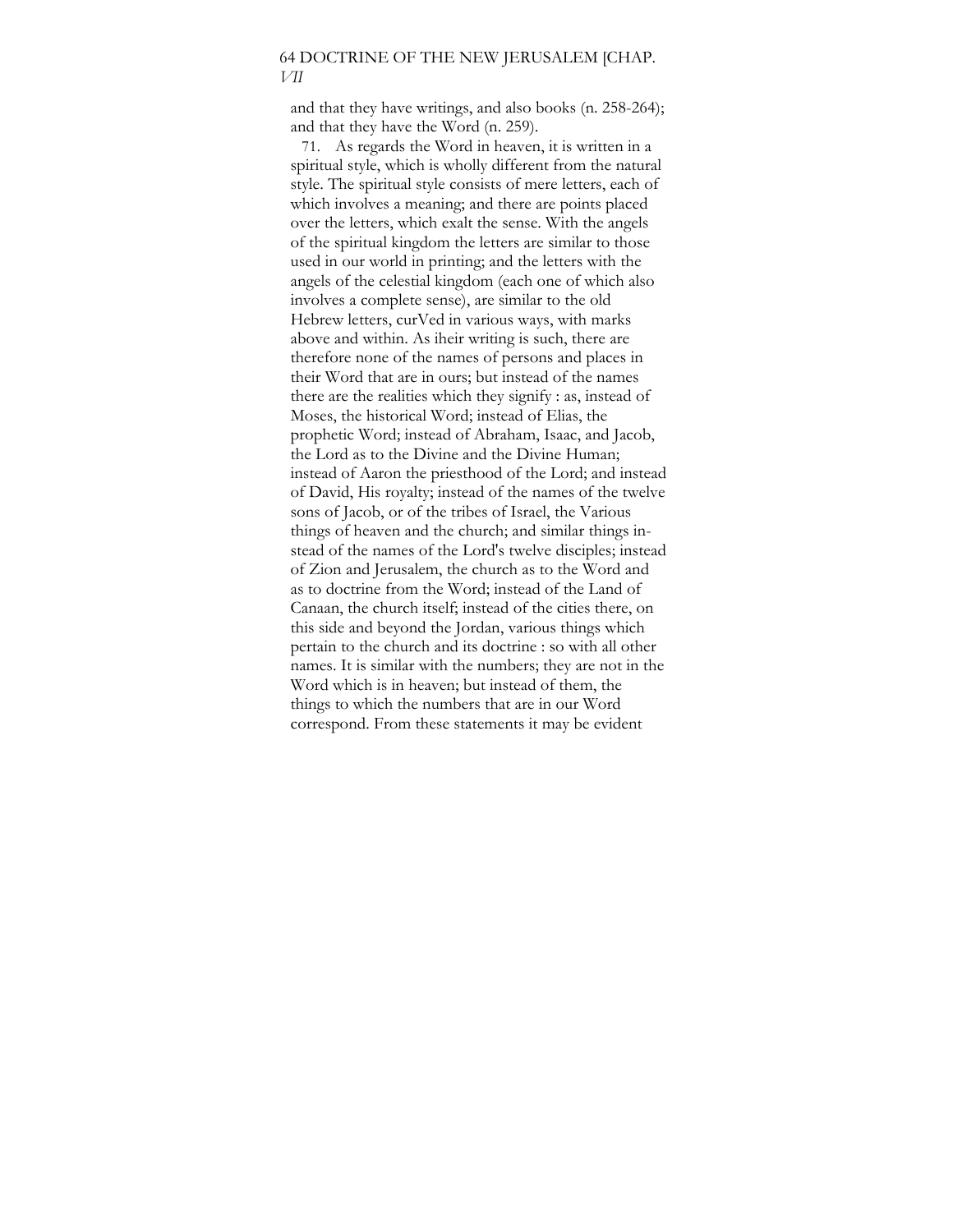and that they have writings, and also books (n. 258-264); and that they have the Word (n. 259).

71. As regards the Word in heaven, it is written in a spiritual style, which is wholly different from the natural style. The spiritual style consists of mere letters, each of which involves a meaning; and there are points placed over the letters, which exalt the sense. With the angels of the spiritual kingdom the letters are similar to those used in our world in printing; and the letters with the angels of the celestial kingdom (each one of which also involves a complete sense), are similar to the old Hebrew letters, curVed in various ways, with marks above and within. As iheir writing is such, there are therefore none of the names of persons and places in their Word that are in ours; but instead of the names there are the realities which they signify : as, instead of Moses, the historical Word; instead of Elias, the prophetic Word; instead of Abraham, Isaac, and Jacob, the Lord as to the Divine and the Divine Human; instead of Aaron the priesthood of the Lord; and instead of David, His royalty; instead of the names of the twelve sons of Jacob, or of the tribes of Israel, the Various things of heaven and the church; and similar things instead of the names of the Lord's twelve disciples; instead of Zion and Jerusalem, the church as to the Word and as to doctrine from the Word; instead of the Land of Canaan, the church itself; instead of the cities there, on this side and beyond the Jordan, various things which pertain to the church and its doctrine : so with all other names. It is similar with the numbers; they are not in the Word which is in heaven; but instead of them, the things to which the numbers that are in our Word correspond. From these statements it may be evident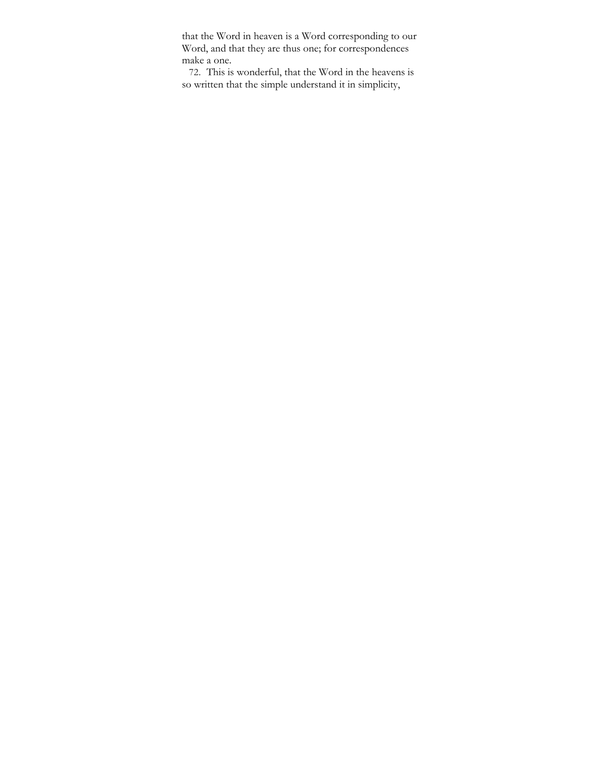that the Word in heaven is a Word corresponding to our Word, and that they are thus one; for correspondences make a one.

72. This is wonderful, that the Word in the heavens is so written that the simple understand it in simplicity,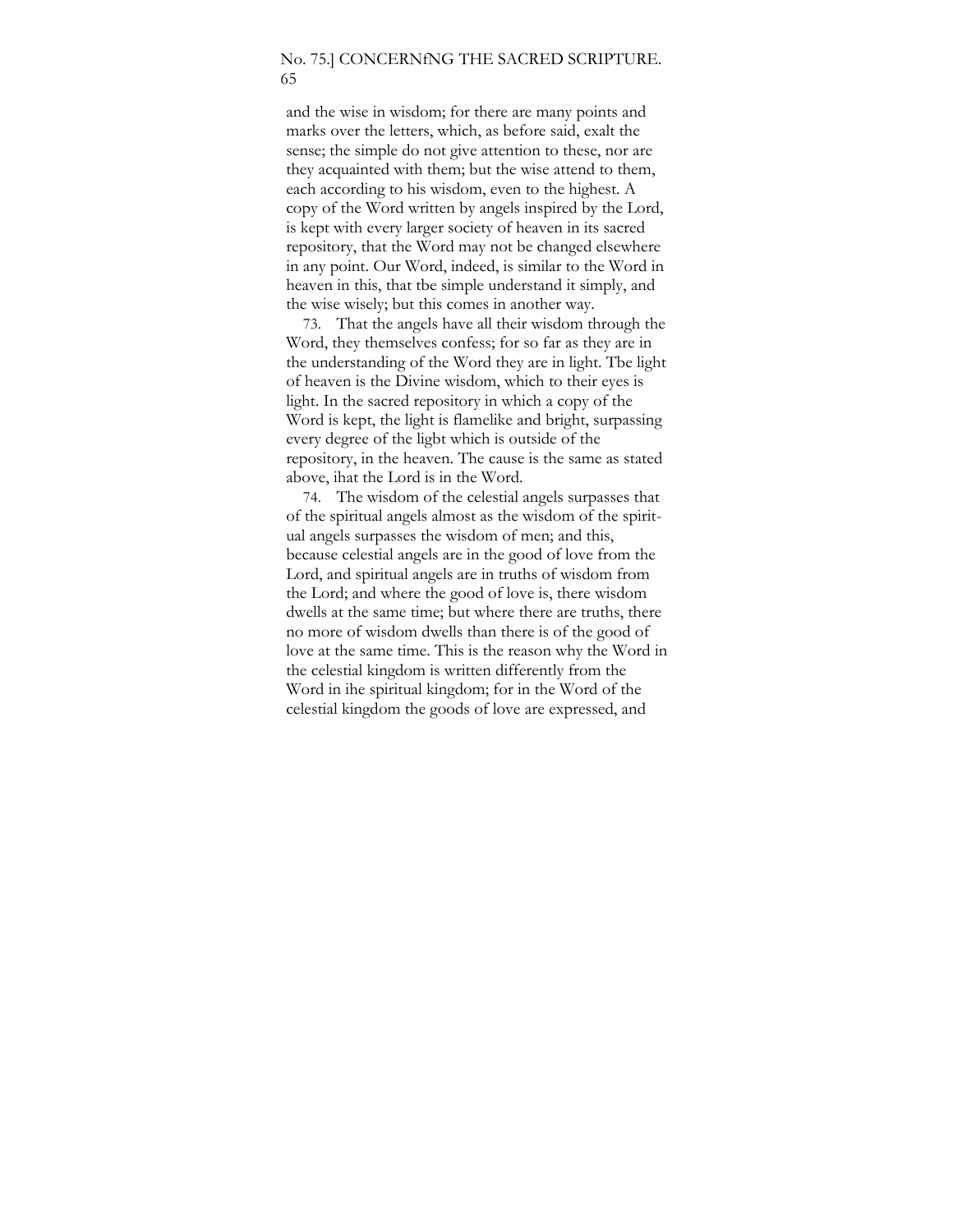and the wise in wisdom; for there are many points and marks over the letters, which, as before said, exalt the sense; the simple do not give attention to these, nor are they acquainted with them; but the wise attend to them, each according to his wisdom, even to the highest. A copy of the Word written by angels inspired by the Lord, is kept with every larger society of heaven in its sacred repository, that the Word may not be changed elsewhere in any point. Our Word, indeed, is similar to the Word in heaven in this, that tbe simple understand it simply, and the wise wisely; but this comes in another way.

73. That the angels have all their wisdom through the Word, they themselves confess; for so far as they are in the understanding of the Word they are in light. Tbe light of heaven is the Divine wisdom, which to their eyes is light. In the sacred repository in which a copy of the Word is kept, the light is flamelike and bright, surpassing every degree of the ligbt which is outside of the repository, in the heaven. The cause is the same as stated above, ihat the Lord is in the Word.

74. The wisdom of the celestial angels surpasses that of the spiritual angels almost as the wisdom of the spiritual angels surpasses the wisdom of men; and this, because celestial angels are in the good of love from the Lord, and spiritual angels are in truths of wisdom from the Lord; and where the good of love is, there wisdom dwells at the same time; but where there are truths, there no more of wisdom dwells than there is of the good of love at the same time. This is the reason why the Word in the celestial kingdom is written differently from the Word in ihe spiritual kingdom; for in the Word of the celestial kingdom the goods of love are expressed, and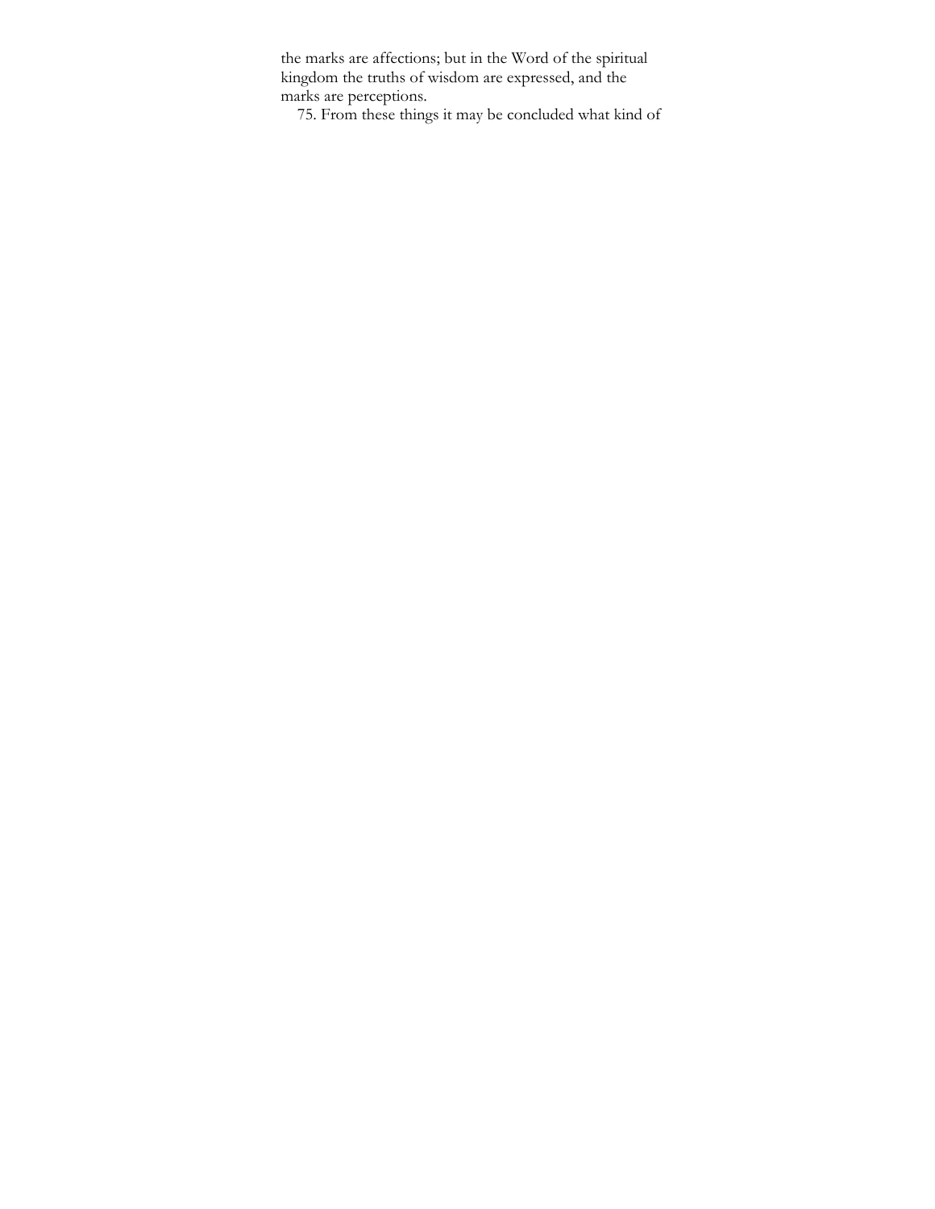the marks are affections; but in the Word of the spiritual kingdom the truths of wisdom are expressed, and the marks are perceptions.

75. From these things it may be concluded what kind of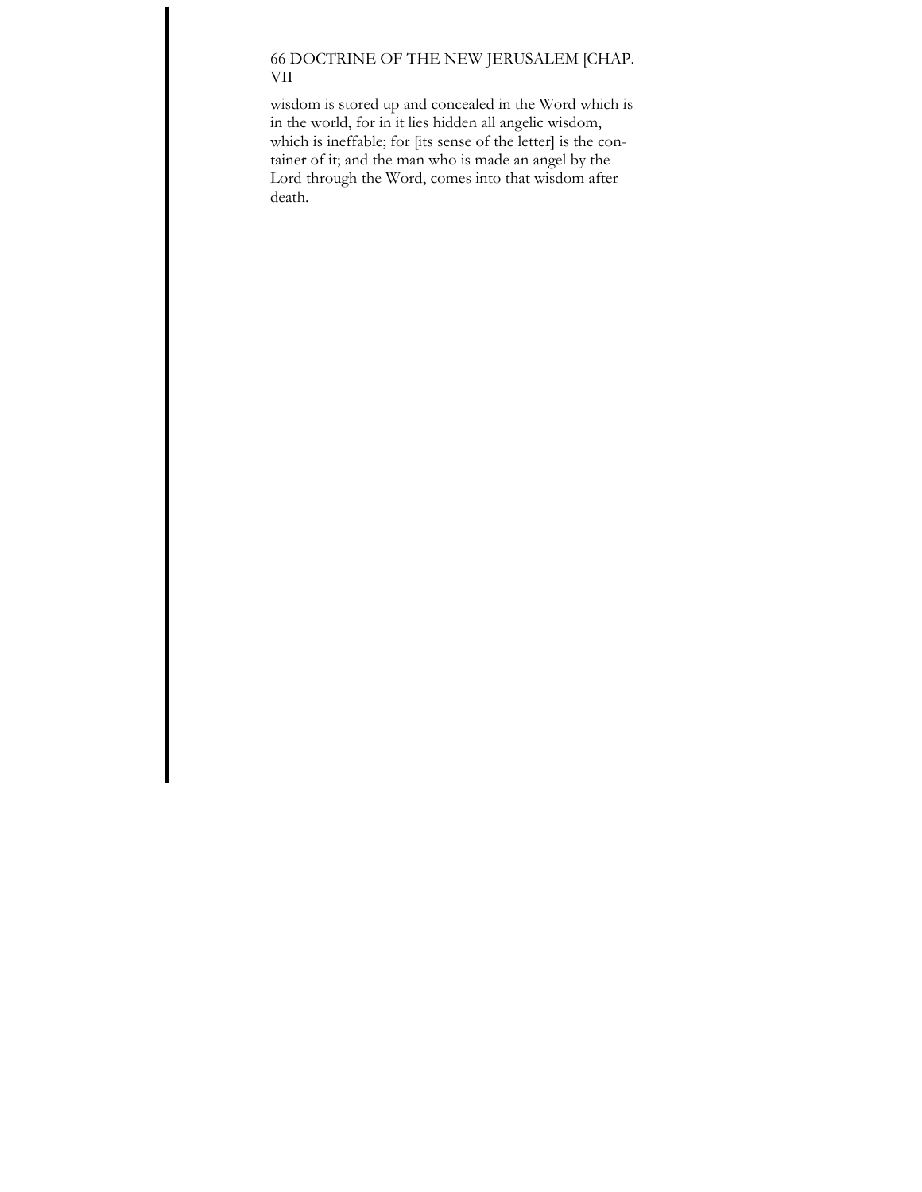wisdom is stored up and concealed in the Word which is in the world, for in it lies hidden all angelic wisdom, which is ineffable; for [its sense of the letter] is the container of it; and the man who is made an angel by the Lord through the Word, comes into that wisdom after death.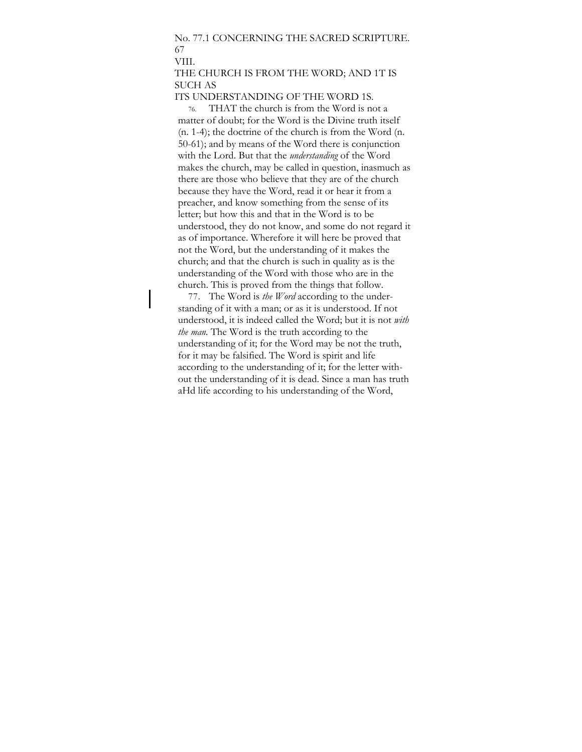## VIII.

## THE CHURCH IS FROM THE WORD; AND IT IS SUCH AS ITS UNDERSTANDING OF THE WORD IS.

76. THAT the church is from the Word is not a matter of doubt; for the Word is the Divine truth itself (n. 1-4); the doctrine of the church is from the Word (n. 50-61); and by means of the Word there is conjunction with the Lord. But that the *understanding* of the Word makes the church, may be called in question, inasmuch as there are those who believe that they are of the church because they have the Word, read it or hear it from a preacher, and know something from the sense of its letter; but how this and that in the Word is to be understood, they do not know, and some do not regard it as of importance. Wherefore it will here be proved that not the Word, but the understanding of it makes the church; and that the church is such in quality as is the understanding of the Word with those who are in the church. This is proved from the things that follow.

77. The Word is *the Word* according to the understanding of it with a man; or as it is understood. If not understood, it is indeed called the Word; but it is not *with the man.* The Word is the truth according to the understanding of it; for the Word may be not the truth, for it may be falsified. The Word is spirit and life according to the understanding of it; for the letter without the understanding of it is dead. Since a man has truth aHd life according to his understanding of the Word,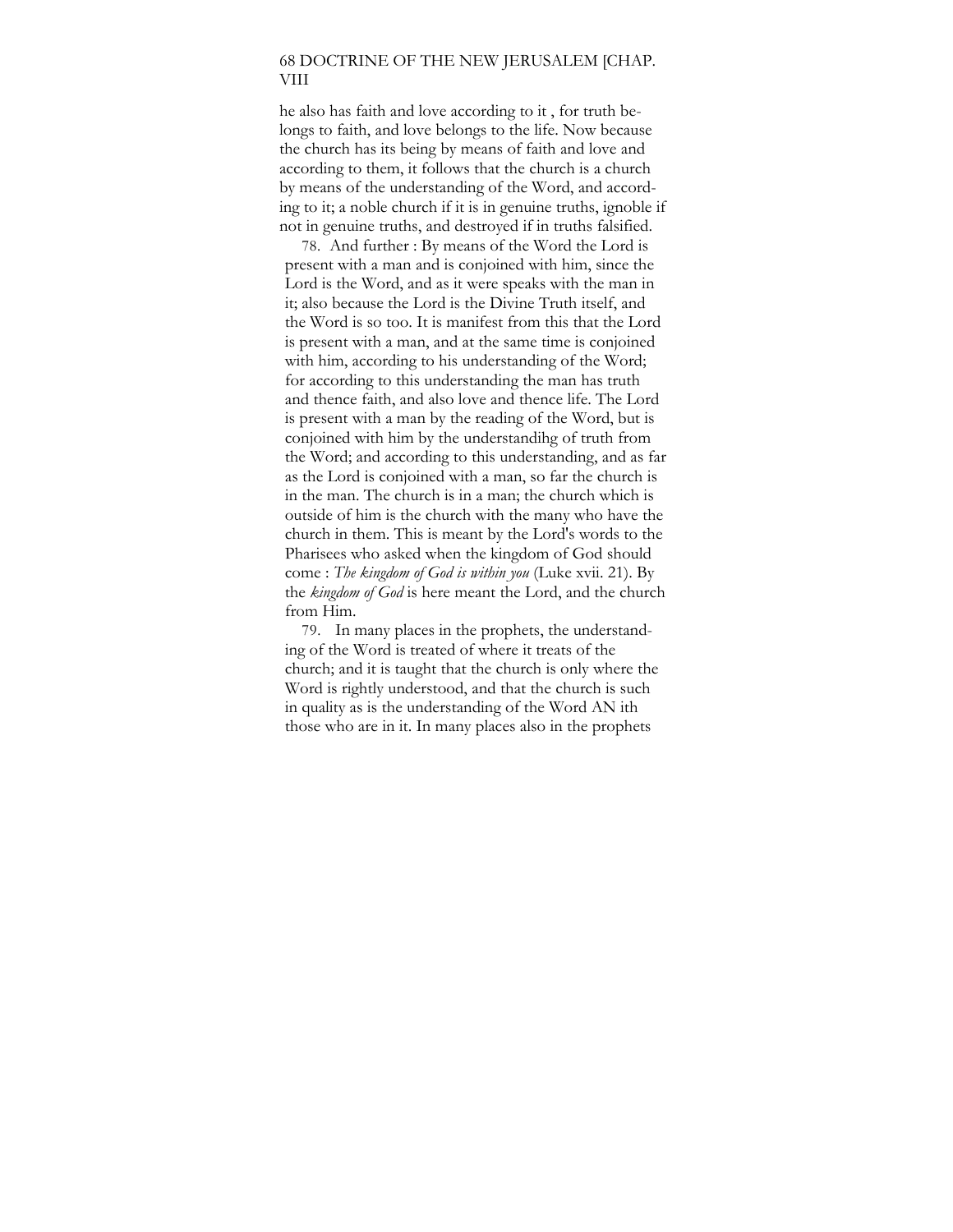he also has faith and love according to it , for truth belongs to faith, and love belongs to the life. Now because the church has its being by means of faith and love and according to them, it follows that the church is a church by means of the understanding of the Word, and according to it; a noble church if it is in genuine truths, ignoble if not in genuine truths, and destroyed if in truths falsified.

78. And further : By means of the Word the Lord is present with a man and is conjoined with him, since the Lord is the Word, and as it were speaks with the man in it; also because the Lord is the Divine Truth itself, and the Word is so too. It is manifest from this that the Lord is present with a man, and at the same time is conjoined with him, according to his understanding of the Word; for according to this understanding the man has truth and thence faith, and also love and thence life. The Lord is present with a man by the reading of the Word, but is conjoined with him by the understandihg of truth from the Word; and according to this understanding, and as far as the Lord is conjoined with a man, so far the church is in the man. The church is in a man; the church which is outside of him is the church with the many who have the church in them. This is meant by the Lord's words to the Pharisees who asked when the kingdom of God should come : *The kingdom of God is within you* (Luke xvii. 21). By the *kingdom of God* is here meant the Lord, and the church from Him.

79. In many places in the prophets, the understanding of the Word is treated of where it treats of the church; and it is taught that the church is only where the Word is rightly understood, and that the church is such in quality as is the understanding of the Word AN ith those who are in it. In many places also in the prophets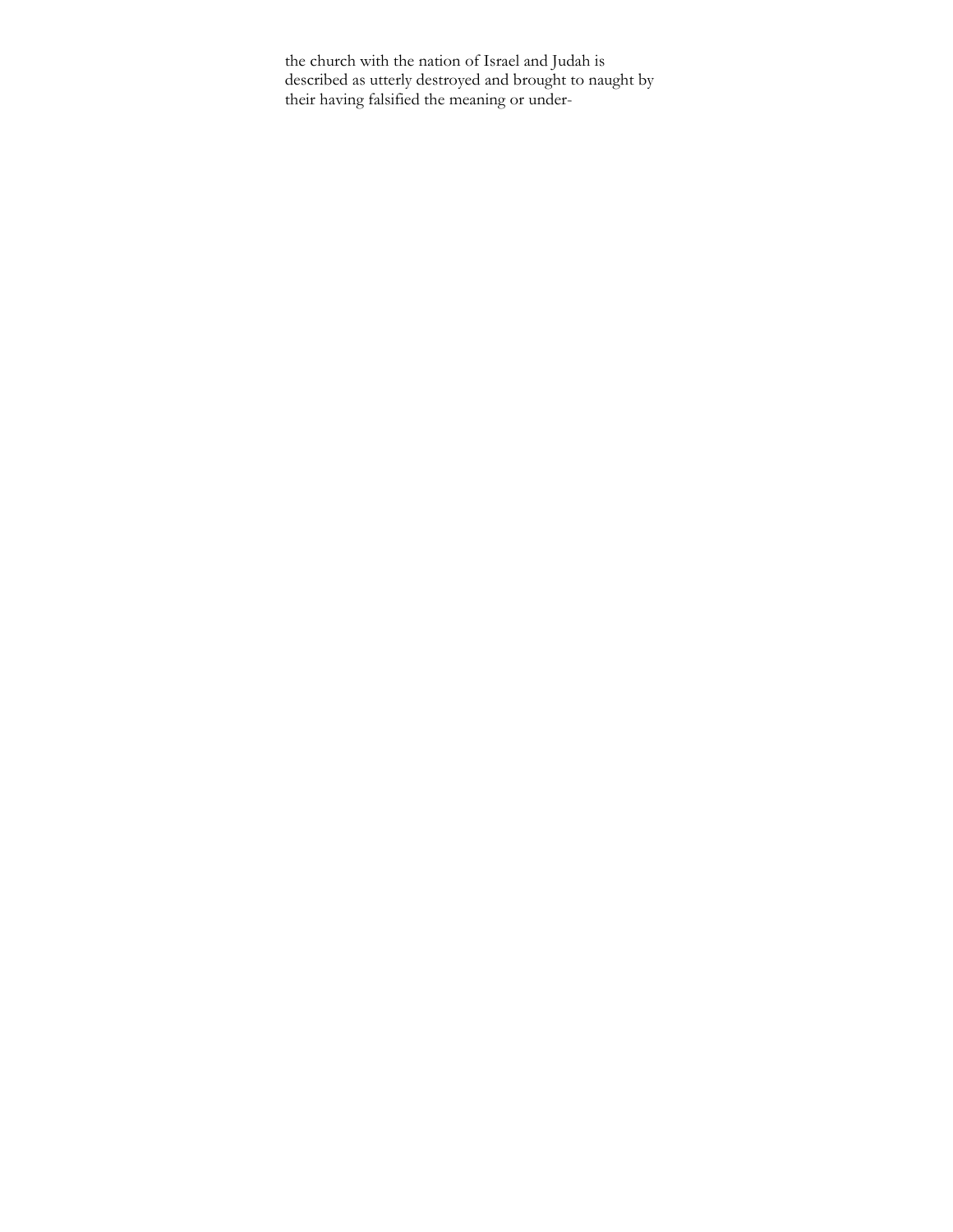the church with the nation of Israel and Judah is described as utterly destroyed and brought to naught by their having falsified the meaning or under-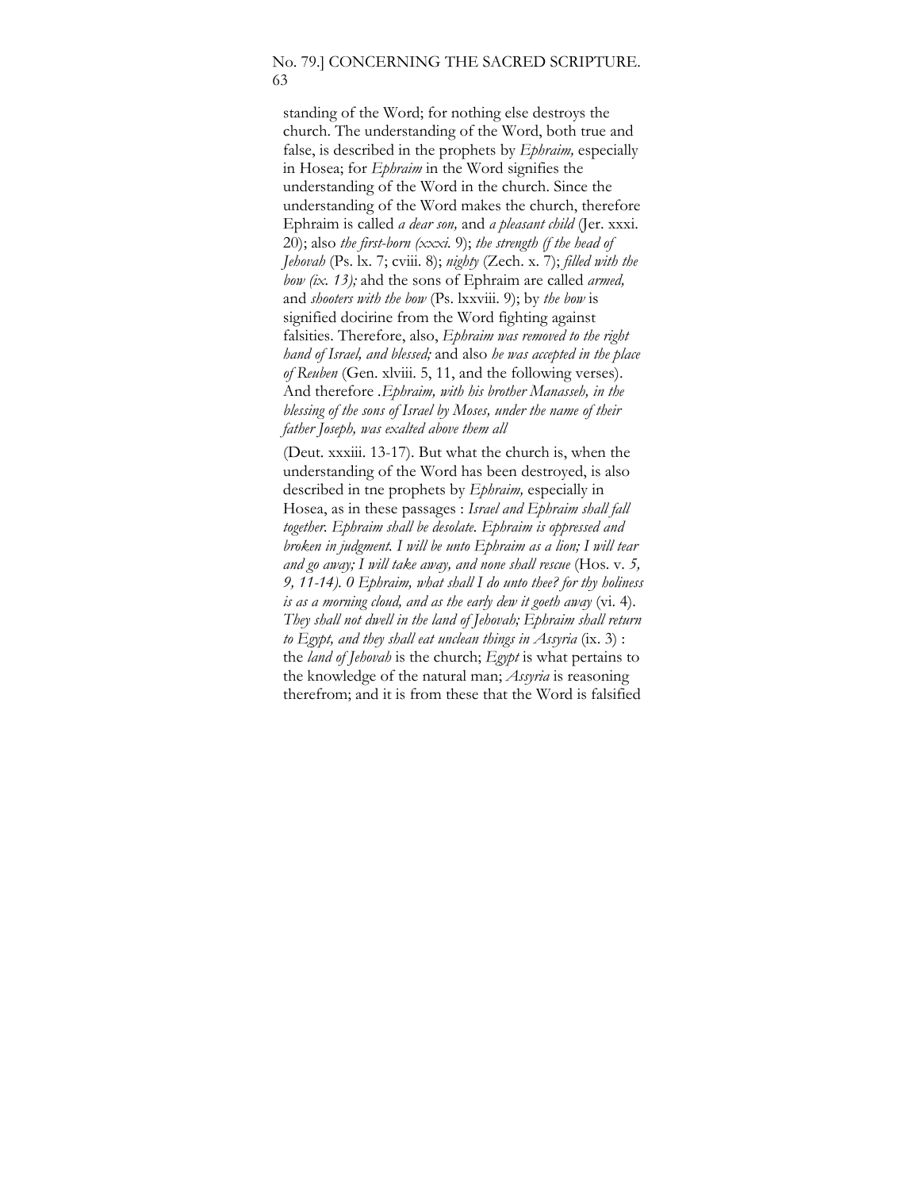standing of the Word; for nothing else destroys the church. The understanding of the Word, both true and false, is described in the prophets by *Ephraim,* especially in Hosea; for *Ephraim* in the Word signifies the understanding of the Word in the church. Since the understanding of the Word makes the church, therefore Ephraim is called *a dear son,* and *a pleasant child* (Jer. xxxi. 20); also *the first-born (xxxi.* 9); *the strength (f the head of Jehovah* (Ps. lx. 7; cviii. 8); *nighty* (Zech. x. 7); *filled with the bow (ix. 13);* ahd the sons of Ephraim are called *armed,* and *shooters with the bow* (Ps. lxxviii. 9); by *the bow* is signified docirine from the Word fighting against falsities. Therefore, also, *Ephraim was removed to the right hand of Israel, and blessed;* and also *he was accepted in the place of Reuben* (Gen. xlviii. 5, 11, and the following verses). And therefore .*Ephraim, with his brother Manasseh, in the blessing of the sons of Israel by Moses, under the name of their father Joseph, was exalted above them all*

(Deut. xxxiii. 13-17). But what the church is, when the understanding of the Word has been destroyed, is also described in tne prophets by *Ephraim,* especially in Hosea, as in these passages : *Israel and Ephraim shall fall together. Ephraim shall be desolate. Ephraim is oppressed and broken in judgment. I will be unto Ephraim as a lion; I will tear and go away; I will take away, and none shall rescue* (Hos. v. *5, 9, 11-14). 0 Ephraim, what shall I do unto thee? for thy holiness is as a morning cloud, and as the early dew it goeth away* (vi. 4). *They shall not dwell in the land of Jehovah; Ephraim shall return to Egypt, and they shall eat unclean things in Assyria* (ix. 3) : the *land of Jehovah* is the church; *Egypt* is what pertains to the knowledge of the natural man; *Assyria* is reasoning therefrom; and it is from these that the Word is falsified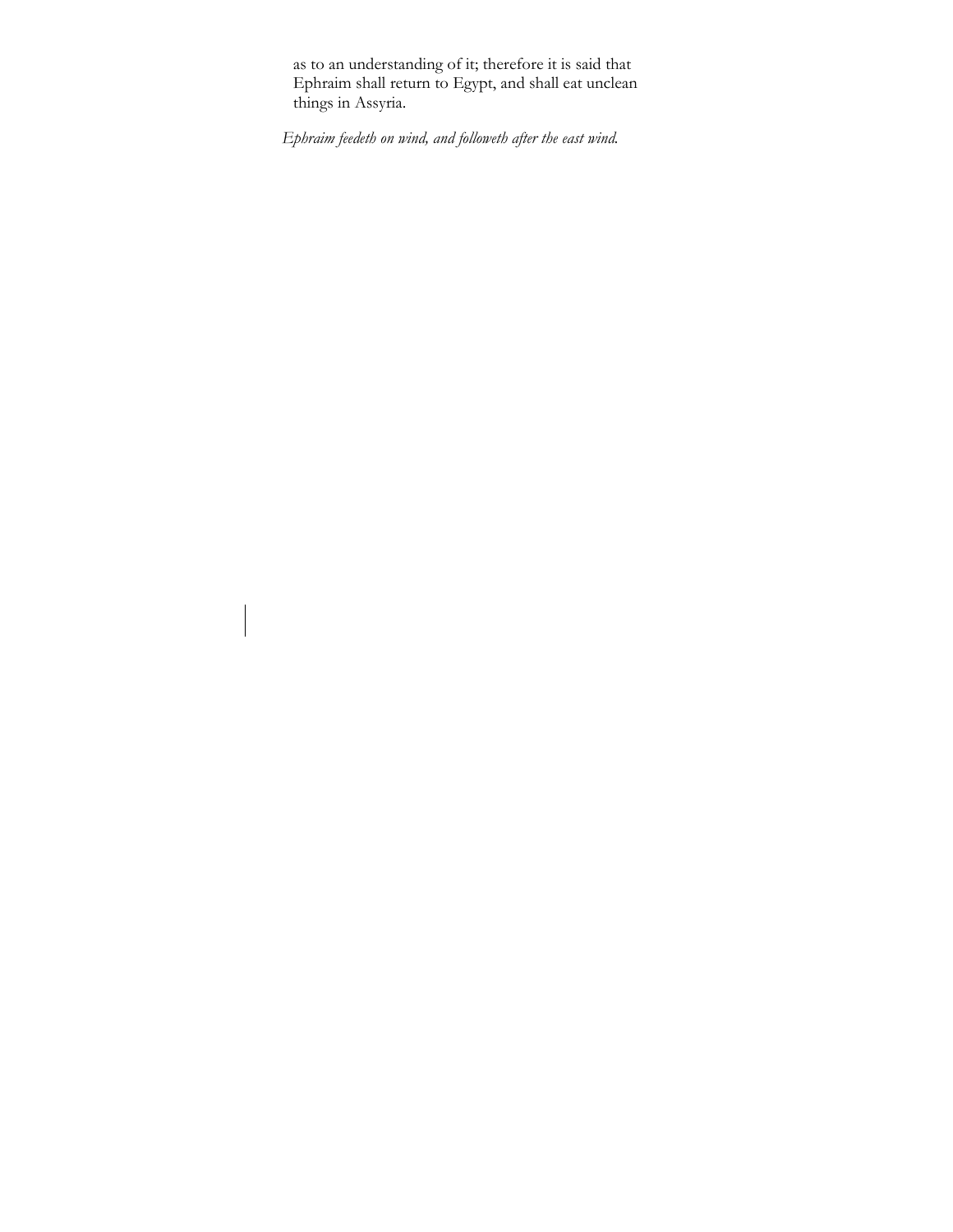as to an understanding of it; therefore it is said that Ephraim shall return to Egypt, and shall eat unclean things in Assyria.

*Ephraim feedeth on wind, and followeth after the east wind.*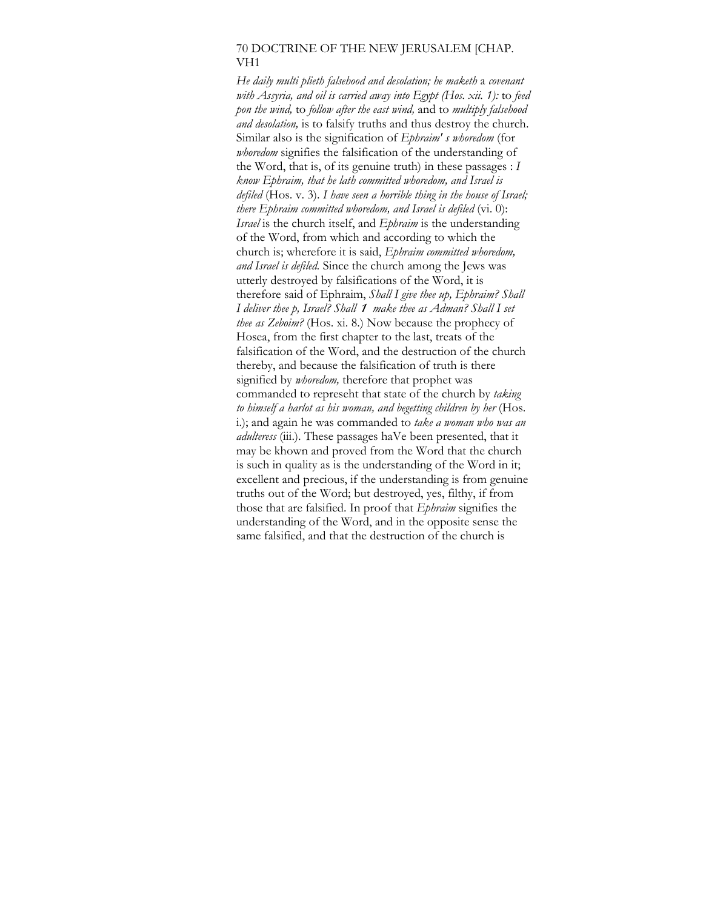*He daily multi plieth falsehood and desolation; he maketh* a *covenant with Assyria, and oil is carried away into Egypt (Hos. xii. 1):* to *feed pon the wind,* to *follow after the east wind,* and to *multiply falsehood and desolation,* is to falsify truths and thus destroy the church. Similar also is the signification of *Ephraim' s whoredom* (for *whoredom* signifies the falsification of the understanding of the Word, that is, of its genuine truth) in these passages : *I know Ephraim, that he lath committed whoredom, and Israel is defiled* (Hos. v. 3). *I have seen a horrible thing in the house of Israel; there Ephraim committed whoredom, and Israel is defiled* (vi. 0): *Israel* is the church itself, and *Ephraim* is the understanding of the Word, from which and according to which the church is; wherefore it is said, *Ephraim committed whoredom, and Israel is defiled.* Since the church among the Jews was utterly destroyed by falsifications of the Word, it is therefore said of Ephraim, *Shall I give thee up, Ephraim? Shall I deliver thee p, Israel? Shall 1 make thee as Adman? Shall I set thee as Zeboim?* (Hos. xi. 8.) Now because the prophecy of Hosea, from the first chapter to the last, treats of the falsification of the Word, and the destruction of the church thereby, and because the falsification of truth is there signified by *whoredom,* therefore that prophet was commanded to represeht that state of the church by *taking to himself a harlot as his woman, and begetting children by her* (Hos. i.); and again he was commanded to *take a woman who was an adulteress* (iii.). These passages haVe been presented, that it may be khown and proved from the Word that the church is such in quality as is the understanding of the Word in it; excellent and precious, if the understanding is from genuine truths out of the Word; but destroyed, yes, filthy, if from those that are falsified. In proof that *Ephraim* signifies the understanding of the Word, and in the opposite sense the same falsified, and that the destruction of the church is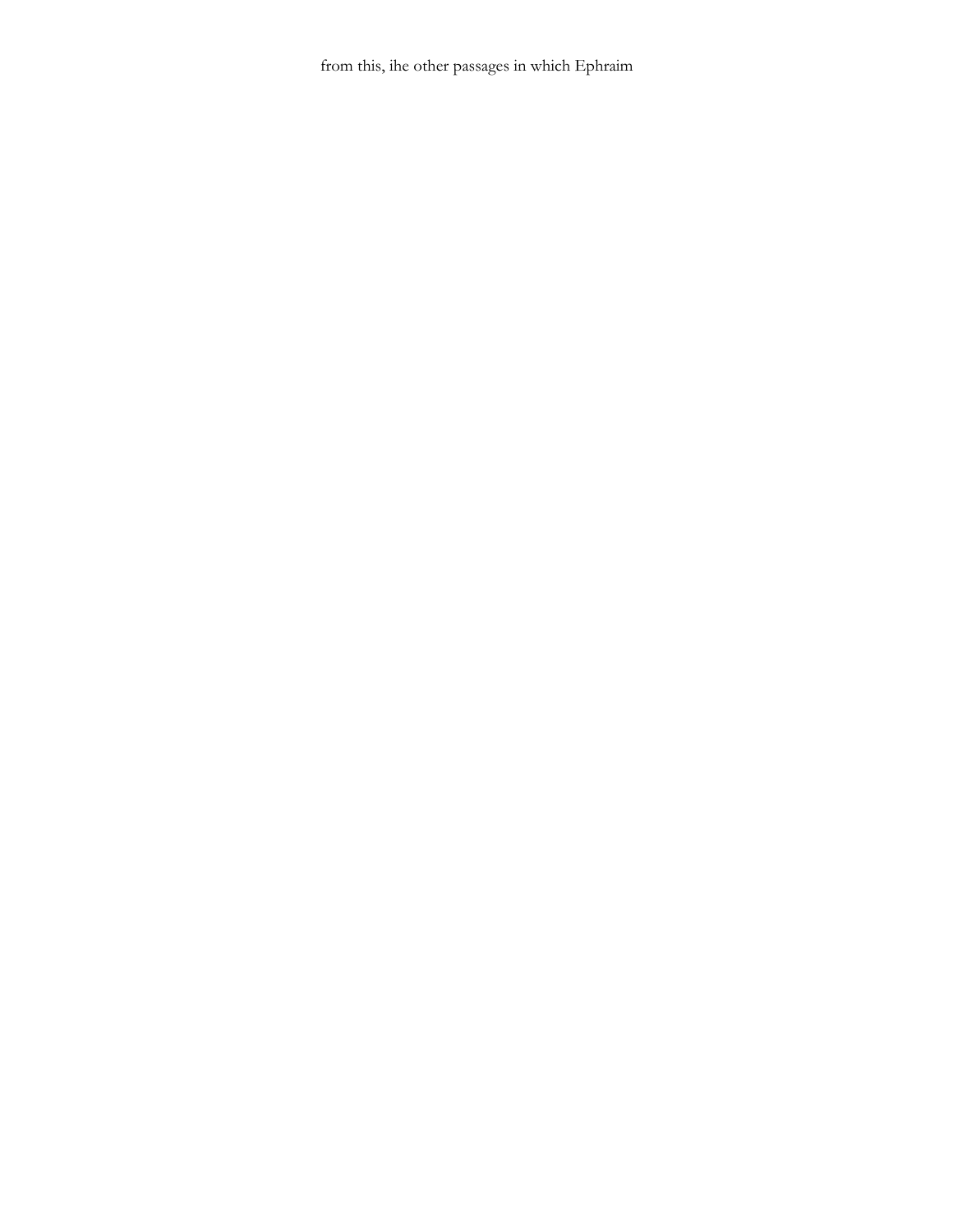from this, ihe other passages in which Ephraim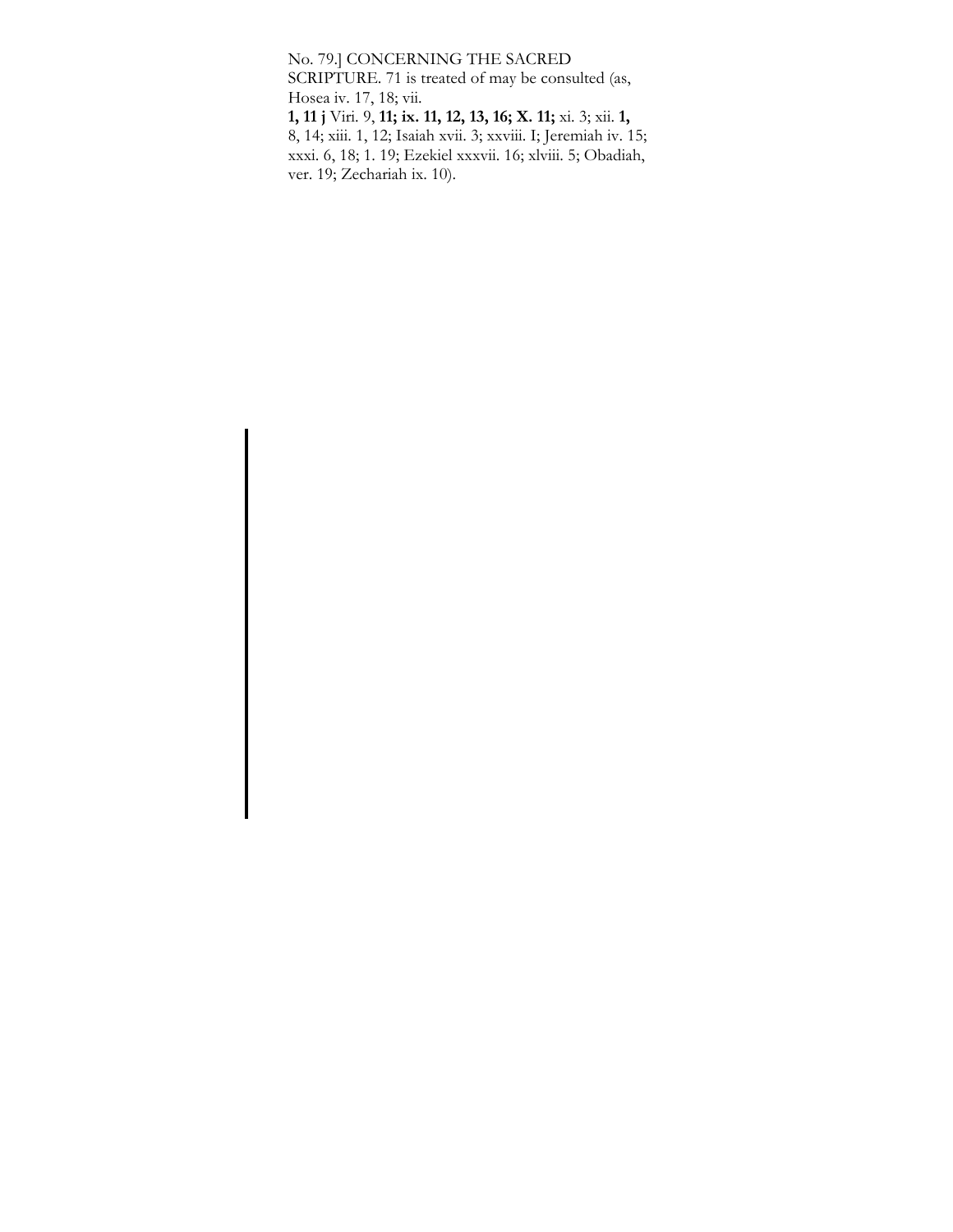is treated of may be consulted (as, Hosea iv. 17, 18; vii. **1, 11 j** Viri. 9, **11; ix. 11, 12, 13, 16; X. 11;** xi. 3; xii. **1,** 8, 14; xiii. 1, 12; Isaiah xvii. 3; xxviii. I; Jeremiah iv. 15; xxxi. 6, 18; 1. 19; Ezekiel xxxvii. 16; xlviii. 5; Obadiah, ver. 19; Zechariah ix. 10).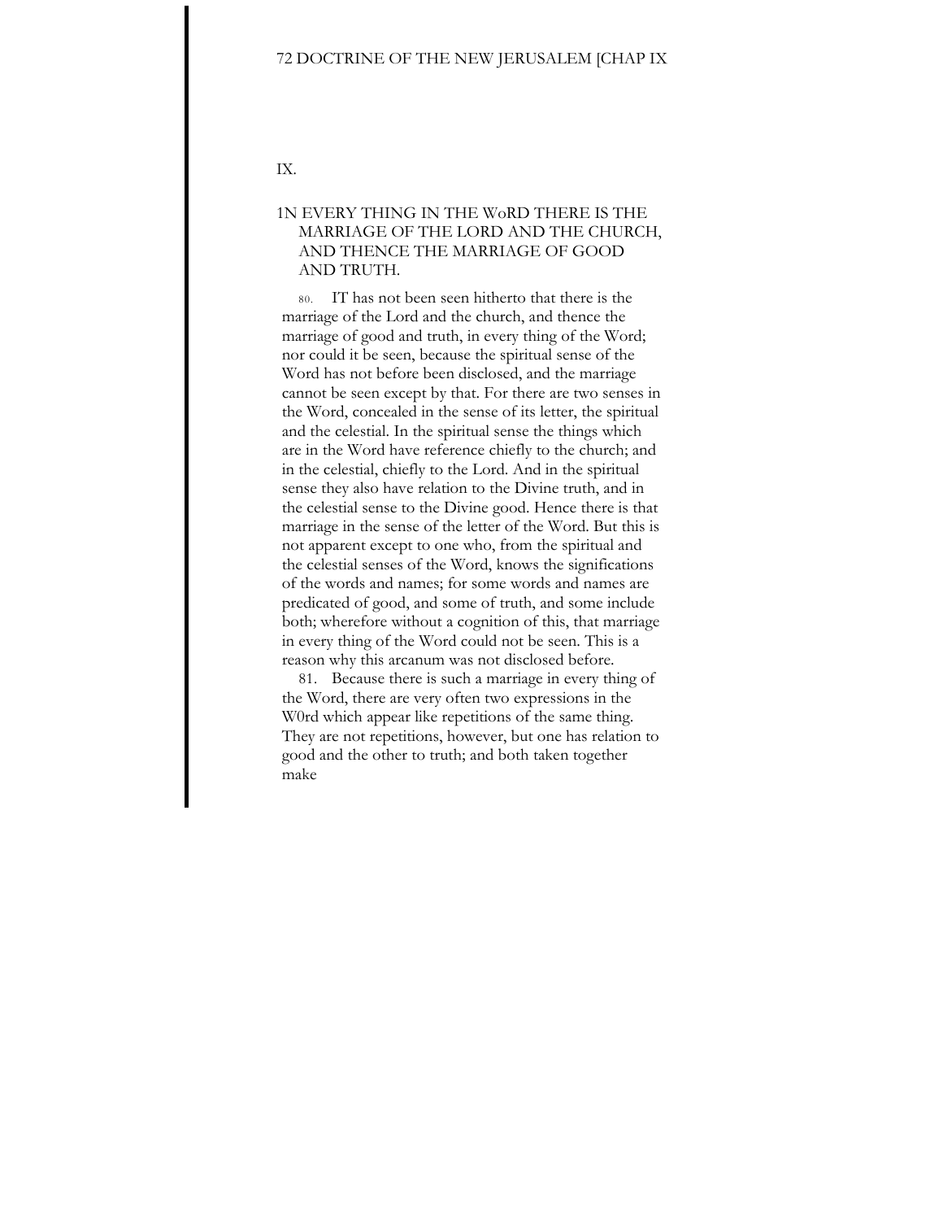# IX.

## IN EVERY THING IN THE WORD THERE IS THE MARRIAGE OF THE LORD AND THE CHURCH, AND THENCE THE MARRIAGE OF GOOD AND TRUTH.

80. IT has not been seen hitherto that there is the marriage of the Lord and the church, and thence the marriage of good and truth, in every thing of the Word; nor could it be seen, because the spiritual sense of the Word has not before been disclosed, and the marriage cannot be seen except by that. For there are two senses in the Word, concealed in the sense of its letter, the spiritual and the celestial. In the spiritual sense the things which are in the Word have reference chiefly to the church; and in the celestial, chiefly to the Lord. And in the spiritual sense they also have relation to the Divine truth, and in the celestial sense to the Divine good. Hence there is that marriage in the sense of the letter of the Word. But this is not apparent except to one who, from the spiritual and the celestial senses of the Word, knows the significations of the words and names; for some words and names are predicated of good, and some of truth, and some include both; wherefore without a cognition of this, that marriage in every thing of the Word could not be seen. This is a reason why this arcanum was not disclosed before.

81. Because there is such a marriage in every thing of the Word, there are very often two expressions in the W0rd which appear like repetitions of the same thing. They are not repetitions, however, but one has relation to good and the other to truth; and both taken together make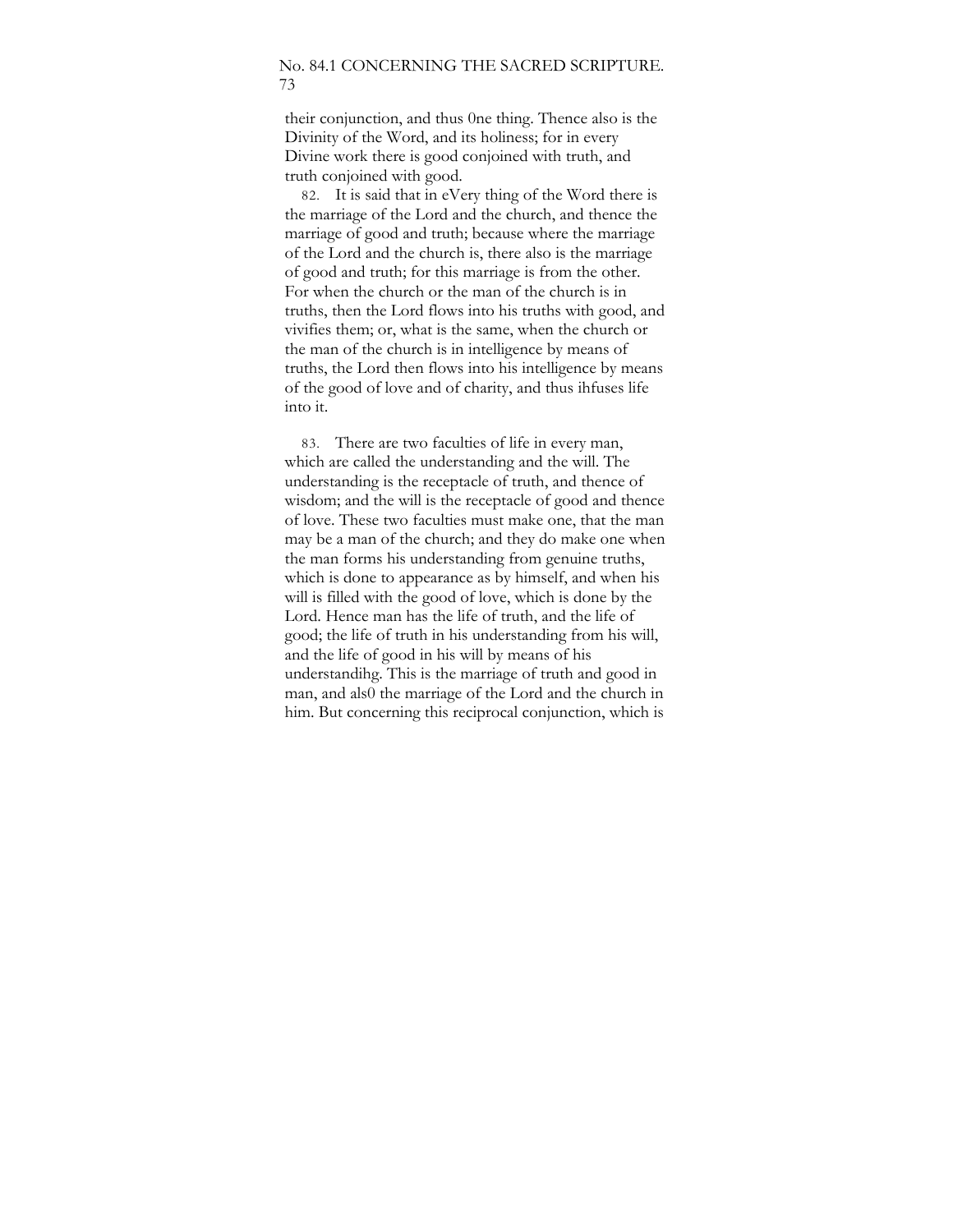their conjunction, and thus 0ne thing. Thence also is the Divinity of the Word, and its holiness; for in every Divine work there is good conjoined with truth, and truth conjoined with good.

82. It is said that in eVery thing of the Word there is the marriage of the Lord and the church, and thence the marriage of good and truth; because where the marriage of the Lord and the church is, there also is the marriage of good and truth; for this marriage is from the other. For when the church or the man of the church is in truths, then the Lord flows into his truths with good, and vivifies them; or, what is the same, when the church or the man of the church is in intelligence by means of truths, the Lord then flows into his intelligence by means of the good of love and of charity, and thus ihfuses life into it.

83. There are two faculties of life in every man, which are called the understanding and the will. The understanding is the receptacle of truth, and thence of wisdom; and the will is the receptacle of good and thence of love. These two faculties must make one, that the man may be a man of the church; and they do make one when the man forms his understanding from genuine truths, which is done to appearance as by himself, and when his will is filled with the good of love, which is done by the Lord. Hence man has the life of truth, and the life of good; the life of truth in his understanding from his will, and the life of good in his will by means of his understandihg. This is the marriage of truth and good in man, and als0 the marriage of the Lord and the church in him. But concerning this reciprocal conjunction, which is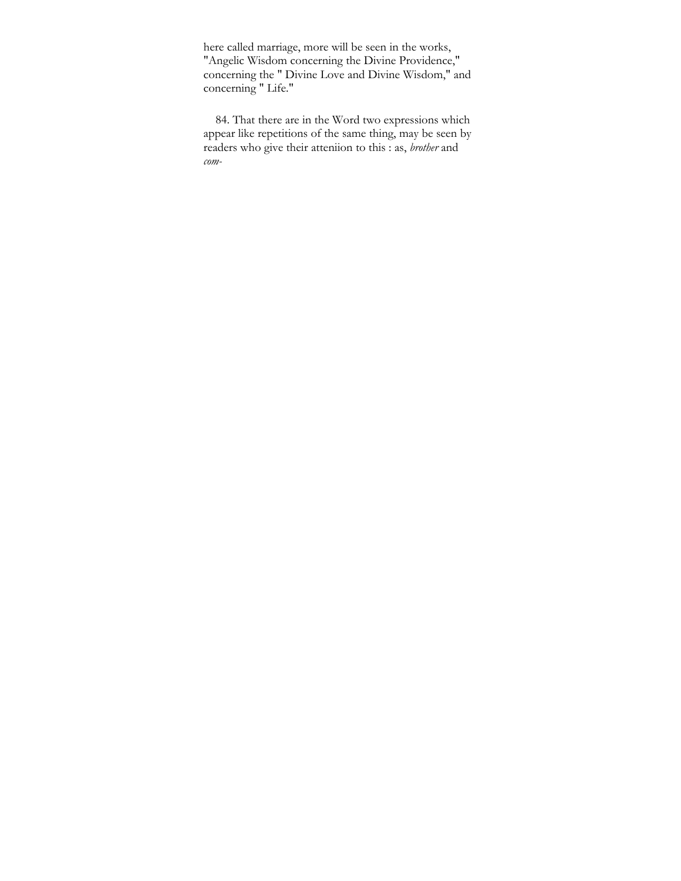here called marriage, more will be seen in the works, "Angelic Wisdom concerning the Divine Providence," concerning the " Divine Love and Divine Wisdom," and concerning " Life."

84. That there are in the Word two expressions which appear like repetitions of the same thing, may be seen by readers who give their atteniion to this : as, *brother* and *com-*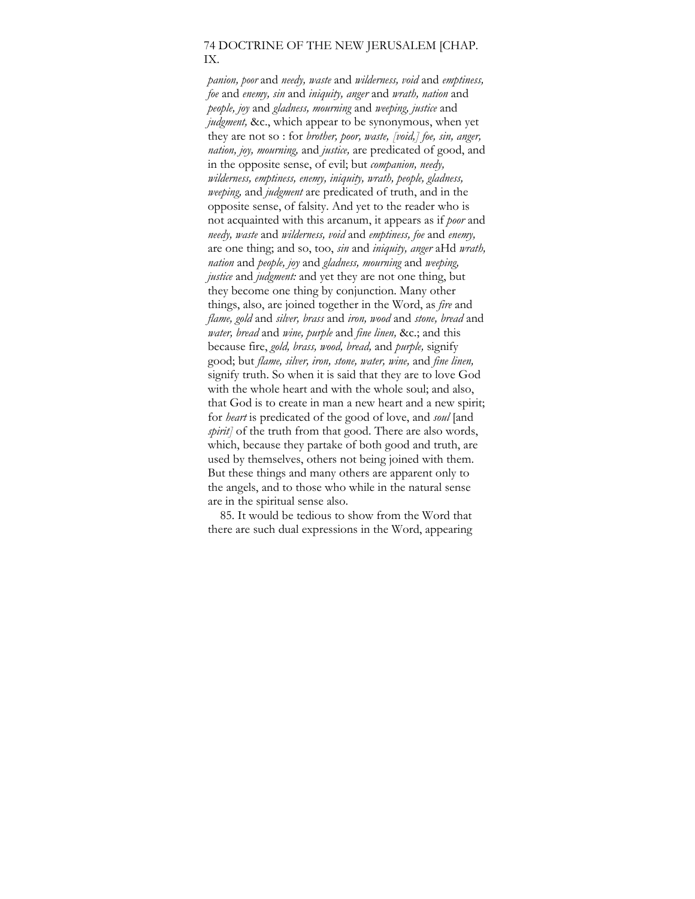*panion, poor* and *needy, waste* and *wilderness, void* and *emptiness, foe* and *enemy, sin* and *iniquity, anger* and *wrath, nation* and *people, joy* and *gladness, mourning* and *weeping, justice* and *judgment,* &c., which appear to be synonymous, when yet they are not so : for *brother, poor, waste, [void,] foe, sin, anger, nation, joy, mourning,* and *justice,* are predicated of good, and in the opposite sense, of evil; but *companion, needy, wilderness, emptiness, enemy, iniquity, wrath, people, gladness, weeping,* and *judgment* are predicated of truth, and in the opposite sense, of falsity. And yet to the reader who is not acquainted with this arcanum, it appears as if *poor* and *needy, waste* and *wilderness, void* and *emptiness, foe* and *enemy,* are one thing; and so, too, *sin* and *iniquity, anger* aHd *wrath, nation* and *people, joy* and *gladness, mourning* and *weeping, justice* and *judgment:* and yet they are not one thing, but they become one thing by conjunction. Many other things, also, are joined together in the Word, as *fire* and *flame, gold* and *silver, brass* and *iron, wood* and *stone, bread* and *water, bread* and *wine, purple* and *fine linen,* &c.; and this because fire, *gold, brass, wood, bread,* and *purple,* signify good; but *flame, silver, iron, stone, water, wine,* and *fine linen,* signify truth. So when it is said that they are to love God with the whole heart and with the whole soul; and also, that God is to create in man a new heart and a new spirit; for *heart* is predicated of the good of love, and *soul* [and *spirit]* of the truth from that good. There are also words, which, because they partake of both good and truth, are used by themselves, others not being joined with them. But these things and many others are apparent only to the angels, and to those who while in the natural sense are in the spiritual sense also.

85. It would be tedious to show from the Word that there are such dual expressions in the Word, appearing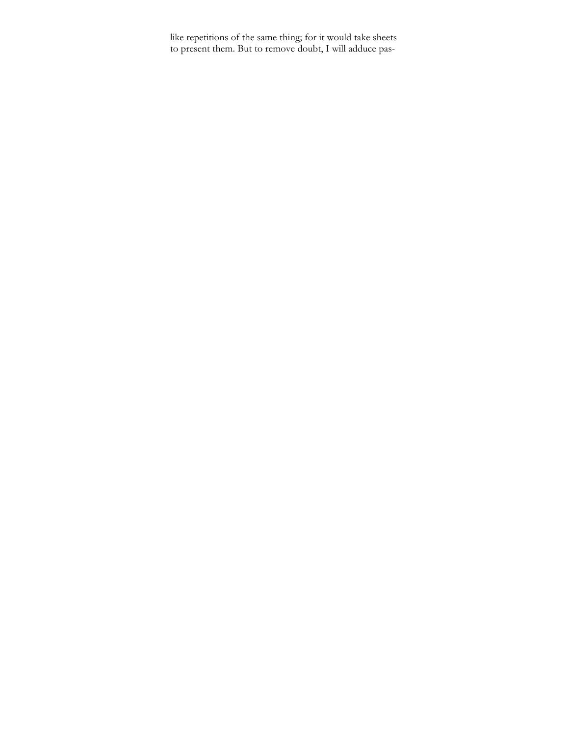like repetitions of the same thing; for it would take sheets to present them. But to remove doubt, I will adduce pas-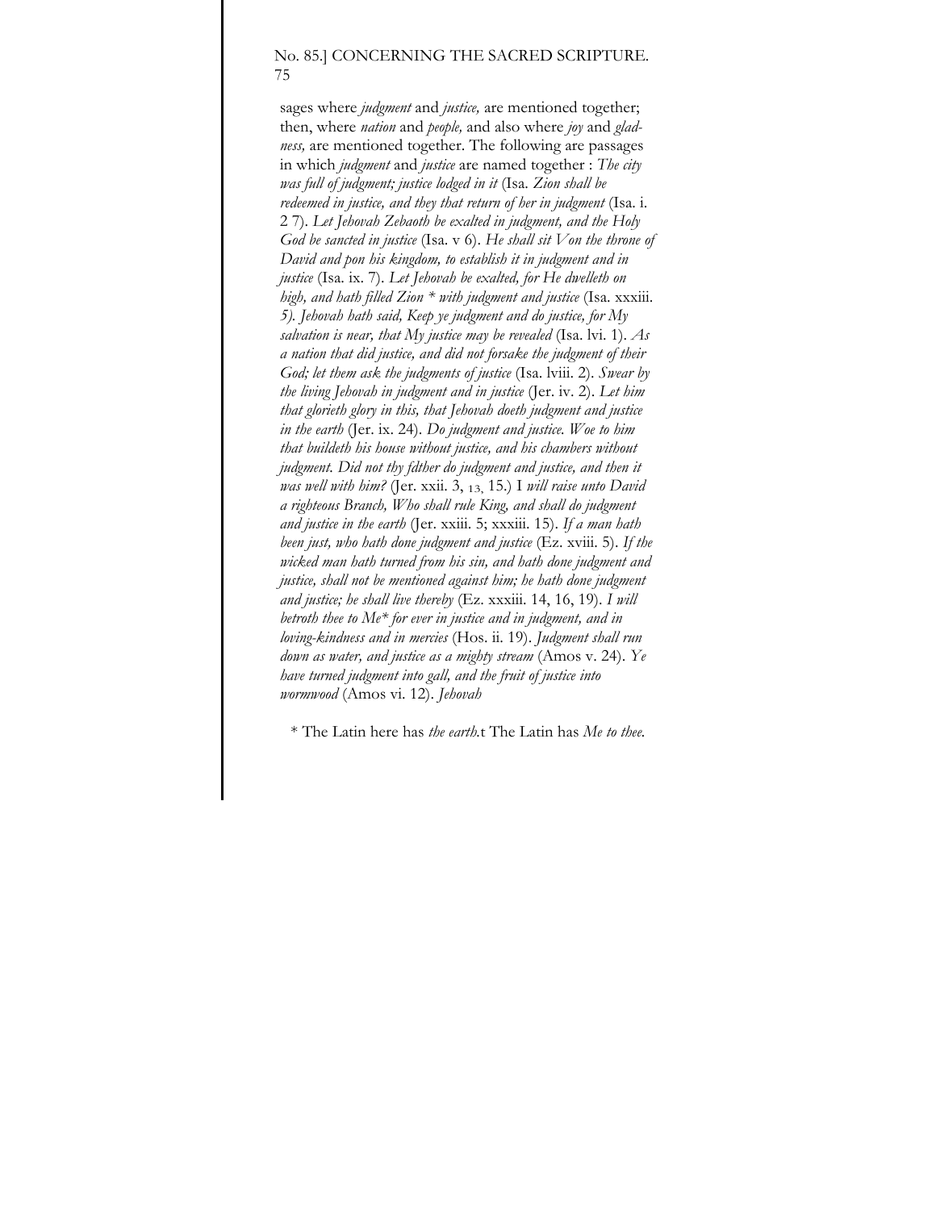sages where *judgment* and *justice,* are mentioned together; then, where *nation* and *people,* and also where *joy* and *gladness,* are mentioned together. The following are passages in which *judgment* and *justice* are named together : *The city was full of judgment; justice lodged in it* (Isa. *Zion shall be redeemed in justice, and they that return of her in judgment* (Isa. i. 2 7). *Let Jehovah Zebaoth be exalted in judgment, and the Holy God be sancted in justice* (Isa. v 6). *He shall sit Von the throne of David and pon his kingdom, to establish it in judgment and in justice* (Isa. ix. 7). *Let Jehovah be exalted, for He dwelleth on high, and hath filled Zion * with judgment and justice* (Isa. xxxiii. *5). Jehovah hath said, Keep ye judgment and do justice, for My salvation is near, that My justice may be revealed* (Isa. lvi. 1). *As a nation that did justice, and did not forsake the judgment of their God; let them ask the judgments of justice* (Isa. lviii. 2). *Swear by the living Jehovah in judgment and in justice* (Jer. iv. 2). *Let him that glorieth glory in this, that Jehovah doeth judgment and justice in the earth* (Jer. ix. 24). *Do judgment and justice. Woe to him that buildeth his house without justice, and his chambers without judgment. Did not thy fdther do judgment and justice, and then it was well with him?* (Jer. xxii. 3, 13, 15.) I *will raise unto David a righteous Branch, Who shall rule King, and shall do judgment and justice in the earth* (Jer. xxiii. 5; xxxiii. 15). *If a man hath been just, who hath done judgment and justice* (Ez. xviii. 5). *If the wicked man hath turned from his sin, and hath done judgment and justice, shall not be mentioned against him; he hath done judgment and justice; he shall live thereby* (Ez. xxxiii. 14, 16, 19). *I will betroth thee to Me* for ever in justice and in judgment, and in loving-kindness and in mercies* (Hos. ii. 19). *Judgment shall run down as water, and justice as a mighty stream* (Amos v. 24). *Ye have turned judgment into gall, and the fruit of justice into wormwood* (Amos vi. 12). *Jehovah*

\* The Latin here has *the earth.*t The Latin has *Me to thee.*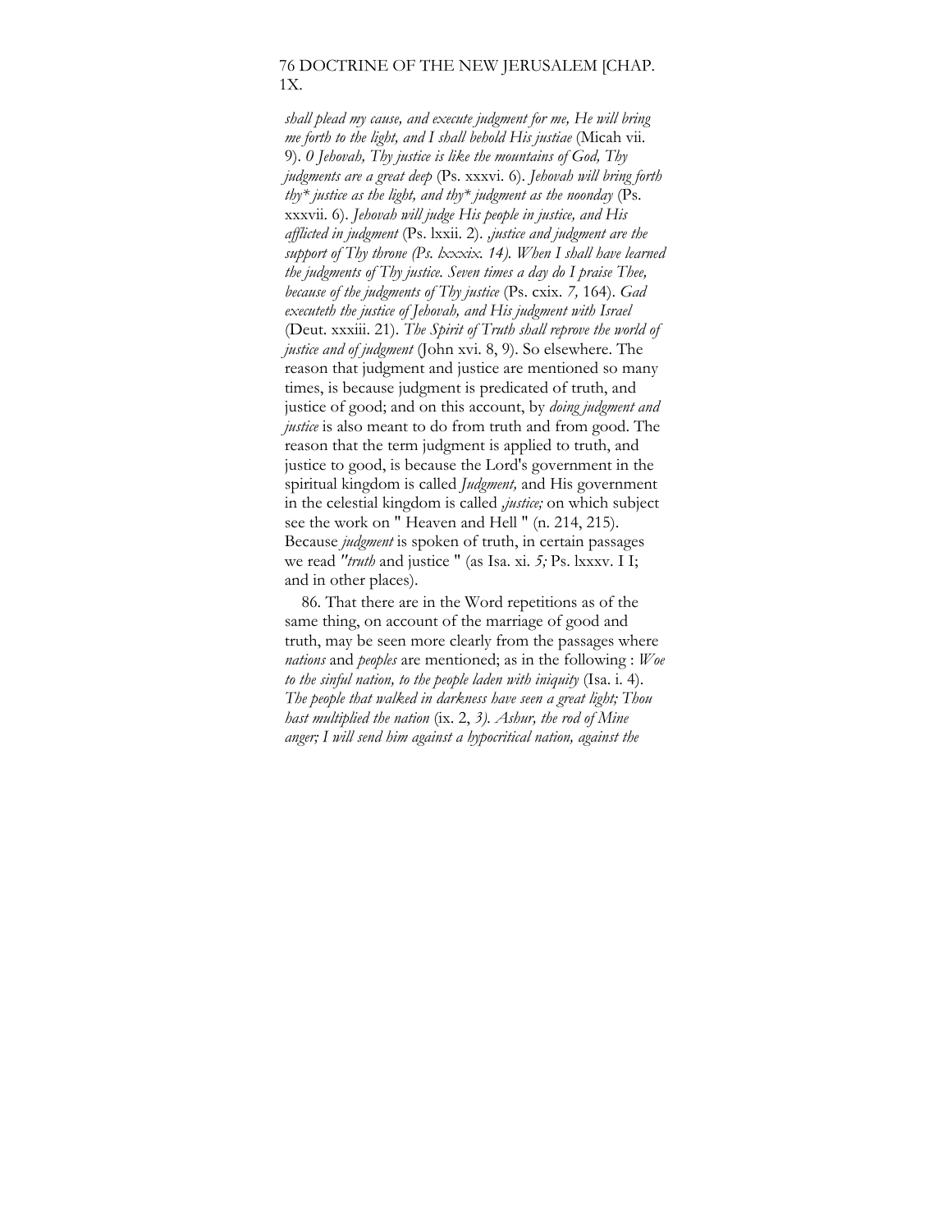*shall plead my cause, and execute judgment for me, He will bring me forth to the light, and I shall behold His justiae* (Micah vii. 9). *0 Jehovah, Thy justice is like the mountains of God, Thy judgments are a great deep* (Ps. xxxvi. 6). *Jehovah will bring forth thy* justice as the light, and thy* judgment as the noonday* (Ps. xxxvii. 6). *Jehovah will judge His people in justice, and His afflicted in judgment* (Ps. lxxii. 2). *,justice and judgment are the support of Thy throne (Ps. lxxxix. 14). When I shall have learned the judgments of Thy justice. Seven times a day do I praise Thee, because of the judgments of Thy justice* (Ps. cxix. *7,* 164). *Gad executeth the justice of Jehovah, and His judgment with Israel* (Deut. xxxiii. 21). *The Spirit of Truth shall reprove the world of justice and of judgment* (John xvi. 8, 9). So elsewhere. The reason that judgment and justice are mentioned so many times, is because judgment is predicated of truth, and justice of good; and on this account, by *doing judgment and justice* is also meant to do from truth and from good. The reason that the term judgment is applied to truth, and justice to good, is because the Lord's government in the spiritual kingdom is called *Judgment,* and His government in the celestial kingdom is called *,justice;* on which subject see the work on " Heaven and Hell " (n. 214, 215). Because *judgment* is spoken of truth, in certain passages we read *"truth* and justice " (as Isa. xi. *5;* Ps. lxxxv. I I; and in other places).

86. That there are in the Word repetitions as of the same thing, on account of the marriage of good and truth, may be seen more clearly from the passages where *nations* and *peoples* are mentioned; as in the following : *Woe to the sinful nation, to the people laden with iniquity* (Isa. i. 4). *The people that walked in darkness have seen a great light; Thou hast multiplied the nation* (ix. 2, *3). Ashur, the rod of Mine anger; I will send him against a hypocritical nation, against the*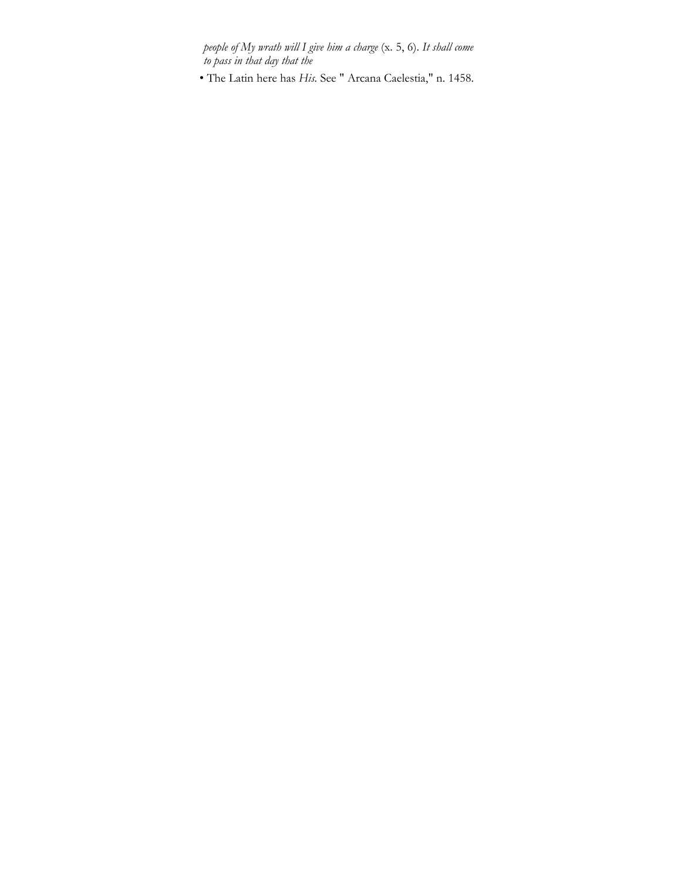*people of My wrath will I give him a charge* (x. 5, 6). *It shall come to pass in that day that the*

• The Latin here has *His*. See " Arcana Caelestia," n. 1458.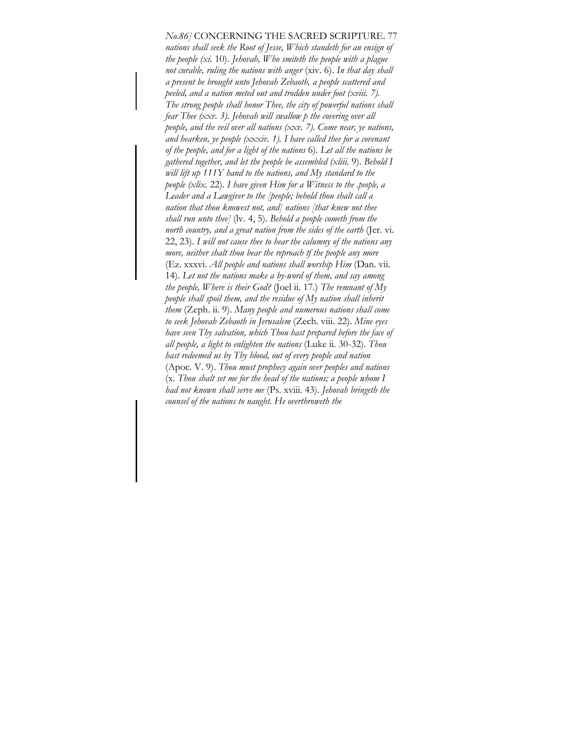*nations shall seek the Root of Jesse, Which standeth for an ensign of the people (xi.* 10). *Jehovah, Who smiteth the people with a plague not curable, ruling the nations with anger* (xiv. 6). *In that day shall a present be brought unto Jehovah Zebaoth, a people scattered and peeled, and a nation meted out and trodden under foot (xviii. 7). The strong people shall honor Thee, the city of powerful nations shall fear Thee (xxv. 3). Jehovah will swallow p the covering over all people, and the veil over all nations (xxv. 7). Come near, ye nations, and hearken, ye people (xxxiv. 1). I have called thee for a covenant of the people, and for a light of the nations* 6). *Let all the nations be gathered together, and let the people be assembled (xliii.* 9). *Behold I will lift up 111Y hand to the nations, and My standard to the people (xlix.* 22). *I have given Him for a Witness to the .people, a Leader and a Lawgiver to the [people; behold thou shalt call a nation that thou knowest not, and] nations [that knew not thee shall run unto thee]* (lv. 4, 5). *Behold a people cometh from the north country, and a great nation from the sides of the earth* (Jer. vi. 22, 23). *I will not cause thee to hear the calumny of the nations any more, neither shalt thou bear the reproach tf the people any more* (Ez. xxxvi. *All people and nations shall worship Him* (Dan. vii. 14). *Let not the nations make a by-word of them, and say among the people, Where is their God?* (Joel ii. 17.) *The remnant of My people shall spoil them, and the residue of My nation shall inherit them* (Zeph. ii. 9). *Many people and numerous nations shall come to seek Jehovah Zebaoth in Jerusalem* (Zech. viii. 22). *Mine eyes have seen Thy salvation, which Thou hast prepared before the face of all people, a light to enlighten the nations* (Luke ii. 30-32). *Thou hast redeemed us by Thy blood, out of every people and nation* (Apoc. V. 9). *Thou must prophecy again over peoples and nations* (x. *Thou shalt set me for the head of the nations; a people whom I had not known shall serve me* (Ps. xviii. 43). *Jehovah bringeth the counsel of the nations to naught. He overthroweth the*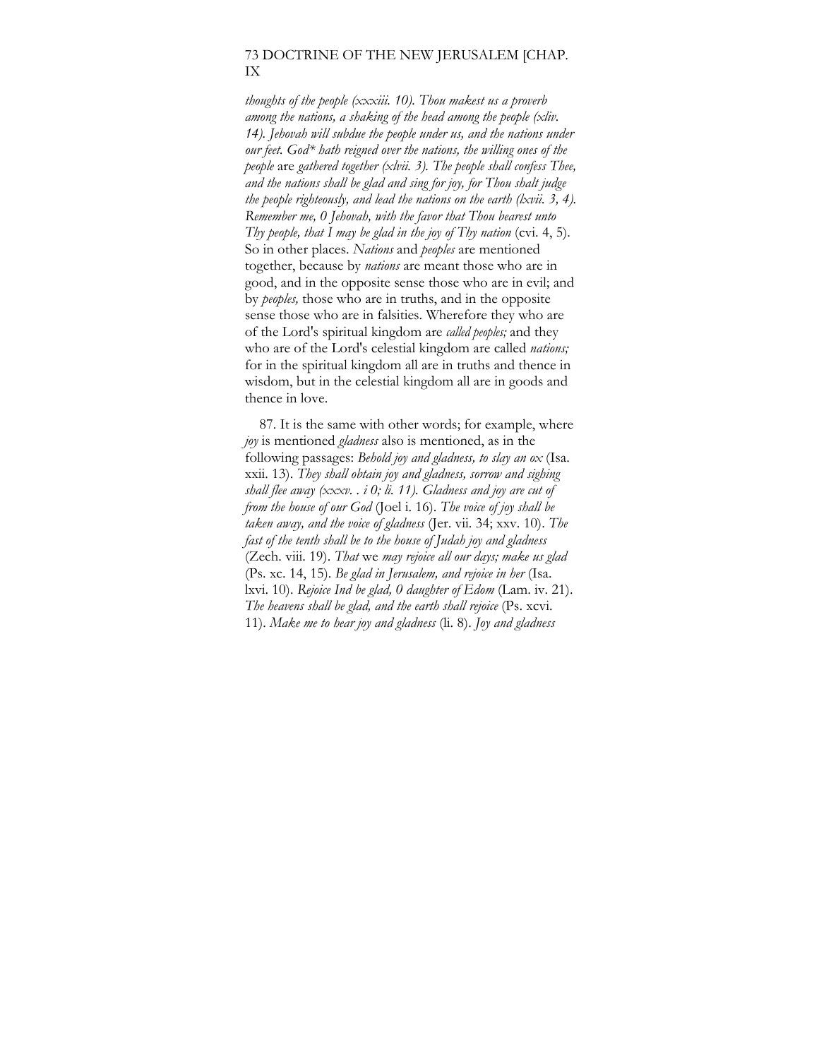*thoughts of the people (xxxiii. 10). Thou makest us a proverb among the nations, a shaking of the head among the people (xliv. 14). Jehovah will subdue the people under us, and the nations under our feet. God* hath reigned over the nations, the willing ones of the people* are *gathered together (xlvii. 3). The people shall confess Thee, and the nations shall be glad and sing for joy, for Thou shalt judge the people righteously, and lead the nations on the earth (lxvii. 3, 4). Remember me, 0 Jehovah, with the favor that Thou bearest unto Thy people, that I may be glad in the joy of Thy nation* (cvi. 4, 5). So in other places. *Nations* and *peoples* are mentioned together, because by *nations* are meant those who are in good, and in the opposite sense those who are in evil; and by *peoples,* those who are in truths, and in the opposite sense those who are in falsities. Wherefore they who are of the Lord's spiritual kingdom are *called peoples;* and they who are of the Lord's celestial kingdom are called *nations;* for in the spiritual kingdom all are in truths and thence in wisdom, but in the celestial kingdom all are in goods and thence in love.

87. It is the same with other words; for example, where *joy* is mentioned *gladness* also is mentioned, as in the following passages: *Behold joy and gladness, to slay an ox* (Isa. xxii. 13). *They shall obtain joy and gladness, sorrow and sighing shall flee away (xxxv. . i 0; li. 11). Gladness and joy are cut of from the house of our God* (Joel i. 16). *The voice of joy shall be taken away, and the voice of gladness* (Jer. vii. 34; xxv. 10). *The fast of the tenth shall be to the house of Judah joy and gladness* (Zech. viii. 19). *That* we *may rejoice all our days; make us glad* (Ps. xc. 14, 15). *Be glad in Jerusalem, and rejoice in her* (Isa. lxvi. 10). *Rejoice Ind be glad, 0 daughter of Edom* (Lam. iv. 21). *The heavens shall be glad, and the earth shall rejoice* (Ps. xcvi. 11). *Make me to hear joy and gladness* (li. 8). *Joy and gladness*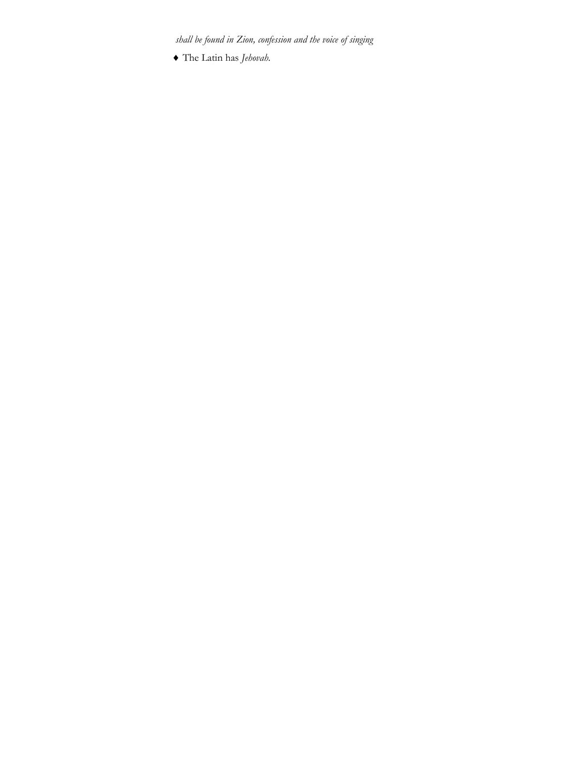*shall be found in Zion, confession and the voice of singing*

♦ The Latin has *Jehovah*.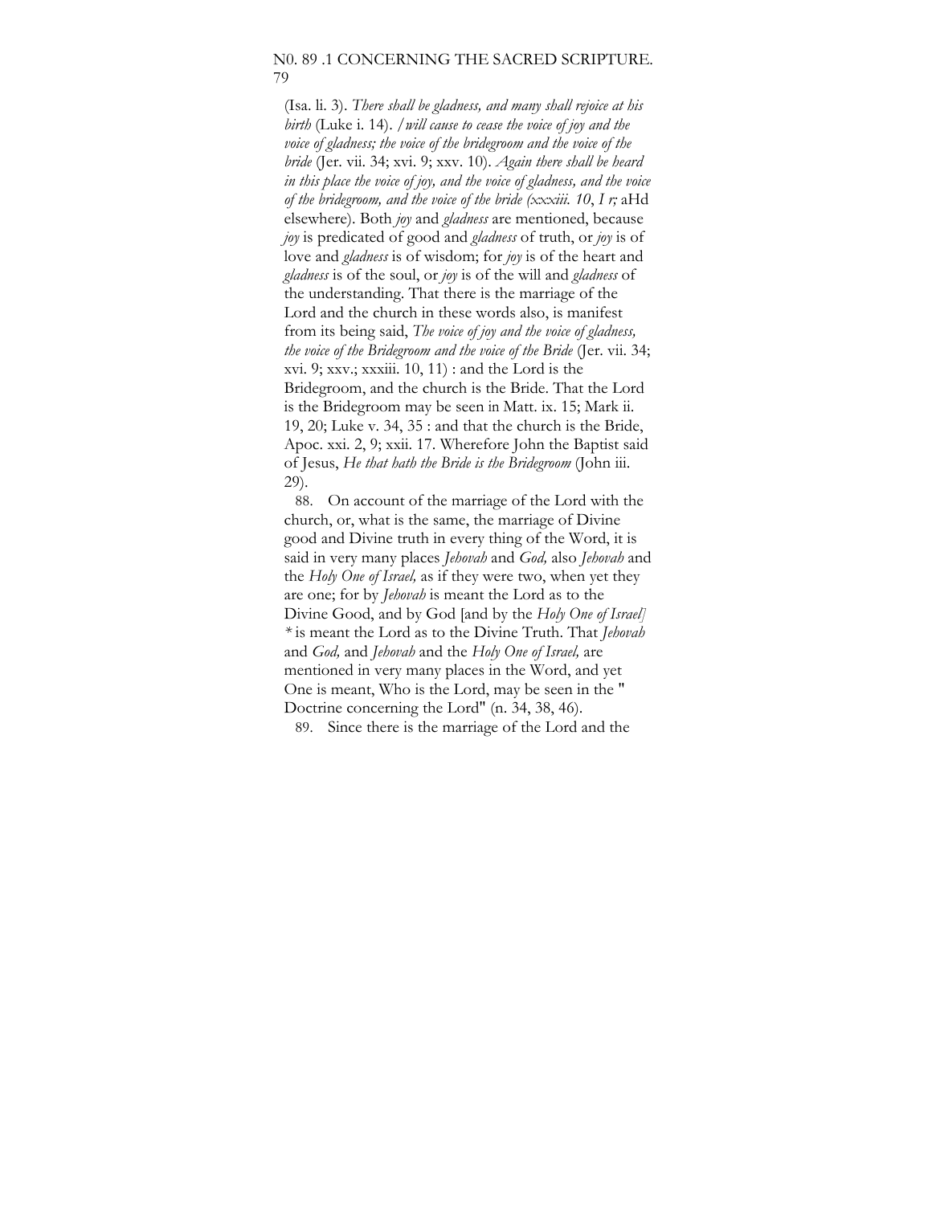(Isa. li. 3). *There shall be gladness, and many shall rejoice at his birth* (Luke i. 14). */will cause to cease the voice of joy and the voice of gladness; the voice of the bridegroom and the voice of the bride* (Jer. vii. 34; xvi. 9; xxv. 10). *Again there shall be heard in this place the voice of joy, and the voice of gladness, and the voice of the bridegroom, and the voice of the bride (xxxiii. 10, I r;* aHd elsewhere). Both *joy* and *gladness* are mentioned, because *joy* is predicated of good and *gladness* of truth, or *joy* is of love and *gladness* is of wisdom; for *joy* is of the heart and *gladness* is of the soul, or *joy* is of the will and *gladness* of the understanding. That there is the marriage of the Lord and the church in these words also, is manifest from its being said, *The voice of joy and the voice of gladness, the voice of the Bridegroom and the voice of the Bride* (Jer. vii. 34; xvi. 9; xxv.; xxxiii. 10, 11) : and the Lord is the Bridegroom, and the church is the Bride. That the Lord is the Bridegroom may be seen in Matt. ix. 15; Mark ii. 19, 20; Luke v. 34, 35 : and that the church is the Bride, Apoc. xxi. 2, 9; xxii. 17. Wherefore John the Baptist said of Jesus, *He that hath the Bride is the Bridegroom* (John iii. 29).

88. On account of the marriage of the Lord with the church, or, what is the same, the marriage of Divine good and Divine truth in every thing of the Word, it is said in very many places *Jehovah* and *God,* also *Jehovah* and the *Holy One of Israel,* as if they were two, when yet they are one; for by *Jehovah* is meant the Lord as to the Divine Good, and by God [and by the *Holy One of Israel]* * is meant the Lord as to the Divine Truth. That *Jehovah* and *God,* and *Jehovah* and the *Holy One of Israel,* are mentioned in very many places in the Word, and yet One is meant, Who is the Lord, may be seen in the " Doctrine concerning the Lord" (n. 34, 38, 46).

89. Since there is the marriage of the Lord and the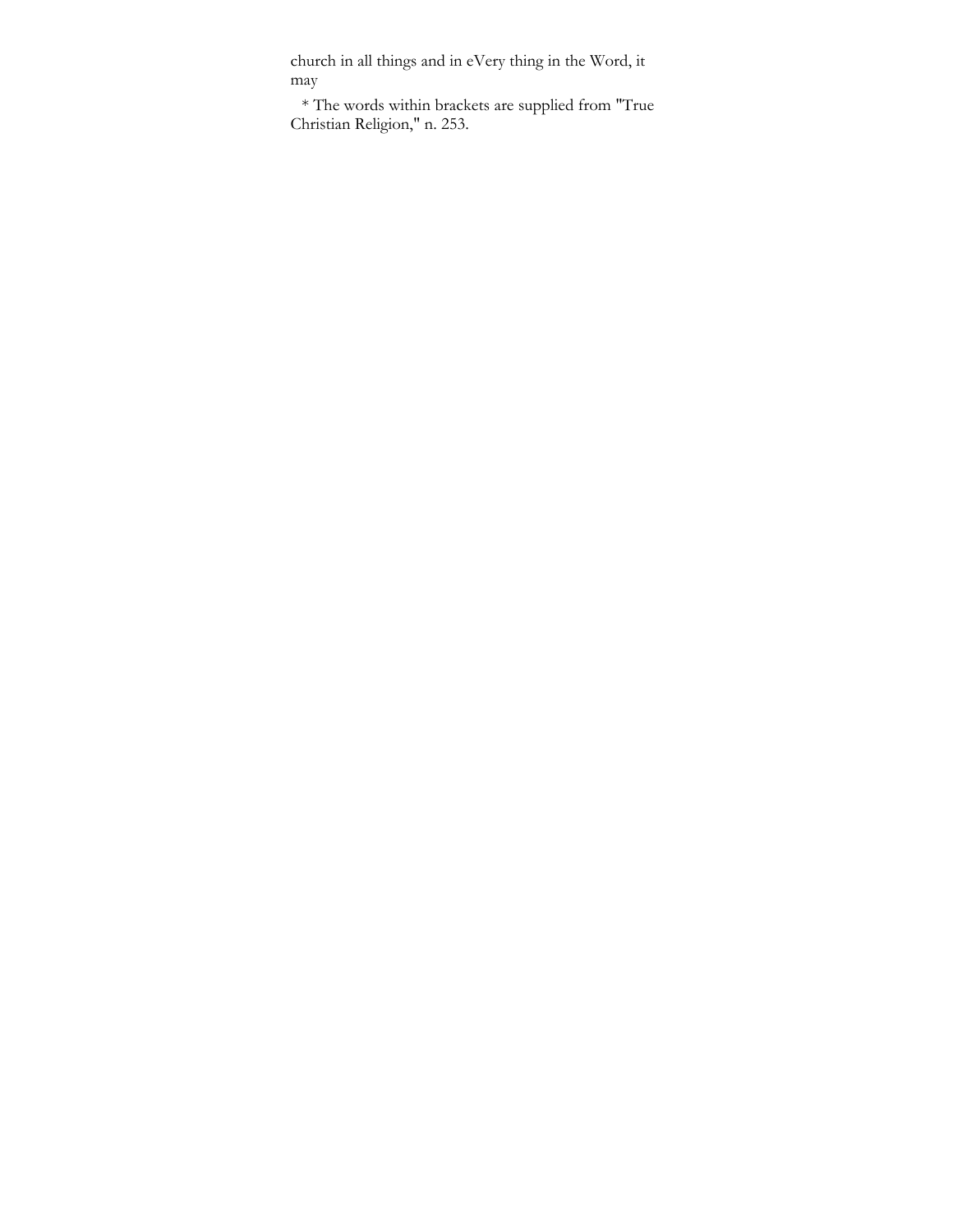church in all things and in eVery thing in the Word, it may

* The words within brackets are supplied from "True Christian Religion," n. 253.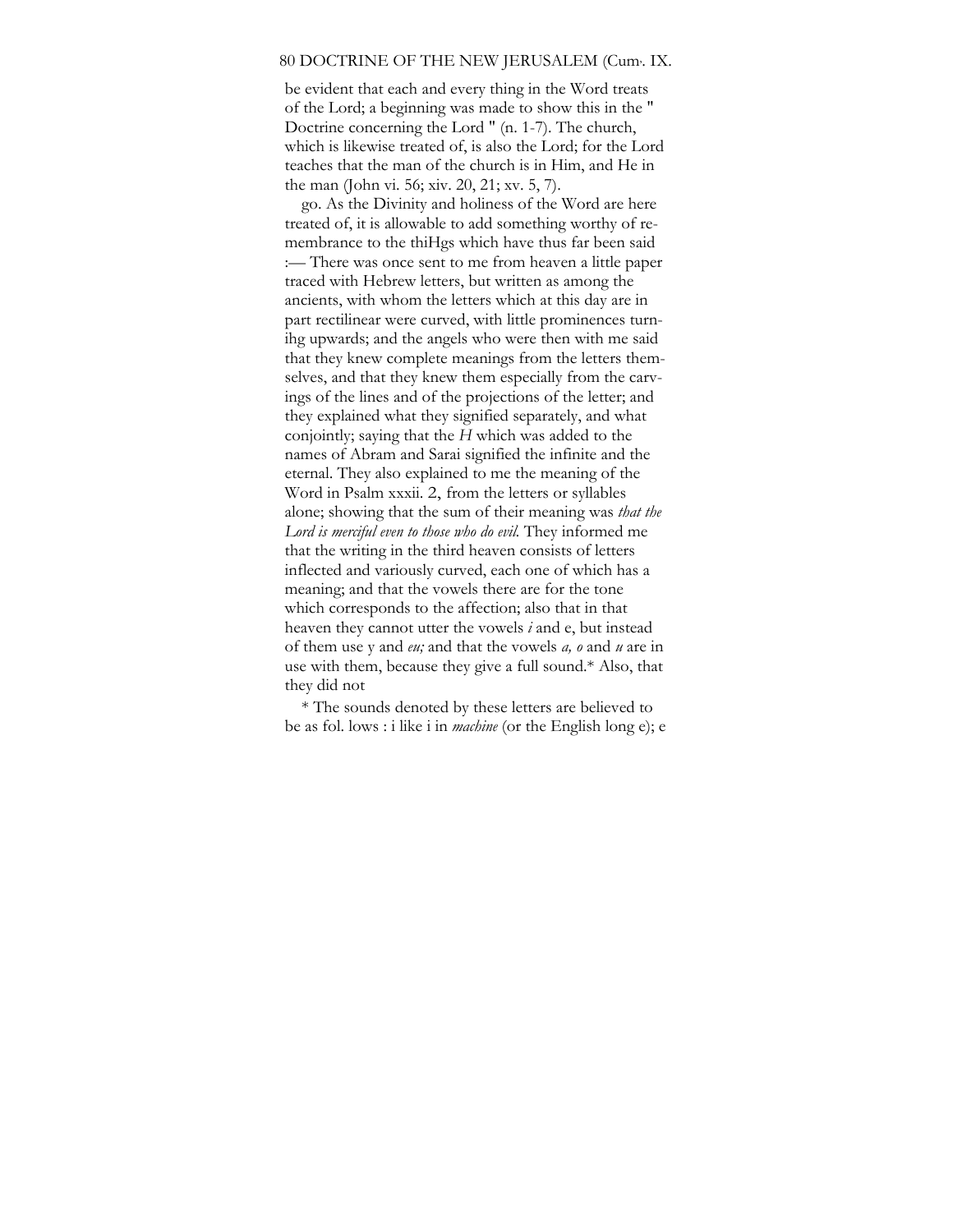be evident that each and every thing in the Word treats of the Lord; a beginning was made to show this in the " Doctrine concerning the Lord " (n. 1-7). The church, which is likewise treated of, is also the Lord; for the Lord teaches that the man of the church is in Him, and He in the man (John vi. 56; xiv. 20, 21; xv. 5, 7).

go. As the Divinity and holiness of the Word are here treated of, it is allowable to add something worthy of remembrance to the thiHgs which have thus far been said :— There was once sent to me from heaven a little paper traced with Hebrew letters, but written as among the ancients, with whom the letters which at this day are in part rectilinear were curved, with little prominences turnihg upwards; and the angels who were then with me said that they knew complete meanings from the letters themselves, and that they knew them especially from the carvings of the lines and of the projections of the letter; and they explained what they signified separately, and what conjointly; saying that the *H* which was added to the names of Abram and Sarai signified the infinite and the eternal. They also explained to me the meaning of the Word in Psalm xxxii. 2, from the letters or syllables alone; showing that the sum of their meaning was *that the Lord is merciful even to those who do evil.* They informed me that the writing in the third heaven consists of letters inflected and variously curved, each one of which has a meaning; and that the vowels there are for the tone which corresponds to the affection; also that in that heaven they cannot utter the vowels *i* and e, but instead of them use y and *eu;* and that the vowels *a, o* and *u* are in use with them, because they give a full sound.* Also, that they did not

* The sounds denoted by these letters are believed to be as fol. lows : i like i in *machine* (or the English long e); e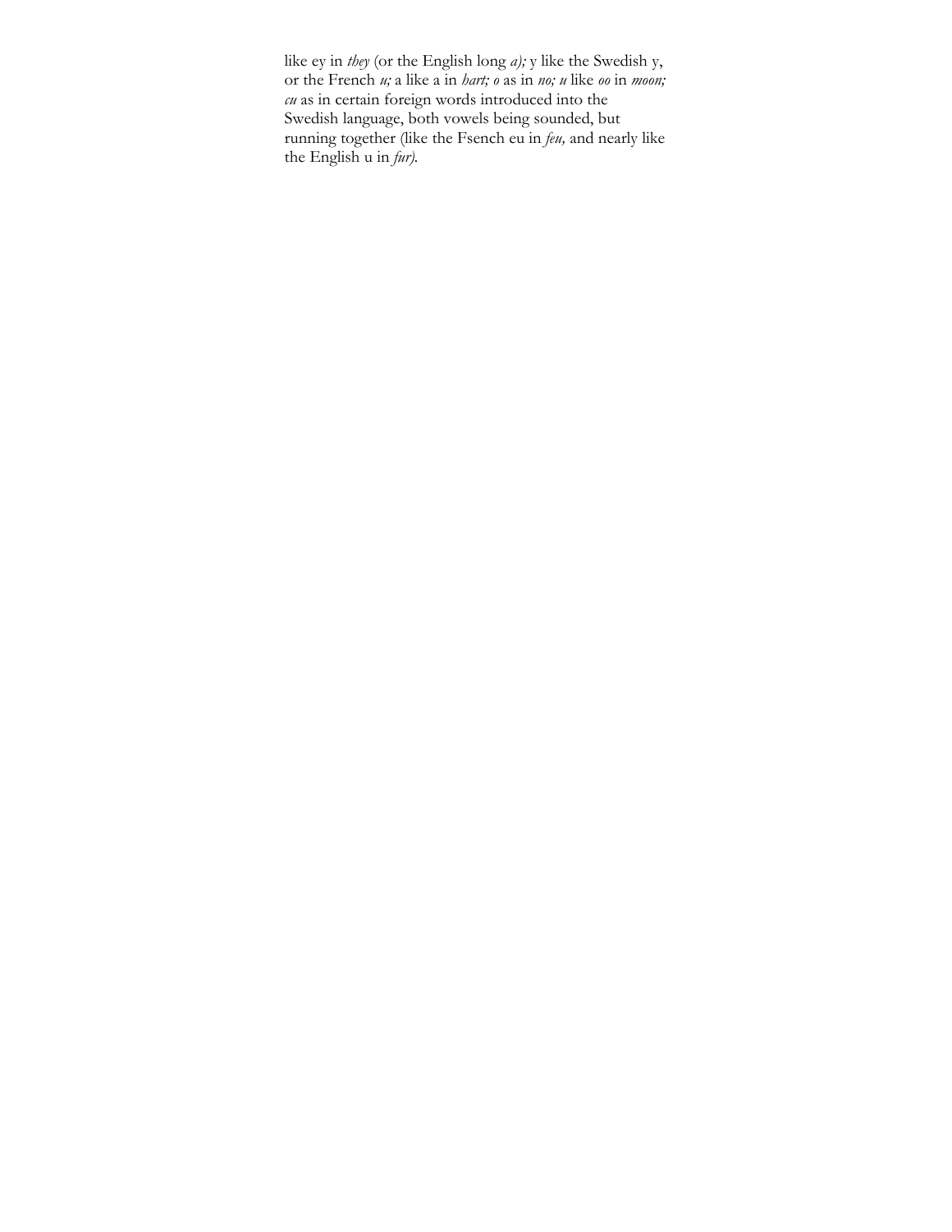like ey in *they* (or the English long *a);* y like the Swedish y, or the French *u;* a like a in *hart; o* as in *no; u* like *oo* in *moon; eu* as in certain foreign words introduced into the Swedish language, both vowels being sounded, but running together (like the Fsench eu in *feu,* and nearly like the English u in *fur).*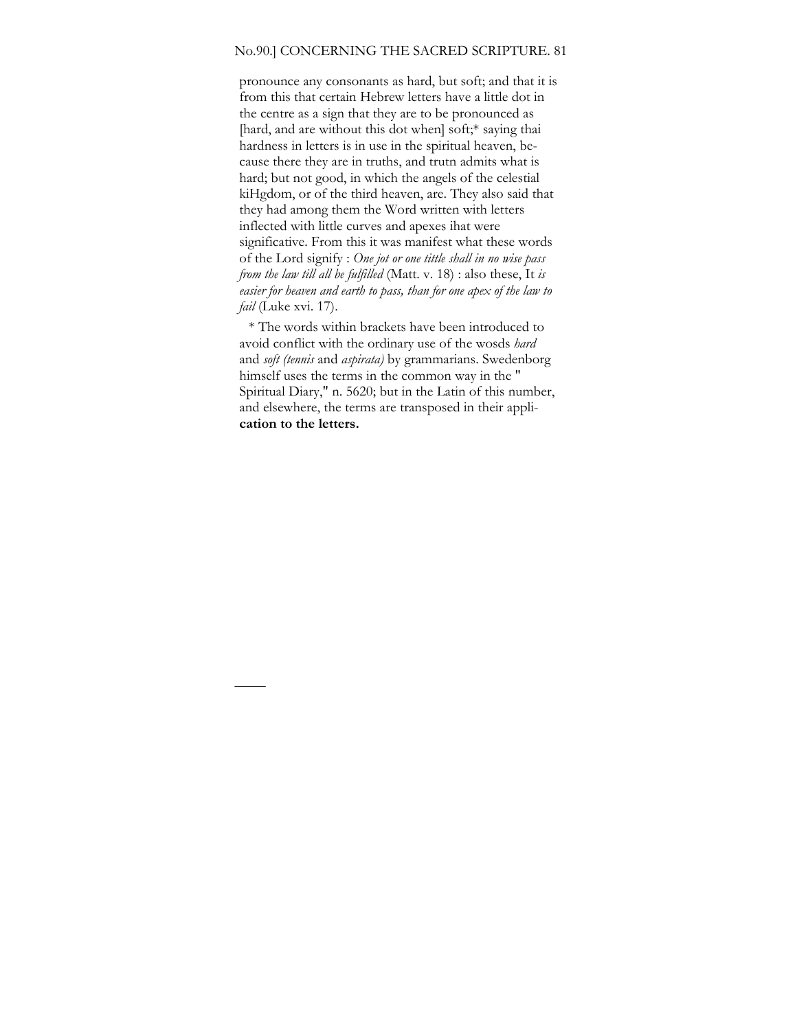pronounce any consonants as hard, but soft; and that it is from this that certain Hebrew letters have a little dot in the centre as a sign that they are to be pronounced as [hard, and are without this dot when] soft;* saying thai hardness in letters is in use in the spiritual heaven, because there they are in truths, and trutn admits what is hard; but not good, in which the angels of the celestial kiHgdom, or of the third heaven, are. They also said that they had among them the Word written with letters inflected with little curves and apexes ihat were significative. From this it was manifest what these words of the Lord signify : *One jot or one tittle shall in no wise pass from the law till all be fulfilled* (Matt. v. 18) : also these, It *is easier for heaven and earth to pass, than for one apex of the law to fail* (Luke xvi. 17).

\* The words within brackets have been introduced to avoid conflict with the ordinary use of the wosds *hard* and *soft (tennis* and *aspirata)* by grammarians. Swedenborg himself uses the terms in the common way in the " Spiritual Diary," n. 5620; but in the Latin of this number, and elsewhere, the terms are transposed in their application to the letters.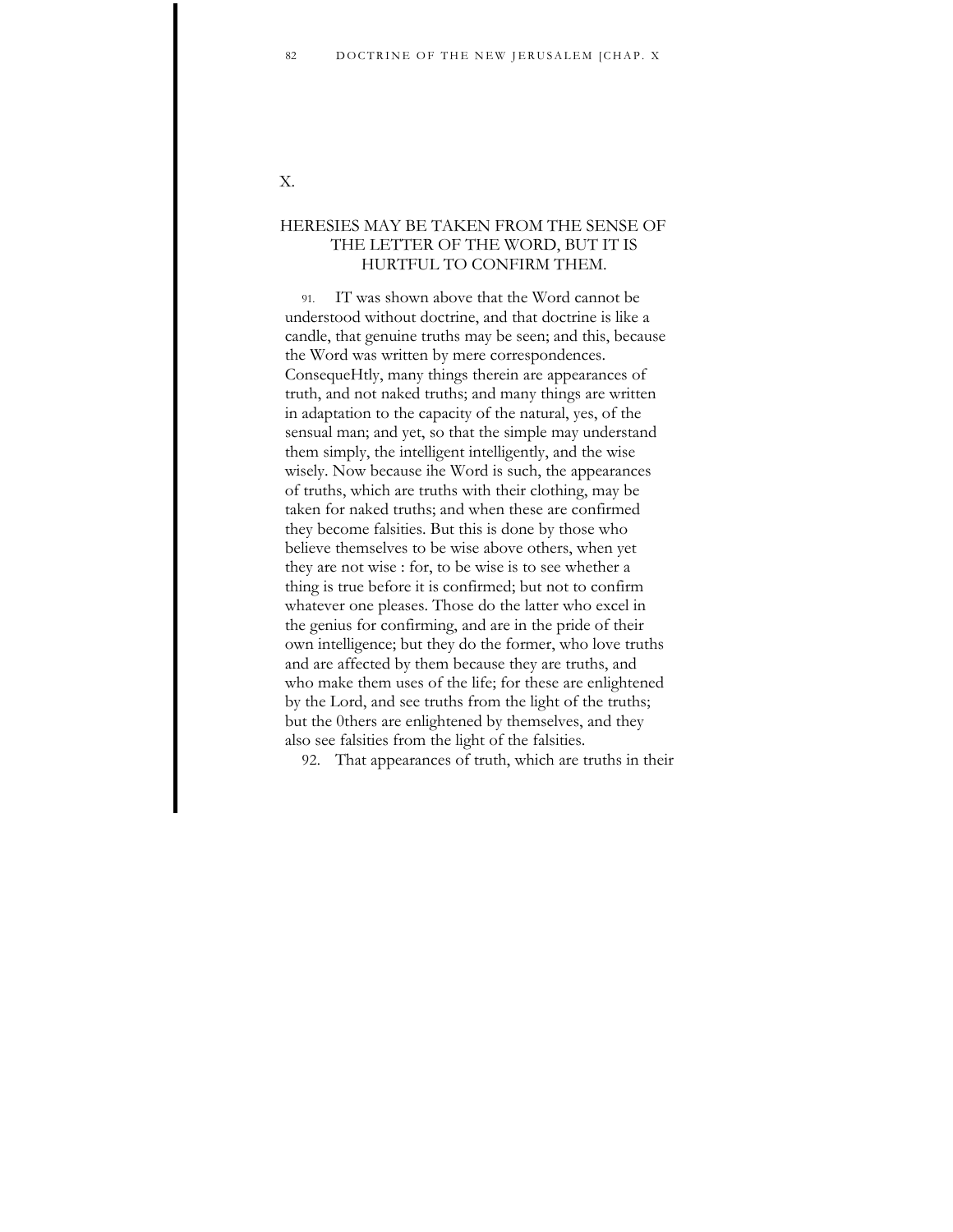X.

## HERESIES MAY BE TAKEN FROM THE SENSE OF THE LETTER OF THE WORD, BUT IT IS HURTFUL TO CONFIRM THEM.

91. IT was shown above that the Word cannot be understood without doctrine, and that doctrine is like a candle, that genuine truths may be seen; and this, because the Word was written by mere correspondences. ConsequeHtly, many things therein are appearances of truth, and not naked truths; and many things are written in adaptation to the capacity of the natural, yes, of the sensual man; and yet, so that the simple may understand them simply, the intelligent intelligently, and the wise wisely. Now because ihe Word is such, the appearances of truths, which are truths with their clothing, may be taken for naked truths; and when these are confirmed they become falsities. But this is done by those who believe themselves to be wise above others, when yet they are not wise : for, to be wise is to see whether a thing is true before it is confirmed; but not to confirm whatever one pleases. Those do the latter who excel in the genius for confirming, and are in the pride of their own intelligence; but they do the former, who love truths and are affected by them because they are truths, and who make them uses of the life; for these are enlightened by the Lord, and see truths from the light of the truths; but the 0thers are enlightened by themselves, and they also see falsities from the light of the falsities.

92. That appearances of truth, which are truths in their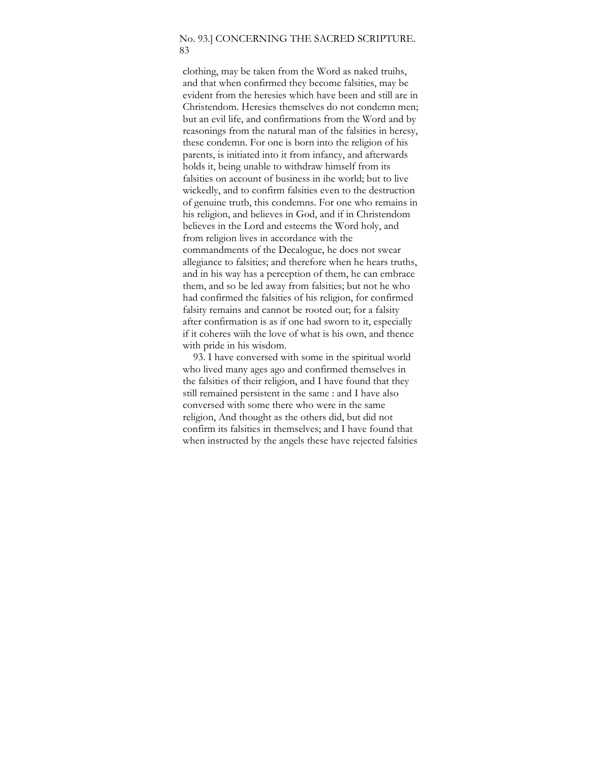clothing, may be taken from the Word as naked truihs, and that when confirmed they become falsities, may be evident from the heresies which have been and still are in Christendom. Heresies themselves do not condemn men; but an evil life, and confirmations from the Word and by reasonings from the natural man of the falsities in heresy, these condemn. For one is born into the religion of his parents, is initiated into it from infancy, and afterwards holds it, being unable to withdraw himself from its falsities on account of business in ihe world; but to live wickedly, and to confirm falsities even to the destruction of genuine trutb, this condemns. For one who remains in his religion, and believes in God, and if in Christendom believes in the Lord and esteems the Word holy, and from religion lives in accordance with the commandments of the Decalogue, he does not swear allegiance to falsities; and therefore when he hears truths, and in his way has a perception of them, he can embrace them, and so be led away from falsities; but not he who had confirmed the falsities of his religion, for confirmed falsity remains and cannot be rooted out; for a falsity after confirmation is as if one had sworn to it, especially if it coheres wiih the love of what is his own, and thence with pride in his wisdom.

93. I have conversed with some in the spiritual world who lived many ages ago and confirmed themselves in the falsities of their religion, and I have found that they still remained persistent in the same : and I have also conversed with some there who were in the same religion, And thought as the others did, but did not confirm its falsities in themselves; and I have found that when instructed by the angels these have rejected falsities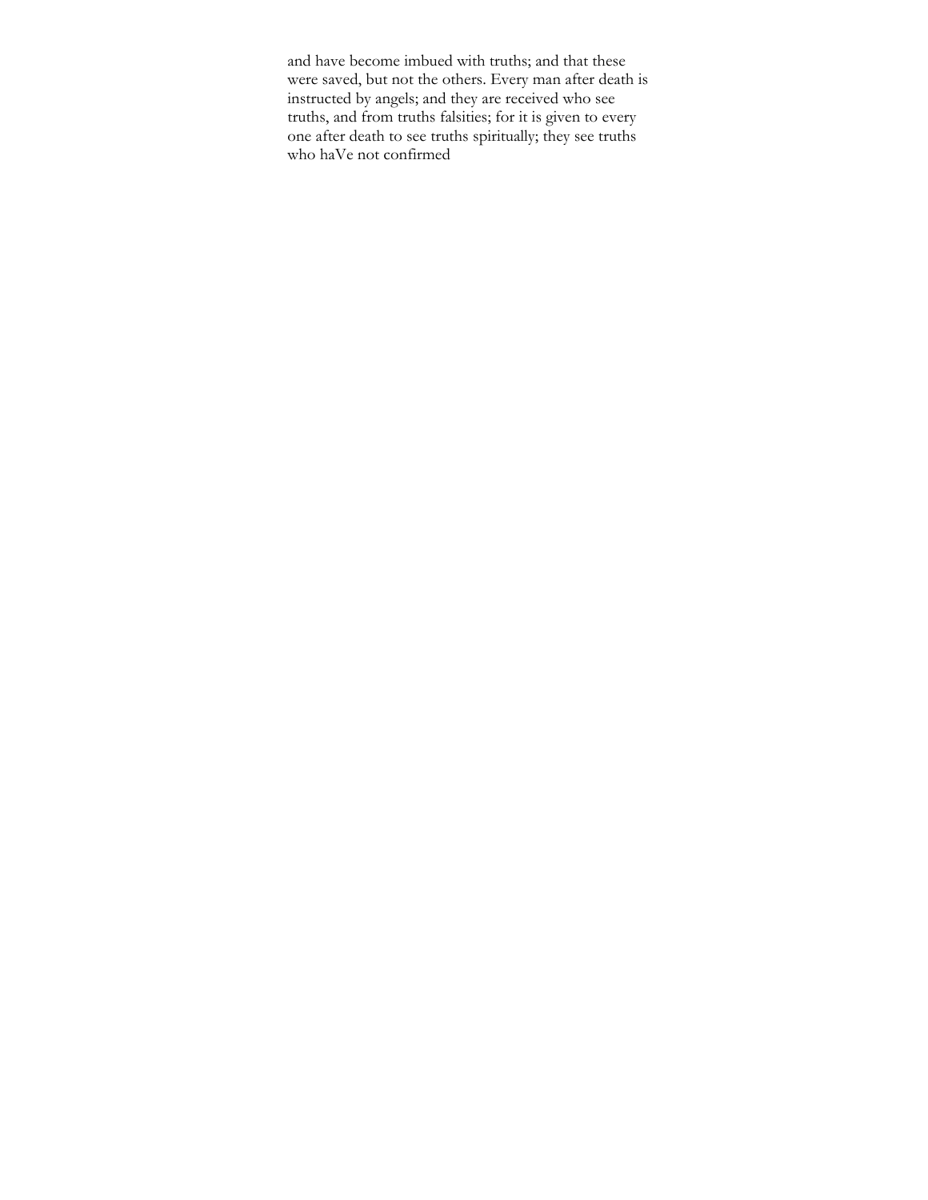and have become imbued with truths; and that these were saved, but not the others. Every man after death is instructed by angels; and they are received who see truths, and from truths falsities; for it is given to every one after death to see truths spiritually; they see truths who haVe not confirmed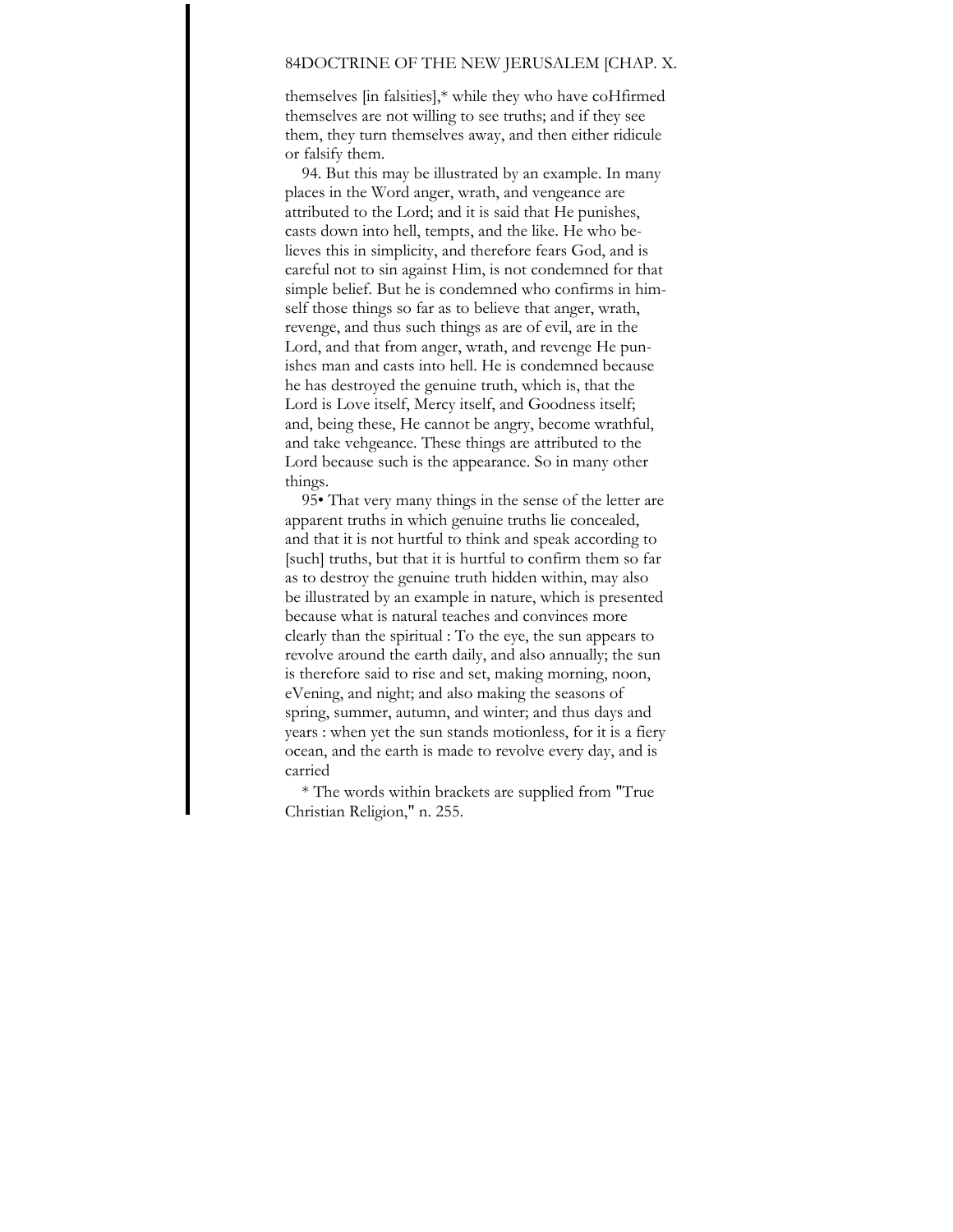themselves [in falsities],* while they who have coHfirmed themselves are not willing to see truths; and if they see them, they turn themselves away, and then either ridicule or falsify them.

94. But this may be illustrated by an example. In many places in the Word anger, wrath, and vengeance are attributed to the Lord; and it is said that He punishes, casts down into hell, tempts, and the like. He who believes this in simplicity, and therefore fears God, and is careful not to sin against Him, is not condemned for that simple belief. But he is condemned who confirms in himself those things so far as to believe that anger, wrath, revenge, and thus such things as are of evil, are in the Lord, and that from anger, wrath, and revenge He punishes man and casts into hell. He is condemned because he has destroyed the genuine truth, which is, that the Lord is Love itself, Mercy itself, and Goodness itself; and, being these, He cannot be angry, become wrathful, and take vehgeance. These things are attributed to the Lord because such is the appearance. So in many other things.

95• That very many things in the sense of the letter are apparent truths in which genuine truths lie concealed, and that it is not hurtful to think and speak according to [such] truths, but that it is hurtful to confirm them so far as to destroy the genuine truth hidden within, may also be illustrated by an example in nature, which is presented because what is natural teaches and convinces more clearly than the spiritual : To the eye, the sun appears to revolve around the earth daily, and also annually; the sun is therefore said to rise and set, making morning, noon, eVening, and night; and also making the seasons of spring, summer, autumn, and winter; and thus days and years : when yet the sun stands motionless, for it is a fiery ocean, and the earth is made to revolve every day, and is carried

* The words within brackets are supplied from "True Christian Religion," n. 255.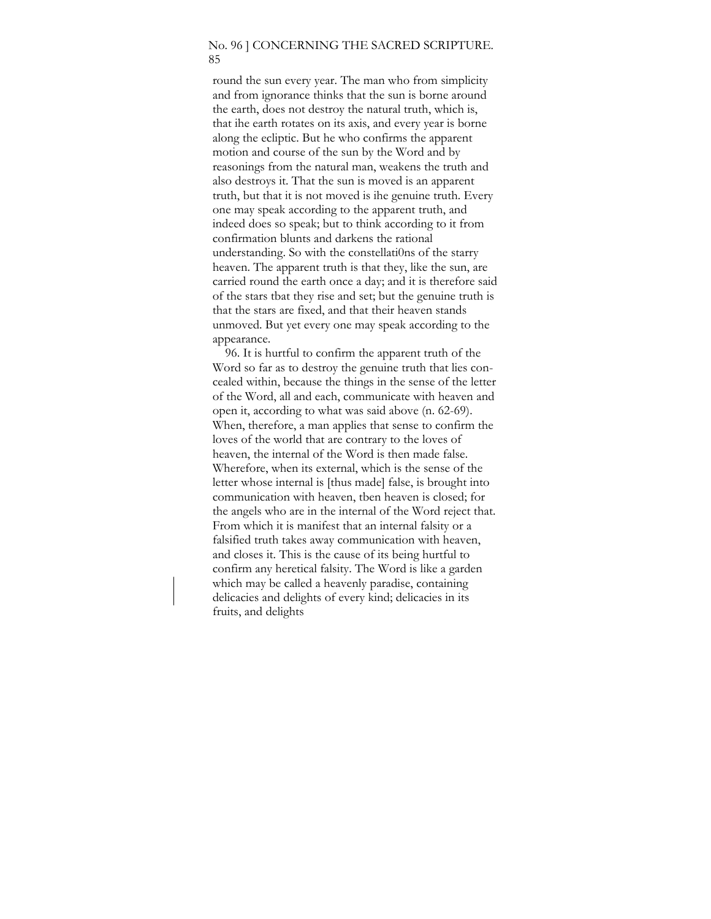round the sun every year. The man who from simplicity and from ignorance thinks that the sun is borne around the earth, does not destroy the natural truth, which is, that ihe earth rotates on its axis, and every year is borne along the ecliptic. But he who confirms the apparent motion and course of the sun by the Word and by reasonings from the natural man, weakens the truth and also destroys it. That the sun is moved is an apparent truth, but that it is not moved is ihe genuine truth. Every one may speak according to the apparent truth, and indeed does so speak; but to think according to it from confirmation blunts and darkens the rational understanding. So with the constellati0ns of the starry heaven. The apparent truth is that they, like the sun, are carried round the earth once a day; and it is therefore said of the stars tbat they rise and set; but the genuine truth is that the stars are fixed, and that their heaven stands unmoved. But yet every one may speak according to the appearance.

96. It is hurtful to confirm the apparent truth of the Word so far as to destroy the genuine truth that lies concealed within, because the things in the sense of the letter of the Word, all and each, communicate with heaven and open it, according to what was said above (n. 62-69). When, therefore, a man applies that sense to confirm the loves of the world that are contrary to the loves of heaven, the internal of the Word is then made false. Wherefore, when its external, which is the sense of the letter whose internal is [thus made] false, is brought into communication with heaven, tben heaven is closed; for the angels who are in the internal of the Word reject that. From which it is manifest that an internal falsity or a falsified truth takes away communication with heaven, and closes it. This is the cause of its being hurtful to confirm any heretical falsity. The Word is like a garden which may be called a heavenly paradise, containing delicacies and delights of every kind; delicacies in its fruits, and delights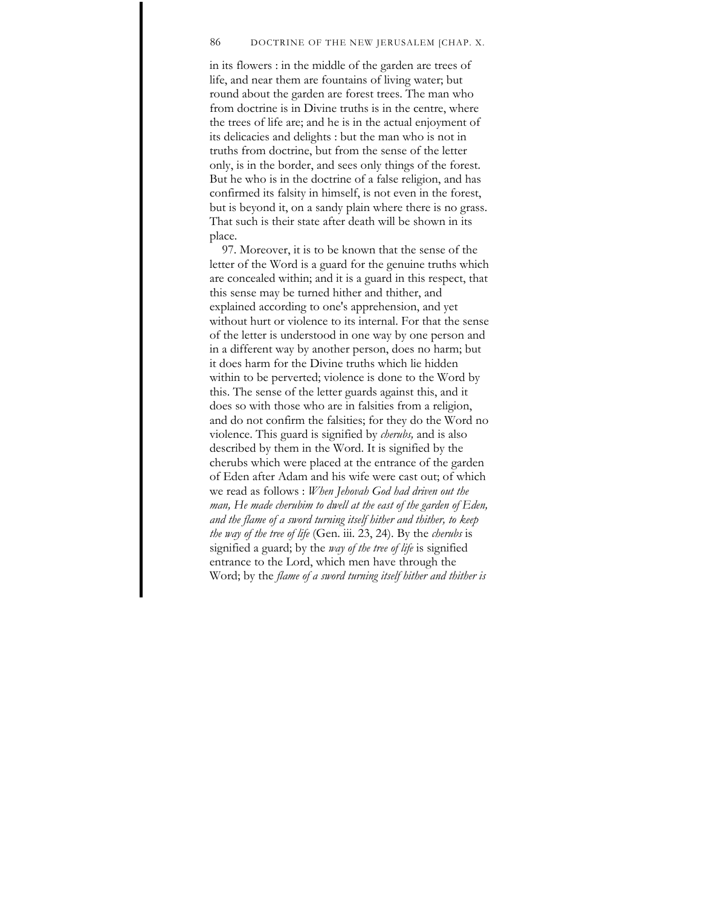in its flowers : in the middle of the garden are trees of life, and near them are fountains of living water; but round about the garden are forest trees. The man who from doctrine is in Divine truths is in the centre, where the trees of life are; and he is in the actual enjoyment of its delicacies and delights : but the man who is not in truths from doctrine, but from the sense of the letter only, is in the border, and sees only things of the forest. But he who is in the doctrine of a false religion, and has confirmed its falsity in himself, is not even in the forest, but is beyond it, on a sandy plain where there is no grass. That such is their state after death will be shown in its place.

97. Moreover, it is to be known that the sense of the letter of the Word is a guard for the genuine truths which are concealed within; and it is a guard in this respect, that this sense may be turned hither and thither, and explained according to one's apprehension, and yet without hurt or violence to its internal. For that the sense of the letter is understood in one way by one person and in a different way by another person, does no harm; but it does harm for the Divine truths which lie hidden within to be perverted; violence is done to the Word by this. The sense of the letter guards against this, and it does so with those who are in falsities from a religion, and do not confirm the falsities; for they do the Word no violence. This guard is signified by *cherubs,* and is also described by them in the Word. It is signified by the cherubs which were placed at the entrance of the garden of Eden after Adam and his wife were cast out; of which we read as follows : *When Jehovah God had driven out the man, He made cherubim to dwell at the east of the garden of Eden, and the flame of a sword turning itself hither and thither, to keep the way of the tree of life* (Gen. iii. 23, 24). By the *cherubs* is signified a guard; by the *way of the tree of life* is signified entrance to the Lord, which men have through the Word; by the *flame of a sword turning itself hither and thither is*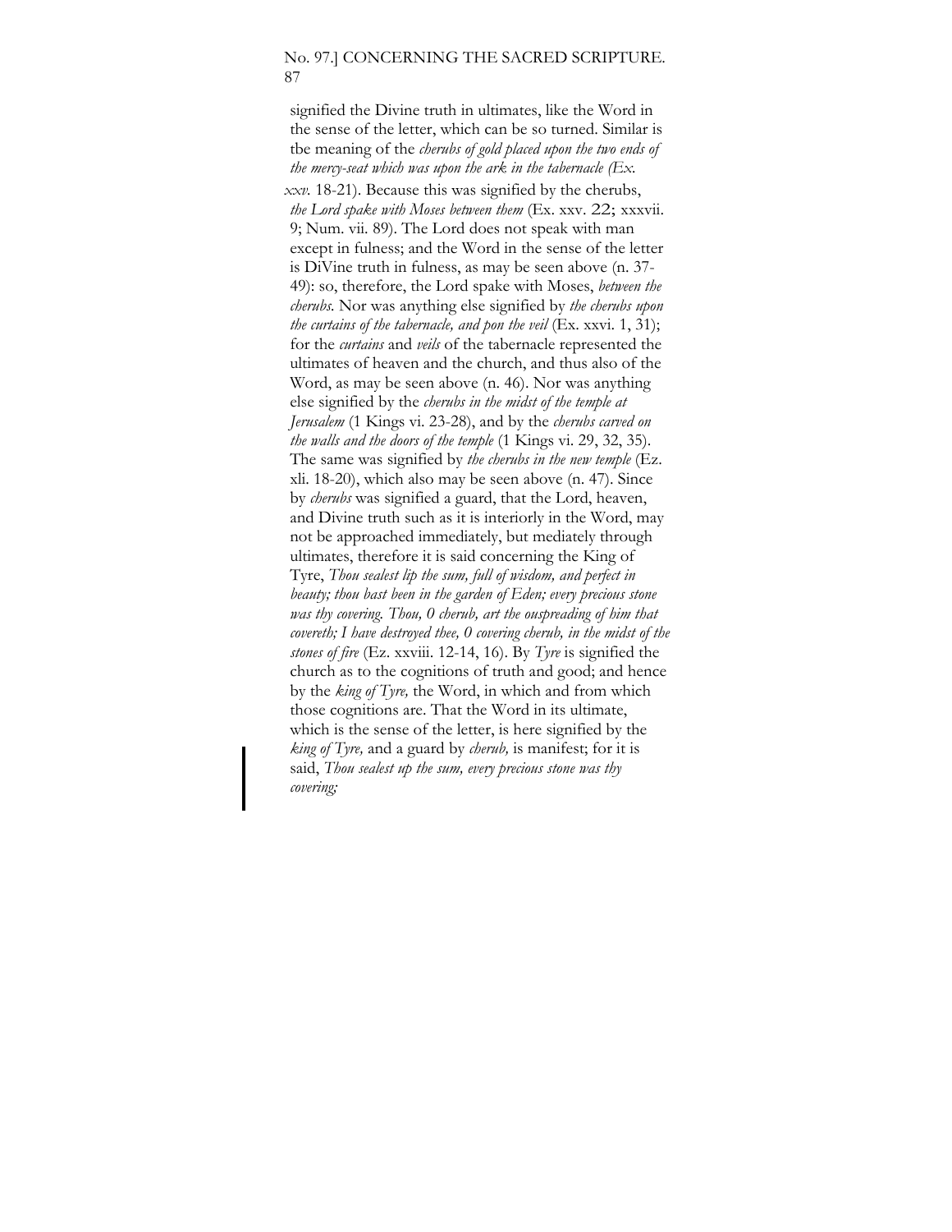signified the Divine truth in ultimates, like the Word in the sense of the letter, which can be so turned. Similar is tbe meaning of the *cherubs of gold placed upon the two ends of the mercy-seat which was upon the ark in the tabernacle (Ex. xxv.* 18-21). Because this was signified by the cherubs, *the Lord spake with Moses between them* (Ex. xxv. 22; xxxvii. 9; Num. vii. 89). The Lord does not speak with man except in fulness; and the Word in the sense of the letter is DiVine truth in fulness, as may be seen above (n. 37-49): so, therefore, the Lord spake with Moses, *between the cherubs.* Nor was anything else signified by *the cherubs upon the curtains of the tabernacle, and pon the veil* (Ex. xxvi. 1, 31); for the *curtains* and *veils* of the tabernacle represented the ultimates of heaven and the church, and thus also of the Word, as may be seen above (n. 46). Nor was anything else signified by the *cherubs in the midst of the temple at Jerusalem* (1 Kings vi. 23-28), and by the *cherubs carved on the walls and the doors of the temple* (1 Kings vi. 29, 32, 35). The same was signified by *the cherubs in the new temple* (Ez. xli. 18-20), which also may be seen above (n. 47). Since by *cherubs* was signified a guard, that the Lord, heaven, and Divine truth such as it is interiorly in the Word, may not be approached immediately, but mediately through ultimates, therefore it is said concerning the King of Tyre, *Thou sealest lip the sum, full of wisdom, and perfect in beauty; thou bast been in the garden of Eden; every precious stone was thy covering. Thou, 0 cherub, art the ouspreading of him that covereth; I have destroyed thee, 0 covering cherub, in the midst of the stones of fire* (Ez. xxviii. 12-14, 16). By *Tyre* is signified the church as to the cognitions of truth and good; and hence by the *king of Tyre,* the Word, in which and from which those cognitions are. That the Word in its ultimate, which is the sense of the letter, is here signified by the *king of Tyre,* and a guard by *cherub,* is manifest; for it is said, *Thou sealest up the sum, every precious stone was thy covering;*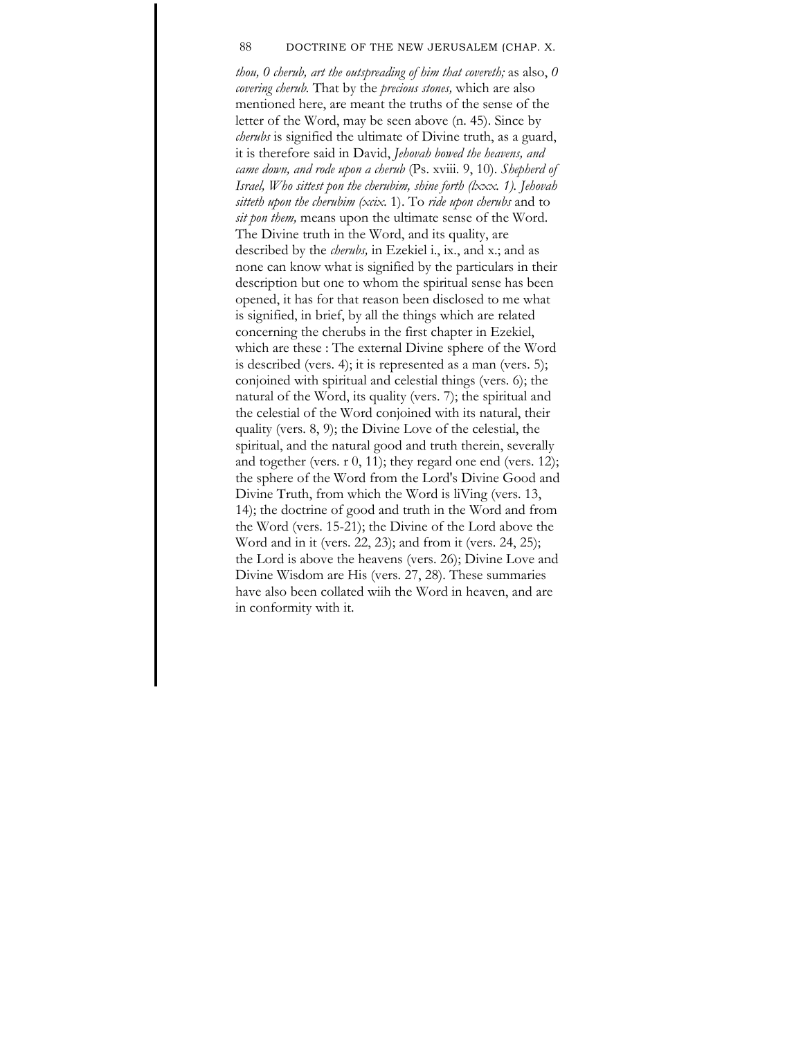*thou, O cherub, art the outspreading of him that covereth;* as also, *O covering cherub.* That by the *precious stones,* which are also mentioned here, are meant the truths of the sense of the letter of the Word, may be seen above (n. 45). Since by *cherubs* is signified the ultimate of Divine truth, as a guard, it is therefore said in David, *Jehovah bowed the heavens, and came down, and rode upon a cherub* (Ps. xviii. 9, 10). *Shepherd of Israel, Who sittest pon the cherubim, shine forth (lxxx. 1). Jehovah sitteth upon the cherubim (xcix.* 1). To *ride upon cherubs* and to *sit pon them,* means upon the ultimate sense of the Word. The Divine truth in the Word, and its quality, are described by the *cherubs,* in Ezekiel i., ix., and x.; and as none can know what is signified by the particulars in their description but one to whom the spiritual sense has been opened, it has for that reason been disclosed to me what is signified, in brief, by all the things which are related concerning the cherubs in the first chapter in Ezekiel, which are these : The external Divine sphere of the Word is described (vers. 4); it is represented as a man (vers. 5); conjoined with spiritual and celestial things (vers. 6); the natural of the Word, its quality (vers. 7); the spiritual and the celestial of the Word conjoined with its natural, their quality (vers. 8, 9); the Divine Love of the celestial, the spiritual, and the natural good and truth therein, severally and together (vers. r 0, 11); they regard one end (vers. 12); the sphere of the Word from the Lord's Divine Good and Divine Truth, from which the Word is liVing (vers. 13, 14); the doctrine of good and truth in the Word and from the Word (vers. 15-21); the Divine of the Lord above the Word and in it (vers. 22, 23); and from it (vers. 24, 25); the Lord is above the heavens (vers. 26); Divine Love and Divine Wisdom are His (vers. 27, 28). These summaries have also been collated wiih the Word in heaven, and are in conformity with it.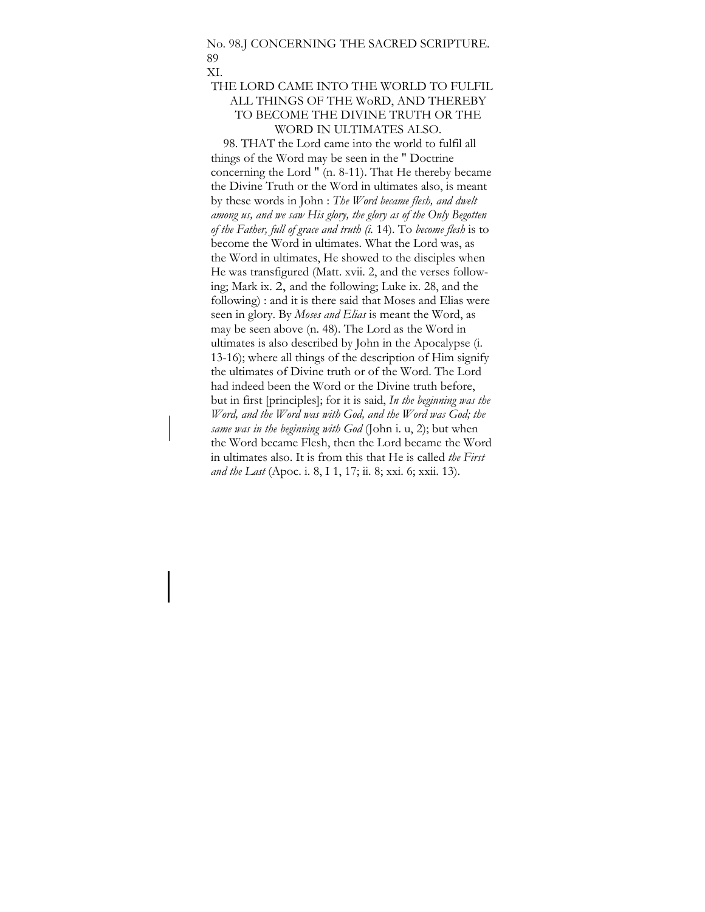## XI.

## THE LORD CAME INTO THE WORLD TO FULFIL ALL THINGS OF THE WoRD, AND THEREBY TO BECOME THE DIVINE TRUTH OR THE WORD IN ULTIMATES ALSO.

98. THAT the Lord came into the world to fulfil all things of the Word may be seen in the " Doctrine concerning the Lord " (n. 8-11). That He thereby became the Divine Truth or the Word in ultimates also, is meant by these words in John : *The Word became flesh, and dwelt among us, and we saw His glory, the glory as of the Only Begotten of the Father, full of grace and truth (i.* 14). To *become flesh* is to become the Word in ultimates. What the Lord was, as the Word in ultimates, He showed to the disciples when He was transfigured (Matt. xvii. 2, and the verses following; Mark ix. 2, and the following; Luke ix. 28, and the following) : and it is there said that Moses and Elias were seen in glory. By *Moses and Elias* is meant the Word, as may be seen above (n. 48). The Lord as the Word in ultimates is also described by John in the Apocalypse (i. 13-16); where all things of the description of Him signify the ultimates of Divine truth or of the Word. The Lord had indeed been the Word or the Divine truth before, but in first [principles]; for it is said, *In the beginning was the Word, and the Word was with God, and the Word was God; the same was in the beginning with God* (John i. u, 2); but when the Word became Flesh, then the Lord became the Word in ultimates also. It is from this that He is called *the First and the Last* (Apoc. i. 8, I 1, 17; ii. 8; xxi. 6; xxii. 13).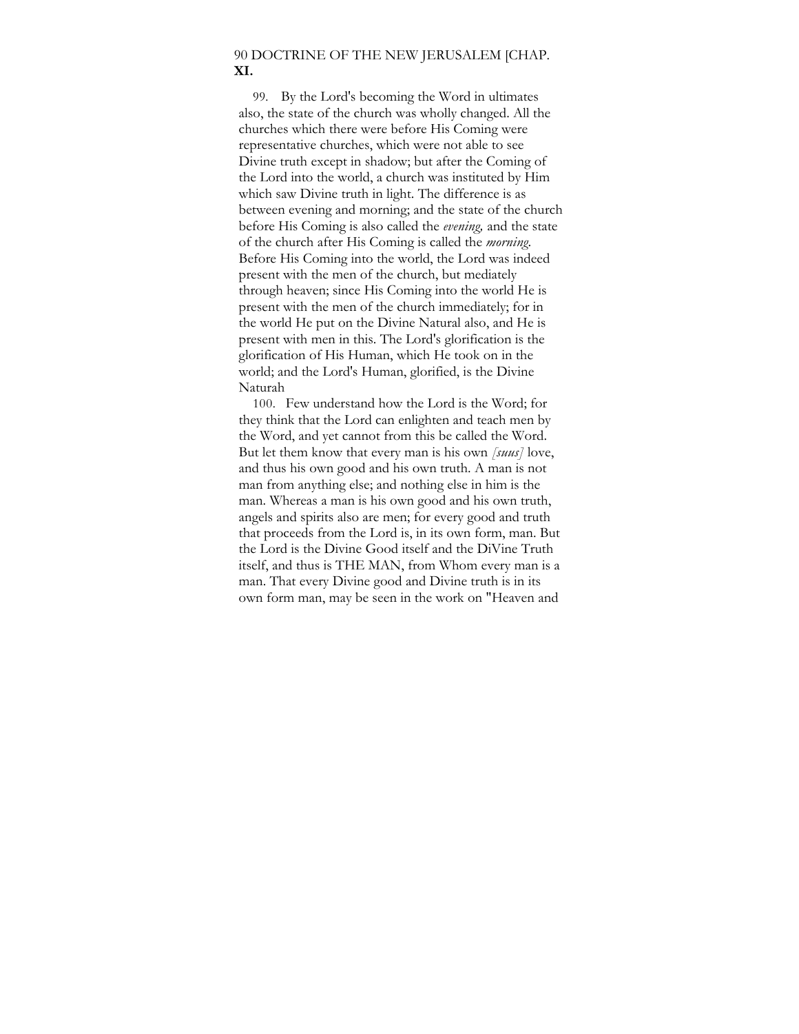99. By the Lord's becoming the Word in ultimates also, the state of the church was wholly changed. All the churches which there were before His Coming were representative churches, which were not able to see Divine truth except in shadow; but after the Coming of the Lord into the world, a church was instituted by Him which saw Divine truth in light. The difference is as between evening and morning; and the state of the church before His Coming is also called the *evening,* and the state of the church after His Coming is called the *morning.* Before His Coming into the world, the Lord was indeed present with the men of the church, but mediately through heaven; since His Coming into the world He is present with the men of the church immediately; for in the world He put on the Divine Natural also, and He is present with men in this. The Lord's glorification is the glorification of His Human, which He took on in the world; and the Lord's Human, glorified, is the Divine Naturah

100. Few understand how the Lord is the Word; for they think that the Lord can enlighten and teach men by the Word, and yet cannot from this be called the Word. But let them know that every man is his own *[suus]* love, and thus his own good and his own truth. A man is not man from anything else; and nothing else in him is the man. Whereas a man is his own good and his own truth, angels and spirits also are men; for every good and truth that proceeds from the Lord is, in its own form, man. But the Lord is the Divine Good itself and the DiVine Truth itself, and thus is THE MAN, from Whom every man is a man. That every Divine good and Divine truth is in its own form man, may be seen in the work on "Heaven and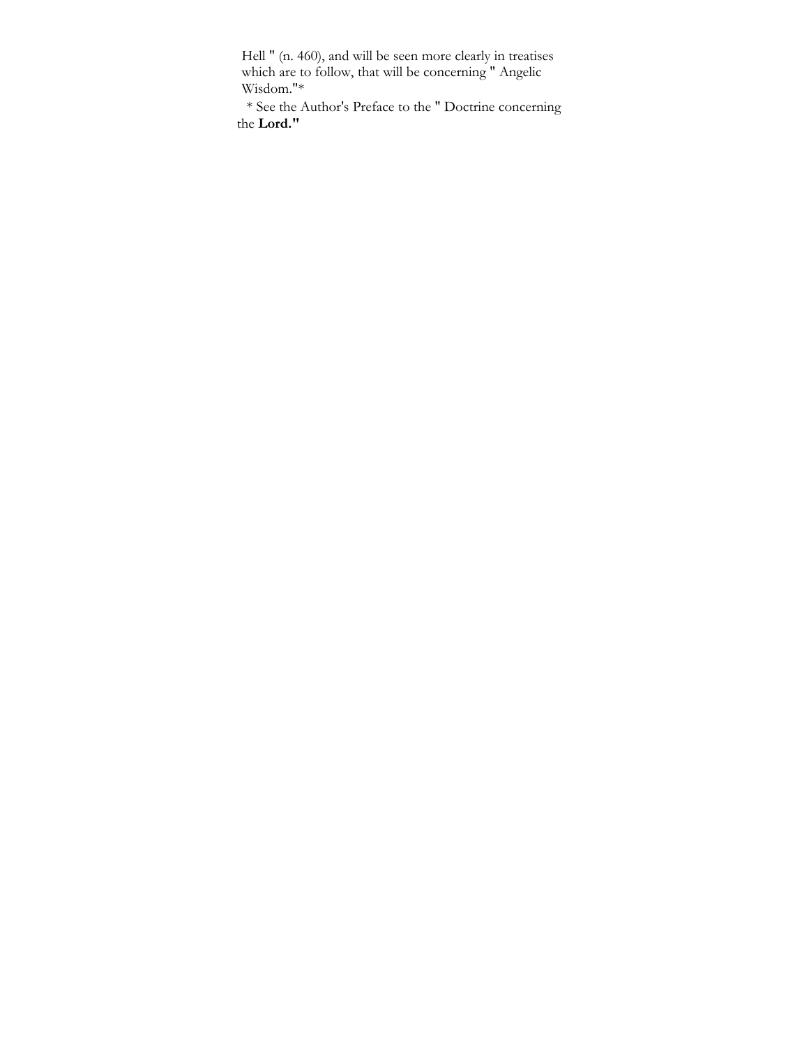Hell " (n. 460), and will be seen more clearly in treatises which are to follow, that will be concerning " Angelic Wisdom."*

* See the Author's Preface to the " Doctrine concerning the **Lord."**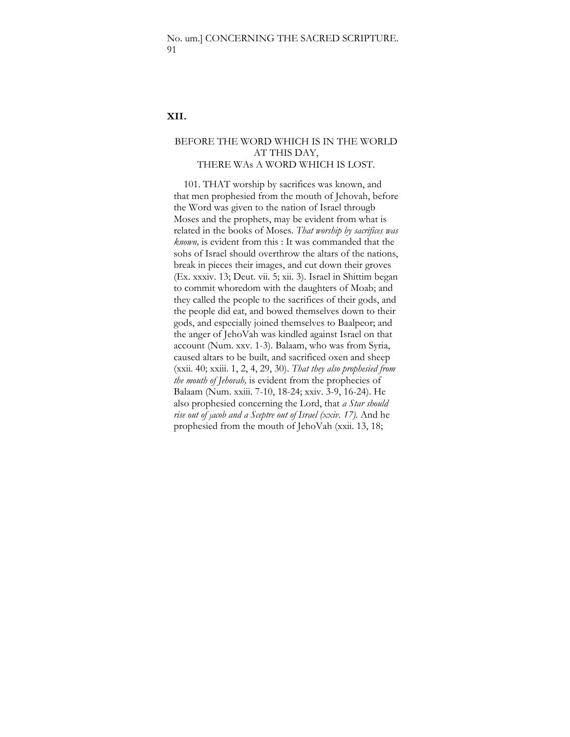## XII.

### BEFORE THE WORD WHICH IS IN THE WORLD AT THIS DAY, THERE WAs A WORD WHICH IS LOST.

101. THAT worship by sacrifices was known, and that men prophesied from the mouth of Jehovah, before the Word was given to the nation of Israel througb Moses and the prophets, may be evident from what is related in the books of Moses. *That worship by sacrifices was known,* is evident from this : It was commanded that the sohs of Israel should overthrow the altars of the nations, break in pieces their images, and cut down their groves (Ex. xxxiv. 13; Deut. vii. 5; xii. 3). Israel in Shittim began to commit whoredom with the daughters of Moab; and they called the people to the sacrifices of their gods, and the people did eat, and bowed themselves down to their gods, and especially joined themselves to Baalpeor; and the anger of JehoVah was kindled against Israel on that account (Num. xxv. 1-3). Balaam, who was from Syria, caused altars to be built, and sacrificed oxen and sheep (xxii. 40; xxiii. 1, 2, 4, 29, 30). *That they also prophesied from the mouth of Jehovah,* is evident from the prophecies of Balaam (Num. xxiii. 7-10, 18-24; xxiv. 3-9, 16-24). He also prophesied concerning the Lord, that *a Star should rise out of Jacob and a Sceptre out of Israel (xxiv. 17).* And he prophesied from the mouth of JehoVah (xxii. 13, 18;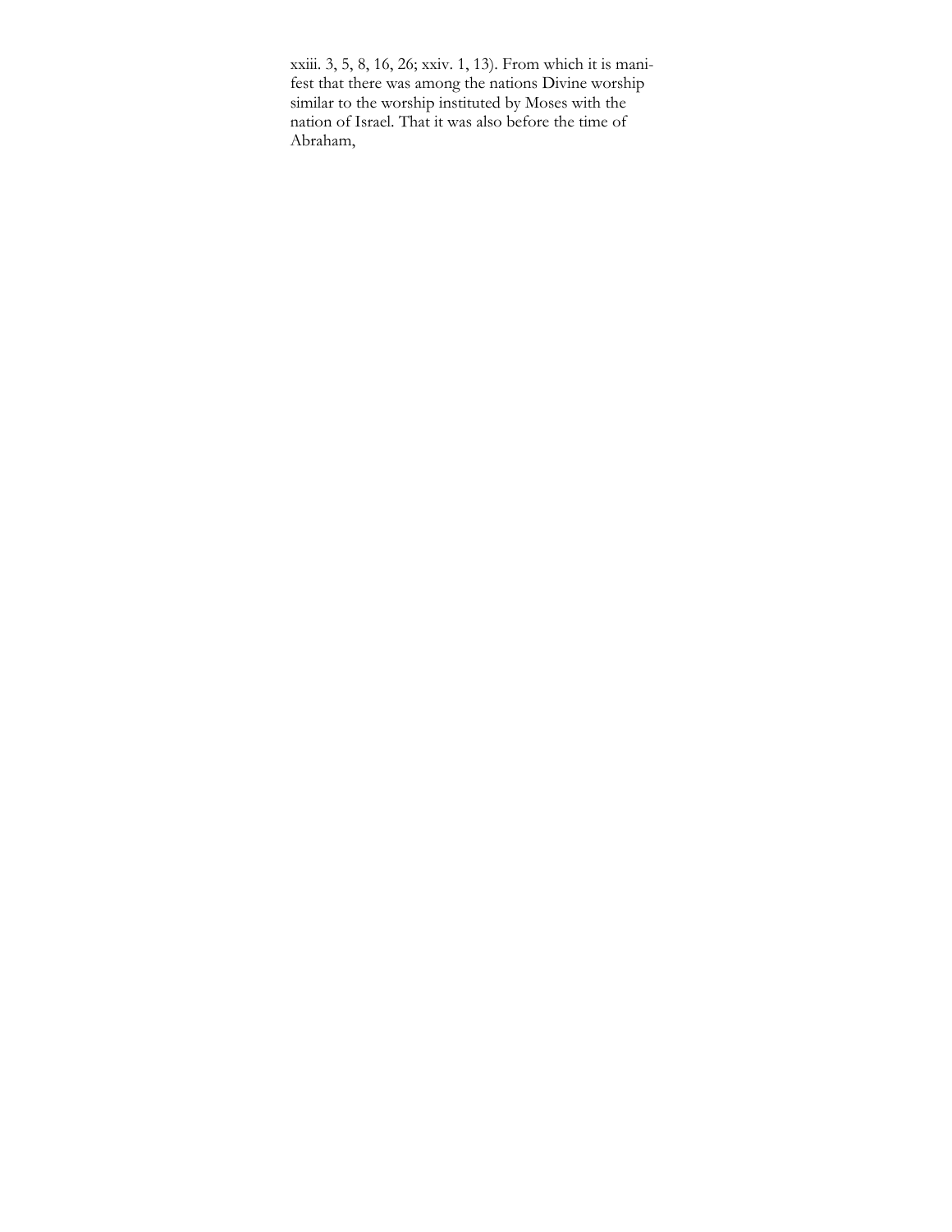xxiii. 3, 5, 8, 16, 26; xxiv. 1, 13). From which it is manifest that there was among the nations Divine worship similar to the worship instituted by Moses with the nation of Israel. That it was also before the time of Abraham,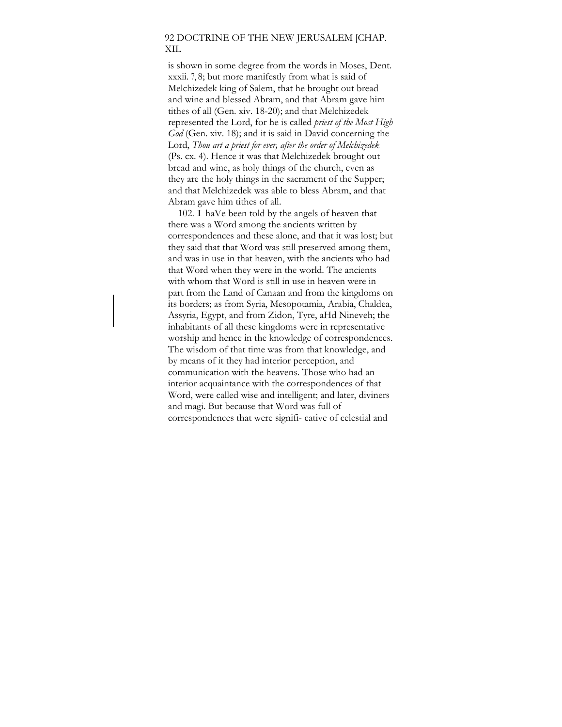is shown in some degree from the words in Moses, Dent. xxxii. 7, 8; but more manifestly from what is said of Melchizedek king of Salem, that he brought out bread and wine and blessed Abram, and that Abram gave him tithes of all (Gen. xiv. 18-20); and that Melchizedek represented the Lord, for he is called *priest of the Most High God* (Gen. xiv. 18); and it is said in David concerning the Lord, *Thou art a priest for ever, after the order of Melchizedek* (Ps. cx. 4). Hence it was that Melchizedek brought out bread and wine, as holy things of the church, even as they are the holy things in the sacrament of the Supper; and that Melchizedek was able to bless Abram, and that Abram gave him tithes of all.

102. I haVe been told by the angels of heaven that there was a Word among the ancients written by correspondences and these alone, and that it was lost; but they said that that Word was still preserved among them, and was in use in that heaven, with the ancients who had that Word when they were in the world. The ancients with whom that Word is still in use in heaven were in part from the Land of Canaan and from the kingdoms on its borders; as from Syria, Mesopotamia, Arabia, Chaldea, Assyria, Egypt, and from Zidon, Tyre, aHd Nineveh; the inhabitants of all these kingdoms were in representative worship and hence in the knowledge of correspondences. The wisdom of that time was from that knowledge, and by means of it they had interior perception, and communication with the heavens. Those who had an interior acquaintance with the correspondences of that Word, were called wise and intelligent; and later, diviners and magi. But because that Word was full of correspondences that were signifi- cative of celestial and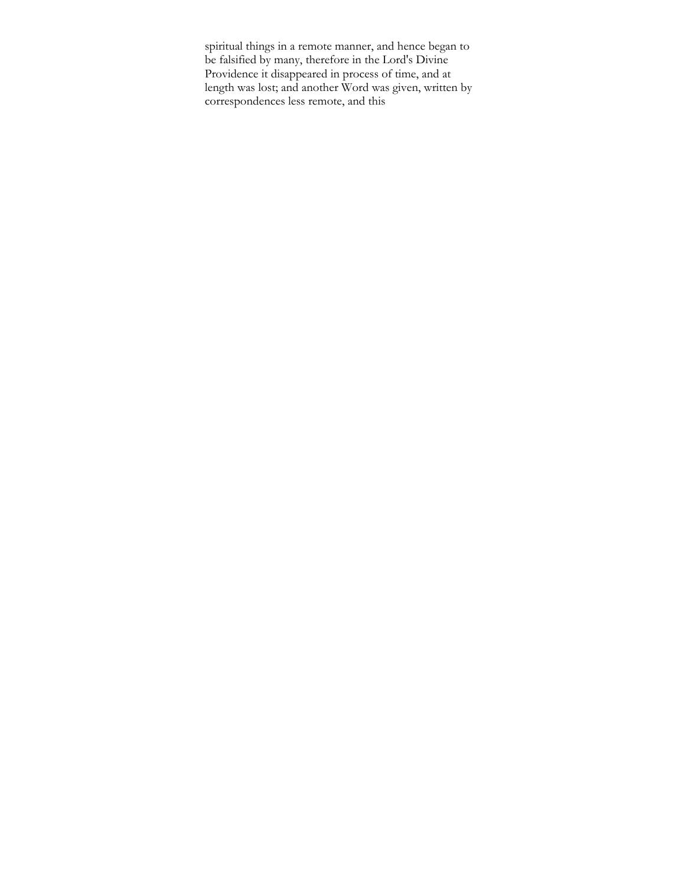spiritual things in a remote manner, and hence began to be falsified by many, therefore in the Lord's Divine Providence it disappeared in process of time, and at length was lost; and another Word was given, written by correspondences less remote, and this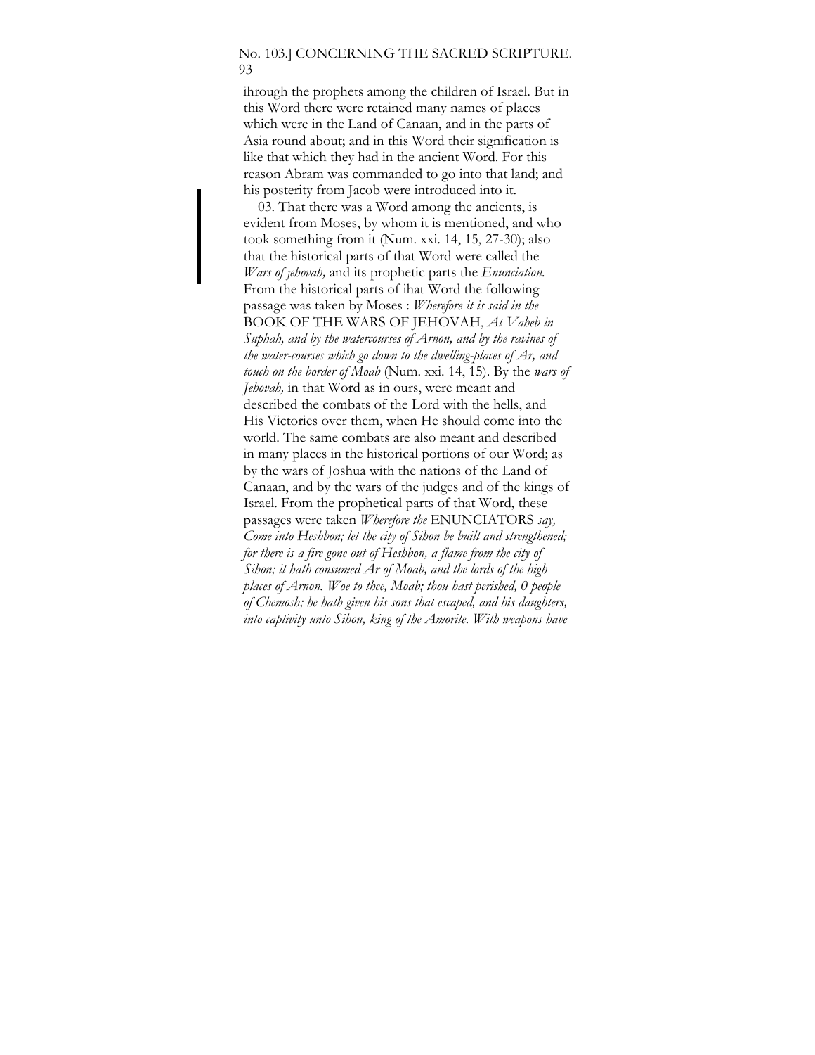ihrough the prophets among the children of Israel. But in this Word there were retained many names of places which were in the Land of Canaan, and in the parts of Asia round about; and in this Word their signification is like that which they had in the ancient Word. For this reason Abram was commanded to go into that land; and his posterity from Jacob were introduced into it.

03. That there was a Word among the ancients, is evident from Moses, by whom it is mentioned, and who took something from it (Num. xxi. 14, 15, 27-30); also that the historical parts of that Word were called the *Wars of Jehovah,* and its prophetic parts the *Enunciation.* From the historical parts of ihat Word the following passage was taken by Moses : *Wherefore it is said in the* BOOK OF THE WARS OF JEHOVAH, *At Vaheb in Suphah, and by the watercourses of Arnon, and by the ravines of the water-courses which go down to the dwelling-places of Ar, and touch on the border of Moab* (Num. xxi. 14, 15). By the *wars of Jehovah,* in that Word as in ours, were meant and described the combats of the Lord with the hells, and His Victories over them, when He should come into the world. The same combats are also meant and described in many places in the historical portions of our Word; as by the wars of Joshua with the nations of the Land of Canaan, and by the wars of the judges and of the kings of Israel. From the prophetical parts of that Word, these passages were taken *Wherefore the* ENUNCIATORS *say, Come into Heshbon; let the city of Sihon be built and strengthened; for there is a fire gone out of Heshbon, a flame from the city of Sihon; it hath consumed Ar of Moab, and the lords of the high places of Arnon. Woe to thee, Moab; thou hast perished, 0 people of Chemosh; he hath given his sons that escaped, and his daughters, into captivity unto Sihon, king of the Amorite. With weapons have*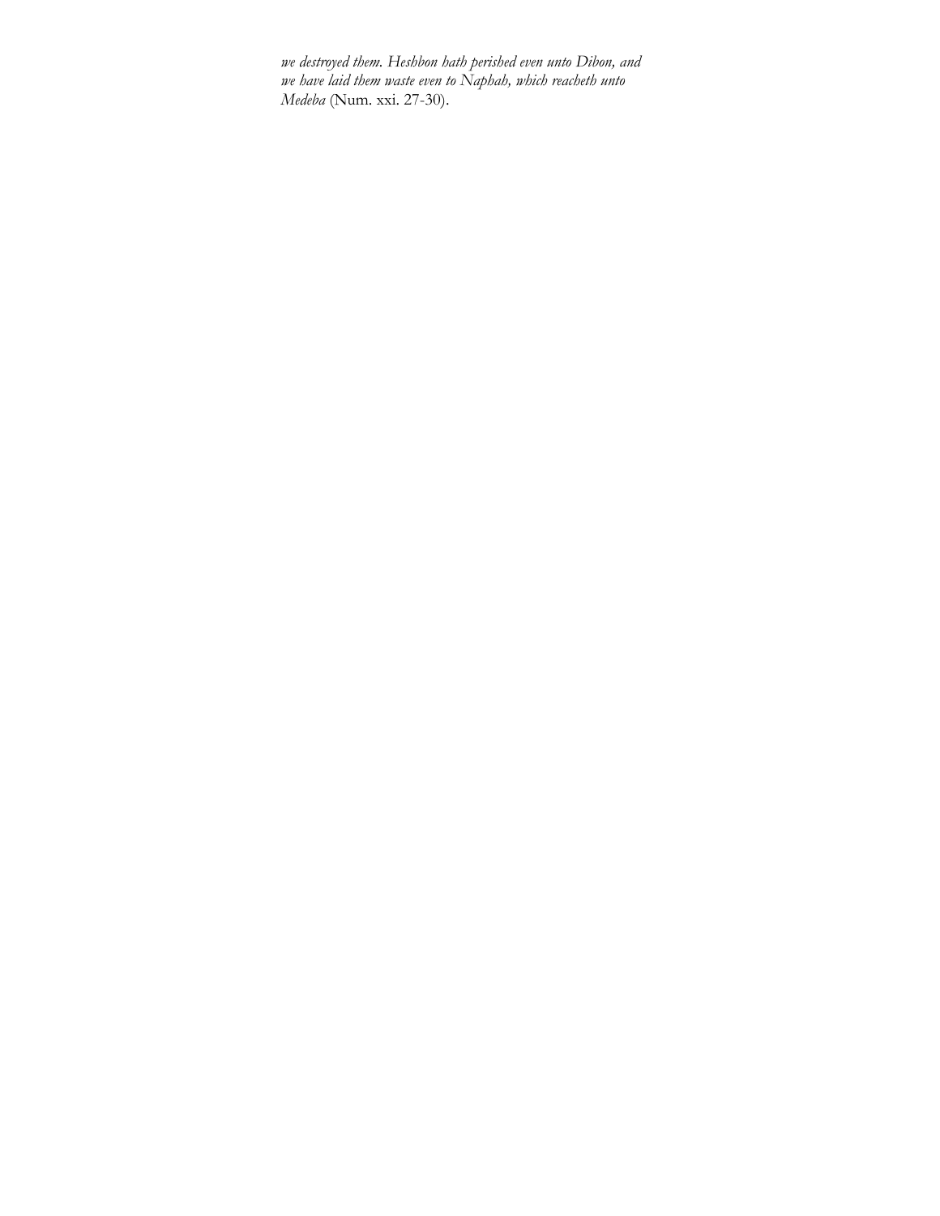*we destroyed them. Heshbon hath perished even unto Dibon, and we have laid them waste even to Naphah, which reacheth unto Medeba* (Num. xxi. 27-30).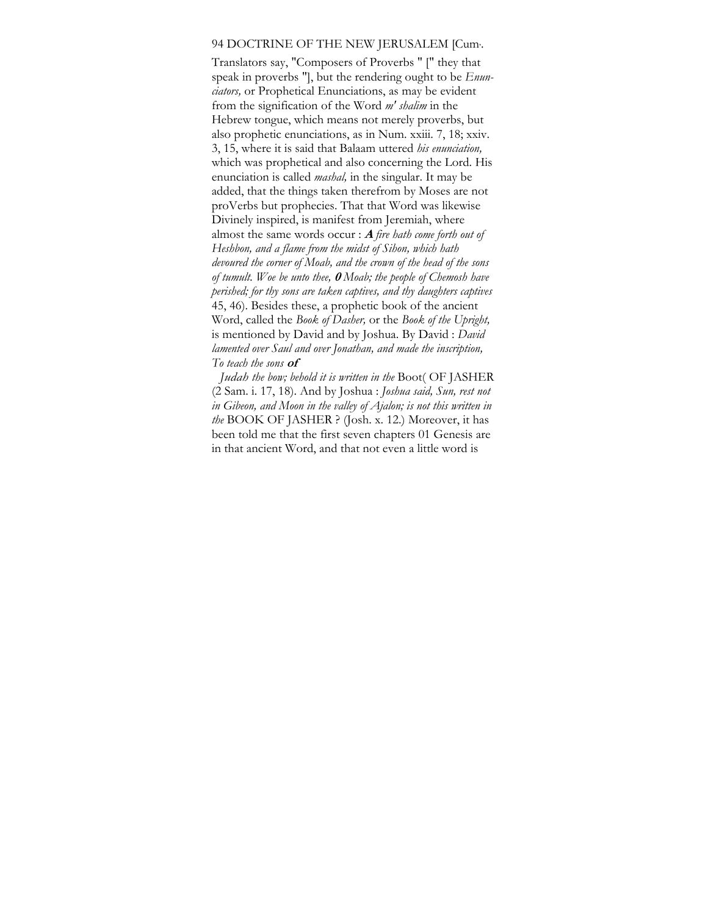Translators say, "Composers of Proverbs " [" they that speak in proverbs "], but the rendering ought to be *Enunciators,* or Prophetical Enunciations, as may be evident from the signification of the Word *m' shalim* in the Hebrew tongue, which means not merely proverbs, but also prophetic enunciations, as in Num. xxiii. 7, 18; xxiv. 3, 15, where it is said that Balaam uttered *his enunciation,* which was prophetical and also concerning the Lord. His enunciation is called *mashal,* in the singular. It may be added, that the things taken therefrom by Moses are not proVerbs but prophecies. That that Word was likewise Divinely inspired, is manifest from Jeremiah, where almost the same words occur : ***A*** *fire hath come forth out of Heshbon, and a flame from the midst of Sihon, which hath devoured the corner of Moab, and the crown of the head of the sons of tumult. Woe be unto thee,* ***0*** *Moab; the people of Chemosh have perished; for thy sons are taken captives, and thy daughters captives* 45, 46). Besides these, a prophetic book of the ancient Word, called the *Book of Dasher,* or the *Book of the Upright,* is mentioned by David and by Joshua. By David : *David lamented over Saul and over Jonathan, and made the inscription, To teach the sons* ***of*** *Judah the bow; behold it is written in the* Boot( OF JASHER (2 Sam. i. 17, 18). And by Joshua : *Joshua said, Sun, rest not in Gibeon, and Moon in the valley of Ajalon; is not this written in the* BOOK OF JASHER ? (Josh. x. 12.) Moreover, it has been told me that the first seven chapters 01 Genesis are in that ancient Word, and that not even a little word is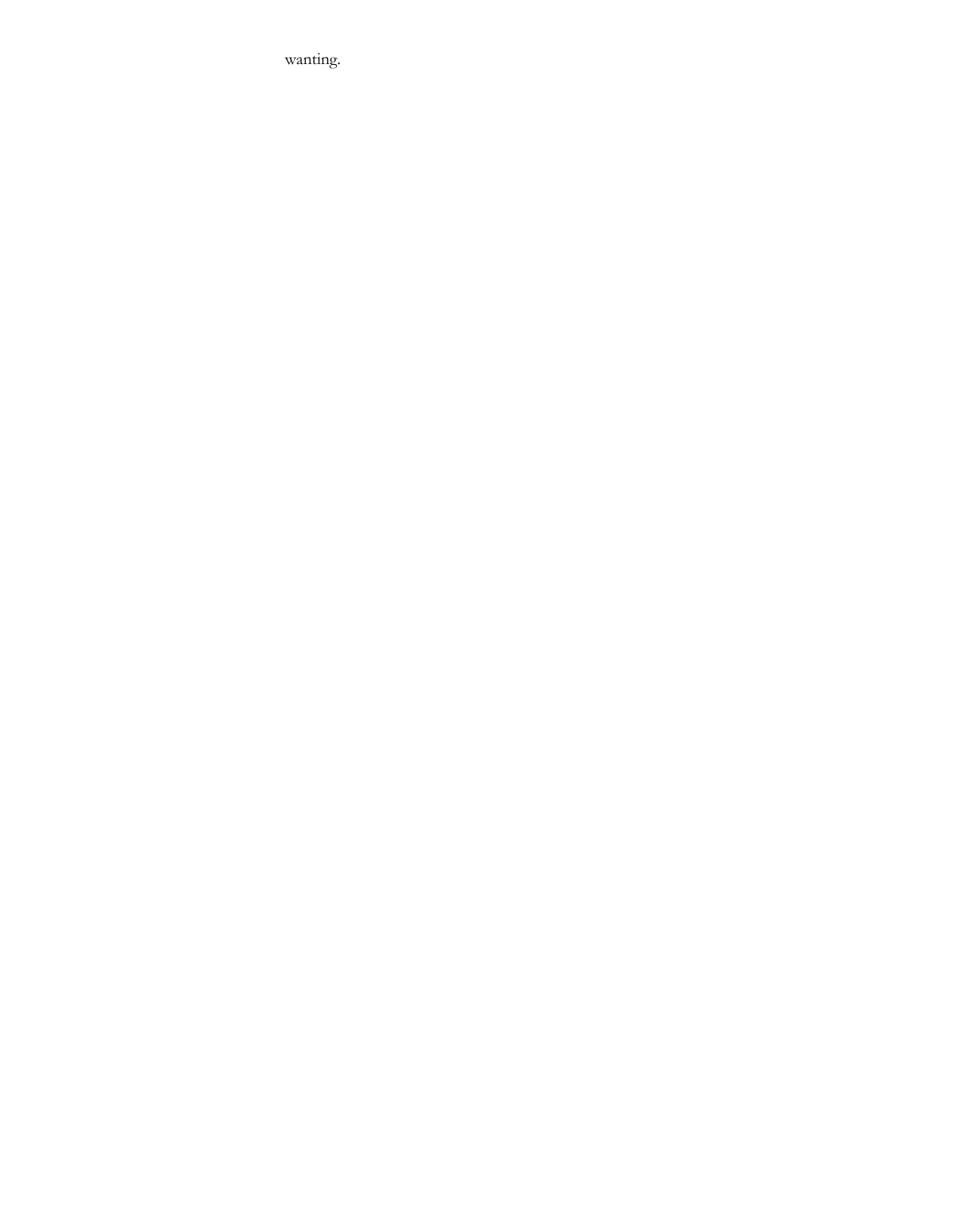wanting.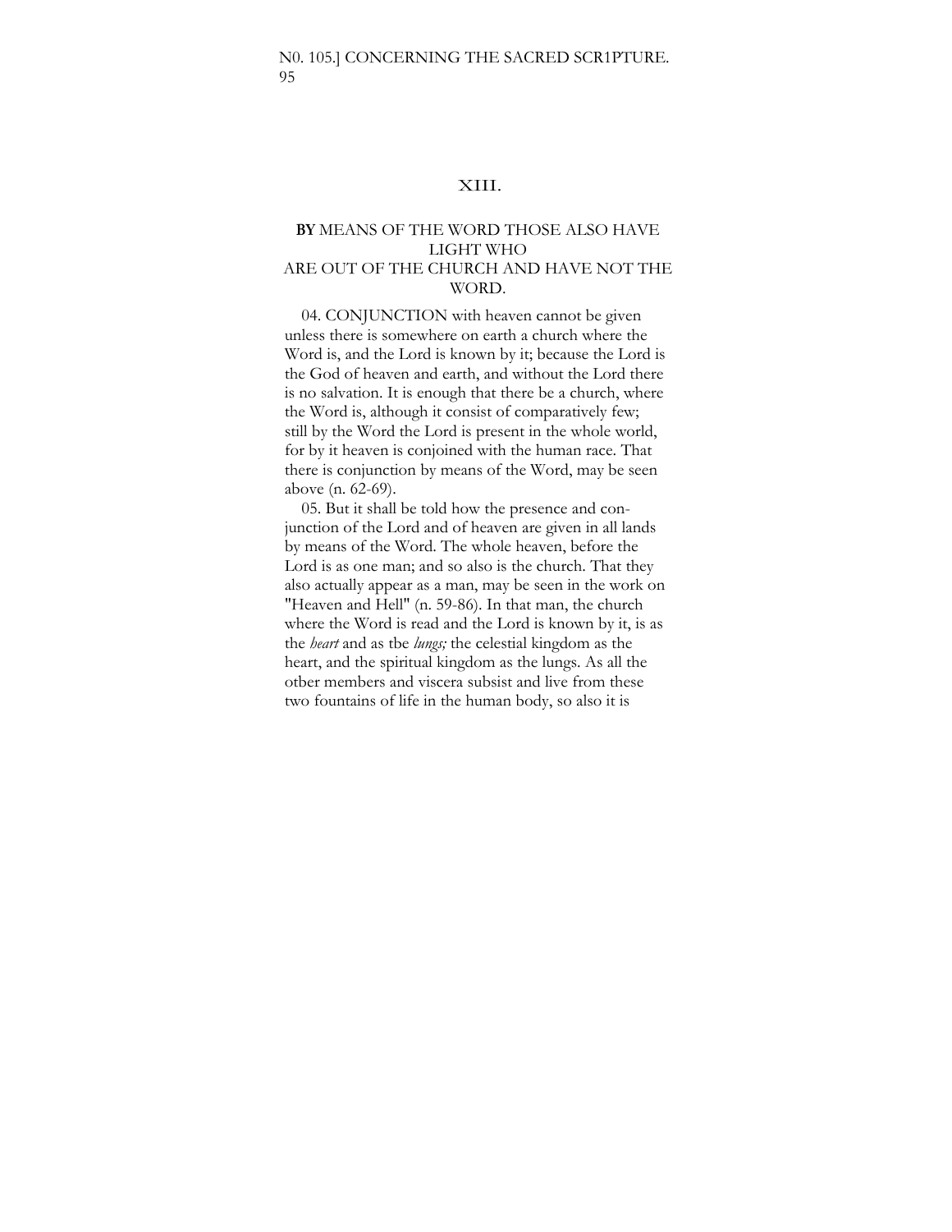## XIII.

### **BY** MEANS OF THE WORD THOSE ALSO HAVE LIGHT WHO ARE OUT OF THE CHURCH AND HAVE NOT THE WORD.

04. CONJUNCTION with heaven cannot be given unless there is somewhere on earth a church where the Word is, and the Lord is known by it; because the Lord is the God of heaven and earth, and without the Lord there is no salvation. It is enough that there be a church, where the Word is, although it consist of comparatively few; still by the Word the Lord is present in the whole world, for by it heaven is conjoined with the human race. That there is conjunction by means of the Word, may be seen above (n. 62-69).

05. But it shall be told how the presence and conjunction of the Lord and of heaven are given in all lands by means of the Word. The whole heaven, before the Lord is as one man; and so also is the church. That they also actually appear as a man, may be seen in the work on "Heaven and Hell" (n. 59-86). In that man, the church where the Word is read and the Lord is known by it, is as the *heart* and as tbe *lungs;* the celestial kingdom as the heart, and the spiritual kingdom as the lungs. As all the otber members and viscera subsist and live from these two fountains of life in the human body, so also it is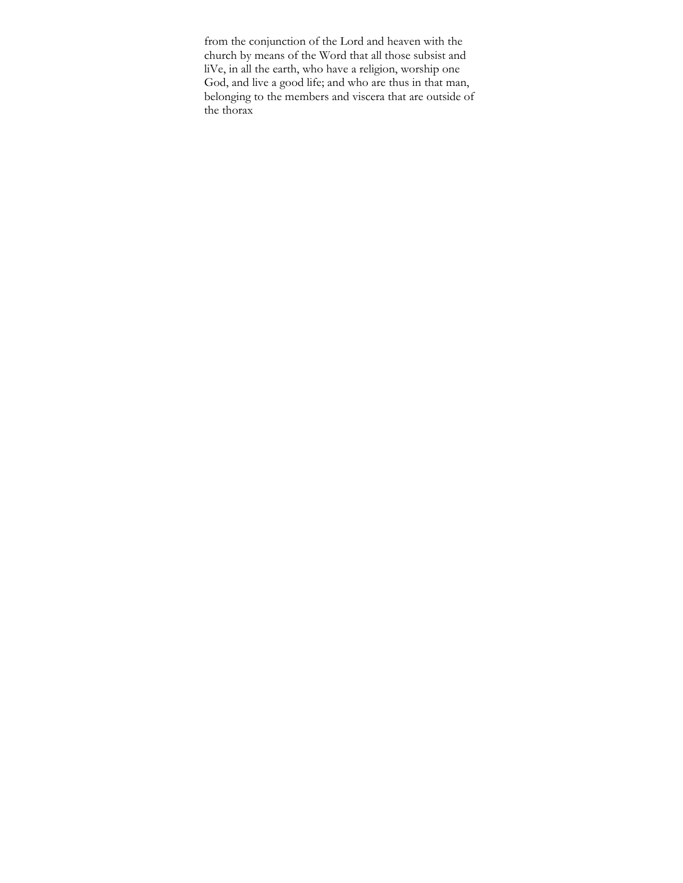from the conjunction of the Lord and heaven with the church by means of the Word that all those subsist and liVe, in all the earth, who have a religion, worship one God, and live a good life; and who are thus in that man, belonging to the members and viscera that are outside of the thorax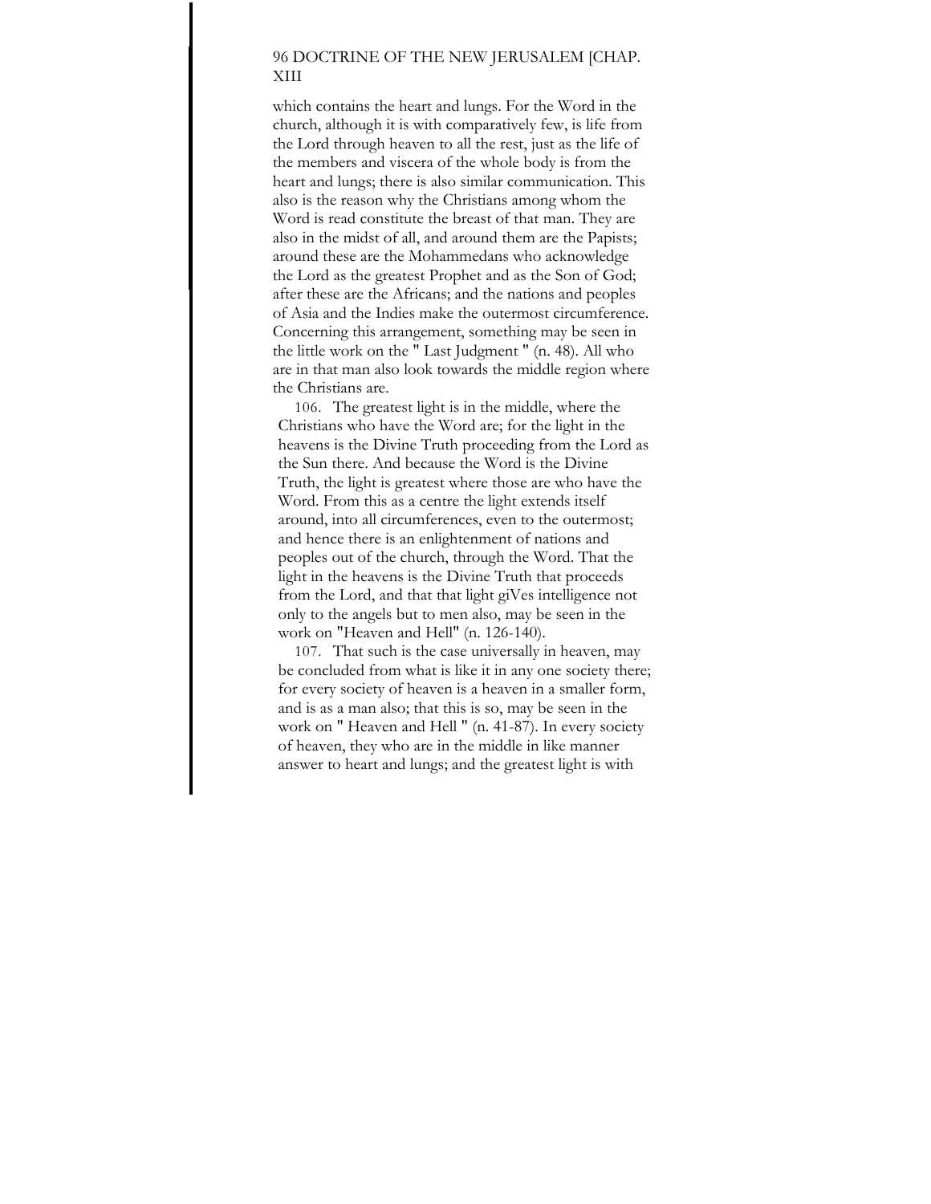which contains the heart and lungs. For the Word in the church, although it is with comparatively few, is life from the Lord through heaven to all the rest, just as the life of the members and viscera of the whole body is from the heart and lungs; there is also similar communication. This also is the reason why the Christians among whom the Word is read constitute the breast of that man. They are also in the midst of all, and around them are the Papists; around these are the Mohammedans who acknowledge the Lord as the greatest Prophet and as the Son of God; after these are the Africans; and the nations and peoples of Asia and the Indies make the outermost circumference. Concerning this arrangement, something may be seen in the little work on the " Last Judgment " (n. 48). All who are in that man also look towards the middle region where the Christians are.

106. The greatest light is in the middle, where the Christians who have the Word are; for the light in the heavens is the Divine Truth proceeding from the Lord as the Sun there. And because the Word is the Divine Truth, the light is greatest where those are who have the Word. From this as a centre the light extends itself around, into all circumferences, even to the outermost; and hence there is an enlightenment of nations and peoples out of the church, through the Word. That the light in the heavens is the Divine Truth that proceeds from the Lord, and that that light giVes intelligence not only to the angels but to men also, may be seen in the work on "Heaven and Hell" (n. 126-140).

107. That such is the case universally in heaven, may be concluded from what is like it in any one society there; for every society of heaven is a heaven in a smaller form, and is as a man also; that this is so, may be seen in the work on " Heaven and Hell " (n. 41-87). In every society of heaven, they who are in the middle in like manner answer to heart and lungs; and the greatest light is with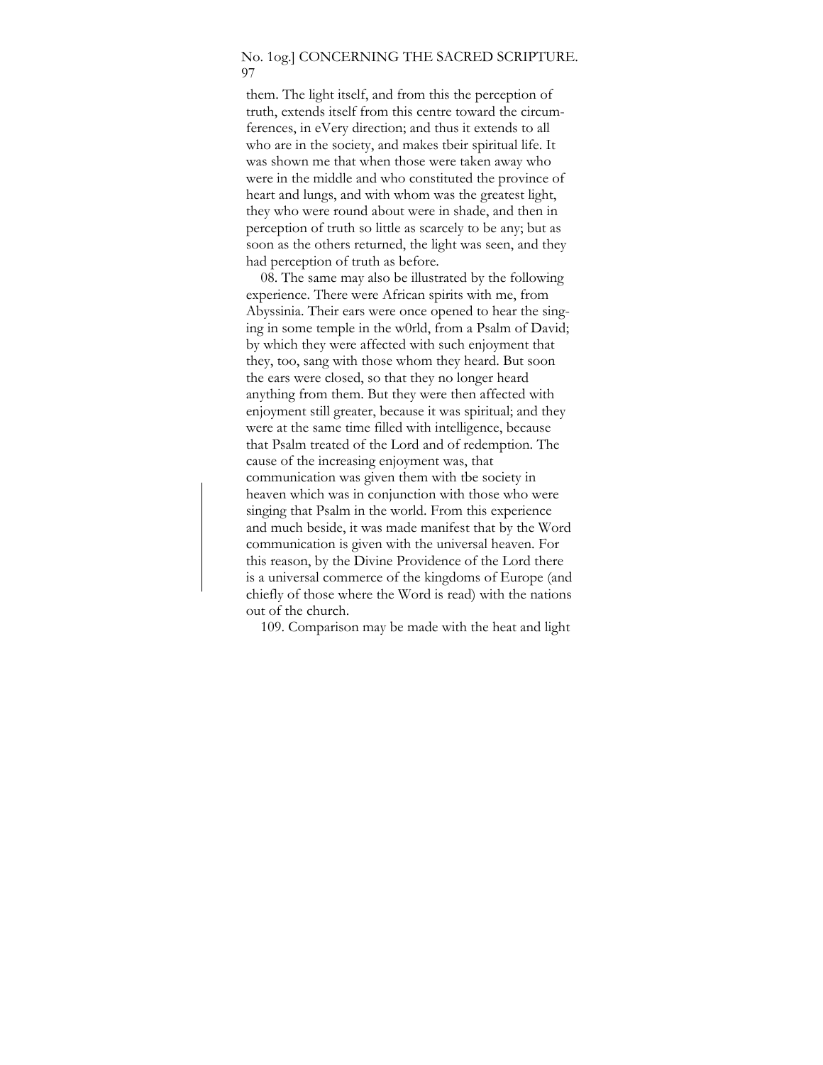them. The light itself, and from this the perception of truth, extends itself from this centre toward the circumferences, in eVery direction; and thus it extends to all who are in the society, and makes tbeir spiritual life. It was shown me that when those were taken away who were in the middle and who constituted the province of heart and lungs, and with whom was the greatest light, they who were round about were in shade, and then in perception of truth so little as scarcely to be any; but as soon as the others returned, the light was seen, and they had perception of truth as before.

08. The same may also be illustrated by the following experience. There were African spirits with me, from Abyssinia. Their ears were once opened to hear the singing in some temple in the w0rld, from a Psalm of David; by which they were affected with such enjoyment that they, too, sang with those whom they heard. But soon the ears were closed, so that they no longer heard anything from them. But they were then affected with enjoyment still greater, because it was spiritual; and they were at the same time filled with intelligence, because that Psalm treated of the Lord and of redemption. The cause of the increasing enjoyment was, that communication was given them with tbe society in heaven which was in conjunction with those who were singing that Psalm in the world. From this experience and much beside, it was made manifest that by the Word communication is given with the universal heaven. For this reason, by the Divine Providence of the Lord there is a universal commerce of the kingdoms of Europe (and chiefly of those where the Word is read) with the nations out of the church.

109. Comparison may be made with the heat and light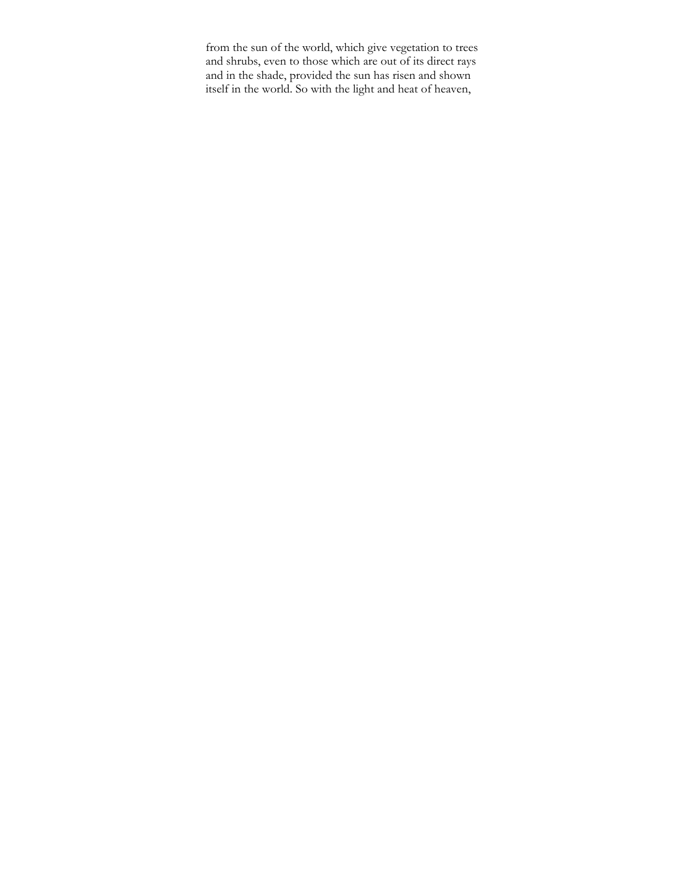from the sun of the world, which give vegetation to trees and shrubs, even to those which are out of its direct rays and in the shade, provided the sun has risen and shown itself in the world. So with the light and heat of heaven,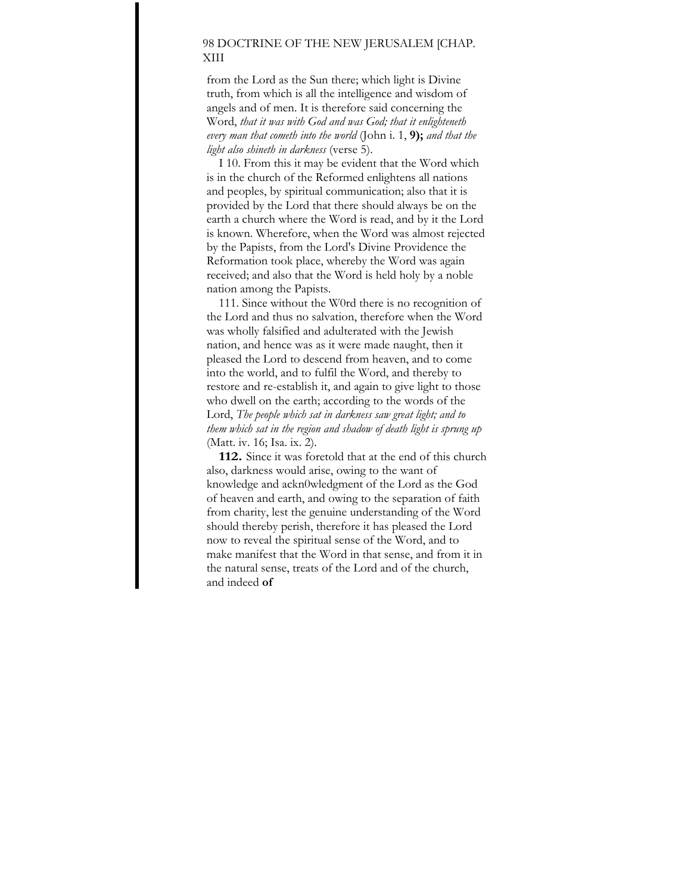from the Lord as the Sun there; which light is Divine truth, from which is all the intelligence and wisdom of angels and of men. It is therefore said concerning the Word, *that it was with God and was God; that it enlighteneth every man that cometh into the world* (John i. 1, **9);** *and that the light also shineth in darkness* (verse 5).

I 10. From this it may be evident that the Word which is in the church of the Reformed enlightens all nations and peoples, by spiritual communication; also that it is provided by the Lord that there should always be on the earth a church where the Word is read, and by it the Lord is known. Wherefore, when the Word was almost rejected by the Papists, from the Lord's Divine Providence the Reformation took place, whereby the Word was again received; and also that the Word is held holy by a noble nation among the Papists.

111. Since without the W0rd there is no recognition of the Lord and thus no salvation, therefore when the Word was wholly falsified and adulterated with the Jewish nation, and hence was as it were made naught, then it pleased the Lord to descend from heaven, and to come into the world, and to fulfil the Word, and thereby to restore and re-establish it, and again to give light to those who dwell on the earth; according to the words of the Lord, *The people which sat in darkness saw great light; and to them which sat in the region and shadow of death light is sprung up* (Matt. iv. 16; Isa. ix. 2).

**112.** Since it was foretold that at the end of this church also, darkness would arise, owing to the want of knowledge and ackn0wledgment of the Lord as the God of heaven and earth, and owing to the separation of faith from charity, lest the genuine understanding of the Word should thereby perish, therefore it has pleased the Lord now to reveal the spiritual sense of the Word, and to make manifest that the Word in that sense, and from it in the natural sense, treats of the Lord and of the church, and indeed **of**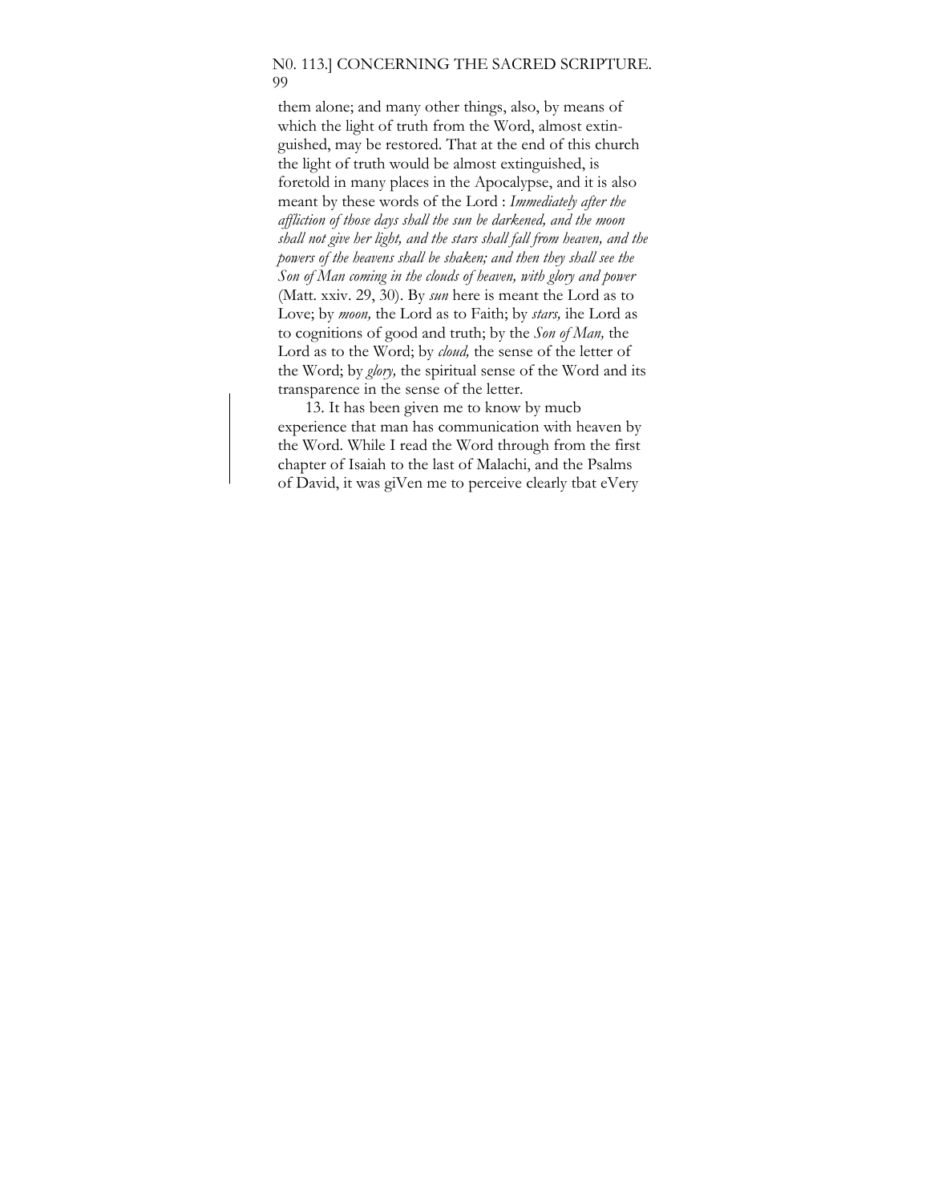them alone; and many other things, also, by means of which the light of truth from the Word, almost extinguished, may be restored. That at the end of this church the light of truth would be almost extinguished, is foretold in many places in the Apocalypse, and it is also meant by these words of the Lord : *Immediately after the affliction of those days shall the sun be darkened, and the moon shall not give her light, and the stars shall fall from heaven, and the powers of the heavens shall be shaken; and then they shall see the Son of Man coming in the clouds of heaven, with glory and power* (Matt. xxiv. 29, 30). By *sun* here is meant the Lord as to Love; by *moon,* the Lord as to Faith; by *stars,* ihe Lord as to cognitions of good and truth; by the *Son of Man,* the Lord as to the Word; by *cloud,* the sense of the letter of the Word; by *glory,* the spiritual sense of the Word and its transparence in the sense of the letter.

13. It has been given me to know by mucb experience that man has communication with heaven by the Word. While I read the Word through from the first chapter of Isaiah to the last of Malachi, and the Psalms of David, it was giVen me to perceive clearly tbat eVery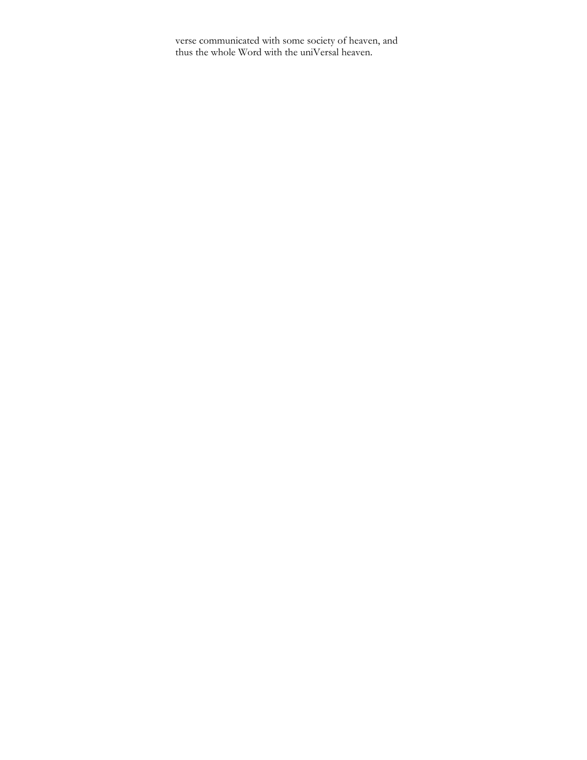verse communicated with some society of heaven, and thus the whole Word with the uniVersal heaven.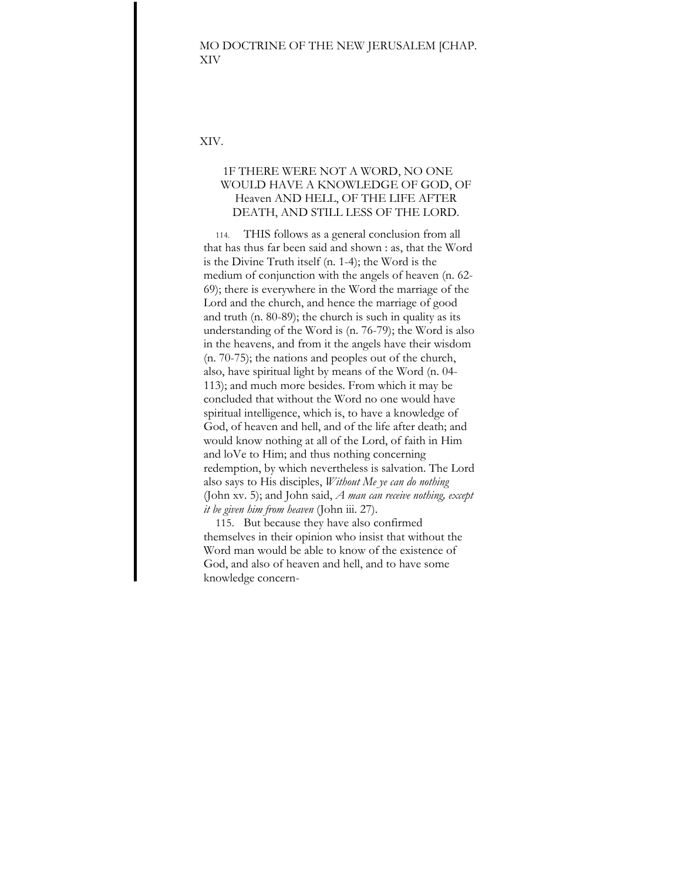## XIV.

### 1F THERE WERE NOT A WORD, NO ONE WOULD HAVE A KNOWLEDGE OF GOD, OF Heaven AND HELL, OF THE LIFE AFTER DEATH, AND STILL LESS OF THE LORD.

114. THIS follows as a general conclusion from all that has thus far been said and shown : as, that the Word is the Divine Truth itself (n. 1-4); the Word is the medium of conjunction with the angels of heaven (n. 62-69); there is everywhere in the Word the marriage of the Lord and the church, and hence the marriage of good and truth (n. 80-89); the church is such in quality as its understanding of the Word is (n. 76-79); the Word is also in the heavens, and from it the angels have their wisdom (n. 70-75); the nations and peoples out of the church, also, have spiritual light by means of the Word (n. 04-113); and much more besides. From which it may be concluded that without the Word no one would have spiritual intelligence, which is, to have a knowledge of God, of heaven and hell, and of the life after death; and would know nothing at all of the Lord, of faith in Him and loVe to Him; and thus nothing concerning redemption, by which nevertheless is salvation. The Lord also says to His disciples, *Without Me ye can do nothing* (John xv. 5); and John said, *A man can receive nothing, except it be given him from heaven* (John iii. 27).

115. But because they have also confirmed themselves in their opinion who insist that without the Word man would be able to know of the existence of God, and also of heaven and hell, and to have some knowledge concern-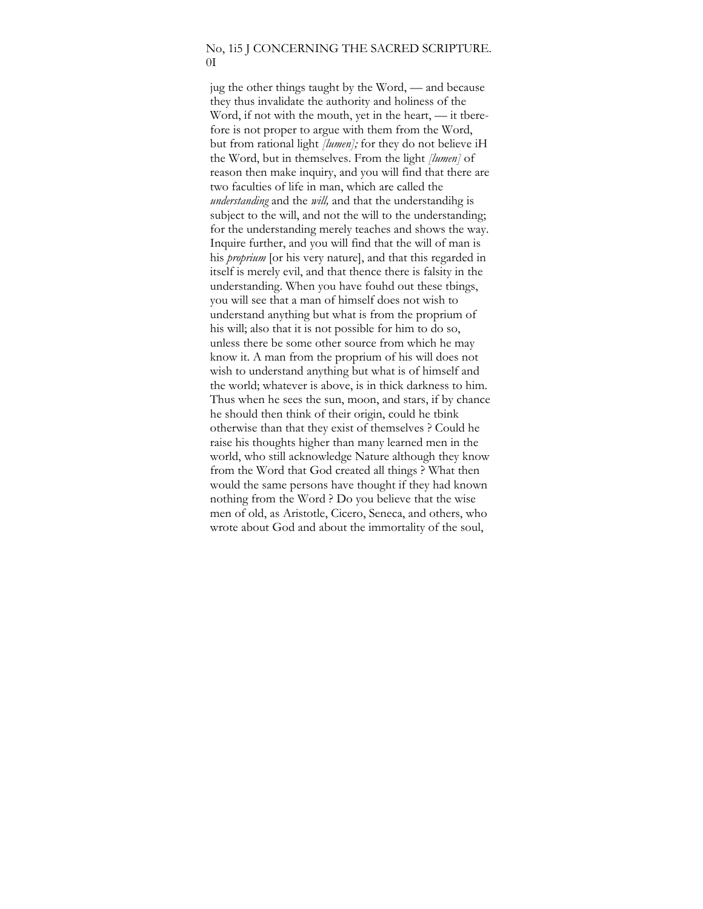jug the other things taught by the Word, — and because they thus invalidate the authority and holiness of the Word, if not with the mouth, yet in the heart, — it therefore is not proper to argue with them from the Word, but from rational light *[lumen];* for they do not believe iH the Word, but in themselves. From the light *[lumen]* of reason then make inquiry, and you will find that there are two faculties of life in man, which are called the *understanding* and the *will,* and that the understandihg is subject to the will, and not the will to the understanding; for the understanding merely teaches and shows the way. Inquire further, and you will find that the will of man is his *proprium* [or his very nature], and that this regarded in itself is merely evil, and that thence there is falsity in the understanding. When you have fouhd out these tbings, you will see that a man of himself does not wish to understand anything but what is from the proprium of his will; also that it is not possible for him to do so, unless there be some other source from which he may know it. A man from the proprium of his will does not wish to understand anything but what is of himself and the world; whatever is above, is in thick darkness to him. Thus when he sees the sun, moon, and stars, if by chance he should then think of their origin, could he tbink otherwise than that they exist of themselves ? Could he raise his thoughts higher than many learned men in the world, who still acknowledge Nature although they know from the Word that God created all things ? What then would the same persons have thought if they had known nothing from the Word ? Do you believe that the wise men of old, as Aristotle, Cicero, Seneca, and others, who wrote about God and about the immortality of the soul,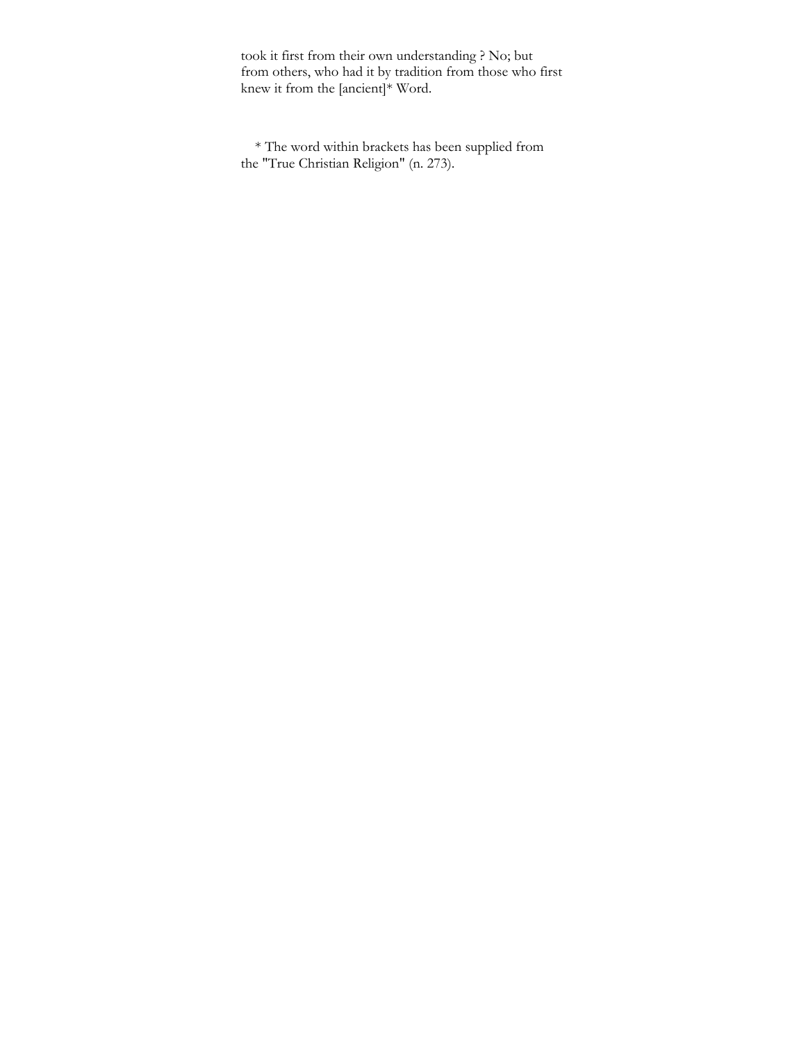took it first from their own understanding ? No; but from others, who had it by tradition from those who first knew it from the [ancient]* Word.

* The word within brackets has been supplied from the "True Christian Religion" (n. 273).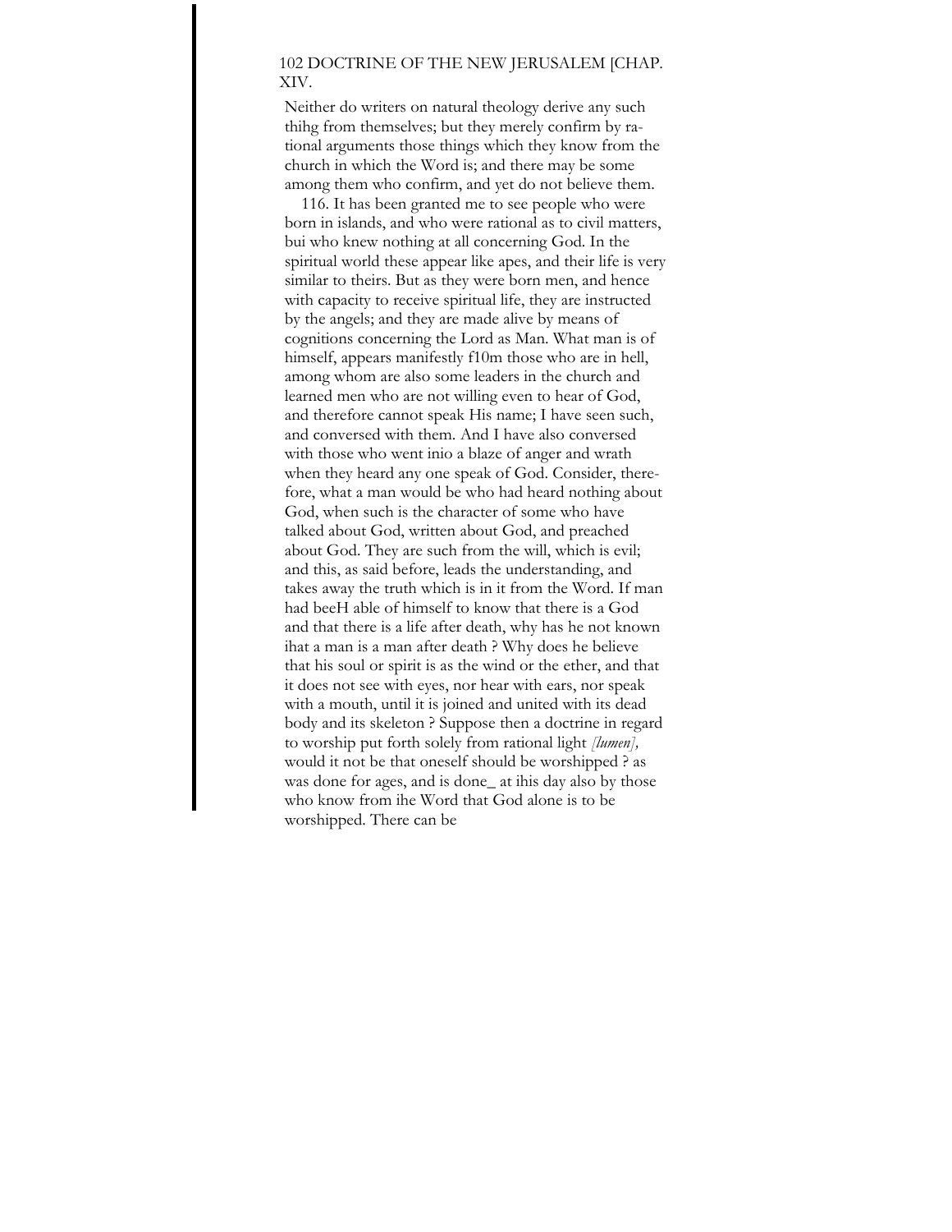Neither do writers on natural theology derive any such thihg from themselves; but they merely confirm by rational arguments those things which they know from the church in which the Word is; and there may be some among them who confirm, and yet do not believe them.

116. It has been granted me to see people who were born in islands, and who were rational as to civil matters, bui who knew nothing at all concerning God. In the spiritual world these appear like apes, and their life is very similar to theirs. But as they were born men, and hence with capacity to receive spiritual life, they are instructed by the angels; and they are made alive by means of cognitions concerning the Lord as Man. What man is of himself, appears manifestly f10m those who are in hell, among whom are also some leaders in the church and learned men who are not willing even to hear of God, and therefore cannot speak His name; I have seen such, and conversed with them. And I have also conversed with those who went inio a blaze of anger and wrath when they heard any one speak of God. Consider, therefore, what a man would be who had heard nothing about God, when such is the character of some who have talked about God, written about God, and preached about God. They are such from the will, which is evil; and this, as said before, leads the understanding, and takes away the truth which is in it from the Word. If man had beeH able of himself to know that there is a God and that there is a life after death, why has he not known ihat a man is a man after death ? Why does he believe that his soul or spirit is as the wind or the ether, and that it does not see with eyes, nor hear with ears, nor speak with a mouth, until it is joined and united with its dead body and its skeleton ? Suppose then a doctrine in regard to worship put forth solely from rational light *[lumen],* would it not be that oneself should be worshipped ? as was done for ages, and is done_ at ihis day also by those who know from ihe Word that God alone is to be worshipped. There can be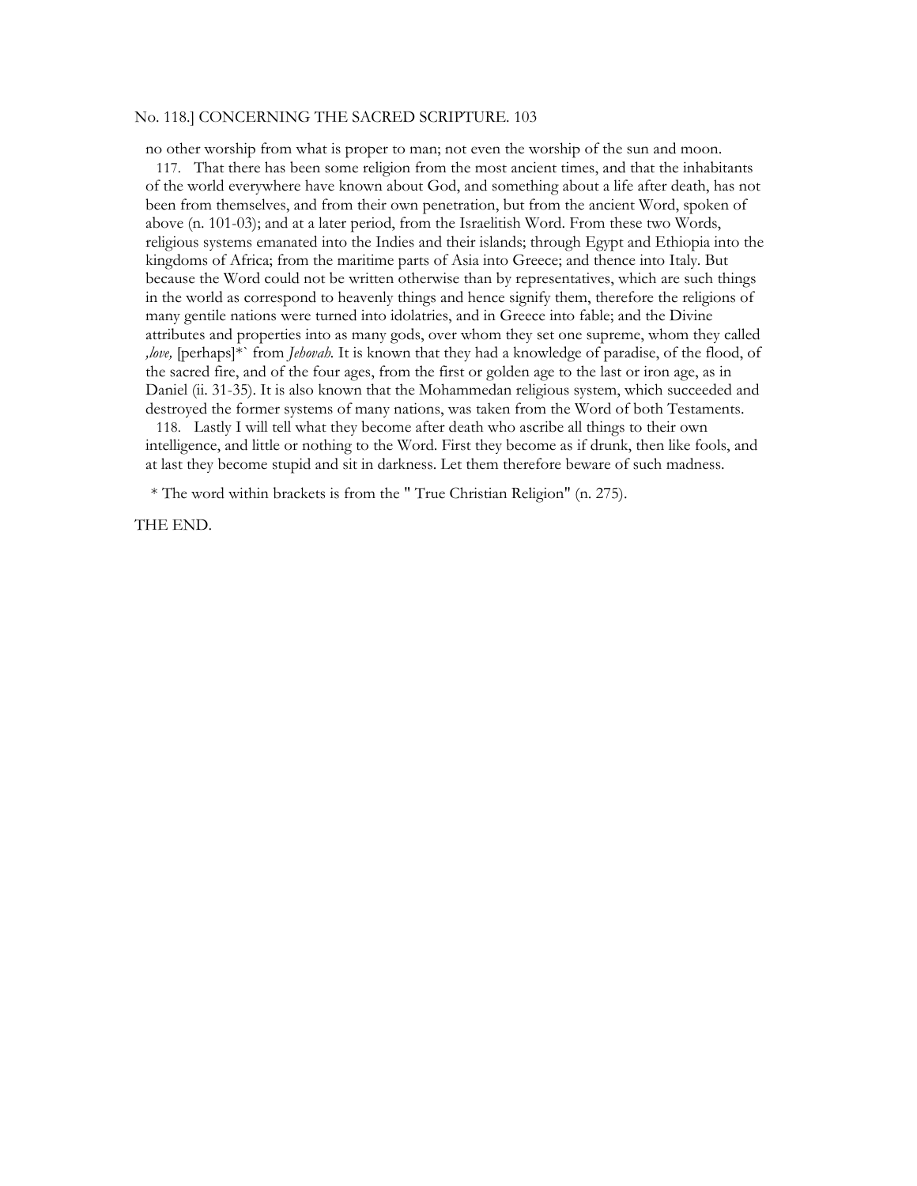no other worship from what is proper to man; not even the worship of the sun and moon.

117. That there has been some religion from the most ancient times, and that the inhabitants of the world everywhere have known about God, and something about a life after death, has not been from themselves, and from their own penetration, but from the ancient Word, spoken of above (n. 101-03); and at a later period, from the Israelitish Word. From these two Words, religious systems emanated into the Indies and their islands; through Egypt and Ethiopia into the kingdoms of Africa; from the maritime parts of Asia into Greece; and thence into Italy. But because the Word could not be written otherwise than by representatives, which are such things in the world as correspond to heavenly things and hence signify them, therefore the religions of many gentile nations were turned into idolatries, and in Greece into fable; and the Divine attributes and properties into as many gods, over whom they set one supreme, whom they called *,love,* [perhaps]*` from *Jehovah.* It is known that they had a knowledge of paradise, of the flood, of the sacred fire, and of the four ages, from the first or golden age to the last or iron age, as in Daniel (ii. 31-35). It is also known that the Mohammedan religious system, which succeeded and destroyed the former systems of many nations, was taken from the Word of both Testaments.

118. Lastly I will tell what they become after death who ascribe all things to their own intelligence, and little or nothing to the Word. First they become as if drunk, then like fools, and at last they become stupid and sit in darkness. Let them therefore beware of such madness.

\* The word within brackets is from the " True Christian Religion" (n. 275).

THE END.